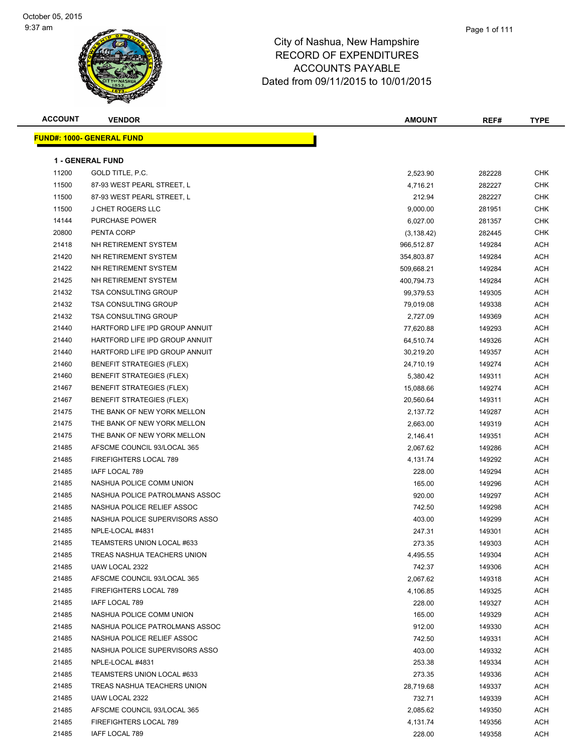October 05, 2015
9:37 am

# City of Nashua, New Hampshire
## RECORD OF EXPENDITURES
## ACCOUNTS PAYABLE
## Dated from 09/11/2015 to 10/01/2015

| ACCOUNT | VENDOR | AMOUNT | REF# | TYPE |
|---|---|---|---|---|
| **FUND#: 1000- GENERAL FUND** | | | | |
| **1 - GENERAL FUND** | | | | |
| 11200 | GOLD TITLE, P.C. | 2,523.90 | 282228 | CHK |
| 11500 | 87-93 WEST PEARL STREET, L | 4,716.21 | 282227 | CHK |
| 11500 | 87-93 WEST PEARL STREET, L | 212.94 | 282227 | CHK |
| 11500 | J CHET ROGERS LLC | 9,000.00 | 281951 | CHK |
| 14144 | PURCHASE POWER | 6,027.00 | 281357 | CHK |
| 20800 | PENTA CORP | (3,138.42) | 282445 | CHK |
| 21418 | NH RETIREMENT SYSTEM | 966,512.87 | 149284 | ACH |
| 21420 | NH RETIREMENT SYSTEM | 354,803.87 | 149284 | ACH |
| 21422 | NH RETIREMENT SYSTEM | 509,668.21 | 149284 | ACH |
| 21425 | NH RETIREMENT SYSTEM | 400,794.73 | 149284 | ACH |
| 21432 | TSA CONSULTING GROUP | 99,379.53 | 149305 | ACH |
| 21432 | TSA CONSULTING GROUP | 79,019.08 | 149338 | ACH |
| 21432 | TSA CONSULTING GROUP | 2,727.09 | 149369 | ACH |
| 21440 | HARTFORD LIFE IPD GROUP ANNUIT | 77,620.88 | 149293 | ACH |
| 21440 | HARTFORD LIFE IPD GROUP ANNUIT | 64,510.74 | 149326 | ACH |
| 21440 | HARTFORD LIFE IPD GROUP ANNUIT | 30,219.20 | 149357 | ACH |
| 21460 | BENEFIT STRATEGIES (FLEX) | 24,710.19 | 149274 | ACH |
| 21460 | BENEFIT STRATEGIES (FLEX) | 5,380.42 | 149311 | ACH |
| 21467 | BENEFIT STRATEGIES (FLEX) | 15,088.66 | 149274 | ACH |
| 21467 | BENEFIT STRATEGIES (FLEX) | 20,560.64 | 149311 | ACH |
| 21475 | THE BANK OF NEW YORK MELLON | 2,137.72 | 149287 | ACH |
| 21475 | THE BANK OF NEW YORK MELLON | 2,663.00 | 149319 | ACH |
| 21475 | THE BANK OF NEW YORK MELLON | 2,146.41 | 149351 | ACH |
| 21485 | AFSCME COUNCIL 93/LOCAL 365 | 2,067.62 | 149286 | ACH |
| 21485 | FIREFIGHTERS LOCAL 789 | 4,131.74 | 149292 | ACH |
| 21485 | IAFF LOCAL 789 | 228.00 | 149294 | ACH |
| 21485 | NASHUA POLICE COMM UNION | 165.00 | 149296 | ACH |
| 21485 | NASHUA POLICE PATROLMANS ASSOC | 920.00 | 149297 | ACH |
| 21485 | NASHUA POLICE RELIEF ASSOC | 742.50 | 149298 | ACH |
| 21485 | NASHUA POLICE SUPERVISORS ASSO | 403.00 | 149299 | ACH |
| 21485 | NPLE-LOCAL #4831 | 247.31 | 149301 | ACH |
| 21485 | TEAMSTERS UNION LOCAL #633 | 273.35 | 149303 | ACH |
| 21485 | TREAS NASHUA TEACHERS UNION | 4,495.55 | 149304 | ACH |
| 21485 | UAW LOCAL 2322 | 742.37 | 149306 | ACH |
| 21485 | AFSCME COUNCIL 93/LOCAL 365 | 2,067.62 | 149318 | ACH |
| 21485 | FIREFIGHTERS LOCAL 789 | 4,106.85 | 149325 | ACH |
| 21485 | IAFF LOCAL 789 | 228.00 | 149327 | ACH |
| 21485 | NASHUA POLICE COMM UNION | 165.00 | 149329 | ACH |
| 21485 | NASHUA POLICE PATROLMANS ASSOC | 912.00 | 149330 | ACH |
| 21485 | NASHUA POLICE RELIEF ASSOC | 742.50 | 149331 | ACH |
| 21485 | NASHUA POLICE SUPERVISORS ASSO | 403.00 | 149332 | ACH |
| 21485 | NPLE-LOCAL #4831 | 253.38 | 149334 | ACH |
| 21485 | TEAMSTERS UNION LOCAL #633 | 273.35 | 149336 | ACH |
| 21485 | TREAS NASHUA TEACHERS UNION | 28,719.68 | 149337 | ACH |
| 21485 | UAW LOCAL 2322 | 732.71 | 149339 | ACH |
| 21485 | AFSCME COUNCIL 93/LOCAL 365 | 2,085.62 | 149350 | ACH |
| 21485 | FIREFIGHTERS LOCAL 789 | 4,131.74 | 149356 | ACH |
| 21485 | IAFF LOCAL 789 | 228.00 | 149358 | ACH |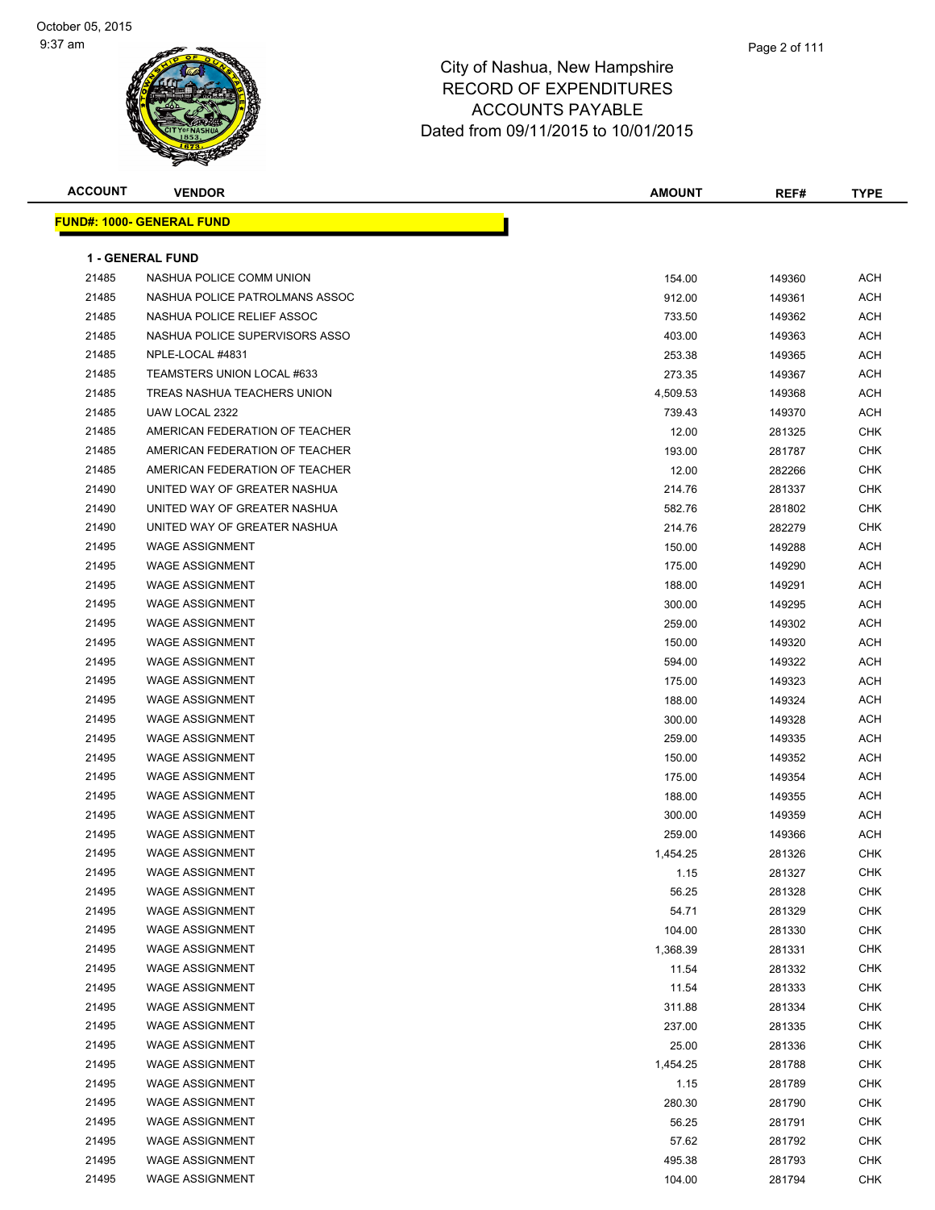City of Nashua, New Hampshire
RECORD OF EXPENDITURES
ACCOUNTS PAYABLE
Dated from 09/11/2015 to 10/01/2015

| ACCOUNT | VENDOR | AMOUNT | REF# | TYPE |
|---|---|---|---|---|

**FUND#: 1000- GENERAL FUND**

**1 - GENERAL FUND**

| ACCOUNT | VENDOR | AMOUNT | REF# | TYPE |
|---|---|---|---|---|
| 21485 | NASHUA POLICE COMM UNION | 154.00 | 149360 | ACH |
| 21485 | NASHUA POLICE PATROLMANS ASSOC | 912.00 | 149361 | ACH |
| 21485 | NASHUA POLICE RELIEF ASSOC | 733.50 | 149362 | ACH |
| 21485 | NASHUA POLICE SUPERVISORS ASSO | 403.00 | 149363 | ACH |
| 21485 | NPLE-LOCAL #4831 | 253.38 | 149365 | ACH |
| 21485 | TEAMSTERS UNION LOCAL #633 | 273.35 | 149367 | ACH |
| 21485 | TREAS NASHUA TEACHERS UNION | 4,509.53 | 149368 | ACH |
| 21485 | UAW LOCAL 2322 | 739.43 | 149370 | ACH |
| 21485 | AMERICAN FEDERATION OF TEACHER | 12.00 | 281325 | CHK |
| 21485 | AMERICAN FEDERATION OF TEACHER | 193.00 | 281787 | CHK |
| 21485 | AMERICAN FEDERATION OF TEACHER | 12.00 | 282266 | CHK |
| 21490 | UNITED WAY OF GREATER NASHUA | 214.76 | 281337 | CHK |
| 21490 | UNITED WAY OF GREATER NASHUA | 582.76 | 281802 | CHK |
| 21490 | UNITED WAY OF GREATER NASHUA | 214.76 | 282279 | CHK |
| 21495 | WAGE ASSIGNMENT | 150.00 | 149288 | ACH |
| 21495 | WAGE ASSIGNMENT | 175.00 | 149290 | ACH |
| 21495 | WAGE ASSIGNMENT | 188.00 | 149291 | ACH |
| 21495 | WAGE ASSIGNMENT | 300.00 | 149295 | ACH |
| 21495 | WAGE ASSIGNMENT | 259.00 | 149302 | ACH |
| 21495 | WAGE ASSIGNMENT | 150.00 | 149320 | ACH |
| 21495 | WAGE ASSIGNMENT | 594.00 | 149322 | ACH |
| 21495 | WAGE ASSIGNMENT | 175.00 | 149323 | ACH |
| 21495 | WAGE ASSIGNMENT | 188.00 | 149324 | ACH |
| 21495 | WAGE ASSIGNMENT | 300.00 | 149328 | ACH |
| 21495 | WAGE ASSIGNMENT | 259.00 | 149335 | ACH |
| 21495 | WAGE ASSIGNMENT | 150.00 | 149352 | ACH |
| 21495 | WAGE ASSIGNMENT | 175.00 | 149354 | ACH |
| 21495 | WAGE ASSIGNMENT | 188.00 | 149355 | ACH |
| 21495 | WAGE ASSIGNMENT | 300.00 | 149359 | ACH |
| 21495 | WAGE ASSIGNMENT | 259.00 | 149366 | ACH |
| 21495 | WAGE ASSIGNMENT | 1,454.25 | 281326 | CHK |
| 21495 | WAGE ASSIGNMENT | 1.15 | 281327 | CHK |
| 21495 | WAGE ASSIGNMENT | 56.25 | 281328 | CHK |
| 21495 | WAGE ASSIGNMENT | 54.71 | 281329 | CHK |
| 21495 | WAGE ASSIGNMENT | 104.00 | 281330 | CHK |
| 21495 | WAGE ASSIGNMENT | 1,368.39 | 281331 | CHK |
| 21495 | WAGE ASSIGNMENT | 11.54 | 281332 | CHK |
| 21495 | WAGE ASSIGNMENT | 11.54 | 281333 | CHK |
| 21495 | WAGE ASSIGNMENT | 311.88 | 281334 | CHK |
| 21495 | WAGE ASSIGNMENT | 237.00 | 281335 | CHK |
| 21495 | WAGE ASSIGNMENT | 25.00 | 281336 | CHK |
| 21495 | WAGE ASSIGNMENT | 1,454.25 | 281788 | CHK |
| 21495 | WAGE ASSIGNMENT | 1.15 | 281789 | CHK |
| 21495 | WAGE ASSIGNMENT | 280.30 | 281790 | CHK |
| 21495 | WAGE ASSIGNMENT | 56.25 | 281791 | CHK |
| 21495 | WAGE ASSIGNMENT | 57.62 | 281792 | CHK |
| 21495 | WAGE ASSIGNMENT | 495.38 | 281793 | CHK |
| 21495 | WAGE ASSIGNMENT | 104.00 | 281794 | CHK |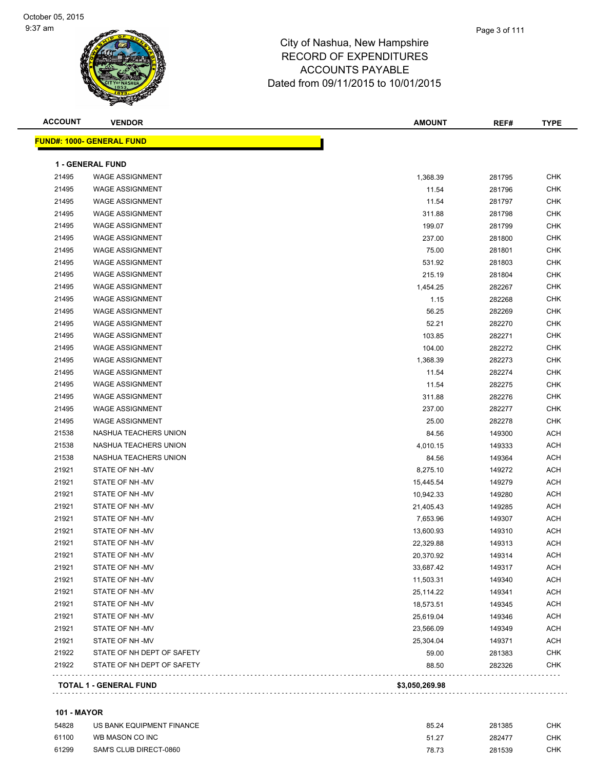City of Nashua, New Hampshire
RECORD OF EXPENDITURES
ACCOUNTS PAYABLE
Dated from 09/11/2015 to 10/01/2015

| ACCOUNT | VENDOR | AMOUNT | REF# | TYPE |
|---|---|---|---|---|
| **FUND#: 1000- GENERAL FUND** | | | | |
| **1 - GENERAL FUND** | | | | |
| 21495 | WAGE ASSIGNMENT | 1,368.39 | 281795 | CHK |
| 21495 | WAGE ASSIGNMENT | 11.54 | 281796 | CHK |
| 21495 | WAGE ASSIGNMENT | 11.54 | 281797 | CHK |
| 21495 | WAGE ASSIGNMENT | 311.88 | 281798 | CHK |
| 21495 | WAGE ASSIGNMENT | 199.07 | 281799 | CHK |
| 21495 | WAGE ASSIGNMENT | 237.00 | 281800 | CHK |
| 21495 | WAGE ASSIGNMENT | 75.00 | 281801 | CHK |
| 21495 | WAGE ASSIGNMENT | 531.92 | 281803 | CHK |
| 21495 | WAGE ASSIGNMENT | 215.19 | 281804 | CHK |
| 21495 | WAGE ASSIGNMENT | 1,454.25 | 282267 | CHK |
| 21495 | WAGE ASSIGNMENT | 1.15 | 282268 | CHK |
| 21495 | WAGE ASSIGNMENT | 56.25 | 282269 | CHK |
| 21495 | WAGE ASSIGNMENT | 52.21 | 282270 | CHK |
| 21495 | WAGE ASSIGNMENT | 103.85 | 282271 | CHK |
| 21495 | WAGE ASSIGNMENT | 104.00 | 282272 | CHK |
| 21495 | WAGE ASSIGNMENT | 1,368.39 | 282273 | CHK |
| 21495 | WAGE ASSIGNMENT | 11.54 | 282274 | CHK |
| 21495 | WAGE ASSIGNMENT | 11.54 | 282275 | CHK |
| 21495 | WAGE ASSIGNMENT | 311.88 | 282276 | CHK |
| 21495 | WAGE ASSIGNMENT | 237.00 | 282277 | CHK |
| 21495 | WAGE ASSIGNMENT | 25.00 | 282278 | CHK |
| 21538 | NASHUA TEACHERS UNION | 84.56 | 149300 | ACH |
| 21538 | NASHUA TEACHERS UNION | 4,010.15 | 149333 | ACH |
| 21538 | NASHUA TEACHERS UNION | 84.56 | 149364 | ACH |
| 21921 | STATE OF NH -MV | 8,275.10 | 149272 | ACH |
| 21921 | STATE OF NH -MV | 15,445.54 | 149279 | ACH |
| 21921 | STATE OF NH -MV | 10,942.33 | 149280 | ACH |
| 21921 | STATE OF NH -MV | 21,405.43 | 149285 | ACH |
| 21921 | STATE OF NH -MV | 7,653.96 | 149307 | ACH |
| 21921 | STATE OF NH -MV | 13,600.93 | 149310 | ACH |
| 21921 | STATE OF NH -MV | 22,329.88 | 149313 | ACH |
| 21921 | STATE OF NH -MV | 20,370.92 | 149314 | ACH |
| 21921 | STATE OF NH -MV | 33,687.42 | 149317 | ACH |
| 21921 | STATE OF NH -MV | 11,503.31 | 149340 | ACH |
| 21921 | STATE OF NH -MV | 25,114.22 | 149341 | ACH |
| 21921 | STATE OF NH -MV | 18,573.51 | 149345 | ACH |
| 21921 | STATE OF NH -MV | 25,619.04 | 149346 | ACH |
| 21921 | STATE OF NH -MV | 23,566.09 | 149349 | ACH |
| 21921 | STATE OF NH -MV | 25,304.04 | 149371 | ACH |
| 21922 | STATE OF NH DEPT OF SAFETY | 59.00 | 281383 | CHK |
| 21922 | STATE OF NH DEPT OF SAFETY | 88.50 | 282326 | CHK |
| **TOTAL 1 - GENERAL FUND** | | **$3,050,269.98** | | |
| **101 - MAYOR** | | | | |
| 54828 | US BANK EQUIPMENT FINANCE | 85.24 | 281385 | CHK |
| 61100 | WB MASON CO INC | 51.27 | 282477 | CHK |
| 61299 | SAM'S CLUB DIRECT-0860 | 78.73 | 281539 | CHK |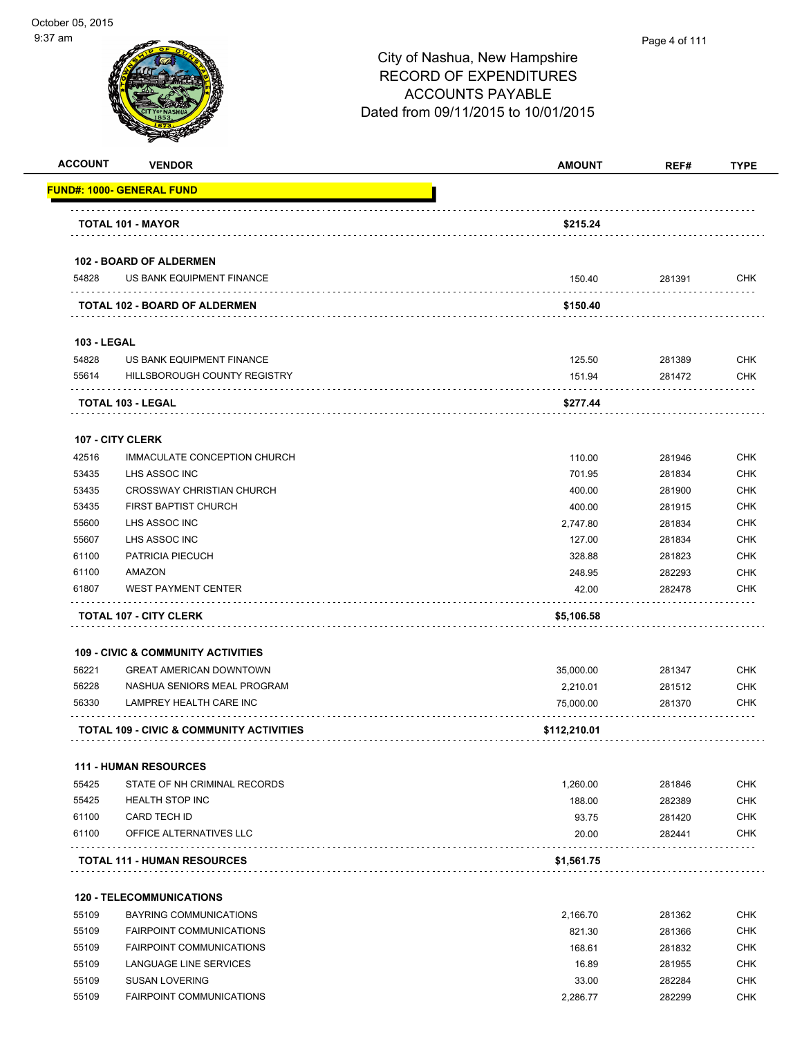City of Nashua, New Hampshire
RECORD OF EXPENDITURES
ACCOUNTS PAYABLE
Dated from 09/11/2015 to 10/01/2015

| ACCOUNT | VENDOR | AMOUNT | REF# | TYPE |
|---|---|---|---|---|
| **FUND#: 1000- GENERAL FUND** | | | | |
| | **TOTAL 101 - MAYOR** | **$215.24** | | |
| | **102 - BOARD OF ALDERMEN** | | | |
| 54828 | US BANK EQUIPMENT FINANCE | 150.40 | 281391 | CHK |
| | **TOTAL 102 - BOARD OF ALDERMEN** | **$150.40** | | |
| | **103 - LEGAL** | | | |
| 54828 | US BANK EQUIPMENT FINANCE | 125.50 | 281389 | CHK |
| 55614 | HILLSBOROUGH COUNTY REGISTRY | 151.94 | 281472 | CHK |
| | **TOTAL 103 - LEGAL** | **$277.44** | | |
| | **107 - CITY CLERK** | | | |
| 42516 | IMMACULATE CONCEPTION CHURCH | 110.00 | 281946 | CHK |
| 53435 | LHS ASSOC INC | 701.95 | 281834 | CHK |
| 53435 | CROSSWAY CHRISTIAN CHURCH | 400.00 | 281900 | CHK |
| 53435 | FIRST BAPTIST CHURCH | 400.00 | 281915 | CHK |
| 55600 | LHS ASSOC INC | 2,747.80 | 281834 | CHK |
| 55607 | LHS ASSOC INC | 127.00 | 281834 | CHK |
| 61100 | PATRICIA PIECUCH | 328.88 | 281823 | CHK |
| 61100 | AMAZON | 248.95 | 282293 | CHK |
| 61807 | WEST PAYMENT CENTER | 42.00 | 282478 | CHK |
| | **TOTAL 107 - CITY CLERK** | **$5,106.58** | | |
| | **109 - CIVIC & COMMUNITY ACTIVITIES** | | | |
| 56221 | GREAT AMERICAN DOWNTOWN | 35,000.00 | 281347 | CHK |
| 56228 | NASHUA SENIORS MEAL PROGRAM | 2,210.01 | 281512 | CHK |
| 56330 | LAMPREY HEALTH CARE INC | 75,000.00 | 281370 | CHK |
| | **TOTAL 109 - CIVIC & COMMUNITY ACTIVITIES** | **$112,210.01** | | |
| | **111 - HUMAN RESOURCES** | | | |
| 55425 | STATE OF NH CRIMINAL RECORDS | 1,260.00 | 281846 | CHK |
| 55425 | HEALTH STOP INC | 188.00 | 282389 | CHK |
| 61100 | CARD TECH ID | 93.75 | 281420 | CHK |
| 61100 | OFFICE ALTERNATIVES LLC | 20.00 | 282441 | CHK |
| | **TOTAL 111 - HUMAN RESOURCES** | **$1,561.75** | | |
| | **120 - TELECOMMUNICATIONS** | | | |
| 55109 | BAYRING COMMUNICATIONS | 2,166.70 | 281362 | CHK |
| 55109 | FAIRPOINT COMMUNICATIONS | 821.30 | 281366 | CHK |
| 55109 | FAIRPOINT COMMUNICATIONS | 168.61 | 281832 | CHK |
| 55109 | LANGUAGE LINE SERVICES | 16.89 | 281955 | CHK |
| 55109 | SUSAN LOVERING | 33.00 | 282284 | CHK |
| 55109 | FAIRPOINT COMMUNICATIONS | 2,286.77 | 282299 | CHK |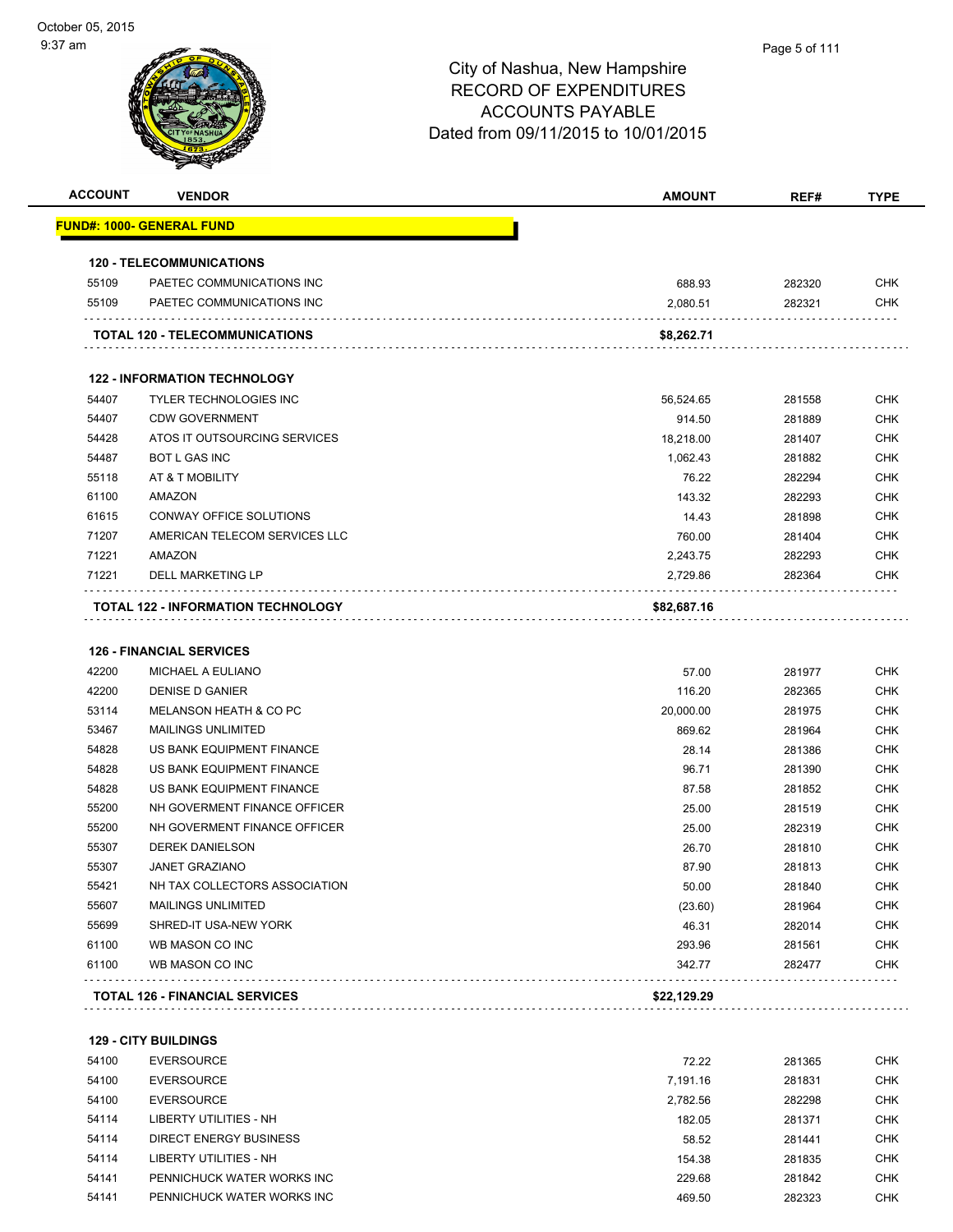# City of Nashua, New Hampshire
## RECORD OF EXPENDITURES
## ACCOUNTS PAYABLE
## Dated from 09/11/2015 to 10/01/2015

| ACCOUNT | VENDOR | AMOUNT | REF# | TYPE |
|---|---|---|---|---|
| **FUND#: 1000- GENERAL FUND** | | | | |
| **120 - TELECOMMUNICATIONS** | | | | |
| 55109 | PAETEC COMMUNICATIONS INC | 688.93 | 282320 | CHK |
| 55109 | PAETEC COMMUNICATIONS INC | 2,080.51 | 282321 | CHK |
| | **TOTAL 120 - TELECOMMUNICATIONS** | **$8,262.71** | | |
| **122 - INFORMATION TECHNOLOGY** | | | | |
| 54407 | TYLER TECHNOLOGIES INC | 56,524.65 | 281558 | CHK |
| 54407 | CDW GOVERNMENT | 914.50 | 281889 | CHK |
| 54428 | ATOS IT OUTSOURCING SERVICES | 18,218.00 | 281407 | CHK |
| 54487 | BOT L GAS INC | 1,062.43 | 281882 | CHK |
| 55118 | AT & T MOBILITY | 76.22 | 282294 | CHK |
| 61100 | AMAZON | 143.32 | 282293 | CHK |
| 61615 | CONWAY OFFICE SOLUTIONS | 14.43 | 281898 | CHK |
| 71207 | AMERICAN TELECOM SERVICES LLC | 760.00 | 281404 | CHK |
| 71221 | AMAZON | 2,243.75 | 282293 | CHK |
| 71221 | DELL MARKETING LP | 2,729.86 | 282364 | CHK |
| | **TOTAL 122 - INFORMATION TECHNOLOGY** | **$82,687.16** | | |
| **126 - FINANCIAL SERVICES** | | | | |
| 42200 | MICHAEL A EULIANO | 57.00 | 281977 | CHK |
| 42200 | DENISE D GANIER | 116.20 | 282365 | CHK |
| 53114 | MELANSON HEATH & CO PC | 20,000.00 | 281975 | CHK |
| 53467 | MAILINGS UNLIMITED | 869.62 | 281964 | CHK |
| 54828 | US BANK EQUIPMENT FINANCE | 28.14 | 281386 | CHK |
| 54828 | US BANK EQUIPMENT FINANCE | 96.71 | 281390 | CHK |
| 54828 | US BANK EQUIPMENT FINANCE | 87.58 | 281852 | CHK |
| 55200 | NH GOVERMENT FINANCE OFFICER | 25.00 | 281519 | CHK |
| 55200 | NH GOVERMENT FINANCE OFFICER | 25.00 | 282319 | CHK |
| 55307 | DEREK DANIELSON | 26.70 | 281810 | CHK |
| 55307 | JANET GRAZIANO | 87.90 | 281813 | CHK |
| 55421 | NH TAX COLLECTORS ASSOCIATION | 50.00 | 281840 | CHK |
| 55607 | MAILINGS UNLIMITED | (23.60) | 281964 | CHK |
| 55699 | SHRED-IT USA-NEW YORK | 46.31 | 282014 | CHK |
| 61100 | WB MASON CO INC | 293.96 | 281561 | CHK |
| 61100 | WB MASON CO INC | 342.77 | 282477 | CHK |
| | **TOTAL 126 - FINANCIAL SERVICES** | **$22,129.29** | | |
| **129 - CITY BUILDINGS** | | | | |
| 54100 | EVERSOURCE | 72.22 | 281365 | CHK |
| 54100 | EVERSOURCE | 7,191.16 | 281831 | CHK |
| 54100 | EVERSOURCE | 2,782.56 | 282298 | CHK |
| 54114 | LIBERTY UTILITIES - NH | 182.05 | 281371 | CHK |
| 54114 | DIRECT ENERGY BUSINESS | 58.52 | 281441 | CHK |
| 54114 | LIBERTY UTILITIES - NH | 154.38 | 281835 | CHK |
| 54141 | PENNICHUCK WATER WORKS INC | 229.68 | 281842 | CHK |
| 54141 | PENNICHUCK WATER WORKS INC | 469.50 | 282323 | CHK |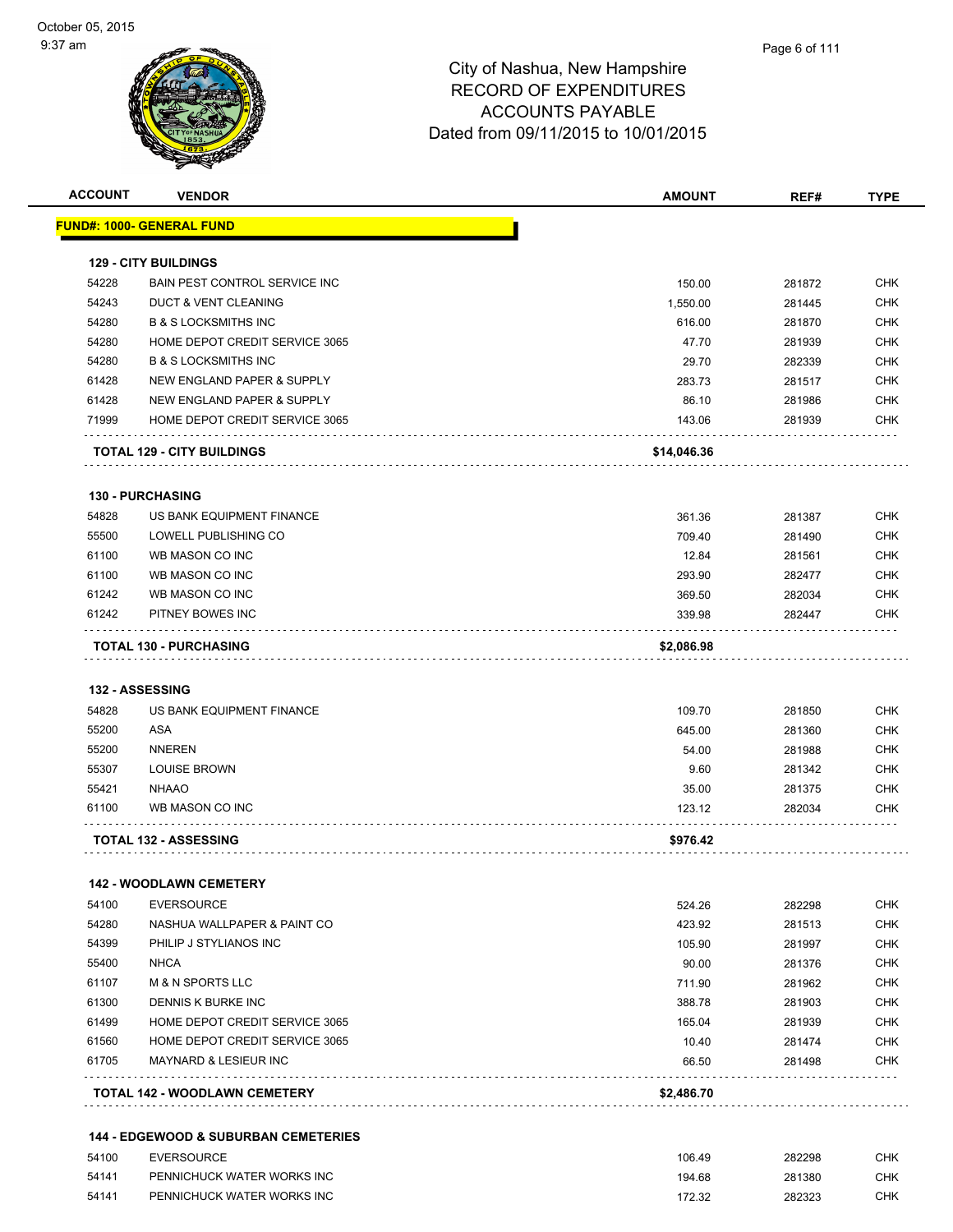City of Nashua, New Hampshire
RECORD OF EXPENDITURES
ACCOUNTS PAYABLE
Dated from 09/11/2015 to 10/01/2015

| ACCOUNT | VENDOR | AMOUNT | REF# | TYPE |
|---|---|---|---|---|
| **FUND#: 1000- GENERAL FUND** | | | | |
| **129 - CITY BUILDINGS** | | | | |
| 54228 | BAIN PEST CONTROL SERVICE INC | 150.00 | 281872 | CHK |
| 54243 | DUCT & VENT CLEANING | 1,550.00 | 281445 | CHK |
| 54280 | B & S LOCKSMITHS INC | 616.00 | 281870 | CHK |
| 54280 | HOME DEPOT CREDIT SERVICE 3065 | 47.70 | 281939 | CHK |
| 54280 | B & S LOCKSMITHS INC | 29.70 | 282339 | CHK |
| 61428 | NEW ENGLAND PAPER & SUPPLY | 283.73 | 281517 | CHK |
| 61428 | NEW ENGLAND PAPER & SUPPLY | 86.10 | 281986 | CHK |
| 71999 | HOME DEPOT CREDIT SERVICE 3065 | 143.06 | 281939 | CHK |
| **TOTAL 129 - CITY BUILDINGS** | | **$14,046.36** | | |
| **130 - PURCHASING** | | | | |
| 54828 | US BANK EQUIPMENT FINANCE | 361.36 | 281387 | CHK |
| 55500 | LOWELL PUBLISHING CO | 709.40 | 281490 | CHK |
| 61100 | WB MASON CO INC | 12.84 | 281561 | CHK |
| 61100 | WB MASON CO INC | 293.90 | 282477 | CHK |
| 61242 | WB MASON CO INC | 369.50 | 282034 | CHK |
| 61242 | PITNEY BOWES INC | 339.98 | 282447 | CHK |
| **TOTAL 130 - PURCHASING** | | **$2,086.98** | | |
| **132 - ASSESSING** | | | | |
| 54828 | US BANK EQUIPMENT FINANCE | 109.70 | 281850 | CHK |
| 55200 | ASA | 645.00 | 281360 | CHK |
| 55200 | NNEREN | 54.00 | 281988 | CHK |
| 55307 | LOUISE BROWN | 9.60 | 281342 | CHK |
| 55421 | NHAAO | 35.00 | 281375 | CHK |
| 61100 | WB MASON CO INC | 123.12 | 282034 | CHK |
| **TOTAL 132 - ASSESSING** | | **$976.42** | | |
| **142 - WOODLAWN CEMETERY** | | | | |
| 54100 | EVERSOURCE | 524.26 | 282298 | CHK |
| 54280 | NASHUA WALLPAPER & PAINT CO | 423.92 | 281513 | CHK |
| 54399 | PHILIP J STYLIANOS INC | 105.90 | 281997 | CHK |
| 55400 | NHCA | 90.00 | 281376 | CHK |
| 61107 | M & N SPORTS LLC | 711.90 | 281962 | CHK |
| 61300 | DENNIS K BURKE INC | 388.78 | 281903 | CHK |
| 61499 | HOME DEPOT CREDIT SERVICE 3065 | 165.04 | 281939 | CHK |
| 61560 | HOME DEPOT CREDIT SERVICE 3065 | 10.40 | 281474 | CHK |
| 61705 | MAYNARD & LESIEUR INC | 66.50 | 281498 | CHK |
| **TOTAL 142 - WOODLAWN CEMETERY** | | **$2,486.70** | | |
| **144 - EDGEWOOD & SUBURBAN CEMETERIES** | | | | |
| 54100 | EVERSOURCE | 106.49 | 282298 | CHK |
| 54141 | PENNICHUCK WATER WORKS INC | 194.68 | 281380 | CHK |
| 54141 | PENNICHUCK WATER WORKS INC | 172.32 | 282323 | CHK |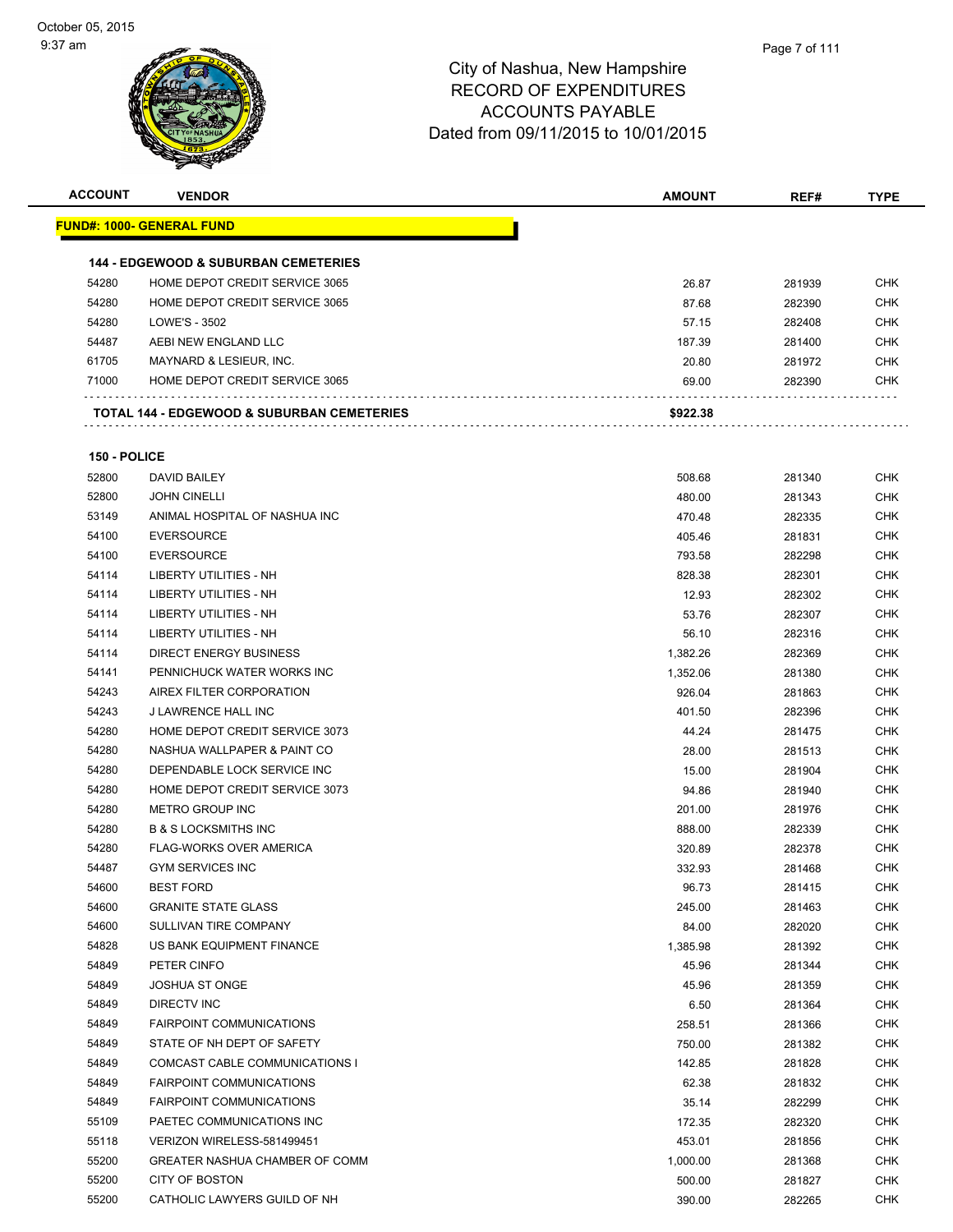City of Nashua, New Hampshire
RECORD OF EXPENDITURES
ACCOUNTS PAYABLE
Dated from 09/11/2015 to 10/01/2015

October 05, 2015
9:37 am

| ACCOUNT | VENDOR | AMOUNT | REF# | TYPE |
|---|---|---|---|---|
| **FUND#: 1000- GENERAL FUND** | | | | |
| **144 - EDGEWOOD & SUBURBAN CEMETERIES** | | | | |
| 54280 | HOME DEPOT CREDIT SERVICE 3065 | 26.87 | 281939 | CHK |
| 54280 | HOME DEPOT CREDIT SERVICE 3065 | 87.68 | 282390 | CHK |
| 54280 | LOWE'S - 3502 | 57.15 | 282408 | CHK |
| 54487 | AEBI NEW ENGLAND LLC | 187.39 | 281400 | CHK |
| 61705 | MAYNARD & LESIEUR, INC. | 20.80 | 281972 | CHK |
| 71000 | HOME DEPOT CREDIT SERVICE 3065 | 69.00 | 282390 | CHK |
| **TOTAL 144 - EDGEWOOD & SUBURBAN CEMETERIES** | | **$922.38** | | |
| **150 - POLICE** | | | | |
| 52800 | DAVID BAILEY | 508.68 | 281340 | CHK |
| 52800 | JOHN CINELLI | 480.00 | 281343 | CHK |
| 53149 | ANIMAL HOSPITAL OF NASHUA INC | 470.48 | 282335 | CHK |
| 54100 | EVERSOURCE | 405.46 | 281831 | CHK |
| 54100 | EVERSOURCE | 793.58 | 282298 | CHK |
| 54114 | LIBERTY UTILITIES - NH | 828.38 | 282301 | CHK |
| 54114 | LIBERTY UTILITIES - NH | 12.93 | 282302 | CHK |
| 54114 | LIBERTY UTILITIES - NH | 53.76 | 282307 | CHK |
| 54114 | LIBERTY UTILITIES - NH | 56.10 | 282316 | CHK |
| 54114 | DIRECT ENERGY BUSINESS | 1,382.26 | 282369 | CHK |
| 54141 | PENNICHUCK WATER WORKS INC | 1,352.06 | 281380 | CHK |
| 54243 | AIREX FILTER CORPORATION | 926.04 | 281863 | CHK |
| 54243 | J LAWRENCE HALL INC | 401.50 | 282396 | CHK |
| 54280 | HOME DEPOT CREDIT SERVICE 3073 | 44.24 | 281475 | CHK |
| 54280 | NASHUA WALLPAPER & PAINT CO | 28.00 | 281513 | CHK |
| 54280 | DEPENDABLE LOCK SERVICE INC | 15.00 | 281904 | CHK |
| 54280 | HOME DEPOT CREDIT SERVICE 3073 | 94.86 | 281940 | CHK |
| 54280 | METRO GROUP INC | 201.00 | 281976 | CHK |
| 54280 | B & S LOCKSMITHS INC | 888.00 | 282339 | CHK |
| 54280 | FLAG-WORKS OVER AMERICA | 320.89 | 282378 | CHK |
| 54487 | GYM SERVICES INC | 332.93 | 281468 | CHK |
| 54600 | BEST FORD | 96.73 | 281415 | CHK |
| 54600 | GRANITE STATE GLASS | 245.00 | 281463 | CHK |
| 54600 | SULLIVAN TIRE COMPANY | 84.00 | 282020 | CHK |
| 54828 | US BANK EQUIPMENT FINANCE | 1,385.98 | 281392 | CHK |
| 54849 | PETER CINFO | 45.96 | 281344 | CHK |
| 54849 | JOSHUA ST ONGE | 45.96 | 281359 | CHK |
| 54849 | DIRECTV INC | 6.50 | 281364 | CHK |
| 54849 | FAIRPOINT COMMUNICATIONS | 258.51 | 281366 | CHK |
| 54849 | STATE OF NH DEPT OF SAFETY | 750.00 | 281382 | CHK |
| 54849 | COMCAST CABLE COMMUNICATIONS I | 142.85 | 281828 | CHK |
| 54849 | FAIRPOINT COMMUNICATIONS | 62.38 | 281832 | CHK |
| 54849 | FAIRPOINT COMMUNICATIONS | 35.14 | 282299 | CHK |
| 55109 | PAETEC COMMUNICATIONS INC | 172.35 | 282320 | CHK |
| 55118 | VERIZON WIRELESS-581499451 | 453.01 | 281856 | CHK |
| 55200 | GREATER NASHUA CHAMBER OF COMM | 1,000.00 | 281368 | CHK |
| 55200 | CITY OF BOSTON | 500.00 | 281827 | CHK |
| 55200 | CATHOLIC LAWYERS GUILD OF NH | 390.00 | 282265 | CHK |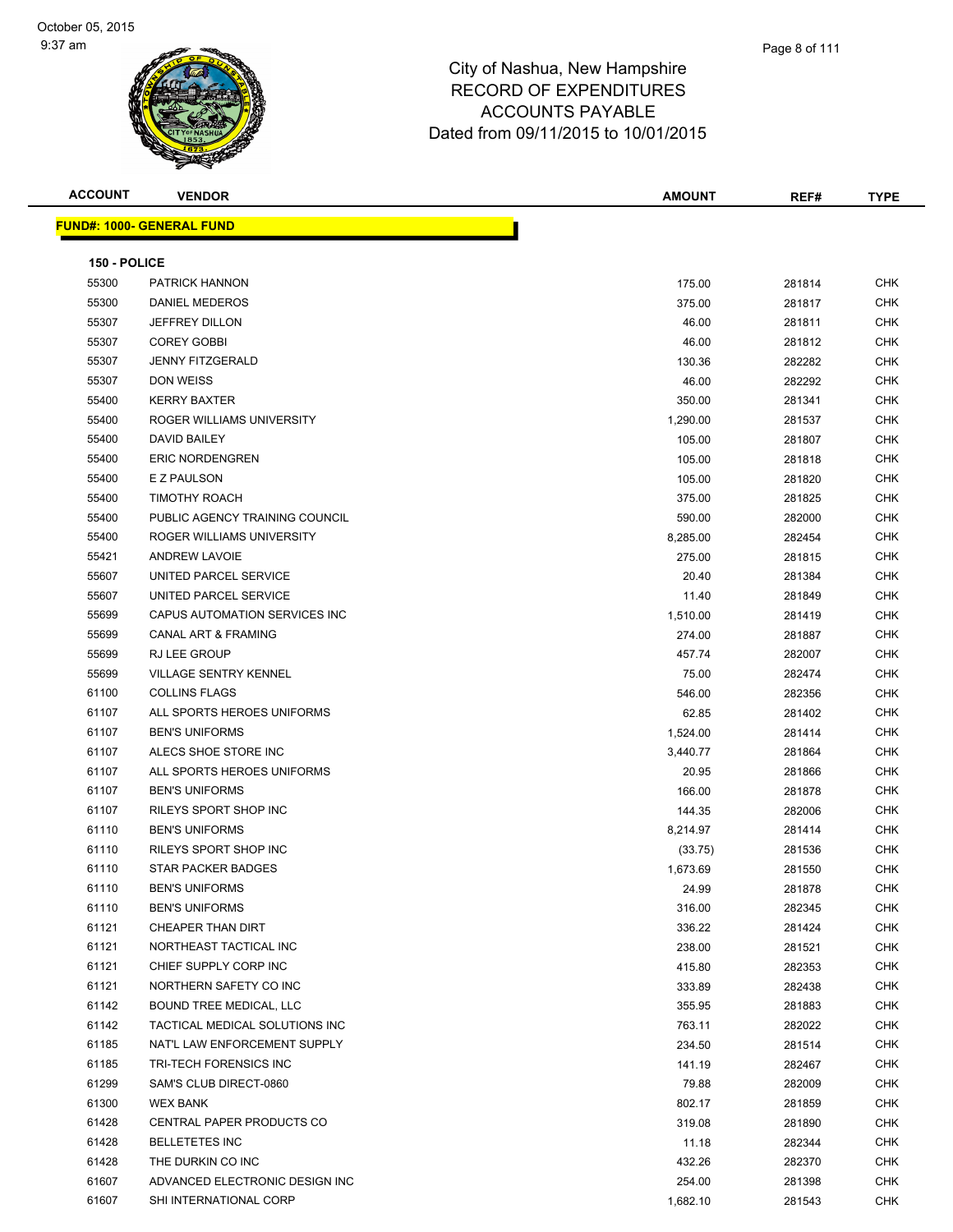# City of Nashua, New Hampshire
# RECORD OF EXPENDITURES
# ACCOUNTS PAYABLE
# Dated from 09/11/2015 to 10/01/2015

October 05, 2015
9:37 am

**FUND#: 1000- GENERAL FUND**

**150 - POLICE**

| ACCOUNT | VENDOR | AMOUNT | REF# | TYPE |
|---|---|---|---|---|
| 55300 | PATRICK HANNON | 175.00 | 281814 | CHK |
| 55300 | DANIEL MEDEROS | 375.00 | 281817 | CHK |
| 55307 | JEFFREY DILLON | 46.00 | 281811 | CHK |
| 55307 | COREY GOBBI | 46.00 | 281812 | CHK |
| 55307 | JENNY FITZGERALD | 130.36 | 282282 | CHK |
| 55307 | DON WEISS | 46.00 | 282292 | CHK |
| 55400 | KERRY BAXTER | 350.00 | 281341 | CHK |
| 55400 | ROGER WILLIAMS UNIVERSITY | 1,290.00 | 281537 | CHK |
| 55400 | DAVID BAILEY | 105.00 | 281807 | CHK |
| 55400 | ERIC NORDENGREN | 105.00 | 281818 | CHK |
| 55400 | E Z PAULSON | 105.00 | 281820 | CHK |
| 55400 | TIMOTHY ROACH | 375.00 | 281825 | CHK |
| 55400 | PUBLIC AGENCY TRAINING COUNCIL | 590.00 | 282000 | CHK |
| 55400 | ROGER WILLIAMS UNIVERSITY | 8,285.00 | 282454 | CHK |
| 55421 | ANDREW LAVOIE | 275.00 | 281815 | CHK |
| 55607 | UNITED PARCEL SERVICE | 20.40 | 281384 | CHK |
| 55607 | UNITED PARCEL SERVICE | 11.40 | 281849 | CHK |
| 55699 | CAPUS AUTOMATION SERVICES INC | 1,510.00 | 281419 | CHK |
| 55699 | CANAL ART & FRAMING | 274.00 | 281887 | CHK |
| 55699 | RJ LEE GROUP | 457.74 | 282007 | CHK |
| 55699 | VILLAGE SENTRY KENNEL | 75.00 | 282474 | CHK |
| 61100 | COLLINS FLAGS | 546.00 | 282356 | CHK |
| 61107 | ALL SPORTS HEROES UNIFORMS | 62.85 | 281402 | CHK |
| 61107 | BEN'S UNIFORMS | 1,524.00 | 281414 | CHK |
| 61107 | ALECS SHOE STORE INC | 3,440.77 | 281864 | CHK |
| 61107 | ALL SPORTS HEROES UNIFORMS | 20.95 | 281866 | CHK |
| 61107 | BEN'S UNIFORMS | 166.00 | 281878 | CHK |
| 61107 | RILEYS SPORT SHOP INC | 144.35 | 282006 | CHK |
| 61110 | BEN'S UNIFORMS | 8,214.97 | 281414 | CHK |
| 61110 | RILEYS SPORT SHOP INC | (33.75) | 281536 | CHK |
| 61110 | STAR PACKER BADGES | 1,673.69 | 281550 | CHK |
| 61110 | BEN'S UNIFORMS | 24.99 | 281878 | CHK |
| 61110 | BEN'S UNIFORMS | 316.00 | 282345 | CHK |
| 61121 | CHEAPER THAN DIRT | 336.22 | 281424 | CHK |
| 61121 | NORTHEAST TACTICAL INC | 238.00 | 281521 | CHK |
| 61121 | CHIEF SUPPLY CORP INC | 415.80 | 282353 | CHK |
| 61121 | NORTHERN SAFETY CO INC | 333.89 | 282438 | CHK |
| 61142 | BOUND TREE MEDICAL, LLC | 355.95 | 281883 | CHK |
| 61142 | TACTICAL MEDICAL SOLUTIONS INC | 763.11 | 282022 | CHK |
| 61185 | NAT'L LAW ENFORCEMENT SUPPLY | 234.50 | 281514 | CHK |
| 61185 | TRI-TECH FORENSICS INC | 141.19 | 282467 | CHK |
| 61299 | SAM'S CLUB DIRECT-0860 | 79.88 | 282009 | CHK |
| 61300 | WEX BANK | 802.17 | 281859 | CHK |
| 61428 | CENTRAL PAPER PRODUCTS CO | 319.08 | 281890 | CHK |
| 61428 | BELLETETES INC | 11.18 | 282344 | CHK |
| 61428 | THE DURKIN CO INC | 432.26 | 282370 | CHK |
| 61607 | ADVANCED ELECTRONIC DESIGN INC | 254.00 | 281398 | CHK |
| 61607 | SHI INTERNATIONAL CORP | 1,682.10 | 281543 | CHK |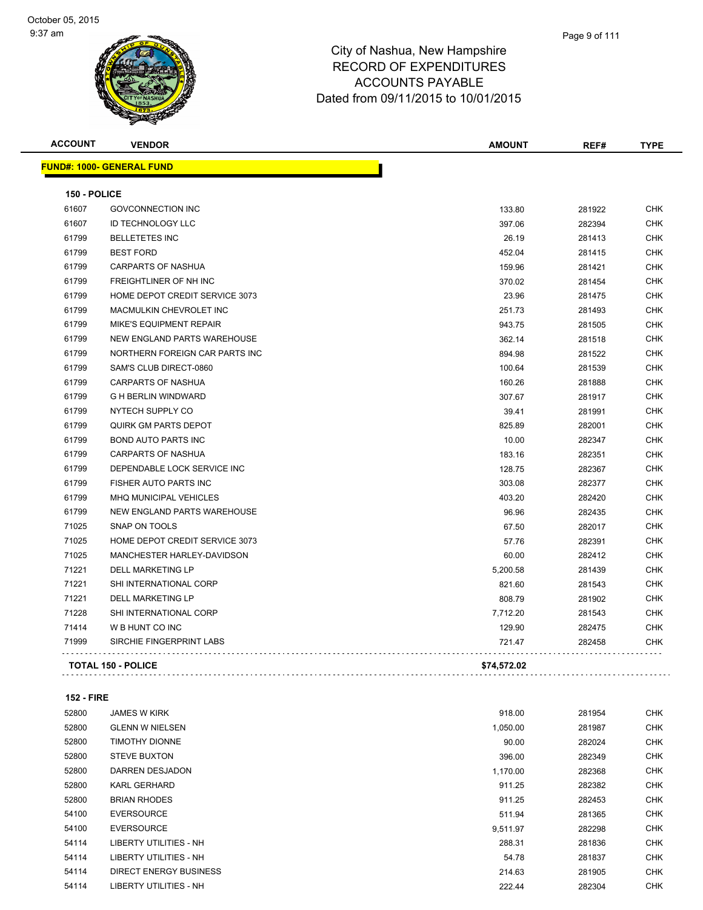# City of Nashua, New Hampshire
## RECORD OF EXPENDITURES
## ACCOUNTS PAYABLE
## Dated from 09/11/2015 to 10/01/2015

**FUND#: 1000- GENERAL FUND**

**150 - POLICE**

| ACCOUNT | VENDOR | AMOUNT | REF# | TYPE |
|---|---|---|---|---|
| 61607 | GOVCONNECTION INC | 133.80 | 281922 | CHK |
| 61607 | ID TECHNOLOGY LLC | 397.06 | 282394 | CHK |
| 61799 | BELLETETES INC | 26.19 | 281413 | CHK |
| 61799 | BEST FORD | 452.04 | 281415 | CHK |
| 61799 | CARPARTS OF NASHUA | 159.96 | 281421 | CHK |
| 61799 | FREIGHTLINER OF NH INC | 370.02 | 281454 | CHK |
| 61799 | HOME DEPOT CREDIT SERVICE 3073 | 23.96 | 281475 | CHK |
| 61799 | MACMULKIN CHEVROLET INC | 251.73 | 281493 | CHK |
| 61799 | MIKE'S EQUIPMENT REPAIR | 943.75 | 281505 | CHK |
| 61799 | NEW ENGLAND PARTS WAREHOUSE | 362.14 | 281518 | CHK |
| 61799 | NORTHERN FOREIGN CAR PARTS INC | 894.98 | 281522 | CHK |
| 61799 | SAM'S CLUB DIRECT-0860 | 100.64 | 281539 | CHK |
| 61799 | CARPARTS OF NASHUA | 160.26 | 281888 | CHK |
| 61799 | G H BERLIN WINDWARD | 307.67 | 281917 | CHK |
| 61799 | NYTECH SUPPLY CO | 39.41 | 281991 | CHK |
| 61799 | QUIRK GM PARTS DEPOT | 825.89 | 282001 | CHK |
| 61799 | BOND AUTO PARTS INC | 10.00 | 282347 | CHK |
| 61799 | CARPARTS OF NASHUA | 183.16 | 282351 | CHK |
| 61799 | DEPENDABLE LOCK SERVICE INC | 128.75 | 282367 | CHK |
| 61799 | FISHER AUTO PARTS INC | 303.08 | 282377 | CHK |
| 61799 | MHQ MUNICIPAL VEHICLES | 403.20 | 282420 | CHK |
| 61799 | NEW ENGLAND PARTS WAREHOUSE | 96.96 | 282435 | CHK |
| 71025 | SNAP ON TOOLS | 67.50 | 282017 | CHK |
| 71025 | HOME DEPOT CREDIT SERVICE 3073 | 57.76 | 282391 | CHK |
| 71025 | MANCHESTER HARLEY-DAVIDSON | 60.00 | 282412 | CHK |
| 71221 | DELL MARKETING LP | 5,200.58 | 281439 | CHK |
| 71221 | SHI INTERNATIONAL CORP | 821.60 | 281543 | CHK |
| 71221 | DELL MARKETING LP | 808.79 | 281902 | CHK |
| 71228 | SHI INTERNATIONAL CORP | 7,712.20 | 281543 | CHK |
| 71414 | W B HUNT CO INC | 129.90 | 282475 | CHK |
| 71999 | SIRCHIE FINGERPRINT LABS | 721.47 | 282458 | CHK |
| | **TOTAL 150 - POLICE** | **$74,572.02** | | |

**152 - FIRE**

| ACCOUNT | VENDOR | AMOUNT | REF# | TYPE |
|---|---|---|---|---|
| 52800 | JAMES W KIRK | 918.00 | 281954 | CHK |
| 52800 | GLENN W NIELSEN | 1,050.00 | 281987 | CHK |
| 52800 | TIMOTHY DIONNE | 90.00 | 282024 | CHK |
| 52800 | STEVE BUXTON | 396.00 | 282349 | CHK |
| 52800 | DARREN DESJADON | 1,170.00 | 282368 | CHK |
| 52800 | KARL GERHARD | 911.25 | 282382 | CHK |
| 52800 | BRIAN RHODES | 911.25 | 282453 | CHK |
| 54100 | EVERSOURCE | 511.94 | 281365 | CHK |
| 54100 | EVERSOURCE | 9,511.97 | 282298 | CHK |
| 54114 | LIBERTY UTILITIES - NH | 288.31 | 281836 | CHK |
| 54114 | LIBERTY UTILITIES - NH | 54.78 | 281837 | CHK |
| 54114 | DIRECT ENERGY BUSINESS | 214.63 | 281905 | CHK |
| 54114 | LIBERTY UTILITIES - NH | 222.44 | 282304 | CHK |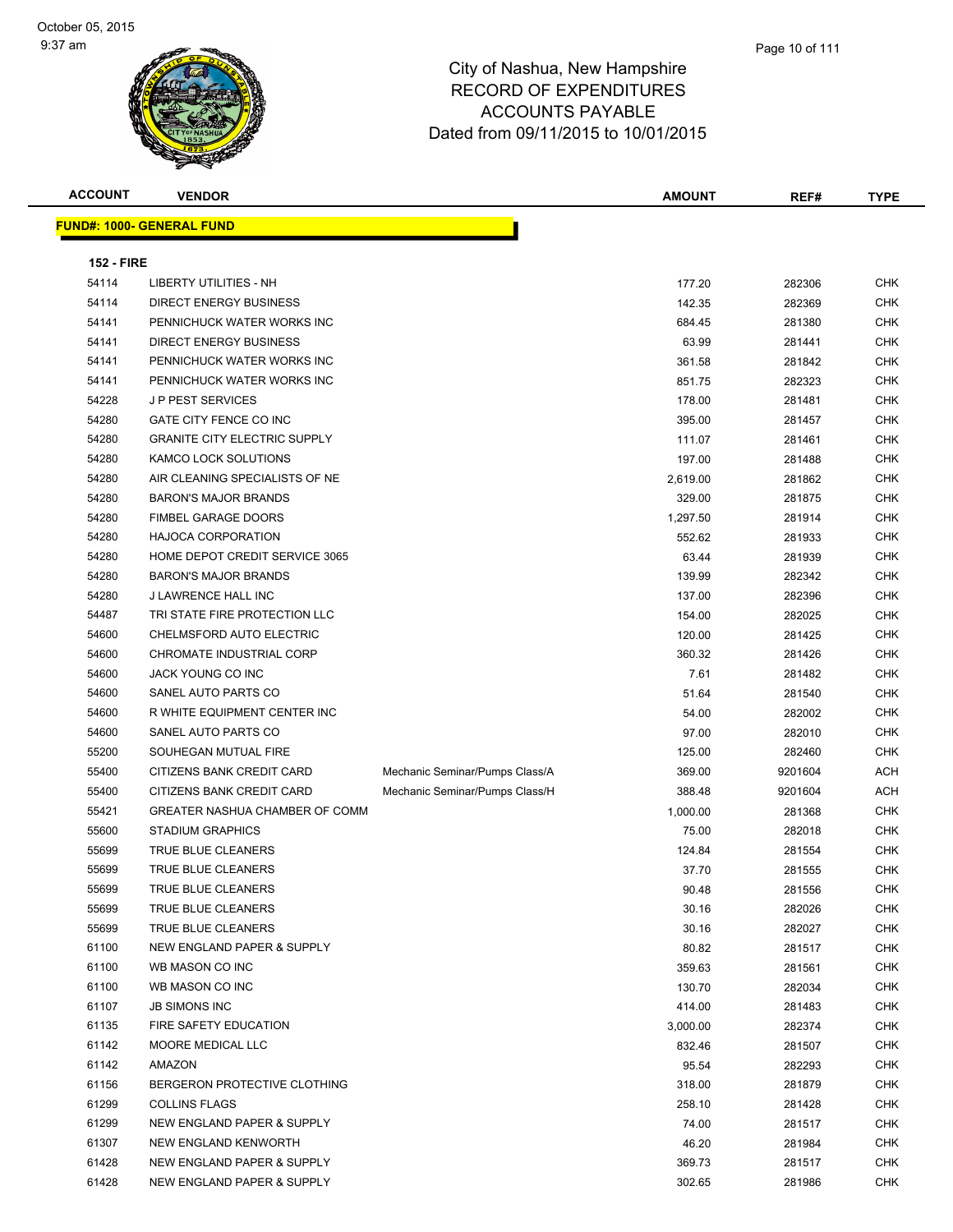# City of Nashua, New Hampshire
## RECORD OF EXPENDITURES
## ACCOUNTS PAYABLE
## Dated from 09/11/2015 to 10/01/2015

**FUND#: 1000- GENERAL FUND**

**152 - FIRE**

| ACCOUNT | VENDOR | | AMOUNT | REF# | TYPE |
|---|---|---|---|---|---|
| 54114 | LIBERTY UTILITIES - NH | | 177.20 | 282306 | CHK |
| 54114 | DIRECT ENERGY BUSINESS | | 142.35 | 282369 | CHK |
| 54141 | PENNICHUCK WATER WORKS INC | | 684.45 | 281380 | CHK |
| 54141 | DIRECT ENERGY BUSINESS | | 63.99 | 281441 | CHK |
| 54141 | PENNICHUCK WATER WORKS INC | | 361.58 | 281842 | CHK |
| 54141 | PENNICHUCK WATER WORKS INC | | 851.75 | 282323 | CHK |
| 54228 | J P PEST SERVICES | | 178.00 | 281481 | CHK |
| 54280 | GATE CITY FENCE CO INC | | 395.00 | 281457 | CHK |
| 54280 | GRANITE CITY ELECTRIC SUPPLY | | 111.07 | 281461 | CHK |
| 54280 | KAMCO LOCK SOLUTIONS | | 197.00 | 281488 | CHK |
| 54280 | AIR CLEANING SPECIALISTS OF NE | | 2,619.00 | 281862 | CHK |
| 54280 | BARON'S MAJOR BRANDS | | 329.00 | 281875 | CHK |
| 54280 | FIMBEL GARAGE DOORS | | 1,297.50 | 281914 | CHK |
| 54280 | HAJOCA CORPORATION | | 552.62 | 281933 | CHK |
| 54280 | HOME DEPOT CREDIT SERVICE 3065 | | 63.44 | 281939 | CHK |
| 54280 | BARON'S MAJOR BRANDS | | 139.99 | 282342 | CHK |
| 54280 | J LAWRENCE HALL INC | | 137.00 | 282396 | CHK |
| 54487 | TRI STATE FIRE PROTECTION LLC | | 154.00 | 282025 | CHK |
| 54600 | CHELMSFORD AUTO ELECTRIC | | 120.00 | 281425 | CHK |
| 54600 | CHROMATE INDUSTRIAL CORP | | 360.32 | 281426 | CHK |
| 54600 | JACK YOUNG CO INC | | 7.61 | 281482 | CHK |
| 54600 | SANEL AUTO PARTS CO | | 51.64 | 281540 | CHK |
| 54600 | R WHITE EQUIPMENT CENTER INC | | 54.00 | 282002 | CHK |
| 54600 | SANEL AUTO PARTS CO | | 97.00 | 282010 | CHK |
| 55200 | SOUHEGAN MUTUAL FIRE | | 125.00 | 282460 | CHK |
| 55400 | CITIZENS BANK CREDIT CARD | Mechanic Seminar/Pumps Class/A | 369.00 | 9201604 | ACH |
| 55400 | CITIZENS BANK CREDIT CARD | Mechanic Seminar/Pumps Class/H | 388.48 | 9201604 | ACH |
| 55421 | GREATER NASHUA CHAMBER OF COMM | | 1,000.00 | 281368 | CHK |
| 55600 | STADIUM GRAPHICS | | 75.00 | 282018 | CHK |
| 55699 | TRUE BLUE CLEANERS | | 124.84 | 281554 | CHK |
| 55699 | TRUE BLUE CLEANERS | | 37.70 | 281555 | CHK |
| 55699 | TRUE BLUE CLEANERS | | 90.48 | 281556 | CHK |
| 55699 | TRUE BLUE CLEANERS | | 30.16 | 282026 | CHK |
| 55699 | TRUE BLUE CLEANERS | | 30.16 | 282027 | CHK |
| 61100 | NEW ENGLAND PAPER & SUPPLY | | 80.82 | 281517 | CHK |
| 61100 | WB MASON CO INC | | 359.63 | 281561 | CHK |
| 61100 | WB MASON CO INC | | 130.70 | 282034 | CHK |
| 61107 | JB SIMONS INC | | 414.00 | 281483 | CHK |
| 61135 | FIRE SAFETY EDUCATION | | 3,000.00 | 282374 | CHK |
| 61142 | MOORE MEDICAL LLC | | 832.46 | 281507 | CHK |
| 61142 | AMAZON | | 95.54 | 282293 | CHK |
| 61156 | BERGERON PROTECTIVE CLOTHING | | 318.00 | 281879 | CHK |
| 61299 | COLLINS FLAGS | | 258.10 | 281428 | CHK |
| 61299 | NEW ENGLAND PAPER & SUPPLY | | 74.00 | 281517 | CHK |
| 61307 | NEW ENGLAND KENWORTH | | 46.20 | 281984 | CHK |
| 61428 | NEW ENGLAND PAPER & SUPPLY | | 369.73 | 281517 | CHK |
| 61428 | NEW ENGLAND PAPER & SUPPLY | | 302.65 | 281986 | CHK |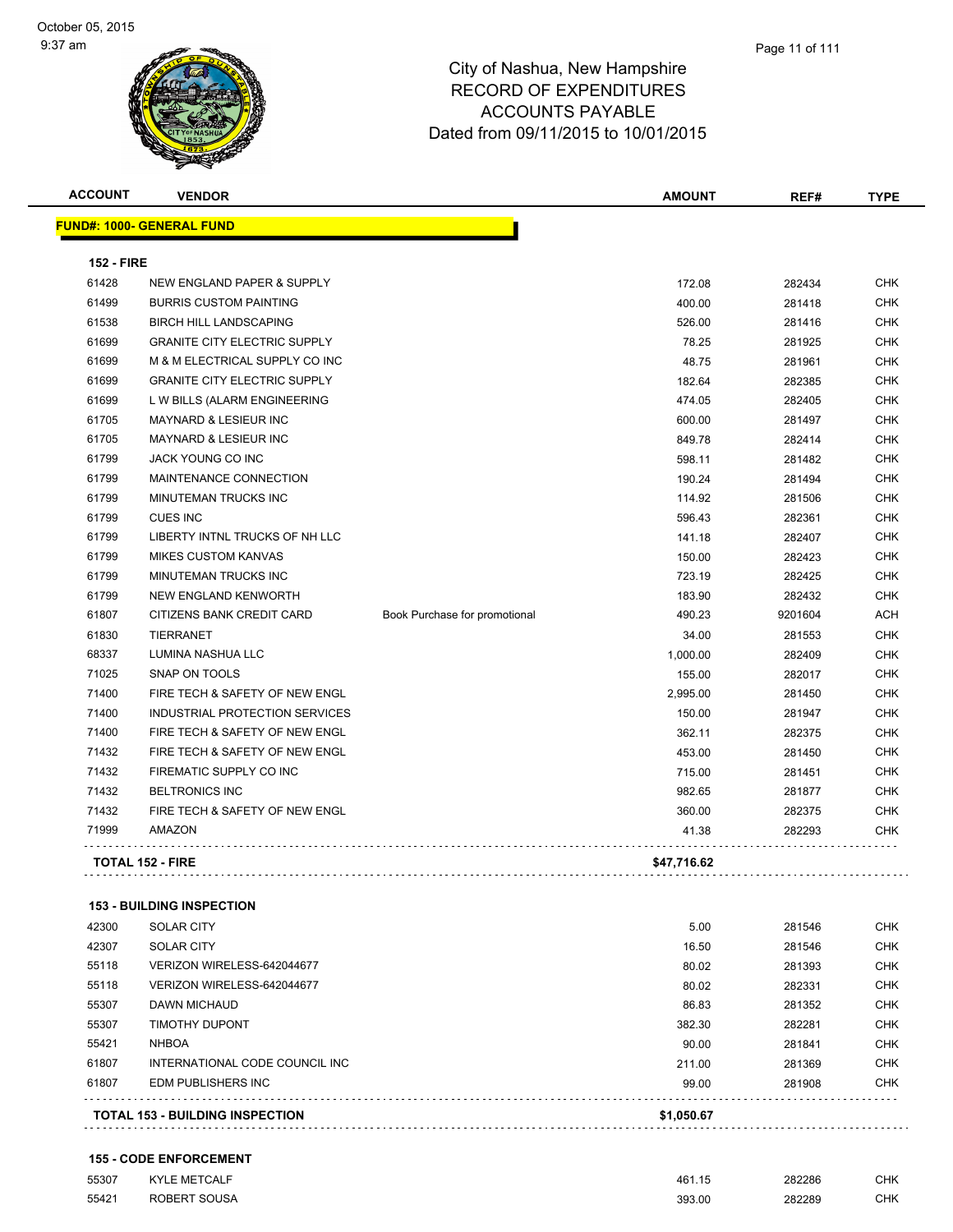City of Nashua, New Hampshire
RECORD OF EXPENDITURES
ACCOUNTS PAYABLE
Dated from 09/11/2015 to 10/01/2015

| ACCOUNT | VENDOR | | AMOUNT | REF# | TYPE |
|---|---|---|---|---|---|
| **FUND#: 1000- GENERAL FUND** | | | | | |
| **152 - FIRE** | | | | | |
| 61428 | NEW ENGLAND PAPER & SUPPLY | | 172.08 | 282434 | CHK |
| 61499 | BURRIS CUSTOM PAINTING | | 400.00 | 281418 | CHK |
| 61538 | BIRCH HILL LANDSCAPING | | 526.00 | 281416 | CHK |
| 61699 | GRANITE CITY ELECTRIC SUPPLY | | 78.25 | 281925 | CHK |
| 61699 | M & M ELECTRICAL SUPPLY CO INC | | 48.75 | 281961 | CHK |
| 61699 | GRANITE CITY ELECTRIC SUPPLY | | 182.64 | 282385 | CHK |
| 61699 | L W BILLS (ALARM ENGINEERING | | 474.05 | 282405 | CHK |
| 61705 | MAYNARD & LESIEUR INC | | 600.00 | 281497 | CHK |
| 61705 | MAYNARD & LESIEUR INC | | 849.78 | 282414 | CHK |
| 61799 | JACK YOUNG CO INC | | 598.11 | 281482 | CHK |
| 61799 | MAINTENANCE CONNECTION | | 190.24 | 281494 | CHK |
| 61799 | MINUTEMAN TRUCKS INC | | 114.92 | 281506 | CHK |
| 61799 | CUES INC | | 596.43 | 282361 | CHK |
| 61799 | LIBERTY INTNL TRUCKS OF NH LLC | | 141.18 | 282407 | CHK |
| 61799 | MIKES CUSTOM KANVAS | | 150.00 | 282423 | CHK |
| 61799 | MINUTEMAN TRUCKS INC | | 723.19 | 282425 | CHK |
| 61799 | NEW ENGLAND KENWORTH | | 183.90 | 282432 | CHK |
| 61807 | CITIZENS BANK CREDIT CARD | Book Purchase for promotional | 490.23 | 9201604 | ACH |
| 61830 | TIERRANET | | 34.00 | 281553 | CHK |
| 68337 | LUMINA NASHUA LLC | | 1,000.00 | 282409 | CHK |
| 71025 | SNAP ON TOOLS | | 155.00 | 282017 | CHK |
| 71400 | FIRE TECH & SAFETY OF NEW ENGL | | 2,995.00 | 281450 | CHK |
| 71400 | INDUSTRIAL PROTECTION SERVICES | | 150.00 | 281947 | CHK |
| 71400 | FIRE TECH & SAFETY OF NEW ENGL | | 362.11 | 282375 | CHK |
| 71432 | FIRE TECH & SAFETY OF NEW ENGL | | 453.00 | 281450 | CHK |
| 71432 | FIREMATIC SUPPLY CO INC | | 715.00 | 281451 | CHK |
| 71432 | BELTRONICS INC | | 982.65 | 281877 | CHK |
| 71432 | FIRE TECH & SAFETY OF NEW ENGL | | 360.00 | 282375 | CHK |
| 71999 | AMAZON | | 41.38 | 282293 | CHK |
| **TOTAL 152 - FIRE** | | | **$47,716.62** | | |
| **153 - BUILDING INSPECTION** | | | | | |
| 42300 | SOLAR CITY | | 5.00 | 281546 | CHK |
| 42307 | SOLAR CITY | | 16.50 | 281546 | CHK |
| 55118 | VERIZON WIRELESS-642044677 | | 80.02 | 281393 | CHK |
| 55118 | VERIZON WIRELESS-642044677 | | 80.02 | 282331 | CHK |
| 55307 | DAWN MICHAUD | | 86.83 | 281352 | CHK |
| 55307 | TIMOTHY DUPONT | | 382.30 | 282281 | CHK |
| 55421 | NHBOA | | 90.00 | 281841 | CHK |
| 61807 | INTERNATIONAL CODE COUNCIL INC | | 211.00 | 281369 | CHK |
| 61807 | EDM PUBLISHERS INC | | 99.00 | 281908 | CHK |
| **TOTAL 153 - BUILDING INSPECTION** | | | **$1,050.67** | | |
| **155 - CODE ENFORCEMENT** | | | | | |
| 55307 | KYLE METCALF | | 461.15 | 282286 | CHK |
| 55421 | ROBERT SOUSA | | 393.00 | 282289 | CHK |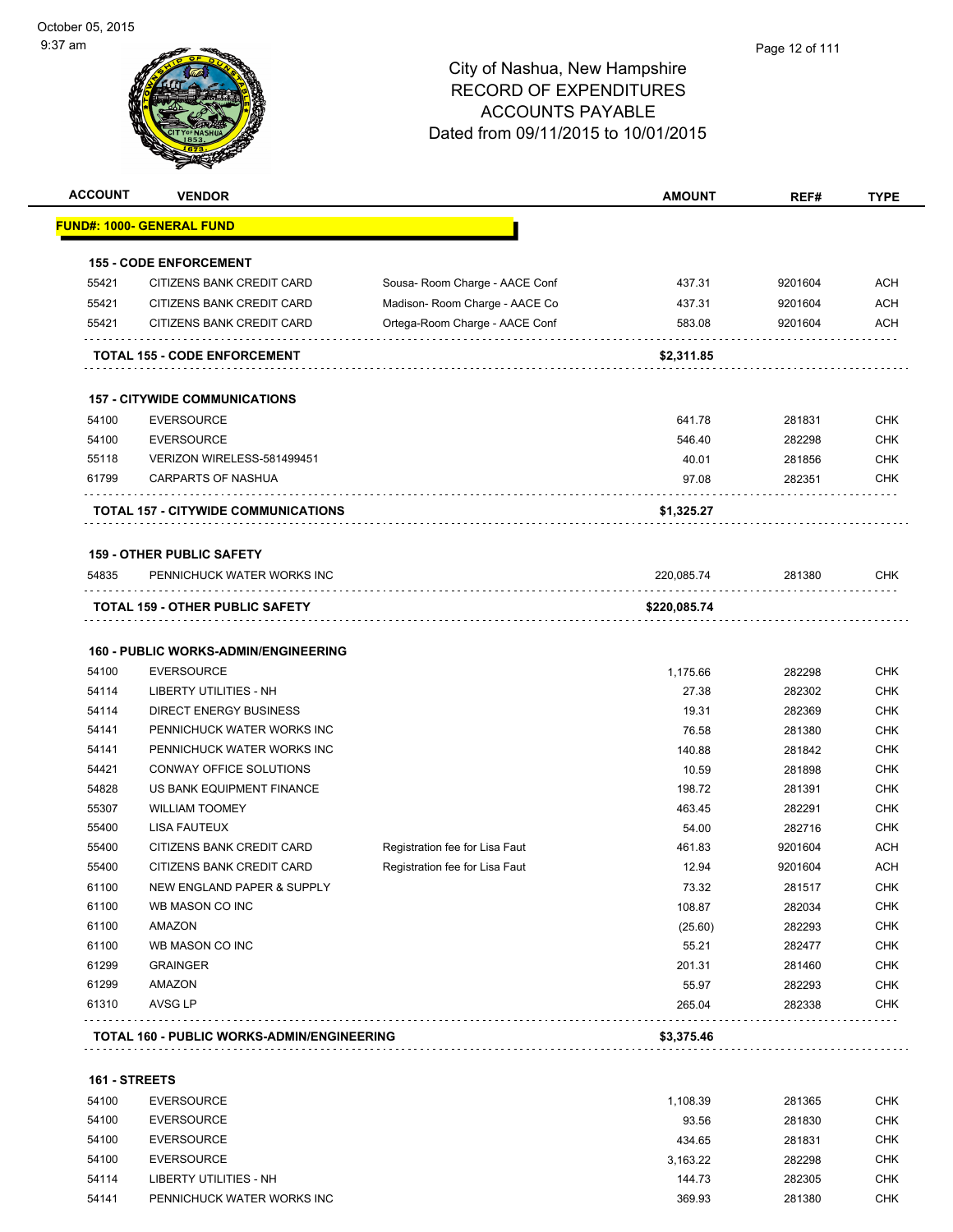City of Nashua, New Hampshire
RECORD OF EXPENDITURES
ACCOUNTS PAYABLE
Dated from 09/11/2015 to 10/01/2015

| ACCOUNT | VENDOR | | AMOUNT | REF# | TYPE |
|---|---|---|---|---|---|
| **FUND#: 1000- GENERAL FUND** | | | | | |
| **155 - CODE ENFORCEMENT** | | | | | |
| 55421 | CITIZENS BANK CREDIT CARD | Sousa- Room Charge - AACE Conf | 437.31 | 9201604 | ACH |
| 55421 | CITIZENS BANK CREDIT CARD | Madison- Room Charge - AACE Co | 437.31 | 9201604 | ACH |
| 55421 | CITIZENS BANK CREDIT CARD | Ortega-Room Charge - AACE Conf | 583.08 | 9201604 | ACH |
| **TOTAL 155 - CODE ENFORCEMENT** | | | **$2,311.85** | | |
| **157 - CITYWIDE COMMUNICATIONS** | | | | | |
| 54100 | EVERSOURCE | | 641.78 | 281831 | CHK |
| 54100 | EVERSOURCE | | 546.40 | 282298 | CHK |
| 55118 | VERIZON WIRELESS-581499451 | | 40.01 | 281856 | CHK |
| 61799 | CARPARTS OF NASHUA | | 97.08 | 282351 | CHK |
| **TOTAL 157 - CITYWIDE COMMUNICATIONS** | | | **$1,325.27** | | |
| **159 - OTHER PUBLIC SAFETY** | | | | | |
| 54835 | PENNICHUCK WATER WORKS INC | | 220,085.74 | 281380 | CHK |
| **TOTAL 159 - OTHER PUBLIC SAFETY** | | | **$220,085.74** | | |
| **160 - PUBLIC WORKS-ADMIN/ENGINEERING** | | | | | |
| 54100 | EVERSOURCE | | 1,175.66 | 282298 | CHK |
| 54114 | LIBERTY UTILITIES - NH | | 27.38 | 282302 | CHK |
| 54114 | DIRECT ENERGY BUSINESS | | 19.31 | 282369 | CHK |
| 54141 | PENNICHUCK WATER WORKS INC | | 76.58 | 281380 | CHK |
| 54141 | PENNICHUCK WATER WORKS INC | | 140.88 | 281842 | CHK |
| 54421 | CONWAY OFFICE SOLUTIONS | | 10.59 | 281898 | CHK |
| 54828 | US BANK EQUIPMENT FINANCE | | 198.72 | 281391 | CHK |
| 55307 | WILLIAM TOOMEY | | 463.45 | 282291 | CHK |
| 55400 | LISA FAUTEUX | | 54.00 | 282716 | CHK |
| 55400 | CITIZENS BANK CREDIT CARD | Registration fee for Lisa Faut | 461.83 | 9201604 | ACH |
| 55400 | CITIZENS BANK CREDIT CARD | Registration fee for Lisa Faut | 12.94 | 9201604 | ACH |
| 61100 | NEW ENGLAND PAPER & SUPPLY | | 73.32 | 281517 | CHK |
| 61100 | WB MASON CO INC | | 108.87 | 282034 | CHK |
| 61100 | AMAZON | | (25.60) | 282293 | CHK |
| 61100 | WB MASON CO INC | | 55.21 | 282477 | CHK |
| 61299 | GRAINGER | | 201.31 | 281460 | CHK |
| 61299 | AMAZON | | 55.97 | 282293 | CHK |
| 61310 | AVSG LP | | 265.04 | 282338 | CHK |
| **TOTAL 160 - PUBLIC WORKS-ADMIN/ENGINEERING** | | | **$3,375.46** | | |
| **161 - STREETS** | | | | | |
| 54100 | EVERSOURCE | | 1,108.39 | 281365 | CHK |
| 54100 | EVERSOURCE | | 93.56 | 281830 | CHK |
| 54100 | EVERSOURCE | | 434.65 | 281831 | CHK |
| 54100 | EVERSOURCE | | 3,163.22 | 282298 | CHK |
| 54114 | LIBERTY UTILITIES - NH | | 144.73 | 282305 | CHK |
| 54141 | PENNICHUCK WATER WORKS INC | | 369.93 | 281380 | CHK |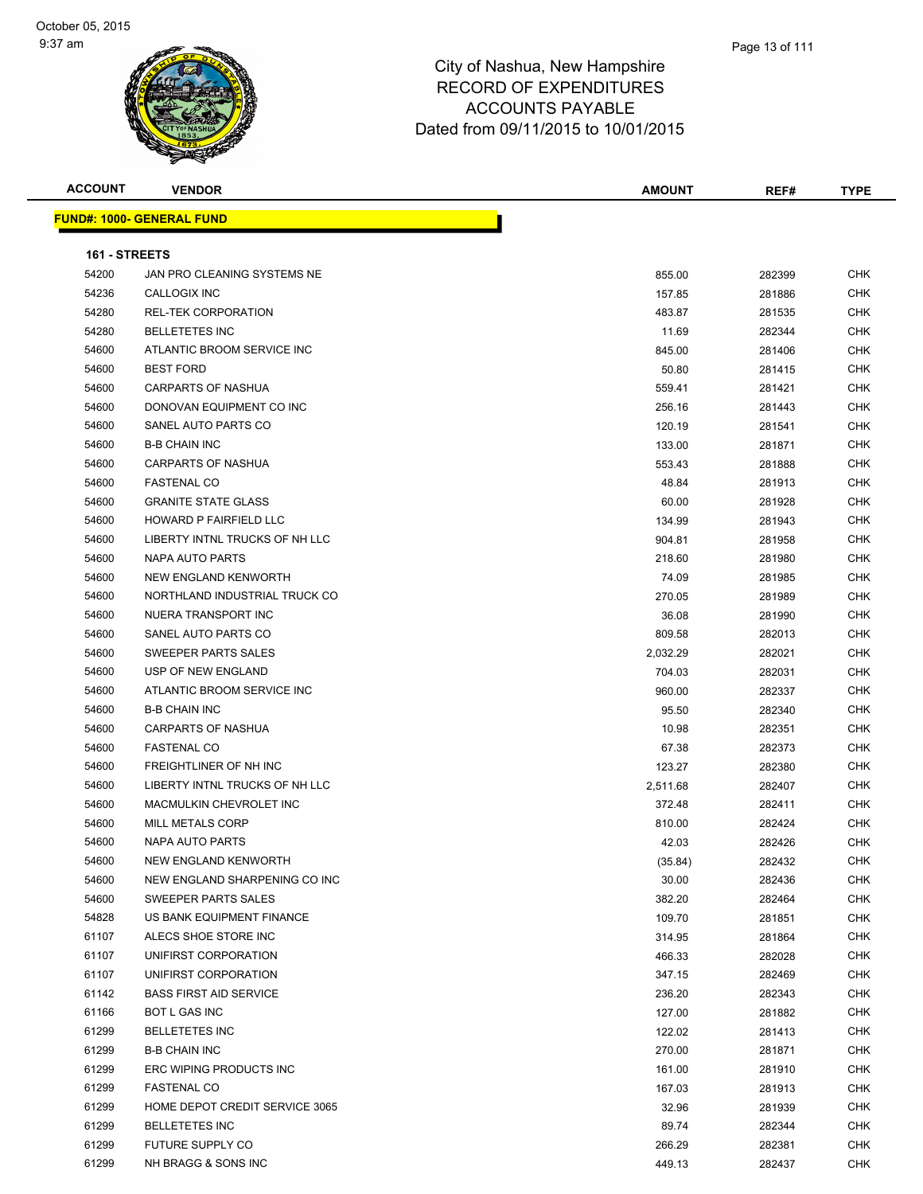# City of Nashua, New Hampshire
## RECORD OF EXPENDITURES
## ACCOUNTS PAYABLE
## Dated from 09/11/2015 to 10/01/2015

October 05, 2015
9:37 am

| ACCOUNT | VENDOR | AMOUNT | REF# | TYPE |
|---|---|---|---|---|

**FUND#: 1000- GENERAL FUND**

**161 - STREETS**

| ACCOUNT | VENDOR | AMOUNT | REF# | TYPE |
|---|---|---|---|---|
| 54200 | JAN PRO CLEANING SYSTEMS NE | 855.00 | 282399 | CHK |
| 54236 | CALLOGIX INC | 157.85 | 281886 | CHK |
| 54280 | REL-TEK CORPORATION | 483.87 | 281535 | CHK |
| 54280 | BELLETETES INC | 11.69 | 282344 | CHK |
| 54600 | ATLANTIC BROOM SERVICE INC | 845.00 | 281406 | CHK |
| 54600 | BEST FORD | 50.80 | 281415 | CHK |
| 54600 | CARPARTS OF NASHUA | 559.41 | 281421 | CHK |
| 54600 | DONOVAN EQUIPMENT CO INC | 256.16 | 281443 | CHK |
| 54600 | SANEL AUTO PARTS CO | 120.19 | 281541 | CHK |
| 54600 | B-B CHAIN INC | 133.00 | 281871 | CHK |
| 54600 | CARPARTS OF NASHUA | 553.43 | 281888 | CHK |
| 54600 | FASTENAL CO | 48.84 | 281913 | CHK |
| 54600 | GRANITE STATE GLASS | 60.00 | 281928 | CHK |
| 54600 | HOWARD P FAIRFIELD LLC | 134.99 | 281943 | CHK |
| 54600 | LIBERTY INTNL TRUCKS OF NH LLC | 904.81 | 281958 | CHK |
| 54600 | NAPA AUTO PARTS | 218.60 | 281980 | CHK |
| 54600 | NEW ENGLAND KENWORTH | 74.09 | 281985 | CHK |
| 54600 | NORTHLAND INDUSTRIAL TRUCK CO | 270.05 | 281989 | CHK |
| 54600 | NUERA TRANSPORT INC | 36.08 | 281990 | CHK |
| 54600 | SANEL AUTO PARTS CO | 809.58 | 282013 | CHK |
| 54600 | SWEEPER PARTS SALES | 2,032.29 | 282021 | CHK |
| 54600 | USP OF NEW ENGLAND | 704.03 | 282031 | CHK |
| 54600 | ATLANTIC BROOM SERVICE INC | 960.00 | 282337 | CHK |
| 54600 | B-B CHAIN INC | 95.50 | 282340 | CHK |
| 54600 | CARPARTS OF NASHUA | 10.98 | 282351 | CHK |
| 54600 | FASTENAL CO | 67.38 | 282373 | CHK |
| 54600 | FREIGHTLINER OF NH INC | 123.27 | 282380 | CHK |
| 54600 | LIBERTY INTNL TRUCKS OF NH LLC | 2,511.68 | 282407 | CHK |
| 54600 | MACMULKIN CHEVROLET INC | 372.48 | 282411 | CHK |
| 54600 | MILL METALS CORP | 810.00 | 282424 | CHK |
| 54600 | NAPA AUTO PARTS | 42.03 | 282426 | CHK |
| 54600 | NEW ENGLAND KENWORTH | (35.84) | 282432 | CHK |
| 54600 | NEW ENGLAND SHARPENING CO INC | 30.00 | 282436 | CHK |
| 54600 | SWEEPER PARTS SALES | 382.20 | 282464 | CHK |
| 54828 | US BANK EQUIPMENT FINANCE | 109.70 | 281851 | CHK |
| 61107 | ALECS SHOE STORE INC | 314.95 | 281864 | CHK |
| 61107 | UNIFIRST CORPORATION | 466.33 | 282028 | CHK |
| 61107 | UNIFIRST CORPORATION | 347.15 | 282469 | CHK |
| 61142 | BASS FIRST AID SERVICE | 236.20 | 282343 | CHK |
| 61166 | BOT L GAS INC | 127.00 | 281882 | CHK |
| 61299 | BELLETETES INC | 122.02 | 281413 | CHK |
| 61299 | B-B CHAIN INC | 270.00 | 281871 | CHK |
| 61299 | ERC WIPING PRODUCTS INC | 161.00 | 281910 | CHK |
| 61299 | FASTENAL CO | 167.03 | 281913 | CHK |
| 61299 | HOME DEPOT CREDIT SERVICE 3065 | 32.96 | 281939 | CHK |
| 61299 | BELLETETES INC | 89.74 | 282344 | CHK |
| 61299 | FUTURE SUPPLY CO | 266.29 | 282381 | CHK |
| 61299 | NH BRAGG & SONS INC | 449.13 | 282437 | CHK |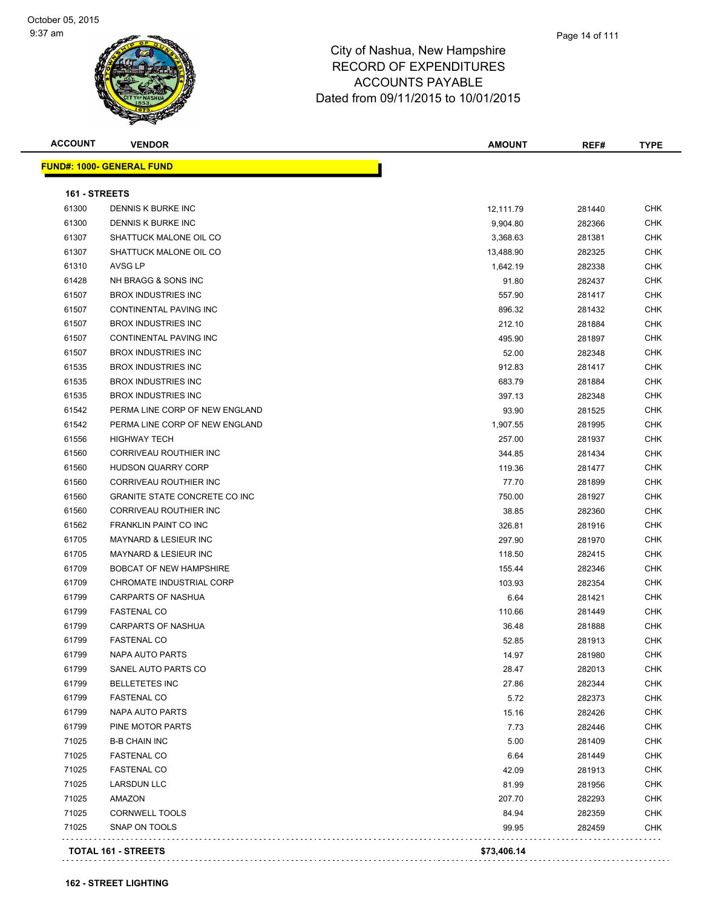# City of Nashua, New Hampshire
# RECORD OF EXPENDITURES
# ACCOUNTS PAYABLE
# Dated from 09/11/2015 to 10/01/2015

| ACCOUNT | VENDOR | AMOUNT | REF# | TYPE |
|---|---|---|---|---|
| **FUND#: 1000- GENERAL FUND** | | | | |
| **161 - STREETS** | | | | |
| 61300 | DENNIS K BURKE INC | 12,111.79 | 281440 | CHK |
| 61300 | DENNIS K BURKE INC | 9,904.80 | 282366 | CHK |
| 61307 | SHATTUCK MALONE OIL CO | 3,368.63 | 281381 | CHK |
| 61307 | SHATTUCK MALONE OIL CO | 13,488.90 | 282325 | CHK |
| 61310 | AVSG LP | 1,642.19 | 282338 | CHK |
| 61428 | NH BRAGG & SONS INC | 91.80 | 282437 | CHK |
| 61507 | BROX INDUSTRIES INC | 557.90 | 281417 | CHK |
| 61507 | CONTINENTAL PAVING INC | 896.32 | 281432 | CHK |
| 61507 | BROX INDUSTRIES INC | 212.10 | 281884 | CHK |
| 61507 | CONTINENTAL PAVING INC | 495.90 | 281897 | CHK |
| 61507 | BROX INDUSTRIES INC | 52.00 | 282348 | CHK |
| 61535 | BROX INDUSTRIES INC | 912.83 | 281417 | CHK |
| 61535 | BROX INDUSTRIES INC | 683.79 | 281884 | CHK |
| 61535 | BROX INDUSTRIES INC | 397.13 | 282348 | CHK |
| 61542 | PERMA LINE CORP OF NEW ENGLAND | 93.90 | 281525 | CHK |
| 61542 | PERMA LINE CORP OF NEW ENGLAND | 1,907.55 | 281995 | CHK |
| 61556 | HIGHWAY TECH | 257.00 | 281937 | CHK |
| 61560 | CORRIVEAU ROUTHIER INC | 344.85 | 281434 | CHK |
| 61560 | HUDSON QUARRY CORP | 119.36 | 281477 | CHK |
| 61560 | CORRIVEAU ROUTHIER INC | 77.70 | 281899 | CHK |
| 61560 | GRANITE STATE CONCRETE CO INC | 750.00 | 281927 | CHK |
| 61560 | CORRIVEAU ROUTHIER INC | 38.85 | 282360 | CHK |
| 61562 | FRANKLIN PAINT CO INC | 326.81 | 281916 | CHK |
| 61705 | MAYNARD & LESIEUR INC | 297.90 | 281970 | CHK |
| 61705 | MAYNARD & LESIEUR INC | 118.50 | 282415 | CHK |
| 61709 | BOBCAT OF NEW HAMPSHIRE | 155.44 | 282346 | CHK |
| 61709 | CHROMATE INDUSTRIAL CORP | 103.93 | 282354 | CHK |
| 61799 | CARPARTS OF NASHUA | 6.64 | 281421 | CHK |
| 61799 | FASTENAL CO | 110.66 | 281449 | CHK |
| 61799 | CARPARTS OF NASHUA | 36.48 | 281888 | CHK |
| 61799 | FASTENAL CO | 52.85 | 281913 | CHK |
| 61799 | NAPA AUTO PARTS | 14.97 | 281980 | CHK |
| 61799 | SANEL AUTO PARTS CO | 28.47 | 282013 | CHK |
| 61799 | BELLETETES INC | 27.86 | 282344 | CHK |
| 61799 | FASTENAL CO | 5.72 | 282373 | CHK |
| 61799 | NAPA AUTO PARTS | 15.16 | 282426 | CHK |
| 61799 | PINE MOTOR PARTS | 7.73 | 282446 | CHK |
| 71025 | B-B CHAIN INC | 5.00 | 281409 | CHK |
| 71025 | FASTENAL CO | 6.64 | 281449 | CHK |
| 71025 | FASTENAL CO | 42.09 | 281913 | CHK |
| 71025 | LARSDUN LLC | 81.99 | 281956 | CHK |
| 71025 | AMAZON | 207.70 | 282293 | CHK |
| 71025 | CORNWELL TOOLS | 84.94 | 282359 | CHK |
| 71025 | SNAP ON TOOLS | 99.95 | 282459 | CHK |
| **TOTAL 161 - STREETS** | | **$73,406.14** | | |

**162 - STREET LIGHTING**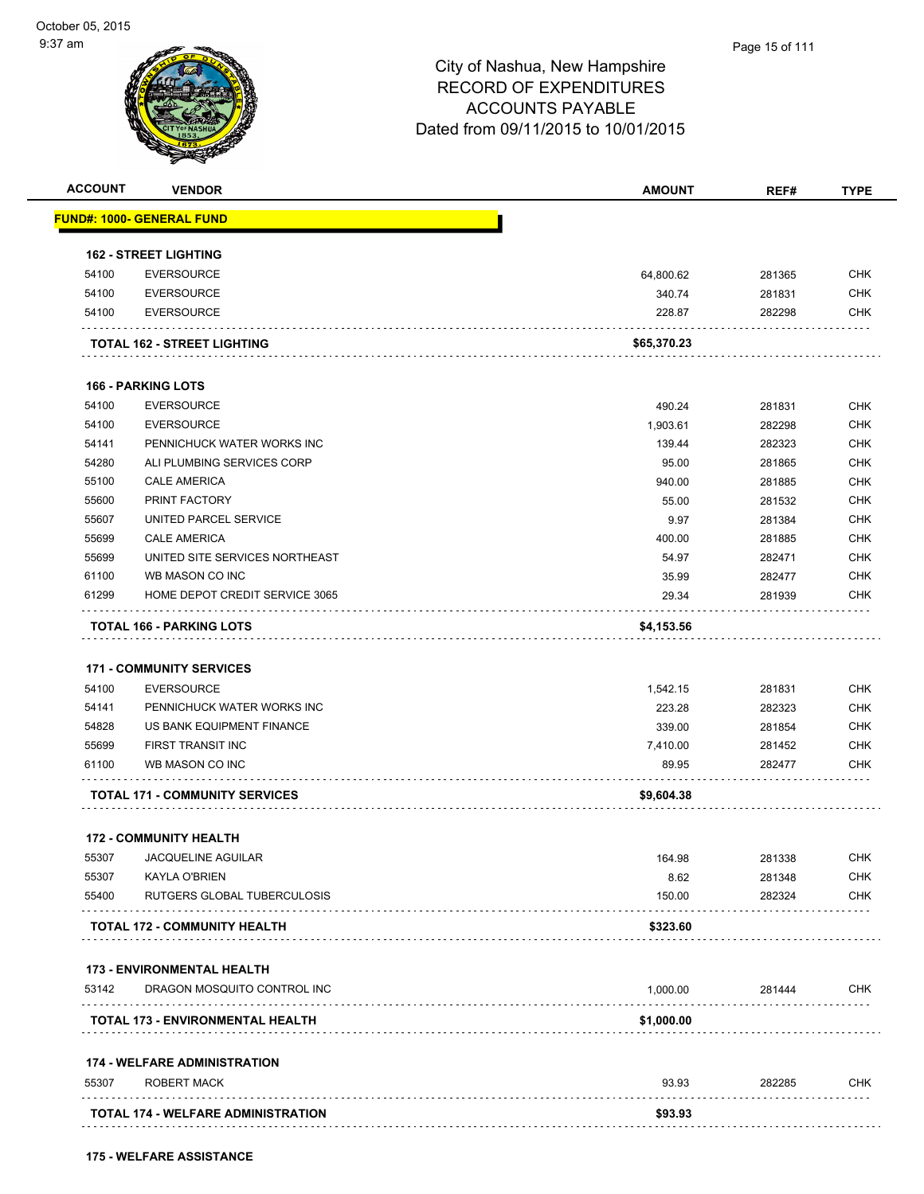City of Nashua, New Hampshire
RECORD OF EXPENDITURES
ACCOUNTS PAYABLE
Dated from 09/11/2015 to 10/01/2015

| ACCOUNT | VENDOR | AMOUNT | REF# | TYPE |
|---|---|---|---|---|
| **FUND#: 1000- GENERAL FUND** | | | | |
| **162 - STREET LIGHTING** | | | | |
| 54100 | EVERSOURCE | 64,800.62 | 281365 | CHK |
| 54100 | EVERSOURCE | 340.74 | 281831 | CHK |
| 54100 | EVERSOURCE | 228.87 | 282298 | CHK |
| | **TOTAL 162 - STREET LIGHTING** | **$65,370.23** | | |
| **166 - PARKING LOTS** | | | | |
| 54100 | EVERSOURCE | 490.24 | 281831 | CHK |
| 54100 | EVERSOURCE | 1,903.61 | 282298 | CHK |
| 54141 | PENNICHUCK WATER WORKS INC | 139.44 | 282323 | CHK |
| 54280 | ALI PLUMBING SERVICES CORP | 95.00 | 281865 | CHK |
| 55100 | CALE AMERICA | 940.00 | 281885 | CHK |
| 55600 | PRINT FACTORY | 55.00 | 281532 | CHK |
| 55607 | UNITED PARCEL SERVICE | 9.97 | 281384 | CHK |
| 55699 | CALE AMERICA | 400.00 | 281885 | CHK |
| 55699 | UNITED SITE SERVICES NORTHEAST | 54.97 | 282471 | CHK |
| 61100 | WB MASON CO INC | 35.99 | 282477 | CHK |
| 61299 | HOME DEPOT CREDIT SERVICE 3065 | 29.34 | 281939 | CHK |
| | **TOTAL 166 - PARKING LOTS** | **$4,153.56** | | |
| **171 - COMMUNITY SERVICES** | | | | |
| 54100 | EVERSOURCE | 1,542.15 | 281831 | CHK |
| 54141 | PENNICHUCK WATER WORKS INC | 223.28 | 282323 | CHK |
| 54828 | US BANK EQUIPMENT FINANCE | 339.00 | 281854 | CHK |
| 55699 | FIRST TRANSIT INC | 7,410.00 | 281452 | CHK |
| 61100 | WB MASON CO INC | 89.95 | 282477 | CHK |
| | **TOTAL 171 - COMMUNITY SERVICES** | **$9,604.38** | | |
| **172 - COMMUNITY HEALTH** | | | | |
| 55307 | JACQUELINE AGUILAR | 164.98 | 281338 | CHK |
| 55307 | KAYLA O'BRIEN | 8.62 | 281348 | CHK |
| 55400 | RUTGERS GLOBAL TUBERCULOSIS | 150.00 | 282324 | CHK |
| | **TOTAL 172 - COMMUNITY HEALTH** | **$323.60** | | |
| **173 - ENVIRONMENTAL HEALTH** | | | | |
| 53142 | DRAGON MOSQUITO CONTROL INC | 1,000.00 | 281444 | CHK |
| | **TOTAL 173 - ENVIRONMENTAL HEALTH** | **$1,000.00** | | |
| **174 - WELFARE ADMINISTRATION** | | | | |
| 55307 | ROBERT MACK | 93.93 | 282285 | CHK |
| | **TOTAL 174 - WELFARE ADMINISTRATION** | **$93.93** | | |
| **175 - WELFARE ASSISTANCE** | | | | |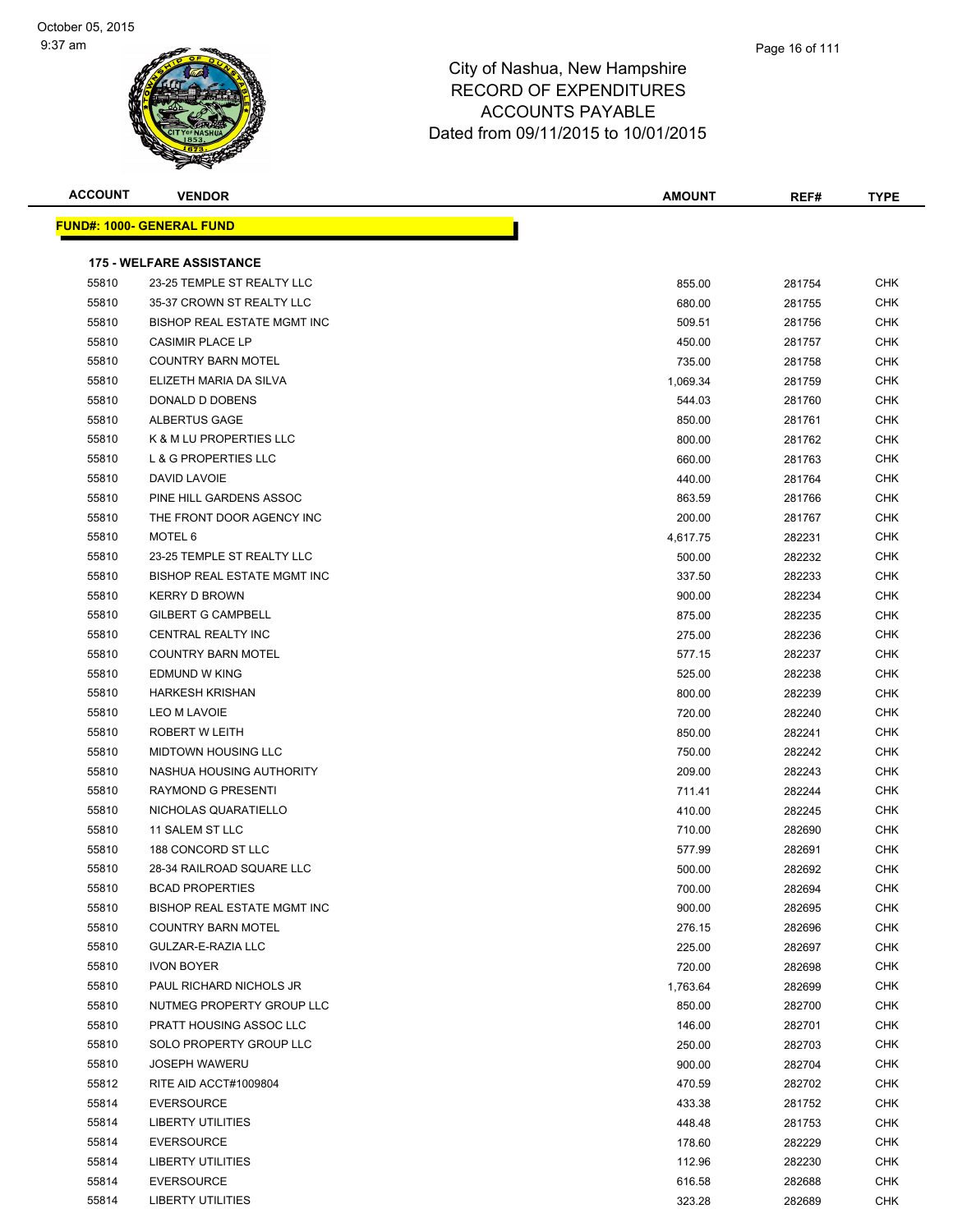# City of Nashua, New Hampshire
## RECORD OF EXPENDITURES
## ACCOUNTS PAYABLE
## Dated from 09/11/2015 to 10/01/2015

| ACCOUNT | VENDOR | AMOUNT | REF# | TYPE |
|---|---|---|---|---|
| **FUND#: 1000- GENERAL FUND** | | | | |
| **175 - WELFARE ASSISTANCE** | | | | |
| 55810 | 23-25 TEMPLE ST REALTY LLC | 855.00 | 281754 | CHK |
| 55810 | 35-37 CROWN ST REALTY LLC | 680.00 | 281755 | CHK |
| 55810 | BISHOP REAL ESTATE MGMT INC | 509.51 | 281756 | CHK |
| 55810 | CASIMIR PLACE LP | 450.00 | 281757 | CHK |
| 55810 | COUNTRY BARN MOTEL | 735.00 | 281758 | CHK |
| 55810 | ELIZETH MARIA DA SILVA | 1,069.34 | 281759 | CHK |
| 55810 | DONALD D DOBENS | 544.03 | 281760 | CHK |
| 55810 | ALBERTUS GAGE | 850.00 | 281761 | CHK |
| 55810 | K & M LU PROPERTIES LLC | 800.00 | 281762 | CHK |
| 55810 | L & G PROPERTIES LLC | 660.00 | 281763 | CHK |
| 55810 | DAVID LAVOIE | 440.00 | 281764 | CHK |
| 55810 | PINE HILL GARDENS ASSOC | 863.59 | 281766 | CHK |
| 55810 | THE FRONT DOOR AGENCY INC | 200.00 | 281767 | CHK |
| 55810 | MOTEL 6 | 4,617.75 | 282231 | CHK |
| 55810 | 23-25 TEMPLE ST REALTY LLC | 500.00 | 282232 | CHK |
| 55810 | BISHOP REAL ESTATE MGMT INC | 337.50 | 282233 | CHK |
| 55810 | KERRY D BROWN | 900.00 | 282234 | CHK |
| 55810 | GILBERT G CAMPBELL | 875.00 | 282235 | CHK |
| 55810 | CENTRAL REALTY INC | 275.00 | 282236 | CHK |
| 55810 | COUNTRY BARN MOTEL | 577.15 | 282237 | CHK |
| 55810 | EDMUND W KING | 525.00 | 282238 | CHK |
| 55810 | HARKESH KRISHAN | 800.00 | 282239 | CHK |
| 55810 | LEO M LAVOIE | 720.00 | 282240 | CHK |
| 55810 | ROBERT W LEITH | 850.00 | 282241 | CHK |
| 55810 | MIDTOWN HOUSING LLC | 750.00 | 282242 | CHK |
| 55810 | NASHUA HOUSING AUTHORITY | 209.00 | 282243 | CHK |
| 55810 | RAYMOND G PRESENTI | 711.41 | 282244 | CHK |
| 55810 | NICHOLAS QUARATIELLO | 410.00 | 282245 | CHK |
| 55810 | 11 SALEM ST LLC | 710.00 | 282690 | CHK |
| 55810 | 188 CONCORD ST LLC | 577.99 | 282691 | CHK |
| 55810 | 28-34 RAILROAD SQUARE LLC | 500.00 | 282692 | CHK |
| 55810 | BCAD PROPERTIES | 700.00 | 282694 | CHK |
| 55810 | BISHOP REAL ESTATE MGMT INC | 900.00 | 282695 | CHK |
| 55810 | COUNTRY BARN MOTEL | 276.15 | 282696 | CHK |
| 55810 | GULZAR-E-RAZIA LLC | 225.00 | 282697 | CHK |
| 55810 | IVON BOYER | 720.00 | 282698 | CHK |
| 55810 | PAUL RICHARD NICHOLS JR | 1,763.64 | 282699 | CHK |
| 55810 | NUTMEG PROPERTY GROUP LLC | 850.00 | 282700 | CHK |
| 55810 | PRATT HOUSING ASSOC LLC | 146.00 | 282701 | CHK |
| 55810 | SOLO PROPERTY GROUP LLC | 250.00 | 282703 | CHK |
| 55810 | JOSEPH WAWERU | 900.00 | 282704 | CHK |
| 55812 | RITE AID ACCT#1009804 | 470.59 | 282702 | CHK |
| 55814 | EVERSOURCE | 433.38 | 281752 | CHK |
| 55814 | LIBERTY UTILITIES | 448.48 | 281753 | CHK |
| 55814 | EVERSOURCE | 178.60 | 282229 | CHK |
| 55814 | LIBERTY UTILITIES | 112.96 | 282230 | CHK |
| 55814 | EVERSOURCE | 616.58 | 282688 | CHK |
| 55814 | LIBERTY UTILITIES | 323.28 | 282689 | CHK |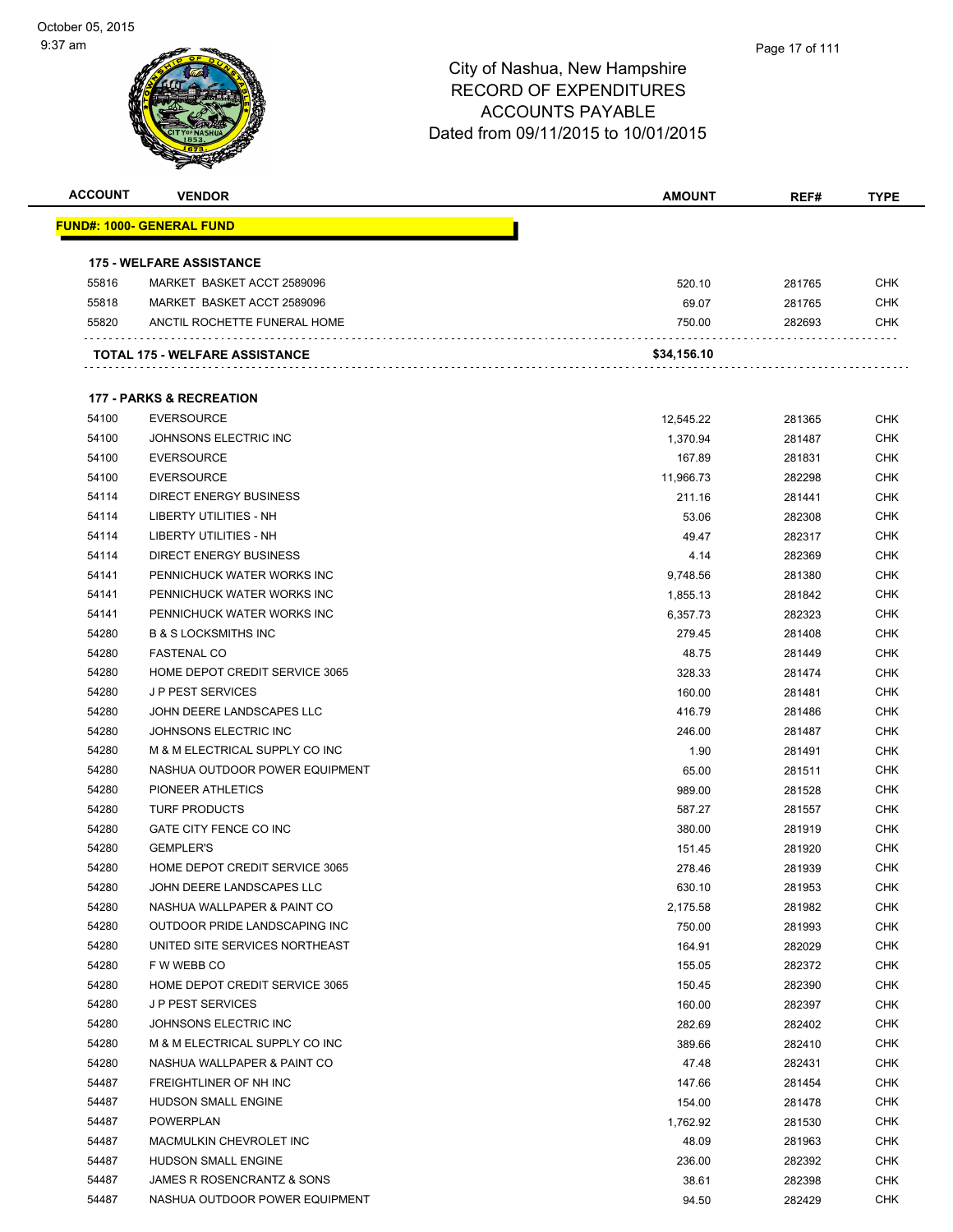City of Nashua, New Hampshire
RECORD OF EXPENDITURES
ACCOUNTS PAYABLE
Dated from 09/11/2015 to 10/01/2015

| ACCOUNT | VENDOR | AMOUNT | REF# | TYPE |
|---|---|---|---|---|
| **FUND#: 1000- GENERAL FUND** | | | | |
| **175 - WELFARE ASSISTANCE** | | | | |
| 55816 | MARKET BASKET ACCT 2589096 | 520.10 | 281765 | CHK |
| 55818 | MARKET BASKET ACCT 2589096 | 69.07 | 281765 | CHK |
| 55820 | ANCTIL ROCHETTE FUNERAL HOME | 750.00 | 282693 | CHK |
| | **TOTAL 175 - WELFARE ASSISTANCE** | **$34,156.10** | | |
| **177 - PARKS & RECREATION** | | | | |
| 54100 | EVERSOURCE | 12,545.22 | 281365 | CHK |
| 54100 | JOHNSONS ELECTRIC INC | 1,370.94 | 281487 | CHK |
| 54100 | EVERSOURCE | 167.89 | 281831 | CHK |
| 54100 | EVERSOURCE | 11,966.73 | 282298 | CHK |
| 54114 | DIRECT ENERGY BUSINESS | 211.16 | 281441 | CHK |
| 54114 | LIBERTY UTILITIES - NH | 53.06 | 282308 | CHK |
| 54114 | LIBERTY UTILITIES - NH | 49.47 | 282317 | CHK |
| 54114 | DIRECT ENERGY BUSINESS | 4.14 | 282369 | CHK |
| 54141 | PENNICHUCK WATER WORKS INC | 9,748.56 | 281380 | CHK |
| 54141 | PENNICHUCK WATER WORKS INC | 1,855.13 | 281842 | CHK |
| 54141 | PENNICHUCK WATER WORKS INC | 6,357.73 | 282323 | CHK |
| 54280 | B & S LOCKSMITHS INC | 279.45 | 281408 | CHK |
| 54280 | FASTENAL CO | 48.75 | 281449 | CHK |
| 54280 | HOME DEPOT CREDIT SERVICE 3065 | 328.33 | 281474 | CHK |
| 54280 | J P PEST SERVICES | 160.00 | 281481 | CHK |
| 54280 | JOHN DEERE LANDSCAPES LLC | 416.79 | 281486 | CHK |
| 54280 | JOHNSONS ELECTRIC INC | 246.00 | 281487 | CHK |
| 54280 | M & M ELECTRICAL SUPPLY CO INC | 1.90 | 281491 | CHK |
| 54280 | NASHUA OUTDOOR POWER EQUIPMENT | 65.00 | 281511 | CHK |
| 54280 | PIONEER ATHLETICS | 989.00 | 281528 | CHK |
| 54280 | TURF PRODUCTS | 587.27 | 281557 | CHK |
| 54280 | GATE CITY FENCE CO INC | 380.00 | 281919 | CHK |
| 54280 | GEMPLER'S | 151.45 | 281920 | CHK |
| 54280 | HOME DEPOT CREDIT SERVICE 3065 | 278.46 | 281939 | CHK |
| 54280 | JOHN DEERE LANDSCAPES LLC | 630.10 | 281953 | CHK |
| 54280 | NASHUA WALLPAPER & PAINT CO | 2,175.58 | 281982 | CHK |
| 54280 | OUTDOOR PRIDE LANDSCAPING INC | 750.00 | 281993 | CHK |
| 54280 | UNITED SITE SERVICES NORTHEAST | 164.91 | 282029 | CHK |
| 54280 | F W WEBB CO | 155.05 | 282372 | CHK |
| 54280 | HOME DEPOT CREDIT SERVICE 3065 | 150.45 | 282390 | CHK |
| 54280 | J P PEST SERVICES | 160.00 | 282397 | CHK |
| 54280 | JOHNSONS ELECTRIC INC | 282.69 | 282402 | CHK |
| 54280 | M & M ELECTRICAL SUPPLY CO INC | 389.66 | 282410 | CHK |
| 54280 | NASHUA WALLPAPER & PAINT CO | 47.48 | 282431 | CHK |
| 54487 | FREIGHTLINER OF NH INC | 147.66 | 281454 | CHK |
| 54487 | HUDSON SMALL ENGINE | 154.00 | 281478 | CHK |
| 54487 | POWERPLAN | 1,762.92 | 281530 | CHK |
| 54487 | MACMULKIN CHEVROLET INC | 48.09 | 281963 | CHK |
| 54487 | HUDSON SMALL ENGINE | 236.00 | 282392 | CHK |
| 54487 | JAMES R ROSENCRANTZ & SONS | 38.61 | 282398 | CHK |
| 54487 | NASHUA OUTDOOR POWER EQUIPMENT | 94.50 | 282429 | CHK |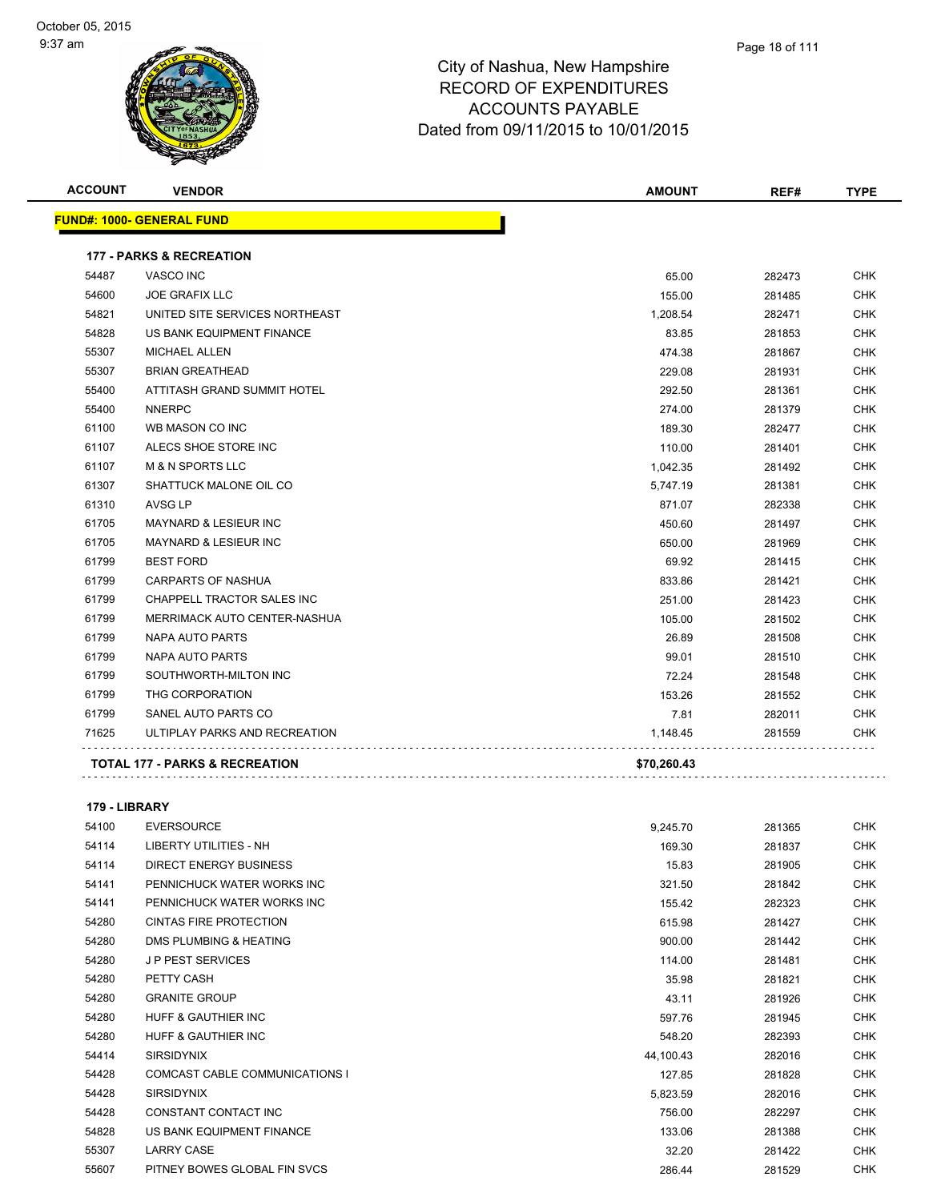City of Nashua, New Hampshire
RECORD OF EXPENDITURES
ACCOUNTS PAYABLE
Dated from 09/11/2015 to 10/01/2015

| ACCOUNT | VENDOR | AMOUNT | REF# | TYPE |
|---|---|---|---|---|
| **FUND#: 1000- GENERAL FUND** | | | | |
| **177 - PARKS & RECREATION** | | | | |
| 54487 | VASCO INC | 65.00 | 282473 | CHK |
| 54600 | JOE GRAFIX LLC | 155.00 | 281485 | CHK |
| 54821 | UNITED SITE SERVICES NORTHEAST | 1,208.54 | 282471 | CHK |
| 54828 | US BANK EQUIPMENT FINANCE | 83.85 | 281853 | CHK |
| 55307 | MICHAEL ALLEN | 474.38 | 281867 | CHK |
| 55307 | BRIAN GREATHEAD | 229.08 | 281931 | CHK |
| 55400 | ATTITASH GRAND SUMMIT HOTEL | 292.50 | 281361 | CHK |
| 55400 | NNERPC | 274.00 | 281379 | CHK |
| 61100 | WB MASON CO INC | 189.30 | 282477 | CHK |
| 61107 | ALECS SHOE STORE INC | 110.00 | 281401 | CHK |
| 61107 | M & N SPORTS LLC | 1,042.35 | 281492 | CHK |
| 61307 | SHATTUCK MALONE OIL CO | 5,747.19 | 281381 | CHK |
| 61310 | AVSG LP | 871.07 | 282338 | CHK |
| 61705 | MAYNARD & LESIEUR INC | 450.60 | 281497 | CHK |
| 61705 | MAYNARD & LESIEUR INC | 650.00 | 281969 | CHK |
| 61799 | BEST FORD | 69.92 | 281415 | CHK |
| 61799 | CARPARTS OF NASHUA | 833.86 | 281421 | CHK |
| 61799 | CHAPPELL TRACTOR SALES INC | 251.00 | 281423 | CHK |
| 61799 | MERRIMACK AUTO CENTER-NASHUA | 105.00 | 281502 | CHK |
| 61799 | NAPA AUTO PARTS | 26.89 | 281508 | CHK |
| 61799 | NAPA AUTO PARTS | 99.01 | 281510 | CHK |
| 61799 | SOUTHWORTH-MILTON INC | 72.24 | 281548 | CHK |
| 61799 | THG CORPORATION | 153.26 | 281552 | CHK |
| 61799 | SANEL AUTO PARTS CO | 7.81 | 282011 | CHK |
| 71625 | ULTIPLAY PARKS AND RECREATION | 1,148.45 | 281559 | CHK |
| **TOTAL 177 - PARKS & RECREATION** | | **$70,260.43** | | |
| **179 - LIBRARY** | | | | |
| 54100 | EVERSOURCE | 9,245.70 | 281365 | CHK |
| 54114 | LIBERTY UTILITIES - NH | 169.30 | 281837 | CHK |
| 54114 | DIRECT ENERGY BUSINESS | 15.83 | 281905 | CHK |
| 54141 | PENNICHUCK WATER WORKS INC | 321.50 | 281842 | CHK |
| 54141 | PENNICHUCK WATER WORKS INC | 155.42 | 282323 | CHK |
| 54280 | CINTAS FIRE PROTECTION | 615.98 | 281427 | CHK |
| 54280 | DMS PLUMBING & HEATING | 900.00 | 281442 | CHK |
| 54280 | J P PEST SERVICES | 114.00 | 281481 | CHK |
| 54280 | PETTY CASH | 35.98 | 281821 | CHK |
| 54280 | GRANITE GROUP | 43.11 | 281926 | CHK |
| 54280 | HUFF & GAUTHIER INC | 597.76 | 281945 | CHK |
| 54280 | HUFF & GAUTHIER INC | 548.20 | 282393 | CHK |
| 54414 | SIRSIDYNIX | 44,100.43 | 282016 | CHK |
| 54428 | COMCAST CABLE COMMUNICATIONS I | 127.85 | 281828 | CHK |
| 54428 | SIRSIDYNIX | 5,823.59 | 282016 | CHK |
| 54428 | CONSTANT CONTACT INC | 756.00 | 282297 | CHK |
| 54828 | US BANK EQUIPMENT FINANCE | 133.06 | 281388 | CHK |
| 55307 | LARRY CASE | 32.20 | 281422 | CHK |
| 55607 | PITNEY BOWES GLOBAL FIN SVCS | 286.44 | 281529 | CHK |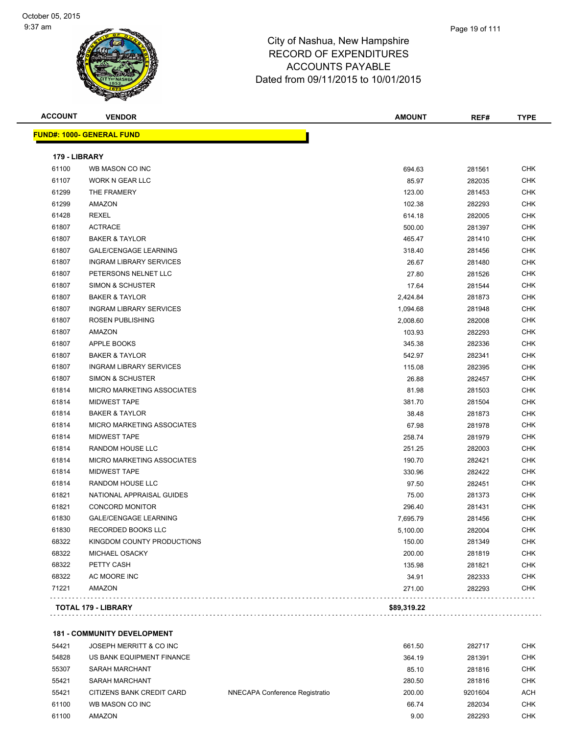# City of Nashua, New Hampshire
## RECORD OF EXPENDITURES
## ACCOUNTS PAYABLE
## Dated from 09/11/2015 to 10/01/2015

October 05, 2015
9:37 am

| ACCOUNT | VENDOR | | AMOUNT | REF# | TYPE |
|---|---|---|---|---|---|
| **FUND#: 1000- GENERAL FUND** | | | | | |
| **179 - LIBRARY** | | | | | |
| 61100 | WB MASON CO INC | | 694.63 | 281561 | CHK |
| 61107 | WORK N GEAR LLC | | 85.97 | 282035 | CHK |
| 61299 | THE FRAMERY | | 123.00 | 281453 | CHK |
| 61299 | AMAZON | | 102.38 | 282293 | CHK |
| 61428 | REXEL | | 614.18 | 282005 | CHK |
| 61807 | ACTRACE | | 500.00 | 281397 | CHK |
| 61807 | BAKER & TAYLOR | | 465.47 | 281410 | CHK |
| 61807 | GALE/CENGAGE LEARNING | | 318.40 | 281456 | CHK |
| 61807 | INGRAM LIBRARY SERVICES | | 26.67 | 281480 | CHK |
| 61807 | PETERSONS NELNET LLC | | 27.80 | 281526 | CHK |
| 61807 | SIMON & SCHUSTER | | 17.64 | 281544 | CHK |
| 61807 | BAKER & TAYLOR | | 2,424.84 | 281873 | CHK |
| 61807 | INGRAM LIBRARY SERVICES | | 1,094.68 | 281948 | CHK |
| 61807 | ROSEN PUBLISHING | | 2,008.60 | 282008 | CHK |
| 61807 | AMAZON | | 103.93 | 282293 | CHK |
| 61807 | APPLE BOOKS | | 345.38 | 282336 | CHK |
| 61807 | BAKER & TAYLOR | | 542.97 | 282341 | CHK |
| 61807 | INGRAM LIBRARY SERVICES | | 115.08 | 282395 | CHK |
| 61807 | SIMON & SCHUSTER | | 26.88 | 282457 | CHK |
| 61814 | MICRO MARKETING ASSOCIATES | | 81.98 | 281503 | CHK |
| 61814 | MIDWEST TAPE | | 381.70 | 281504 | CHK |
| 61814 | BAKER & TAYLOR | | 38.48 | 281873 | CHK |
| 61814 | MICRO MARKETING ASSOCIATES | | 67.98 | 281978 | CHK |
| 61814 | MIDWEST TAPE | | 258.74 | 281979 | CHK |
| 61814 | RANDOM HOUSE LLC | | 251.25 | 282003 | CHK |
| 61814 | MICRO MARKETING ASSOCIATES | | 190.70 | 282421 | CHK |
| 61814 | MIDWEST TAPE | | 330.96 | 282422 | CHK |
| 61814 | RANDOM HOUSE LLC | | 97.50 | 282451 | CHK |
| 61821 | NATIONAL APPRAISAL GUIDES | | 75.00 | 281373 | CHK |
| 61821 | CONCORD MONITOR | | 296.40 | 281431 | CHK |
| 61830 | GALE/CENGAGE LEARNING | | 7,695.79 | 281456 | CHK |
| 61830 | RECORDED BOOKS LLC | | 5,100.00 | 282004 | CHK |
| 68322 | KINGDOM COUNTY PRODUCTIONS | | 150.00 | 281349 | CHK |
| 68322 | MICHAEL OSACKY | | 200.00 | 281819 | CHK |
| 68322 | PETTY CASH | | 135.98 | 281821 | CHK |
| 68322 | AC MOORE INC | | 34.91 | 282333 | CHK |
| 71221 | AMAZON | | 271.00 | 282293 | CHK |
| **TOTAL 179 - LIBRARY** | | | **$89,319.22** | | |
| **181 - COMMUNITY DEVELOPMENT** | | | | | |
| 54421 | JOSEPH MERRITT & CO INC | | 661.50 | 282717 | CHK |
| 54828 | US BANK EQUIPMENT FINANCE | | 364.19 | 281391 | CHK |
| 55307 | SARAH MARCHANT | | 85.10 | 281816 | CHK |
| 55421 | SARAH MARCHANT | | 280.50 | 281816 | CHK |
| 55421 | CITIZENS BANK CREDIT CARD | NNECAPA Conference Registratio | 200.00 | 9201604 | ACH |
| 61100 | WB MASON CO INC | | 66.74 | 282034 | CHK |
| 61100 | AMAZON | | 9.00 | 282293 | CHK |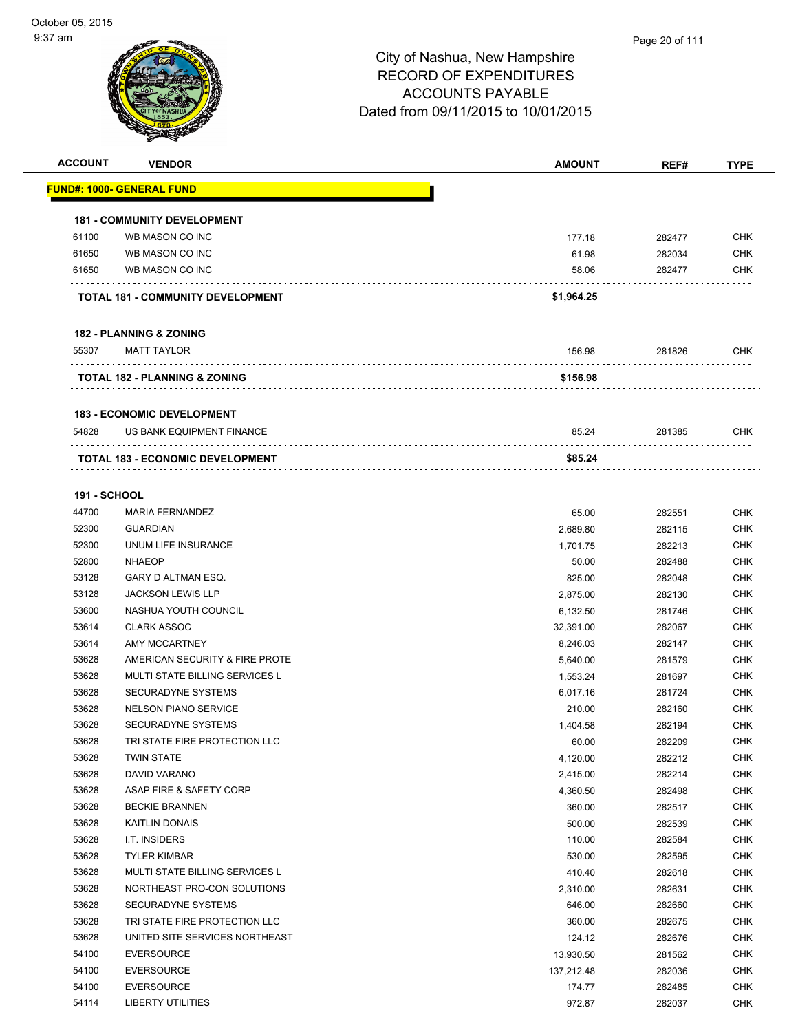# City of Nashua, New Hampshire
## RECORD OF EXPENDITURES
## ACCOUNTS PAYABLE
## Dated from 09/11/2015 to 10/01/2015

October 05, 2015
9:37 am

| ACCOUNT | VENDOR | AMOUNT | REF# | TYPE |
|---|---|---|---|---|
| **FUND#: 1000- GENERAL FUND** | | | | |
| **181 - COMMUNITY DEVELOPMENT** | | | | |
| 61100 | WB MASON CO INC | 177.18 | 282477 | CHK |
| 61650 | WB MASON CO INC | 61.98 | 282034 | CHK |
| 61650 | WB MASON CO INC | 58.06 | 282477 | CHK |
| **TOTAL 181 - COMMUNITY DEVELOPMENT** | | **$1,964.25** | | |
| **182 - PLANNING & ZONING** | | | | |
| 55307 | MATT TAYLOR | 156.98 | 281826 | CHK |
| **TOTAL 182 - PLANNING & ZONING** | | **$156.98** | | |
| **183 - ECONOMIC DEVELOPMENT** | | | | |
| 54828 | US BANK EQUIPMENT FINANCE | 85.24 | 281385 | CHK |
| **TOTAL 183 - ECONOMIC DEVELOPMENT** | | **$85.24** | | |
| **191 - SCHOOL** | | | | |
| 44700 | MARIA FERNANDEZ | 65.00 | 282551 | CHK |
| 52300 | GUARDIAN | 2,689.80 | 282115 | CHK |
| 52300 | UNUM LIFE INSURANCE | 1,701.75 | 282213 | CHK |
| 52800 | NHAEOP | 50.00 | 282488 | CHK |
| 53128 | GARY D ALTMAN ESQ. | 825.00 | 282048 | CHK |
| 53128 | JACKSON LEWIS LLP | 2,875.00 | 282130 | CHK |
| 53600 | NASHUA YOUTH COUNCIL | 6,132.50 | 281746 | CHK |
| 53614 | CLARK ASSOC | 32,391.00 | 282067 | CHK |
| 53614 | AMY MCCARTNEY | 8,246.03 | 282147 | CHK |
| 53628 | AMERICAN SECURITY & FIRE PROTE | 5,640.00 | 281579 | CHK |
| 53628 | MULTI STATE BILLING SERVICES L | 1,553.24 | 281697 | CHK |
| 53628 | SECURADYNE SYSTEMS | 6,017.16 | 281724 | CHK |
| 53628 | NELSON PIANO SERVICE | 210.00 | 282160 | CHK |
| 53628 | SECURADYNE SYSTEMS | 1,404.58 | 282194 | CHK |
| 53628 | TRI STATE FIRE PROTECTION LLC | 60.00 | 282209 | CHK |
| 53628 | TWIN STATE | 4,120.00 | 282212 | CHK |
| 53628 | DAVID VARANO | 2,415.00 | 282214 | CHK |
| 53628 | ASAP FIRE & SAFETY CORP | 4,360.50 | 282498 | CHK |
| 53628 | BECKIE BRANNEN | 360.00 | 282517 | CHK |
| 53628 | KAITLIN DONAIS | 500.00 | 282539 | CHK |
| 53628 | I.T. INSIDERS | 110.00 | 282584 | CHK |
| 53628 | TYLER KIMBAR | 530.00 | 282595 | CHK |
| 53628 | MULTI STATE BILLING SERVICES L | 410.40 | 282618 | CHK |
| 53628 | NORTHEAST PRO-CON SOLUTIONS | 2,310.00 | 282631 | CHK |
| 53628 | SECURADYNE SYSTEMS | 646.00 | 282660 | CHK |
| 53628 | TRI STATE FIRE PROTECTION LLC | 360.00 | 282675 | CHK |
| 53628 | UNITED SITE SERVICES NORTHEAST | 124.12 | 282676 | CHK |
| 54100 | EVERSOURCE | 13,930.50 | 281562 | CHK |
| 54100 | EVERSOURCE | 137,212.48 | 282036 | CHK |
| 54100 | EVERSOURCE | 174.77 | 282485 | CHK |
| 54114 | LIBERTY UTILITIES | 972.87 | 282037 | CHK |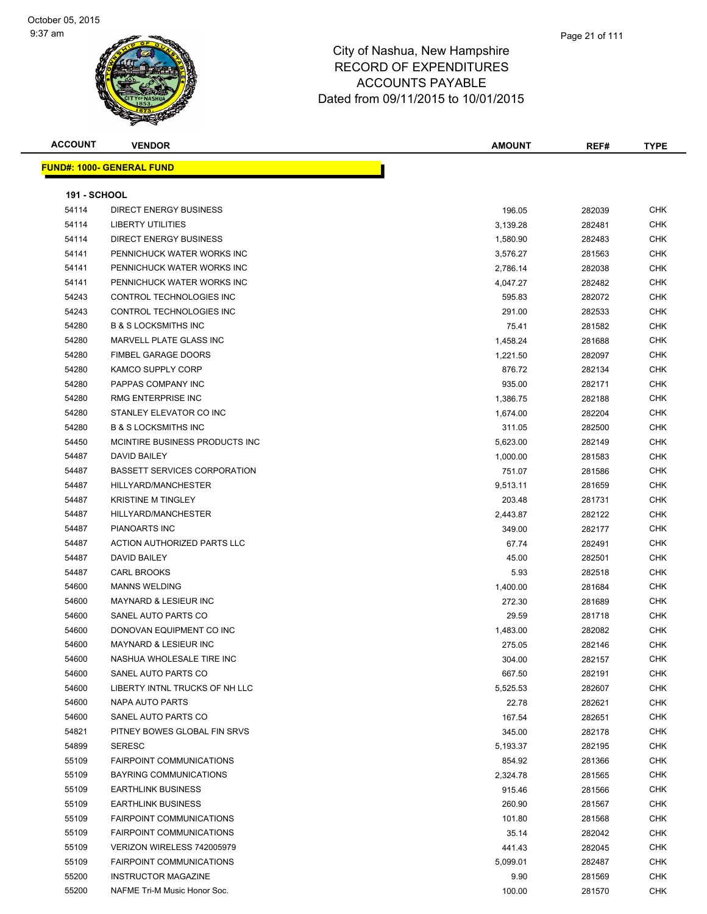# City of Nashua, New Hampshire
## RECORD OF EXPENDITURES
## ACCOUNTS PAYABLE
## Dated from 09/11/2015 to 10/01/2015

| ACCOUNT | VENDOR | AMOUNT | REF# | TYPE |
|---|---|---|---|---|

**FUND#: 1000- GENERAL FUND**

**191 - SCHOOL**

| ACCOUNT | VENDOR | AMOUNT | REF# | TYPE |
|---|---|---|---|---|
| 54114 | DIRECT ENERGY BUSINESS | 196.05 | 282039 | CHK |
| 54114 | LIBERTY UTILITIES | 3,139.28 | 282481 | CHK |
| 54114 | DIRECT ENERGY BUSINESS | 1,580.90 | 282483 | CHK |
| 54141 | PENNICHUCK WATER WORKS INC | 3,576.27 | 281563 | CHK |
| 54141 | PENNICHUCK WATER WORKS INC | 2,786.14 | 282038 | CHK |
| 54141 | PENNICHUCK WATER WORKS INC | 4,047.27 | 282482 | CHK |
| 54243 | CONTROL TECHNOLOGIES INC | 595.83 | 282072 | CHK |
| 54243 | CONTROL TECHNOLOGIES INC | 291.00 | 282533 | CHK |
| 54280 | B & S LOCKSMITHS INC | 75.41 | 281582 | CHK |
| 54280 | MARVELL PLATE GLASS INC | 1,458.24 | 281688 | CHK |
| 54280 | FIMBEL GARAGE DOORS | 1,221.50 | 282097 | CHK |
| 54280 | KAMCO SUPPLY CORP | 876.72 | 282134 | CHK |
| 54280 | PAPPAS COMPANY INC | 935.00 | 282171 | CHK |
| 54280 | RMG ENTERPRISE INC | 1,386.75 | 282188 | CHK |
| 54280 | STANLEY ELEVATOR CO INC | 1,674.00 | 282204 | CHK |
| 54280 | B & S LOCKSMITHS INC | 311.05 | 282500 | CHK |
| 54450 | MCINTIRE BUSINESS PRODUCTS INC | 5,623.00 | 282149 | CHK |
| 54487 | DAVID BAILEY | 1,000.00 | 281583 | CHK |
| 54487 | BASSETT SERVICES CORPORATION | 751.07 | 281586 | CHK |
| 54487 | HILLYARD/MANCHESTER | 9,513.11 | 281659 | CHK |
| 54487 | KRISTINE M TINGLEY | 203.48 | 281731 | CHK |
| 54487 | HILLYARD/MANCHESTER | 2,443.87 | 282122 | CHK |
| 54487 | PIANOARTS INC | 349.00 | 282177 | CHK |
| 54487 | ACTION AUTHORIZED PARTS LLC | 67.74 | 282491 | CHK |
| 54487 | DAVID BAILEY | 45.00 | 282501 | CHK |
| 54487 | CARL BROOKS | 5.93 | 282518 | CHK |
| 54600 | MANNS WELDING | 1,400.00 | 281684 | CHK |
| 54600 | MAYNARD & LESIEUR INC | 272.30 | 281689 | CHK |
| 54600 | SANEL AUTO PARTS CO | 29.59 | 281718 | CHK |
| 54600 | DONOVAN EQUIPMENT CO INC | 1,483.00 | 282082 | CHK |
| 54600 | MAYNARD & LESIEUR INC | 275.05 | 282146 | CHK |
| 54600 | NASHUA WHOLESALE TIRE INC | 304.00 | 282157 | CHK |
| 54600 | SANEL AUTO PARTS CO | 667.50 | 282191 | CHK |
| 54600 | LIBERTY INTNL TRUCKS OF NH LLC | 5,525.53 | 282607 | CHK |
| 54600 | NAPA AUTO PARTS | 22.78 | 282621 | CHK |
| 54600 | SANEL AUTO PARTS CO | 167.54 | 282651 | CHK |
| 54821 | PITNEY BOWES GLOBAL FIN SRVS | 345.00 | 282178 | CHK |
| 54899 | SERESC | 5,193.37 | 282195 | CHK |
| 55109 | FAIRPOINT COMMUNICATIONS | 854.92 | 281366 | CHK |
| 55109 | BAYRING COMMUNICATIONS | 2,324.78 | 281565 | CHK |
| 55109 | EARTHLINK BUSINESS | 915.46 | 281566 | CHK |
| 55109 | EARTHLINK BUSINESS | 260.90 | 281567 | CHK |
| 55109 | FAIRPOINT COMMUNICATIONS | 101.80 | 281568 | CHK |
| 55109 | FAIRPOINT COMMUNICATIONS | 35.14 | 282042 | CHK |
| 55109 | VERIZON WIRELESS 742005979 | 441.43 | 282045 | CHK |
| 55109 | FAIRPOINT COMMUNICATIONS | 5,099.01 | 282487 | CHK |
| 55200 | INSTRUCTOR MAGAZINE | 9.90 | 281569 | CHK |
| 55200 | NAFME Tri-M Music Honor Soc. | 100.00 | 281570 | CHK |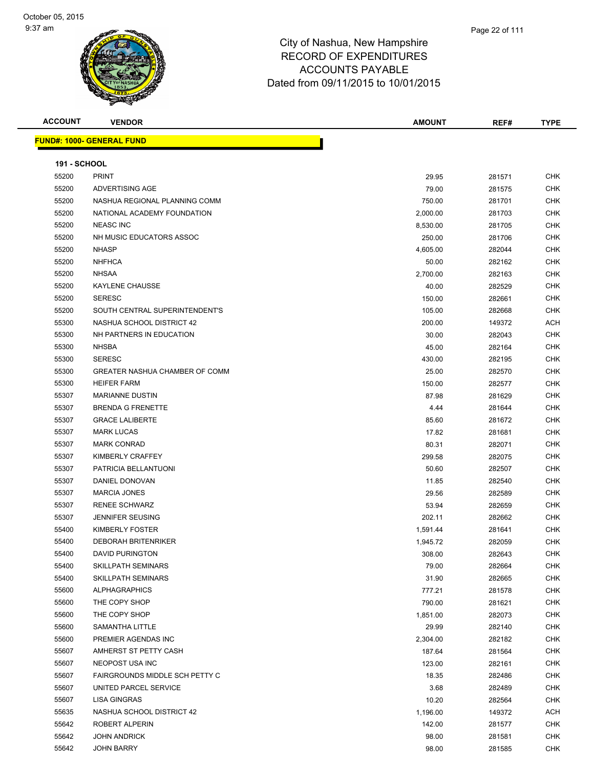# City of Nashua, New Hampshire
# RECORD OF EXPENDITURES
# ACCOUNTS PAYABLE
# Dated from 09/11/2015 to 10/01/2015

**FUND#: 1000- GENERAL FUND**

**191 - SCHOOL**

| ACCOUNT | VENDOR | AMOUNT | REF# | TYPE |
|---|---|---|---|---|
| 55200 | PRINT | 29.95 | 281571 | CHK |
| 55200 | ADVERTISING AGE | 79.00 | 281575 | CHK |
| 55200 | NASHUA REGIONAL PLANNING COMM | 750.00 | 281701 | CHK |
| 55200 | NATIONAL ACADEMY FOUNDATION | 2,000.00 | 281703 | CHK |
| 55200 | NEASC INC | 8,530.00 | 281705 | CHK |
| 55200 | NH MUSIC EDUCATORS ASSOC | 250.00 | 281706 | CHK |
| 55200 | NHASP | 4,605.00 | 282044 | CHK |
| 55200 | NHFHCA | 50.00 | 282162 | CHK |
| 55200 | NHSAA | 2,700.00 | 282163 | CHK |
| 55200 | KAYLENE CHAUSSE | 40.00 | 282529 | CHK |
| 55200 | SERESC | 150.00 | 282661 | CHK |
| 55200 | SOUTH CENTRAL SUPERINTENDENT'S | 105.00 | 282668 | CHK |
| 55300 | NASHUA SCHOOL DISTRICT 42 | 200.00 | 149372 | ACH |
| 55300 | NH PARTNERS IN EDUCATION | 30.00 | 282043 | CHK |
| 55300 | NHSBA | 45.00 | 282164 | CHK |
| 55300 | SERESC | 430.00 | 282195 | CHK |
| 55300 | GREATER NASHUA CHAMBER OF COMM | 25.00 | 282570 | CHK |
| 55300 | HEIFER FARM | 150.00 | 282577 | CHK |
| 55307 | MARIANNE DUSTIN | 87.98 | 281629 | CHK |
| 55307 | BRENDA G FRENETTE | 4.44 | 281644 | CHK |
| 55307 | GRACE LALIBERTE | 85.60 | 281672 | CHK |
| 55307 | MARK LUCAS | 17.82 | 281681 | CHK |
| 55307 | MARK CONRAD | 80.31 | 282071 | CHK |
| 55307 | KIMBERLY CRAFFEY | 299.58 | 282075 | CHK |
| 55307 | PATRICIA BELLANTUONI | 50.60 | 282507 | CHK |
| 55307 | DANIEL DONOVAN | 11.85 | 282540 | CHK |
| 55307 | MARCIA JONES | 29.56 | 282589 | CHK |
| 55307 | RENEE SCHWARZ | 53.94 | 282659 | CHK |
| 55307 | JENNIFER SEUSING | 202.11 | 282662 | CHK |
| 55400 | KIMBERLY FOSTER | 1,591.44 | 281641 | CHK |
| 55400 | DEBORAH BRITENRIKER | 1,945.72 | 282059 | CHK |
| 55400 | DAVID PURINGTON | 308.00 | 282643 | CHK |
| 55400 | SKILLPATH SEMINARS | 79.00 | 282664 | CHK |
| 55400 | SKILLPATH SEMINARS | 31.90 | 282665 | CHK |
| 55600 | ALPHAGRAPHICS | 777.21 | 281578 | CHK |
| 55600 | THE COPY SHOP | 790.00 | 281621 | CHK |
| 55600 | THE COPY SHOP | 1,851.00 | 282073 | CHK |
| 55600 | SAMANTHA LITTLE | 29.99 | 282140 | CHK |
| 55600 | PREMIER AGENDAS INC | 2,304.00 | 282182 | CHK |
| 55607 | AMHERST ST PETTY CASH | 187.64 | 281564 | CHK |
| 55607 | NEOPOST USA INC | 123.00 | 282161 | CHK |
| 55607 | FAIRGROUNDS MIDDLE SCH PETTY C | 18.35 | 282486 | CHK |
| 55607 | UNITED PARCEL SERVICE | 3.68 | 282489 | CHK |
| 55607 | LISA GINGRAS | 10.20 | 282564 | CHK |
| 55635 | NASHUA SCHOOL DISTRICT 42 | 1,196.00 | 149372 | ACH |
| 55642 | ROBERT ALPERIN | 142.00 | 281577 | CHK |
| 55642 | JOHN ANDRICK | 98.00 | 281581 | CHK |
| 55642 | JOHN BARRY | 98.00 | 281585 | CHK |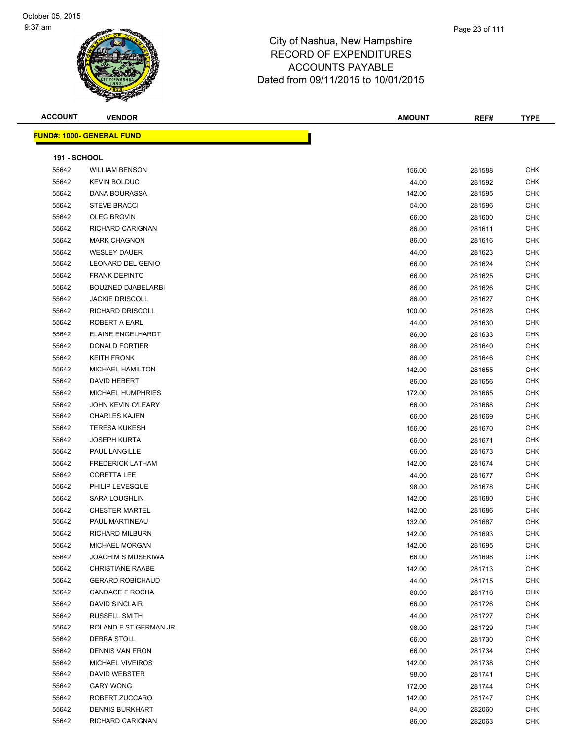# City of Nashua, New Hampshire
# RECORD OF EXPENDITURES
# ACCOUNTS PAYABLE
# Dated from 09/11/2015 to 10/01/2015

October 05, 2015
9:37 am

**FUND#: 1000- GENERAL FUND**

**191 - SCHOOL**

| ACCOUNT | VENDOR | AMOUNT | REF# | TYPE |
|---|---|---|---|---|
| 55642 | WILLIAM BENSON | 156.00 | 281588 | CHK |
| 55642 | KEVIN BOLDUC | 44.00 | 281592 | CHK |
| 55642 | DANA BOURASSA | 142.00 | 281595 | CHK |
| 55642 | STEVE BRACCI | 54.00 | 281596 | CHK |
| 55642 | OLEG BROVIN | 66.00 | 281600 | CHK |
| 55642 | RICHARD CARIGNAN | 86.00 | 281611 | CHK |
| 55642 | MARK CHAGNON | 86.00 | 281616 | CHK |
| 55642 | WESLEY DAUER | 44.00 | 281623 | CHK |
| 55642 | LEONARD DEL GENIO | 66.00 | 281624 | CHK |
| 55642 | FRANK DEPINTO | 66.00 | 281625 | CHK |
| 55642 | BOUZNED DJABELARBI | 86.00 | 281626 | CHK |
| 55642 | JACKIE DRISCOLL | 86.00 | 281627 | CHK |
| 55642 | RICHARD DRISCOLL | 100.00 | 281628 | CHK |
| 55642 | ROBERT A EARL | 44.00 | 281630 | CHK |
| 55642 | ELAINE ENGELHARDT | 86.00 | 281633 | CHK |
| 55642 | DONALD FORTIER | 86.00 | 281640 | CHK |
| 55642 | KEITH FRONK | 86.00 | 281646 | CHK |
| 55642 | MICHAEL HAMILTON | 142.00 | 281655 | CHK |
| 55642 | DAVID HEBERT | 86.00 | 281656 | CHK |
| 55642 | MICHAEL HUMPHRIES | 172.00 | 281665 | CHK |
| 55642 | JOHN KEVIN O'LEARY | 66.00 | 281668 | CHK |
| 55642 | CHARLES KAJEN | 66.00 | 281669 | CHK |
| 55642 | TERESA KUKESH | 156.00 | 281670 | CHK |
| 55642 | JOSEPH KURTA | 66.00 | 281671 | CHK |
| 55642 | PAUL LANGILLE | 66.00 | 281673 | CHK |
| 55642 | FREDERICK LATHAM | 142.00 | 281674 | CHK |
| 55642 | CORETTA LEE | 44.00 | 281677 | CHK |
| 55642 | PHILIP LEVESQUE | 98.00 | 281678 | CHK |
| 55642 | SARA LOUGHLIN | 142.00 | 281680 | CHK |
| 55642 | CHESTER MARTEL | 142.00 | 281686 | CHK |
| 55642 | PAUL MARTINEAU | 132.00 | 281687 | CHK |
| 55642 | RICHARD MILBURN | 142.00 | 281693 | CHK |
| 55642 | MICHAEL MORGAN | 142.00 | 281695 | CHK |
| 55642 | JOACHIM S MUSEKIWA | 66.00 | 281698 | CHK |
| 55642 | CHRISTIANE RAABE | 142.00 | 281713 | CHK |
| 55642 | GERARD ROBICHAUD | 44.00 | 281715 | CHK |
| 55642 | CANDACE F ROCHA | 80.00 | 281716 | CHK |
| 55642 | DAVID SINCLAIR | 66.00 | 281726 | CHK |
| 55642 | RUSSELL SMITH | 44.00 | 281727 | CHK |
| 55642 | ROLAND F ST GERMAN JR | 98.00 | 281729 | CHK |
| 55642 | DEBRA STOLL | 66.00 | 281730 | CHK |
| 55642 | DENNIS VAN ERON | 66.00 | 281734 | CHK |
| 55642 | MICHAEL VIVEIROS | 142.00 | 281738 | CHK |
| 55642 | DAVID WEBSTER | 98.00 | 281741 | CHK |
| 55642 | GARY WONG | 172.00 | 281744 | CHK |
| 55642 | ROBERT ZUCCARO | 142.00 | 281747 | CHK |
| 55642 | DENNIS BURKHART | 84.00 | 282060 | CHK |
| 55642 | RICHARD CARIGNAN | 86.00 | 282063 | CHK |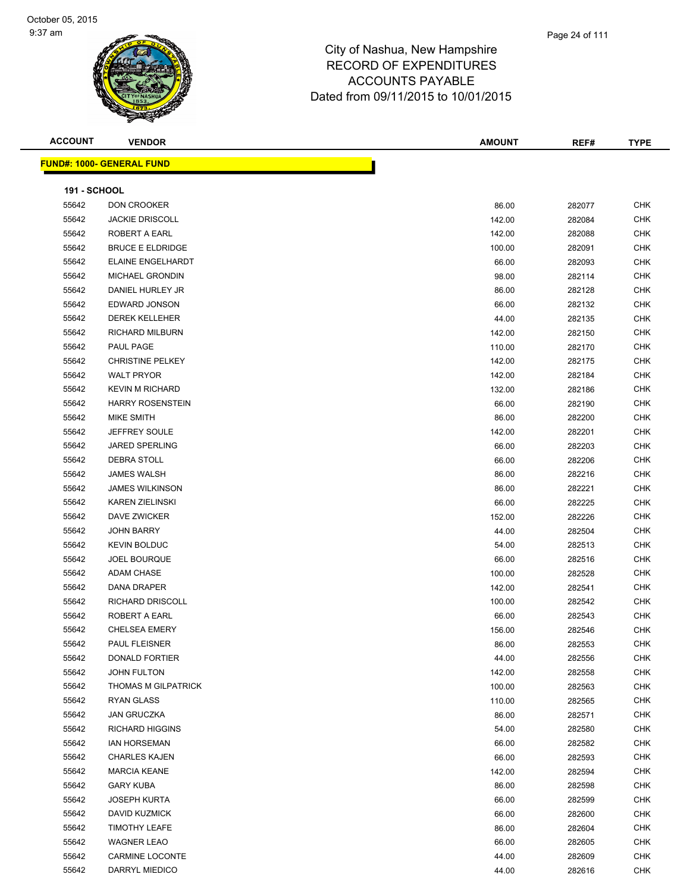City of Nashua, New Hampshire
RECORD OF EXPENDITURES
ACCOUNTS PAYABLE
Dated from 09/11/2015 to 10/01/2015

October 05, 2015
9:37 am

| ACCOUNT | VENDOR | AMOUNT | REF# | TYPE |
|---|---|---|---|---|

**FUND#: 1000- GENERAL FUND**

**191 - SCHOOL**

| ACCOUNT | VENDOR | AMOUNT | REF# | TYPE |
|---|---|---|---|---|
| 55642 | DON CROOKER | 86.00 | 282077 | CHK |
| 55642 | JACKIE DRISCOLL | 142.00 | 282084 | CHK |
| 55642 | ROBERT A EARL | 142.00 | 282088 | CHK |
| 55642 | BRUCE E ELDRIDGE | 100.00 | 282091 | CHK |
| 55642 | ELAINE ENGELHARDT | 66.00 | 282093 | CHK |
| 55642 | MICHAEL GRONDIN | 98.00 | 282114 | CHK |
| 55642 | DANIEL HURLEY JR | 86.00 | 282128 | CHK |
| 55642 | EDWARD JONSON | 66.00 | 282132 | CHK |
| 55642 | DEREK KELLEHER | 44.00 | 282135 | CHK |
| 55642 | RICHARD MILBURN | 142.00 | 282150 | CHK |
| 55642 | PAUL PAGE | 110.00 | 282170 | CHK |
| 55642 | CHRISTINE PELKEY | 142.00 | 282175 | CHK |
| 55642 | WALT PRYOR | 142.00 | 282184 | CHK |
| 55642 | KEVIN M RICHARD | 132.00 | 282186 | CHK |
| 55642 | HARRY ROSENSTEIN | 66.00 | 282190 | CHK |
| 55642 | MIKE SMITH | 86.00 | 282200 | CHK |
| 55642 | JEFFREY SOULE | 142.00 | 282201 | CHK |
| 55642 | JARED SPERLING | 66.00 | 282203 | CHK |
| 55642 | DEBRA STOLL | 66.00 | 282206 | CHK |
| 55642 | JAMES WALSH | 86.00 | 282216 | CHK |
| 55642 | JAMES WILKINSON | 86.00 | 282221 | CHK |
| 55642 | KAREN ZIELINSKI | 66.00 | 282225 | CHK |
| 55642 | DAVE ZWICKER | 152.00 | 282226 | CHK |
| 55642 | JOHN BARRY | 44.00 | 282504 | CHK |
| 55642 | KEVIN BOLDUC | 54.00 | 282513 | CHK |
| 55642 | JOEL BOURQUE | 66.00 | 282516 | CHK |
| 55642 | ADAM CHASE | 100.00 | 282528 | CHK |
| 55642 | DANA DRAPER | 142.00 | 282541 | CHK |
| 55642 | RICHARD DRISCOLL | 100.00 | 282542 | CHK |
| 55642 | ROBERT A EARL | 66.00 | 282543 | CHK |
| 55642 | CHELSEA EMERY | 156.00 | 282546 | CHK |
| 55642 | PAUL FLEISNER | 86.00 | 282553 | CHK |
| 55642 | DONALD FORTIER | 44.00 | 282556 | CHK |
| 55642 | JOHN FULTON | 142.00 | 282558 | CHK |
| 55642 | THOMAS M GILPATRICK | 100.00 | 282563 | CHK |
| 55642 | RYAN GLASS | 110.00 | 282565 | CHK |
| 55642 | JAN GRUCZKA | 86.00 | 282571 | CHK |
| 55642 | RICHARD HIGGINS | 54.00 | 282580 | CHK |
| 55642 | IAN HORSEMAN | 66.00 | 282582 | CHK |
| 55642 | CHARLES KAJEN | 66.00 | 282593 | CHK |
| 55642 | MARCIA KEANE | 142.00 | 282594 | CHK |
| 55642 | GARY KUBA | 86.00 | 282598 | CHK |
| 55642 | JOSEPH KURTA | 66.00 | 282599 | CHK |
| 55642 | DAVID KUZMICK | 66.00 | 282600 | CHK |
| 55642 | TIMOTHY LEAFE | 86.00 | 282604 | CHK |
| 55642 | WAGNER LEAO | 66.00 | 282605 | CHK |
| 55642 | CARMINE LOCONTE | 44.00 | 282609 | CHK |
| 55642 | DARRYL MIEDICO | 44.00 | 282616 | CHK |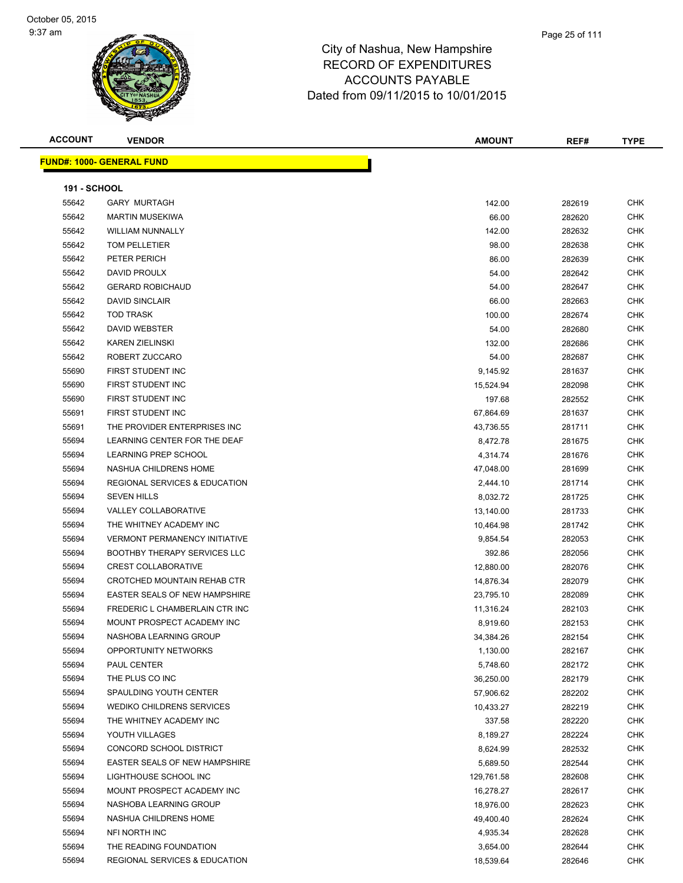# City of Nashua, New Hampshire
## RECORD OF EXPENDITURES
## ACCOUNTS PAYABLE
## Dated from 09/11/2015 to 10/01/2015

**FUND#: 1000- GENERAL FUND**

**191 - SCHOOL**

| ACCOUNT | VENDOR | AMOUNT | REF# | TYPE |
|---|---|---|---|---|
| 55642 | GARY MURTAGH | 142.00 | 282619 | CHK |
| 55642 | MARTIN MUSEKIWA | 66.00 | 282620 | CHK |
| 55642 | WILLIAM NUNNALLY | 142.00 | 282632 | CHK |
| 55642 | TOM PELLETIER | 98.00 | 282638 | CHK |
| 55642 | PETER PERICH | 86.00 | 282639 | CHK |
| 55642 | DAVID PROULX | 54.00 | 282642 | CHK |
| 55642 | GERARD ROBICHAUD | 54.00 | 282647 | CHK |
| 55642 | DAVID SINCLAIR | 66.00 | 282663 | CHK |
| 55642 | TOD TRASK | 100.00 | 282674 | CHK |
| 55642 | DAVID WEBSTER | 54.00 | 282680 | CHK |
| 55642 | KAREN ZIELINSKI | 132.00 | 282686 | CHK |
| 55642 | ROBERT ZUCCARO | 54.00 | 282687 | CHK |
| 55690 | FIRST STUDENT INC | 9,145.92 | 281637 | CHK |
| 55690 | FIRST STUDENT INC | 15,524.94 | 282098 | CHK |
| 55690 | FIRST STUDENT INC | 197.68 | 282552 | CHK |
| 55691 | FIRST STUDENT INC | 67,864.69 | 281637 | CHK |
| 55691 | THE PROVIDER ENTERPRISES INC | 43,736.55 | 281711 | CHK |
| 55694 | LEARNING CENTER FOR THE DEAF | 8,472.78 | 281675 | CHK |
| 55694 | LEARNING PREP SCHOOL | 4,314.74 | 281676 | CHK |
| 55694 | NASHUA CHILDRENS HOME | 47,048.00 | 281699 | CHK |
| 55694 | REGIONAL SERVICES & EDUCATION | 2,444.10 | 281714 | CHK |
| 55694 | SEVEN HILLS | 8,032.72 | 281725 | CHK |
| 55694 | VALLEY COLLABORATIVE | 13,140.00 | 281733 | CHK |
| 55694 | THE WHITNEY ACADEMY INC | 10,464.98 | 281742 | CHK |
| 55694 | VERMONT PERMANENCY INITIATIVE | 9,854.54 | 282053 | CHK |
| 55694 | BOOTHBY THERAPY SERVICES LLC | 392.86 | 282056 | CHK |
| 55694 | CREST COLLABORATIVE | 12,880.00 | 282076 | CHK |
| 55694 | CROTCHED MOUNTAIN REHAB CTR | 14,876.34 | 282079 | CHK |
| 55694 | EASTER SEALS OF NEW HAMPSHIRE | 23,795.10 | 282089 | CHK |
| 55694 | FREDERIC L CHAMBERLAIN CTR INC | 11,316.24 | 282103 | CHK |
| 55694 | MOUNT PROSPECT ACADEMY INC | 8,919.60 | 282153 | CHK |
| 55694 | NASHOBA LEARNING GROUP | 34,384.26 | 282154 | CHK |
| 55694 | OPPORTUNITY NETWORKS | 1,130.00 | 282167 | CHK |
| 55694 | PAUL CENTER | 5,748.60 | 282172 | CHK |
| 55694 | THE PLUS CO INC | 36,250.00 | 282179 | CHK |
| 55694 | SPAULDING YOUTH CENTER | 57,906.62 | 282202 | CHK |
| 55694 | WEDIKO CHILDRENS SERVICES | 10,433.27 | 282219 | CHK |
| 55694 | THE WHITNEY ACADEMY INC | 337.58 | 282220 | CHK |
| 55694 | YOUTH VILLAGES | 8,189.27 | 282224 | CHK |
| 55694 | CONCORD SCHOOL DISTRICT | 8,624.99 | 282532 | CHK |
| 55694 | EASTER SEALS OF NEW HAMPSHIRE | 5,689.50 | 282544 | CHK |
| 55694 | LIGHTHOUSE SCHOOL INC | 129,761.58 | 282608 | CHK |
| 55694 | MOUNT PROSPECT ACADEMY INC | 16,278.27 | 282617 | CHK |
| 55694 | NASHOBA LEARNING GROUP | 18,976.00 | 282623 | CHK |
| 55694 | NASHUA CHILDRENS HOME | 49,400.40 | 282624 | CHK |
| 55694 | NFI NORTH INC | 4,935.34 | 282628 | CHK |
| 55694 | THE READING FOUNDATION | 3,654.00 | 282644 | CHK |
| 55694 | REGIONAL SERVICES & EDUCATION | 18,539.64 | 282646 | CHK |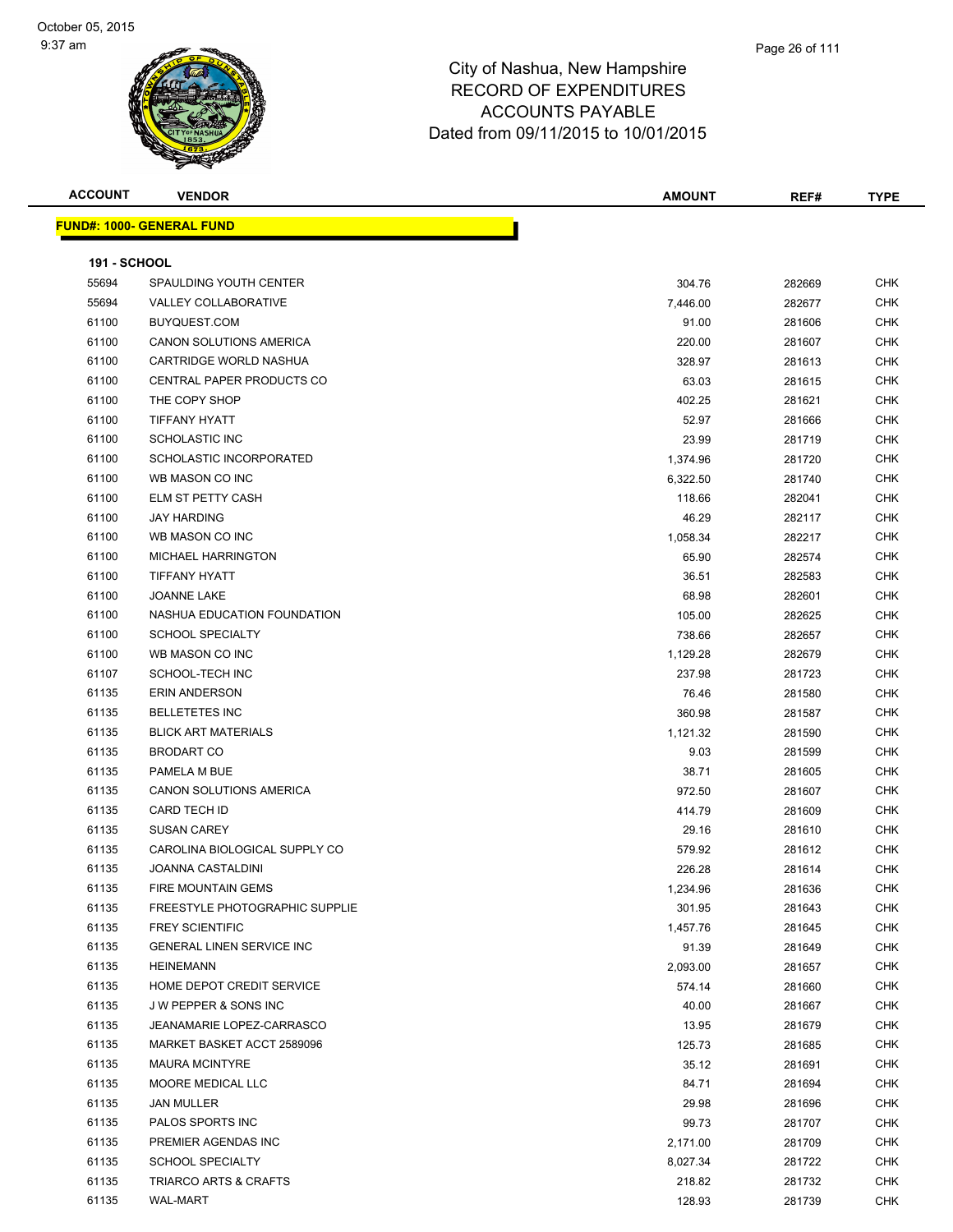# City of Nashua, New Hampshire
## RECORD OF EXPENDITURES
## ACCOUNTS PAYABLE
## Dated from 09/11/2015 to 10/01/2015

**FUND#: 1000- GENERAL FUND**

**191 - SCHOOL**

| ACCOUNT | VENDOR | AMOUNT | REF# | TYPE |
|---|---|---|---|---|
| 55694 | SPAULDING YOUTH CENTER | 304.76 | 282669 | CHK |
| 55694 | VALLEY COLLABORATIVE | 7,446.00 | 282677 | CHK |
| 61100 | BUYQUEST.COM | 91.00 | 281606 | CHK |
| 61100 | CANON SOLUTIONS AMERICA | 220.00 | 281607 | CHK |
| 61100 | CARTRIDGE WORLD NASHUA | 328.97 | 281613 | CHK |
| 61100 | CENTRAL PAPER PRODUCTS CO | 63.03 | 281615 | CHK |
| 61100 | THE COPY SHOP | 402.25 | 281621 | CHK |
| 61100 | TIFFANY HYATT | 52.97 | 281666 | CHK |
| 61100 | SCHOLASTIC INC | 23.99 | 281719 | CHK |
| 61100 | SCHOLASTIC INCORPORATED | 1,374.96 | 281720 | CHK |
| 61100 | WB MASON CO INC | 6,322.50 | 281740 | CHK |
| 61100 | ELM ST PETTY CASH | 118.66 | 282041 | CHK |
| 61100 | JAY HARDING | 46.29 | 282117 | CHK |
| 61100 | WB MASON CO INC | 1,058.34 | 282217 | CHK |
| 61100 | MICHAEL HARRINGTON | 65.90 | 282574 | CHK |
| 61100 | TIFFANY HYATT | 36.51 | 282583 | CHK |
| 61100 | JOANNE LAKE | 68.98 | 282601 | CHK |
| 61100 | NASHUA EDUCATION FOUNDATION | 105.00 | 282625 | CHK |
| 61100 | SCHOOL SPECIALTY | 738.66 | 282657 | CHK |
| 61100 | WB MASON CO INC | 1,129.28 | 282679 | CHK |
| 61107 | SCHOOL-TECH INC | 237.98 | 281723 | CHK |
| 61135 | ERIN ANDERSON | 76.46 | 281580 | CHK |
| 61135 | BELLETETES INC | 360.98 | 281587 | CHK |
| 61135 | BLICK ART MATERIALS | 1,121.32 | 281590 | CHK |
| 61135 | BRODART CO | 9.03 | 281599 | CHK |
| 61135 | PAMELA M BUE | 38.71 | 281605 | CHK |
| 61135 | CANON SOLUTIONS AMERICA | 972.50 | 281607 | CHK |
| 61135 | CARD TECH ID | 414.79 | 281609 | CHK |
| 61135 | SUSAN CAREY | 29.16 | 281610 | CHK |
| 61135 | CAROLINA BIOLOGICAL SUPPLY CO | 579.92 | 281612 | CHK |
| 61135 | JOANNA CASTALDINI | 226.28 | 281614 | CHK |
| 61135 | FIRE MOUNTAIN GEMS | 1,234.96 | 281636 | CHK |
| 61135 | FREESTYLE PHOTOGRAPHIC SUPPLIE | 301.95 | 281643 | CHK |
| 61135 | FREY SCIENTIFIC | 1,457.76 | 281645 | CHK |
| 61135 | GENERAL LINEN SERVICE INC | 91.39 | 281649 | CHK |
| 61135 | HEINEMANN | 2,093.00 | 281657 | CHK |
| 61135 | HOME DEPOT CREDIT SERVICE | 574.14 | 281660 | CHK |
| 61135 | J W PEPPER & SONS INC | 40.00 | 281667 | CHK |
| 61135 | JEANAMARIE LOPEZ-CARRASCO | 13.95 | 281679 | CHK |
| 61135 | MARKET BASKET ACCT 2589096 | 125.73 | 281685 | CHK |
| 61135 | MAURA MCINTYRE | 35.12 | 281691 | CHK |
| 61135 | MOORE MEDICAL LLC | 84.71 | 281694 | CHK |
| 61135 | JAN MULLER | 29.98 | 281696 | CHK |
| 61135 | PALOS SPORTS INC | 99.73 | 281707 | CHK |
| 61135 | PREMIER AGENDAS INC | 2,171.00 | 281709 | CHK |
| 61135 | SCHOOL SPECIALTY | 8,027.34 | 281722 | CHK |
| 61135 | TRIARCO ARTS & CRAFTS | 218.82 | 281732 | CHK |
| 61135 | WAL-MART | 128.93 | 281739 | CHK |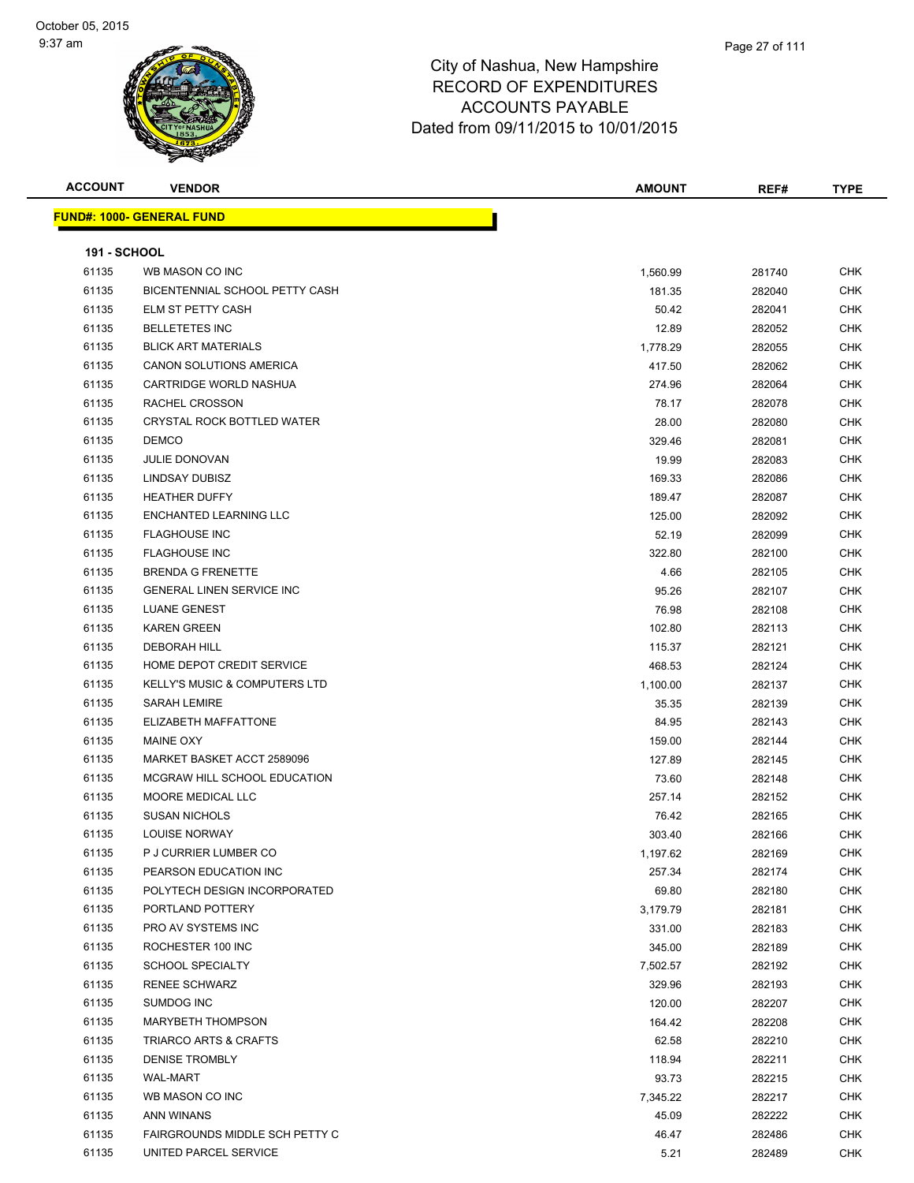# City of Nashua, New Hampshire
## RECORD OF EXPENDITURES
## ACCOUNTS PAYABLE
## Dated from 09/11/2015 to 10/01/2015

| ACCOUNT | VENDOR | AMOUNT | REF# | TYPE |
|---|---|---|---|---|
| **FUND#: 1000- GENERAL FUND** | | | | |
| **191 - SCHOOL** | | | | |
| 61135 | WB MASON CO INC | 1,560.99 | 281740 | CHK |
| 61135 | BICENTENNIAL SCHOOL PETTY CASH | 181.35 | 282040 | CHK |
| 61135 | ELM ST PETTY CASH | 50.42 | 282041 | CHK |
| 61135 | BELLETETES INC | 12.89 | 282052 | CHK |
| 61135 | BLICK ART MATERIALS | 1,778.29 | 282055 | CHK |
| 61135 | CANON SOLUTIONS AMERICA | 417.50 | 282062 | CHK |
| 61135 | CARTRIDGE WORLD NASHUA | 274.96 | 282064 | CHK |
| 61135 | RACHEL CROSSON | 78.17 | 282078 | CHK |
| 61135 | CRYSTAL ROCK BOTTLED WATER | 28.00 | 282080 | CHK |
| 61135 | DEMCO | 329.46 | 282081 | CHK |
| 61135 | JULIE DONOVAN | 19.99 | 282083 | CHK |
| 61135 | LINDSAY DUBISZ | 169.33 | 282086 | CHK |
| 61135 | HEATHER DUFFY | 189.47 | 282087 | CHK |
| 61135 | ENCHANTED LEARNING LLC | 125.00 | 282092 | CHK |
| 61135 | FLAGHOUSE INC | 52.19 | 282099 | CHK |
| 61135 | FLAGHOUSE INC | 322.80 | 282100 | CHK |
| 61135 | BRENDA G FRENETTE | 4.66 | 282105 | CHK |
| 61135 | GENERAL LINEN SERVICE INC | 95.26 | 282107 | CHK |
| 61135 | LUANE GENEST | 76.98 | 282108 | CHK |
| 61135 | KAREN GREEN | 102.80 | 282113 | CHK |
| 61135 | DEBORAH HILL | 115.37 | 282121 | CHK |
| 61135 | HOME DEPOT CREDIT SERVICE | 468.53 | 282124 | CHK |
| 61135 | KELLY'S MUSIC & COMPUTERS LTD | 1,100.00 | 282137 | CHK |
| 61135 | SARAH LEMIRE | 35.35 | 282139 | CHK |
| 61135 | ELIZABETH MAFFATTONE | 84.95 | 282143 | CHK |
| 61135 | MAINE OXY | 159.00 | 282144 | CHK |
| 61135 | MARKET BASKET ACCT 2589096 | 127.89 | 282145 | CHK |
| 61135 | MCGRAW HILL SCHOOL EDUCATION | 73.60 | 282148 | CHK |
| 61135 | MOORE MEDICAL LLC | 257.14 | 282152 | CHK |
| 61135 | SUSAN NICHOLS | 76.42 | 282165 | CHK |
| 61135 | LOUISE NORWAY | 303.40 | 282166 | CHK |
| 61135 | P J CURRIER LUMBER CO | 1,197.62 | 282169 | CHK |
| 61135 | PEARSON EDUCATION INC | 257.34 | 282174 | CHK |
| 61135 | POLYTECH DESIGN INCORPORATED | 69.80 | 282180 | CHK |
| 61135 | PORTLAND POTTERY | 3,179.79 | 282181 | CHK |
| 61135 | PRO AV SYSTEMS INC | 331.00 | 282183 | CHK |
| 61135 | ROCHESTER 100 INC | 345.00 | 282189 | CHK |
| 61135 | SCHOOL SPECIALTY | 7,502.57 | 282192 | CHK |
| 61135 | RENEE SCHWARZ | 329.96 | 282193 | CHK |
| 61135 | SUMDOG INC | 120.00 | 282207 | CHK |
| 61135 | MARYBETH THOMPSON | 164.42 | 282208 | CHK |
| 61135 | TRIARCO ARTS & CRAFTS | 62.58 | 282210 | CHK |
| 61135 | DENISE TROMBLY | 118.94 | 282211 | CHK |
| 61135 | WAL-MART | 93.73 | 282215 | CHK |
| 61135 | WB MASON CO INC | 7,345.22 | 282217 | CHK |
| 61135 | ANN WINANS | 45.09 | 282222 | CHK |
| 61135 | FAIRGROUNDS MIDDLE SCH PETTY C | 46.47 | 282486 | CHK |
| 61135 | UNITED PARCEL SERVICE | 5.21 | 282489 | CHK |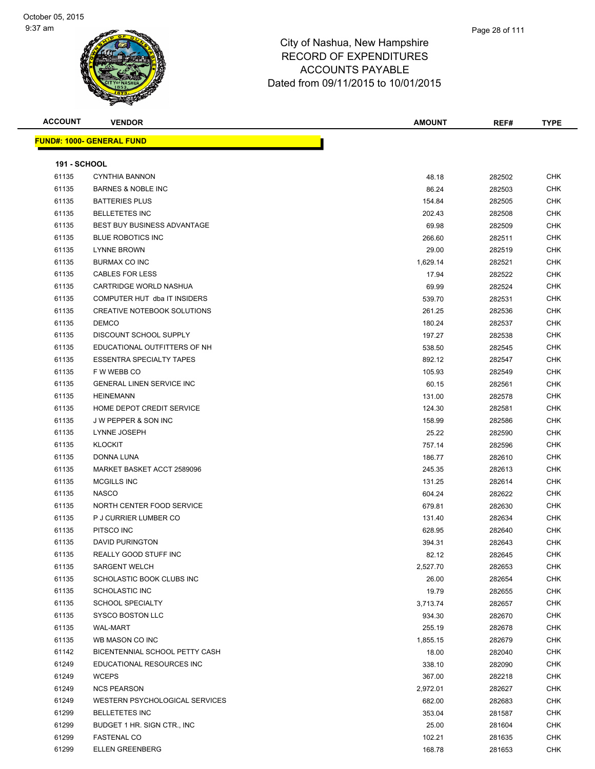# City of Nashua, New Hampshire
## RECORD OF EXPENDITURES
## ACCOUNTS PAYABLE
## Dated from 09/11/2015 to 10/01/2015

| ACCOUNT | VENDOR | AMOUNT | REF# | TYPE |
|---|---|---|---|---|

**FUND#: 1000- GENERAL FUND**

**191 - SCHOOL**

| ACCOUNT | VENDOR | AMOUNT | REF# | TYPE |
|---|---|---|---|---|
| 61135 | CYNTHIA BANNON | 48.18 | 282502 | CHK |
| 61135 | BARNES & NOBLE INC | 86.24 | 282503 | CHK |
| 61135 | BATTERIES PLUS | 154.84 | 282505 | CHK |
| 61135 | BELLETETES INC | 202.43 | 282508 | CHK |
| 61135 | BEST BUY BUSINESS ADVANTAGE | 69.98 | 282509 | CHK |
| 61135 | BLUE ROBOTICS INC | 266.60 | 282511 | CHK |
| 61135 | LYNNE BROWN | 29.00 | 282519 | CHK |
| 61135 | BURMAX CO INC | 1,629.14 | 282521 | CHK |
| 61135 | CABLES FOR LESS | 17.94 | 282522 | CHK |
| 61135 | CARTRIDGE WORLD NASHUA | 69.99 | 282524 | CHK |
| 61135 | COMPUTER HUT dba IT INSIDERS | 539.70 | 282531 | CHK |
| 61135 | CREATIVE NOTEBOOK SOLUTIONS | 261.25 | 282536 | CHK |
| 61135 | DEMCO | 180.24 | 282537 | CHK |
| 61135 | DISCOUNT SCHOOL SUPPLY | 197.27 | 282538 | CHK |
| 61135 | EDUCATIONAL OUTFITTERS OF NH | 538.50 | 282545 | CHK |
| 61135 | ESSENTRA SPECIALTY TAPES | 892.12 | 282547 | CHK |
| 61135 | F W WEBB CO | 105.93 | 282549 | CHK |
| 61135 | GENERAL LINEN SERVICE INC | 60.15 | 282561 | CHK |
| 61135 | HEINEMANN | 131.00 | 282578 | CHK |
| 61135 | HOME DEPOT CREDIT SERVICE | 124.30 | 282581 | CHK |
| 61135 | J W PEPPER & SON INC | 158.99 | 282586 | CHK |
| 61135 | LYNNE JOSEPH | 25.22 | 282590 | CHK |
| 61135 | KLOCKIT | 757.14 | 282596 | CHK |
| 61135 | DONNA LUNA | 186.77 | 282610 | CHK |
| 61135 | MARKET BASKET ACCT 2589096 | 245.35 | 282613 | CHK |
| 61135 | MCGILLS INC | 131.25 | 282614 | CHK |
| 61135 | NASCO | 604.24 | 282622 | CHK |
| 61135 | NORTH CENTER FOOD SERVICE | 679.81 | 282630 | CHK |
| 61135 | P J CURRIER LUMBER CO | 131.40 | 282634 | CHK |
| 61135 | PITSCO INC | 628.95 | 282640 | CHK |
| 61135 | DAVID PURINGTON | 394.31 | 282643 | CHK |
| 61135 | REALLY GOOD STUFF INC | 82.12 | 282645 | CHK |
| 61135 | SARGENT WELCH | 2,527.70 | 282653 | CHK |
| 61135 | SCHOLASTIC BOOK CLUBS INC | 26.00 | 282654 | CHK |
| 61135 | SCHOLASTIC INC | 19.79 | 282655 | CHK |
| 61135 | SCHOOL SPECIALTY | 3,713.74 | 282657 | CHK |
| 61135 | SYSCO BOSTON LLC | 934.30 | 282670 | CHK |
| 61135 | WAL-MART | 255.19 | 282678 | CHK |
| 61135 | WB MASON CO INC | 1,855.15 | 282679 | CHK |
| 61142 | BICENTENNIAL SCHOOL PETTY CASH | 18.00 | 282040 | CHK |
| 61249 | EDUCATIONAL RESOURCES INC | 338.10 | 282090 | CHK |
| 61249 | WCEPS | 367.00 | 282218 | CHK |
| 61249 | NCS PEARSON | 2,972.01 | 282627 | CHK |
| 61249 | WESTERN PSYCHOLOGICAL SERVICES | 682.00 | 282683 | CHK |
| 61299 | BELLETETES INC | 353.04 | 281587 | CHK |
| 61299 | BUDGET 1 HR. SIGN CTR., INC | 25.00 | 281604 | CHK |
| 61299 | FASTENAL CO | 102.21 | 281635 | CHK |
| 61299 | ELLEN GREENBERG | 168.78 | 281653 | CHK |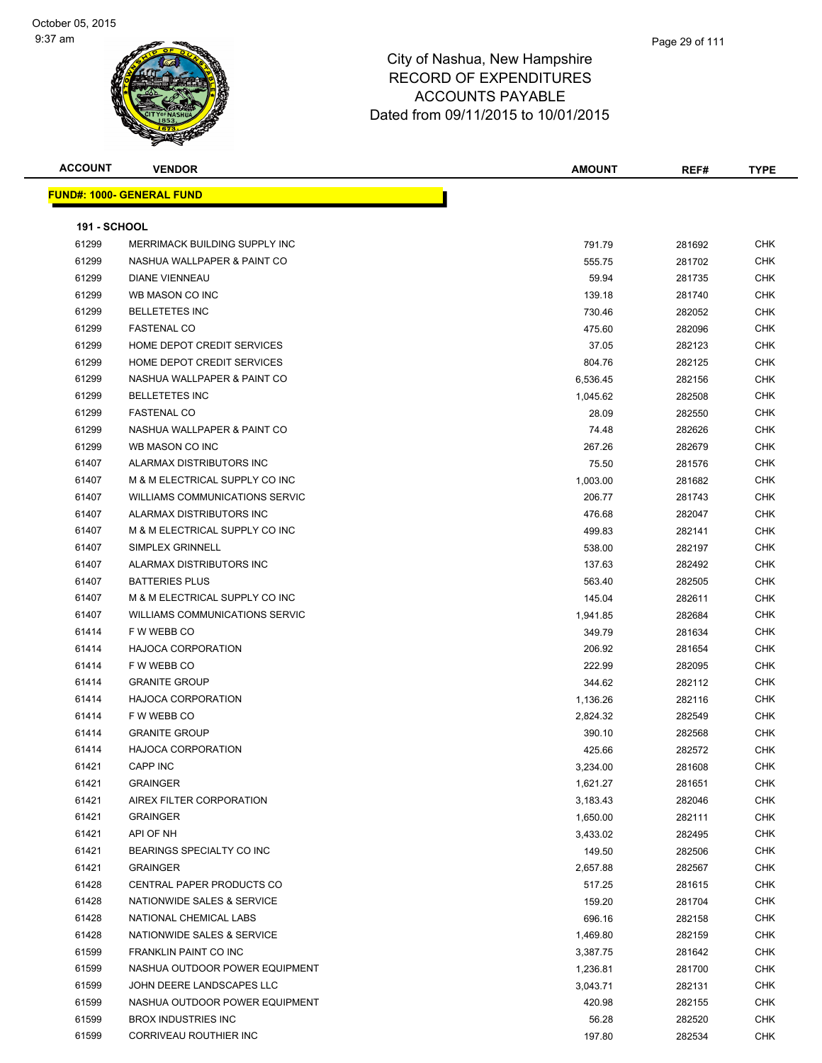# City of Nashua, New Hampshire
# RECORD OF EXPENDITURES
# ACCOUNTS PAYABLE
# Dated from 09/11/2015 to 10/01/2015

**FUND#: 1000- GENERAL FUND**

**191 - SCHOOL**

| ACCOUNT | VENDOR | AMOUNT | REF# | TYPE |
|---|---|---|---|---|
| 61299 | MERRIMACK BUILDING SUPPLY INC | 791.79 | 281692 | CHK |
| 61299 | NASHUA WALLPAPER & PAINT CO | 555.75 | 281702 | CHK |
| 61299 | DIANE VIENNEAU | 59.94 | 281735 | CHK |
| 61299 | WB MASON CO INC | 139.18 | 281740 | CHK |
| 61299 | BELLETETES INC | 730.46 | 282052 | CHK |
| 61299 | FASTENAL CO | 475.60 | 282096 | CHK |
| 61299 | HOME DEPOT CREDIT SERVICES | 37.05 | 282123 | CHK |
| 61299 | HOME DEPOT CREDIT SERVICES | 804.76 | 282125 | CHK |
| 61299 | NASHUA WALLPAPER & PAINT CO | 6,536.45 | 282156 | CHK |
| 61299 | BELLETETES INC | 1,045.62 | 282508 | CHK |
| 61299 | FASTENAL CO | 28.09 | 282550 | CHK |
| 61299 | NASHUA WALLPAPER & PAINT CO | 74.48 | 282626 | CHK |
| 61299 | WB MASON CO INC | 267.26 | 282679 | CHK |
| 61407 | ALARMAX DISTRIBUTORS INC | 75.50 | 281576 | CHK |
| 61407 | M & M ELECTRICAL SUPPLY CO INC | 1,003.00 | 281682 | CHK |
| 61407 | WILLIAMS COMMUNICATIONS SERVIC | 206.77 | 281743 | CHK |
| 61407 | ALARMAX DISTRIBUTORS INC | 476.68 | 282047 | CHK |
| 61407 | M & M ELECTRICAL SUPPLY CO INC | 499.83 | 282141 | CHK |
| 61407 | SIMPLEX GRINNELL | 538.00 | 282197 | CHK |
| 61407 | ALARMAX DISTRIBUTORS INC | 137.63 | 282492 | CHK |
| 61407 | BATTERIES PLUS | 563.40 | 282505 | CHK |
| 61407 | M & M ELECTRICAL SUPPLY CO INC | 145.04 | 282611 | CHK |
| 61407 | WILLIAMS COMMUNICATIONS SERVIC | 1,941.85 | 282684 | CHK |
| 61414 | F W WEBB CO | 349.79 | 281634 | CHK |
| 61414 | HAJOCA CORPORATION | 206.92 | 281654 | CHK |
| 61414 | F W WEBB CO | 222.99 | 282095 | CHK |
| 61414 | GRANITE GROUP | 344.62 | 282112 | CHK |
| 61414 | HAJOCA CORPORATION | 1,136.26 | 282116 | CHK |
| 61414 | F W WEBB CO | 2,824.32 | 282549 | CHK |
| 61414 | GRANITE GROUP | 390.10 | 282568 | CHK |
| 61414 | HAJOCA CORPORATION | 425.66 | 282572 | CHK |
| 61421 | CAPP INC | 3,234.00 | 281608 | CHK |
| 61421 | GRAINGER | 1,621.27 | 281651 | CHK |
| 61421 | AIREX FILTER CORPORATION | 3,183.43 | 282046 | CHK |
| 61421 | GRAINGER | 1,650.00 | 282111 | CHK |
| 61421 | API OF NH | 3,433.02 | 282495 | CHK |
| 61421 | BEARINGS SPECIALTY CO INC | 149.50 | 282506 | CHK |
| 61421 | GRAINGER | 2,657.88 | 282567 | CHK |
| 61428 | CENTRAL PAPER PRODUCTS CO | 517.25 | 281615 | CHK |
| 61428 | NATIONWIDE SALES & SERVICE | 159.20 | 281704 | CHK |
| 61428 | NATIONAL CHEMICAL LABS | 696.16 | 282158 | CHK |
| 61428 | NATIONWIDE SALES & SERVICE | 1,469.80 | 282159 | CHK |
| 61599 | FRANKLIN PAINT CO INC | 3,387.75 | 281642 | CHK |
| 61599 | NASHUA OUTDOOR POWER EQUIPMENT | 1,236.81 | 281700 | CHK |
| 61599 | JOHN DEERE LANDSCAPES LLC | 3,043.71 | 282131 | CHK |
| 61599 | NASHUA OUTDOOR POWER EQUIPMENT | 420.98 | 282155 | CHK |
| 61599 | BROX INDUSTRIES INC | 56.28 | 282520 | CHK |
| 61599 | CORRIVEAU ROUTHIER INC | 197.80 | 282534 | CHK |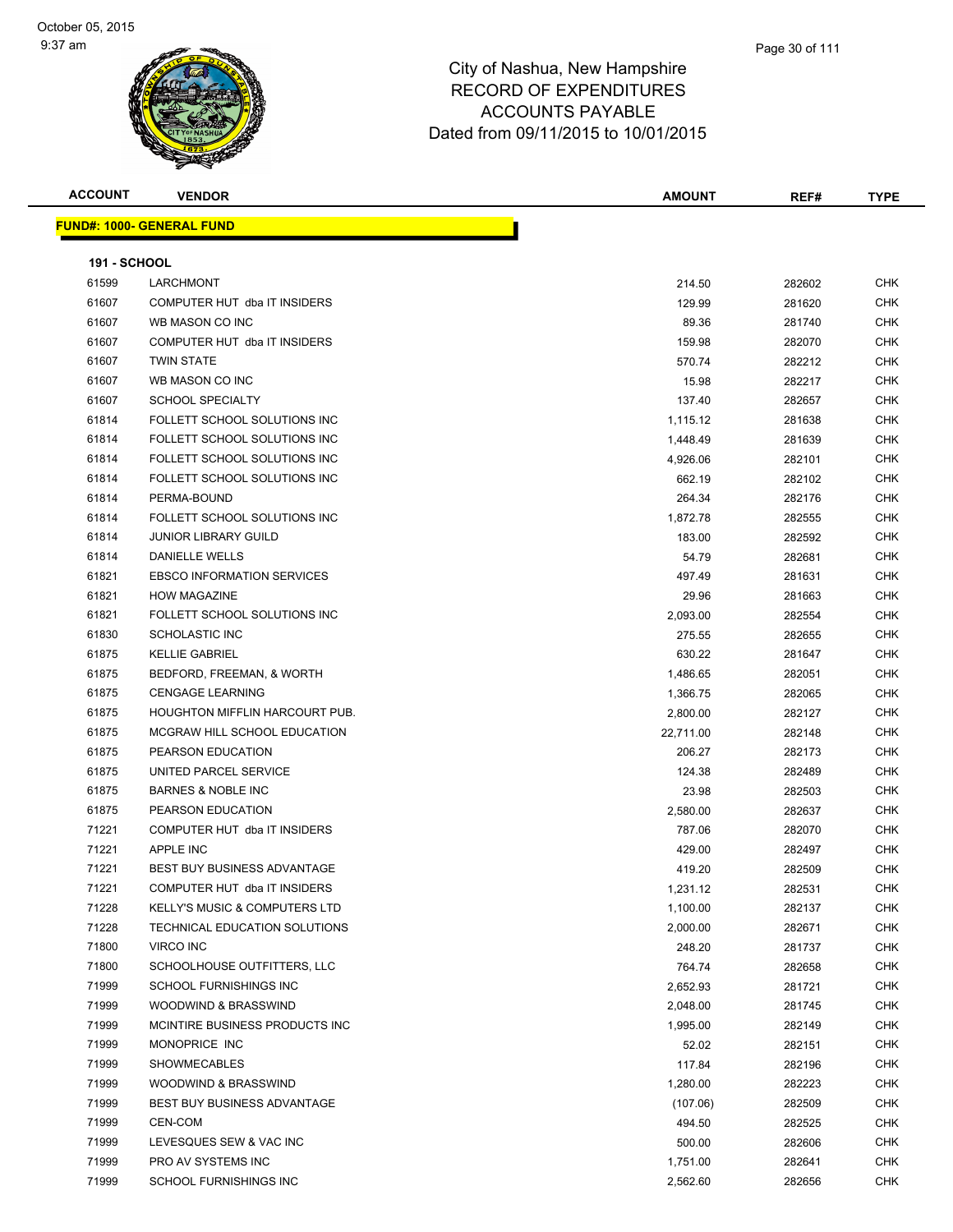# City of Nashua, New Hampshire
## RECORD OF EXPENDITURES
## ACCOUNTS PAYABLE
## Dated from 09/11/2015 to 10/01/2015

October 05, 2015
9:37 am

| ACCOUNT | VENDOR | AMOUNT | REF# | TYPE |
|---|---|---|---|---|
| **FUND#: 1000- GENERAL FUND** | | | | |
| **191 - SCHOOL** | | | | |
| 61599 | LARCHMONT | 214.50 | 282602 | CHK |
| 61607 | COMPUTER HUT dba IT INSIDERS | 129.99 | 281620 | CHK |
| 61607 | WB MASON CO INC | 89.36 | 281740 | CHK |
| 61607 | COMPUTER HUT dba IT INSIDERS | 159.98 | 282070 | CHK |
| 61607 | TWIN STATE | 570.74 | 282212 | CHK |
| 61607 | WB MASON CO INC | 15.98 | 282217 | CHK |
| 61607 | SCHOOL SPECIALTY | 137.40 | 282657 | CHK |
| 61814 | FOLLETT SCHOOL SOLUTIONS INC | 1,115.12 | 281638 | CHK |
| 61814 | FOLLETT SCHOOL SOLUTIONS INC | 1,448.49 | 281639 | CHK |
| 61814 | FOLLETT SCHOOL SOLUTIONS INC | 4,926.06 | 282101 | CHK |
| 61814 | FOLLETT SCHOOL SOLUTIONS INC | 662.19 | 282102 | CHK |
| 61814 | PERMA-BOUND | 264.34 | 282176 | CHK |
| 61814 | FOLLETT SCHOOL SOLUTIONS INC | 1,872.78 | 282555 | CHK |
| 61814 | JUNIOR LIBRARY GUILD | 183.00 | 282592 | CHK |
| 61814 | DANIELLE WELLS | 54.79 | 282681 | CHK |
| 61821 | EBSCO INFORMATION SERVICES | 497.49 | 281631 | CHK |
| 61821 | HOW MAGAZINE | 29.96 | 281663 | CHK |
| 61821 | FOLLETT SCHOOL SOLUTIONS INC | 2,093.00 | 282554 | CHK |
| 61830 | SCHOLASTIC INC | 275.55 | 282655 | CHK |
| 61875 | KELLIE GABRIEL | 630.22 | 281647 | CHK |
| 61875 | BEDFORD, FREEMAN, & WORTH | 1,486.65 | 282051 | CHK |
| 61875 | CENGAGE LEARNING | 1,366.75 | 282065 | CHK |
| 61875 | HOUGHTON MIFFLIN HARCOURT PUB. | 2,800.00 | 282127 | CHK |
| 61875 | MCGRAW HILL SCHOOL EDUCATION | 22,711.00 | 282148 | CHK |
| 61875 | PEARSON EDUCATION | 206.27 | 282173 | CHK |
| 61875 | UNITED PARCEL SERVICE | 124.38 | 282489 | CHK |
| 61875 | BARNES & NOBLE INC | 23.98 | 282503 | CHK |
| 61875 | PEARSON EDUCATION | 2,580.00 | 282637 | CHK |
| 71221 | COMPUTER HUT dba IT INSIDERS | 787.06 | 282070 | CHK |
| 71221 | APPLE INC | 429.00 | 282497 | CHK |
| 71221 | BEST BUY BUSINESS ADVANTAGE | 419.20 | 282509 | CHK |
| 71221 | COMPUTER HUT dba IT INSIDERS | 1,231.12 | 282531 | CHK |
| 71228 | KELLY'S MUSIC & COMPUTERS LTD | 1,100.00 | 282137 | CHK |
| 71228 | TECHNICAL EDUCATION SOLUTIONS | 2,000.00 | 282671 | CHK |
| 71800 | VIRCO INC | 248.20 | 281737 | CHK |
| 71800 | SCHOOLHOUSE OUTFITTERS, LLC | 764.74 | 282658 | CHK |
| 71999 | SCHOOL FURNISHINGS INC | 2,652.93 | 281721 | CHK |
| 71999 | WOODWIND & BRASSWIND | 2,048.00 | 281745 | CHK |
| 71999 | MCINTIRE BUSINESS PRODUCTS INC | 1,995.00 | 282149 | CHK |
| 71999 | MONOPRICE INC | 52.02 | 282151 | CHK |
| 71999 | SHOWMECABLES | 117.84 | 282196 | CHK |
| 71999 | WOODWIND & BRASSWIND | 1,280.00 | 282223 | CHK |
| 71999 | BEST BUY BUSINESS ADVANTAGE | (107.06) | 282509 | CHK |
| 71999 | CEN-COM | 494.50 | 282525 | CHK |
| 71999 | LEVESQUES SEW & VAC INC | 500.00 | 282606 | CHK |
| 71999 | PRO AV SYSTEMS INC | 1,751.00 | 282641 | CHK |
| 71999 | SCHOOL FURNISHINGS INC | 2,562.60 | 282656 | CHK |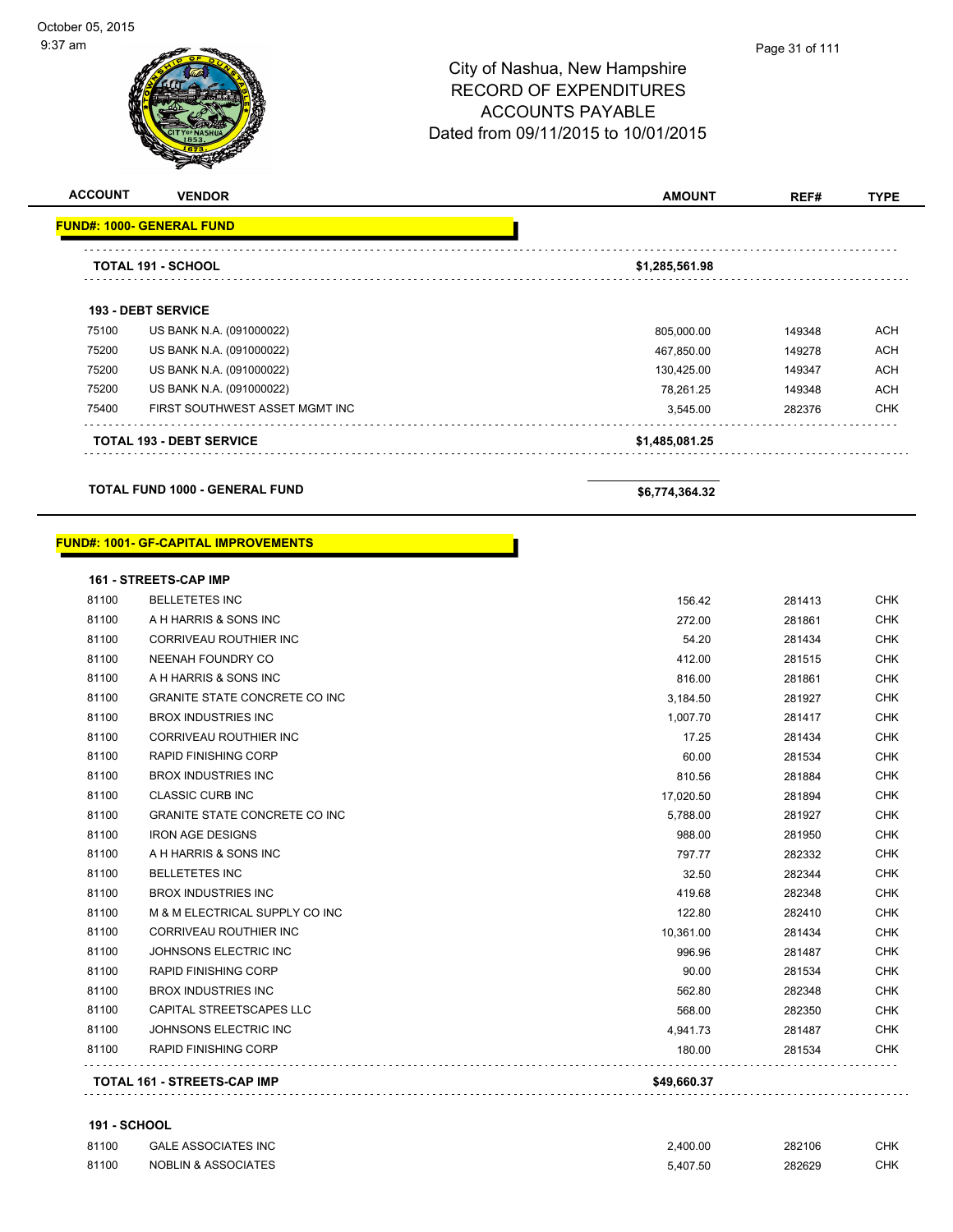City of Nashua, New Hampshire
RECORD OF EXPENDITURES
ACCOUNTS PAYABLE
Dated from 09/11/2015 to 10/01/2015

| ACCOUNT | VENDOR | AMOUNT | REF# | TYPE |
|---|---|---|---|---|
| **FUND#: 1000- GENERAL FUND** | | | | |
| **TOTAL 191 - SCHOOL** | | **$1,285,561.98** | | |
| **193 - DEBT SERVICE** | | | | |
| 75100 | US BANK N.A. (091000022) | 805,000.00 | 149348 | ACH |
| 75200 | US BANK N.A. (091000022) | 467,850.00 | 149278 | ACH |
| 75200 | US BANK N.A. (091000022) | 130,425.00 | 149347 | ACH |
| 75200 | US BANK N.A. (091000022) | 78,261.25 | 149348 | ACH |
| 75400 | FIRST SOUTHWEST ASSET MGMT INC | 3,545.00 | 282376 | CHK |
| **TOTAL 193 - DEBT SERVICE** | | **$1,485,081.25** | | |
| **TOTAL FUND 1000 - GENERAL FUND** | | **$6,774,364.32** | | |

| ACCOUNT | VENDOR | AMOUNT | REF# | TYPE |
|---|---|---|---|---|
| **FUND#: 1001- GF-CAPITAL IMPROVEMENTS** | | | | |
| **161 - STREETS-CAP IMP** | | | | |
| 81100 | BELLETETES INC | 156.42 | 281413 | CHK |
| 81100 | A H HARRIS & SONS INC | 272.00 | 281861 | CHK |
| 81100 | CORRIVEAU ROUTHIER INC | 54.20 | 281434 | CHK |
| 81100 | NEENAH FOUNDRY CO | 412.00 | 281515 | CHK |
| 81100 | A H HARRIS & SONS INC | 816.00 | 281861 | CHK |
| 81100 | GRANITE STATE CONCRETE CO INC | 3,184.50 | 281927 | CHK |
| 81100 | BROX INDUSTRIES INC | 1,007.70 | 281417 | CHK |
| 81100 | CORRIVEAU ROUTHIER INC | 17.25 | 281434 | CHK |
| 81100 | RAPID FINISHING CORP | 60.00 | 281534 | CHK |
| 81100 | BROX INDUSTRIES INC | 810.56 | 281884 | CHK |
| 81100 | CLASSIC CURB INC | 17,020.50 | 281894 | CHK |
| 81100 | GRANITE STATE CONCRETE CO INC | 5,788.00 | 281927 | CHK |
| 81100 | IRON AGE DESIGNS | 988.00 | 281950 | CHK |
| 81100 | A H HARRIS & SONS INC | 797.77 | 282332 | CHK |
| 81100 | BELLETETES INC | 32.50 | 282344 | CHK |
| 81100 | BROX INDUSTRIES INC | 419.68 | 282348 | CHK |
| 81100 | M & M ELECTRICAL SUPPLY CO INC | 122.80 | 282410 | CHK |
| 81100 | CORRIVEAU ROUTHIER INC | 10,361.00 | 281434 | CHK |
| 81100 | JOHNSONS ELECTRIC INC | 996.96 | 281487 | CHK |
| 81100 | RAPID FINISHING CORP | 90.00 | 281534 | CHK |
| 81100 | BROX INDUSTRIES INC | 562.80 | 282348 | CHK |
| 81100 | CAPITAL STREETSCAPES LLC | 568.00 | 282350 | CHK |
| 81100 | JOHNSONS ELECTRIC INC | 4,941.73 | 281487 | CHK |
| 81100 | RAPID FINISHING CORP | 180.00 | 281534 | CHK |
| **TOTAL 161 - STREETS-CAP IMP** | | **$49,660.37** | | |
| **191 - SCHOOL** | | | | |
| 81100 | GALE ASSOCIATES INC | 2,400.00 | 282106 | CHK |
| 81100 | NOBLIN & ASSOCIATES | 5,407.50 | 282629 | CHK |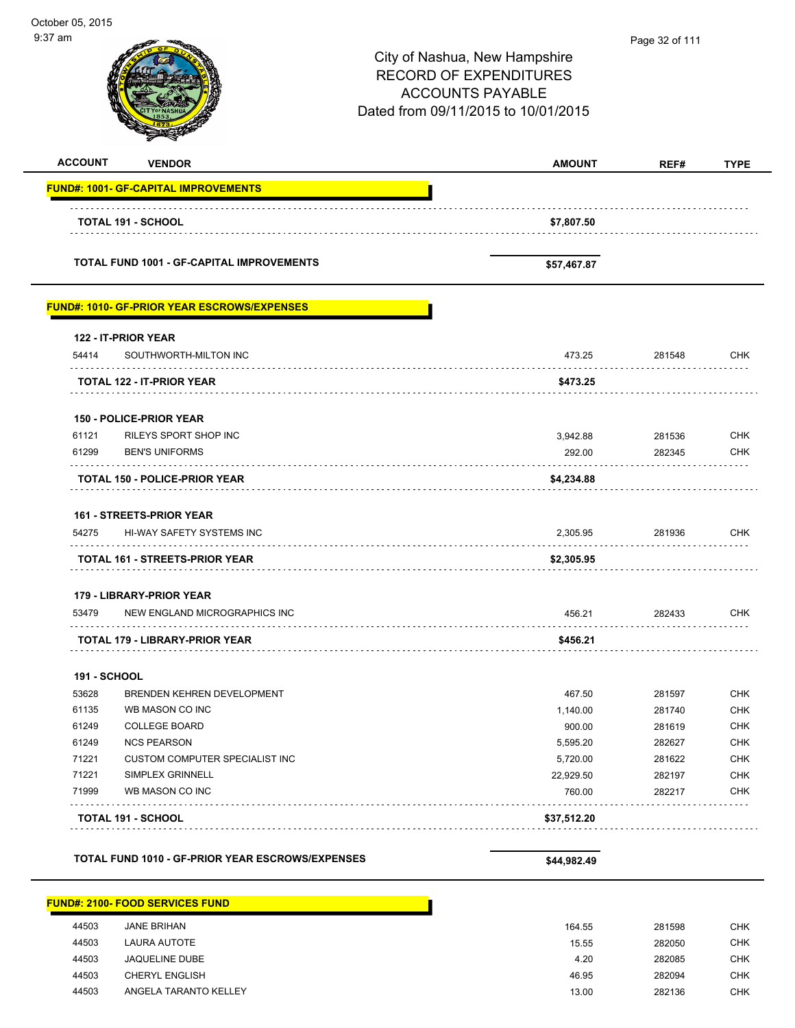City of Nashua, New Hampshire
RECORD OF EXPENDITURES
ACCOUNTS PAYABLE
Dated from 09/11/2015 to 10/01/2015

| ACCOUNT | VENDOR | AMOUNT | REF# | TYPE |
|---|---|---|---|---|
| **FUND#: 1001- GF-CAPITAL IMPROVEMENTS** | | | | |
| | **TOTAL 191 - SCHOOL** | **$7,807.50** | | |
| | **TOTAL FUND 1001 - GF-CAPITAL IMPROVEMENTS** | **$57,467.87** | | |
| **FUND#: 1010- GF-PRIOR YEAR ESCROWS/EXPENSES** | | | | |
| **122 - IT-PRIOR YEAR** | | | | |
| 54414 | SOUTHWORTH-MILTON INC | 473.25 | 281548 | CHK |
| | **TOTAL 122 - IT-PRIOR YEAR** | **$473.25** | | |
| **150 - POLICE-PRIOR YEAR** | | | | |
| 61121 | RILEYS SPORT SHOP INC | 3,942.88 | 281536 | CHK |
| 61299 | BEN'S UNIFORMS | 292.00 | 282345 | CHK |
| | **TOTAL 150 - POLICE-PRIOR YEAR** | **$4,234.88** | | |
| **161 - STREETS-PRIOR YEAR** | | | | |
| 54275 | HI-WAY SAFETY SYSTEMS INC | 2,305.95 | 281936 | CHK |
| | **TOTAL 161 - STREETS-PRIOR YEAR** | **$2,305.95** | | |
| **179 - LIBRARY-PRIOR YEAR** | | | | |
| 53479 | NEW ENGLAND MICROGRAPHICS INC | 456.21 | 282433 | CHK |
| | **TOTAL 179 - LIBRARY-PRIOR YEAR** | **$456.21** | | |
| **191 - SCHOOL** | | | | |
| 53628 | BRENDEN KEHREN DEVELOPMENT | 467.50 | 281597 | CHK |
| 61135 | WB MASON CO INC | 1,140.00 | 281740 | CHK |
| 61249 | COLLEGE BOARD | 900.00 | 281619 | CHK |
| 61249 | NCS PEARSON | 5,595.20 | 282627 | CHK |
| 71221 | CUSTOM COMPUTER SPECIALIST INC | 5,720.00 | 281622 | CHK |
| 71221 | SIMPLEX GRINNELL | 22,929.50 | 282197 | CHK |
| 71999 | WB MASON CO INC | 760.00 | 282217 | CHK |
| | **TOTAL 191 - SCHOOL** | **$37,512.20** | | |
| | **TOTAL FUND 1010 - GF-PRIOR YEAR ESCROWS/EXPENSES** | **$44,982.49** | | |
| **FUND#: 2100- FOOD SERVICES FUND** | | | | |
| 44503 | JANE BRIHAN | 164.55 | 281598 | CHK |
| 44503 | LAURA AUTOTE | 15.55 | 282050 | CHK |
| 44503 | JAQUELINE DUBE | 4.20 | 282085 | CHK |
| 44503 | CHERYL ENGLISH | 46.95 | 282094 | CHK |
| 44503 | ANGELA TARANTO KELLEY | 13.00 | 282136 | CHK |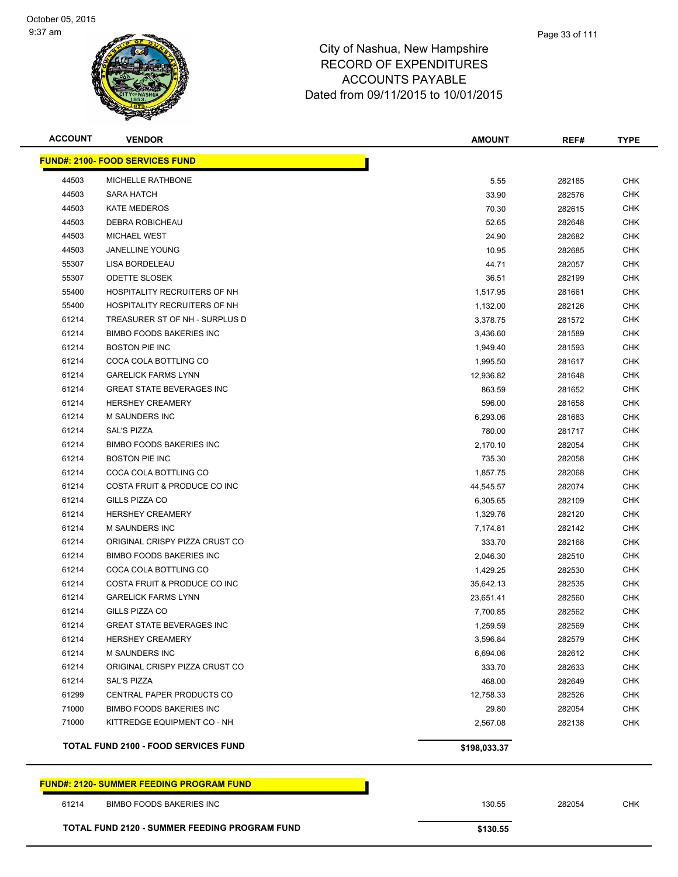# City of Nashua, New Hampshire
## RECORD OF EXPENDITURES
## ACCOUNTS PAYABLE
## Dated from 09/11/2015 to 10/01/2015

| ACCOUNT | VENDOR | AMOUNT | REF# | TYPE |
|---|---|---|---|---|
| **FUND#: 2100- FOOD SERVICES FUND** | | | | |
| 44503 | MICHELLE RATHBONE | 5.55 | 282185 | CHK |
| 44503 | SARA HATCH | 33.90 | 282576 | CHK |
| 44503 | KATE MEDEROS | 70.30 | 282615 | CHK |
| 44503 | DEBRA ROBICHEAU | 52.65 | 282648 | CHK |
| 44503 | MICHAEL WEST | 24.90 | 282682 | CHK |
| 44503 | JANELLINE YOUNG | 10.95 | 282685 | CHK |
| 55307 | LISA BORDELEAU | 44.71 | 282057 | CHK |
| 55307 | ODETTE SLOSEK | 36.51 | 282199 | CHK |
| 55400 | HOSPITALITY RECRUITERS OF NH | 1,517.95 | 281661 | CHK |
| 55400 | HOSPITALITY RECRUITERS OF NH | 1,132.00 | 282126 | CHK |
| 61214 | TREASURER ST OF NH - SURPLUS D | 3,378.75 | 281572 | CHK |
| 61214 | BIMBO FOODS BAKERIES INC | 3,436.60 | 281589 | CHK |
| 61214 | BOSTON PIE INC | 1,949.40 | 281593 | CHK |
| 61214 | COCA COLA BOTTLING CO | 1,995.50 | 281617 | CHK |
| 61214 | GARELICK FARMS LYNN | 12,936.82 | 281648 | CHK |
| 61214 | GREAT STATE BEVERAGES INC | 863.59 | 281652 | CHK |
| 61214 | HERSHEY CREAMERY | 596.00 | 281658 | CHK |
| 61214 | M SAUNDERS INC | 6,293.06 | 281683 | CHK |
| 61214 | SAL'S PIZZA | 780.00 | 281717 | CHK |
| 61214 | BIMBO FOODS BAKERIES INC | 2,170.10 | 282054 | CHK |
| 61214 | BOSTON PIE INC | 735.30 | 282058 | CHK |
| 61214 | COCA COLA BOTTLING CO | 1,857.75 | 282068 | CHK |
| 61214 | COSTA FRUIT & PRODUCE CO INC | 44,545.57 | 282074 | CHK |
| 61214 | GILLS PIZZA CO | 6,305.65 | 282109 | CHK |
| 61214 | HERSHEY CREAMERY | 1,329.76 | 282120 | CHK |
| 61214 | M SAUNDERS INC | 7,174.81 | 282142 | CHK |
| 61214 | ORIGINAL CRISPY PIZZA CRUST CO | 333.70 | 282168 | CHK |
| 61214 | BIMBO FOODS BAKERIES INC | 2,046.30 | 282510 | CHK |
| 61214 | COCA COLA BOTTLING CO | 1,429.25 | 282530 | CHK |
| 61214 | COSTA FRUIT & PRODUCE CO INC | 35,642.13 | 282535 | CHK |
| 61214 | GARELICK FARMS LYNN | 23,651.41 | 282560 | CHK |
| 61214 | GILLS PIZZA CO | 7,700.85 | 282562 | CHK |
| 61214 | GREAT STATE BEVERAGES INC | 1,259.59 | 282569 | CHK |
| 61214 | HERSHEY CREAMERY | 3,596.84 | 282579 | CHK |
| 61214 | M SAUNDERS INC | 6,694.06 | 282612 | CHK |
| 61214 | ORIGINAL CRISPY PIZZA CRUST CO | 333.70 | 282633 | CHK |
| 61214 | SAL'S PIZZA | 468.00 | 282649 | CHK |
| 61299 | CENTRAL PAPER PRODUCTS CO | 12,758.33 | 282526 | CHK |
| 71000 | BIMBO FOODS BAKERIES INC | 29.80 | 282054 | CHK |
| 71000 | KITTREDGE EQUIPMENT CO - NH | 2,567.08 | 282138 | CHK |
| | **TOTAL FUND 2100 - FOOD SERVICES FUND** | **$198,033.37** | | |

| ACCOUNT | VENDOR | AMOUNT | REF# | TYPE |
|---|---|---|---|---|
| **FUND#: 2120- SUMMER FEEDING PROGRAM FUND** | | | | |
| 61214 | BIMBO FOODS BAKERIES INC | 130.55 | 282054 | CHK |
| | **TOTAL FUND 2120 - SUMMER FEEDING PROGRAM FUND** | **$130.55** | | |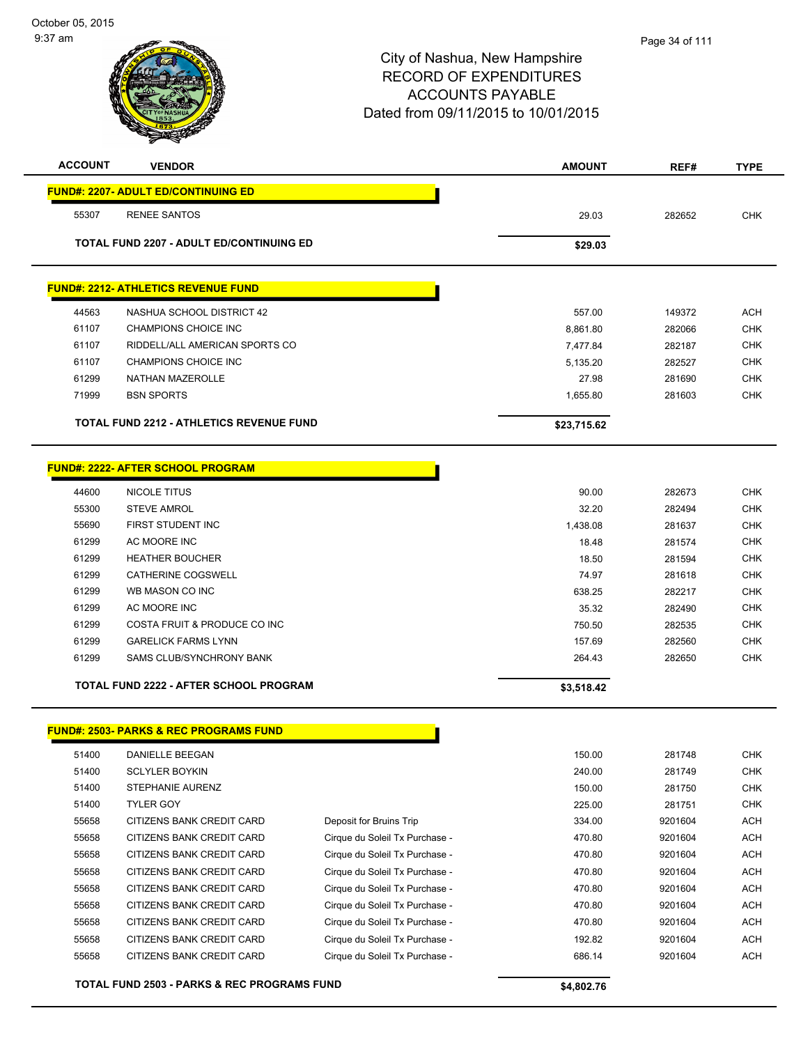# City of Nashua, New Hampshire
## RECORD OF EXPENDITURES
## ACCOUNTS PAYABLE
## Dated from 09/11/2015 to 10/01/2015

October 05, 2015
9:37 am

| ACCOUNT | VENDOR | | AMOUNT | REF# | TYPE |
|---|---|---|---|---|---|
| **FUND#: 2207- ADULT ED/CONTINUING ED** | | | | | |
| 55307 | RENEE SANTOS | | 29.03 | 282652 | CHK |
| **TOTAL FUND 2207 - ADULT ED/CONTINUING ED** | | | **$29.03** | | |
| **FUND#: 2212- ATHLETICS REVENUE FUND** | | | | | |
| 44563 | NASHUA SCHOOL DISTRICT 42 | | 557.00 | 149372 | ACH |
| 61107 | CHAMPIONS CHOICE INC | | 8,861.80 | 282066 | CHK |
| 61107 | RIDDELL/ALL AMERICAN SPORTS CO | | 7,477.84 | 282187 | CHK |
| 61107 | CHAMPIONS CHOICE INC | | 5,135.20 | 282527 | CHK |
| 61299 | NATHAN MAZEROLLE | | 27.98 | 281690 | CHK |
| 71999 | BSN SPORTS | | 1,655.80 | 281603 | CHK |
| **TOTAL FUND 2212 - ATHLETICS REVENUE FUND** | | | **$23,715.62** | | |
| **FUND#: 2222- AFTER SCHOOL PROGRAM** | | | | | |
| 44600 | NICOLE TITUS | | 90.00 | 282673 | CHK |
| 55300 | STEVE AMROL | | 32.20 | 282494 | CHK |
| 55690 | FIRST STUDENT INC | | 1,438.08 | 281637 | CHK |
| 61299 | AC MOORE INC | | 18.48 | 281574 | CHK |
| 61299 | HEATHER BOUCHER | | 18.50 | 281594 | CHK |
| 61299 | CATHERINE COGSWELL | | 74.97 | 281618 | CHK |
| 61299 | WB MASON CO INC | | 638.25 | 282217 | CHK |
| 61299 | AC MOORE INC | | 35.32 | 282490 | CHK |
| 61299 | COSTA FRUIT & PRODUCE CO INC | | 750.50 | 282535 | CHK |
| 61299 | GARELICK FARMS LYNN | | 157.69 | 282560 | CHK |
| 61299 | SAMS CLUB/SYNCHRONY BANK | | 264.43 | 282650 | CHK |
| **TOTAL FUND 2222 - AFTER SCHOOL PROGRAM** | | | **$3,518.42** | | |
| **FUND#: 2503- PARKS & REC PROGRAMS FUND** | | | | | |
| 51400 | DANIELLE BEEGAN | | 150.00 | 281748 | CHK |
| 51400 | SCLYLER BOYKIN | | 240.00 | 281749 | CHK |
| 51400 | STEPHANIE AURENZ | | 150.00 | 281750 | CHK |
| 51400 | TYLER GOY | | 225.00 | 281751 | CHK |
| 55658 | CITIZENS BANK CREDIT CARD | Deposit for Bruins Trip | 334.00 | 9201604 | ACH |
| 55658 | CITIZENS BANK CREDIT CARD | Cirque du Soleil Tx Purchase - | 470.80 | 9201604 | ACH |
| 55658 | CITIZENS BANK CREDIT CARD | Cirque du Soleil Tx Purchase - | 470.80 | 9201604 | ACH |
| 55658 | CITIZENS BANK CREDIT CARD | Cirque du Soleil Tx Purchase - | 470.80 | 9201604 | ACH |
| 55658 | CITIZENS BANK CREDIT CARD | Cirque du Soleil Tx Purchase - | 470.80 | 9201604 | ACH |
| 55658 | CITIZENS BANK CREDIT CARD | Cirque du Soleil Tx Purchase - | 470.80 | 9201604 | ACH |
| 55658 | CITIZENS BANK CREDIT CARD | Cirque du Soleil Tx Purchase - | 470.80 | 9201604 | ACH |
| 55658 | CITIZENS BANK CREDIT CARD | Cirque du Soleil Tx Purchase - | 192.82 | 9201604 | ACH |
| 55658 | CITIZENS BANK CREDIT CARD | Cirque du Soleil Tx Purchase - | 686.14 | 9201604 | ACH |
| **TOTAL FUND 2503 - PARKS & REC PROGRAMS FUND** | | | **$4,802.76** | | |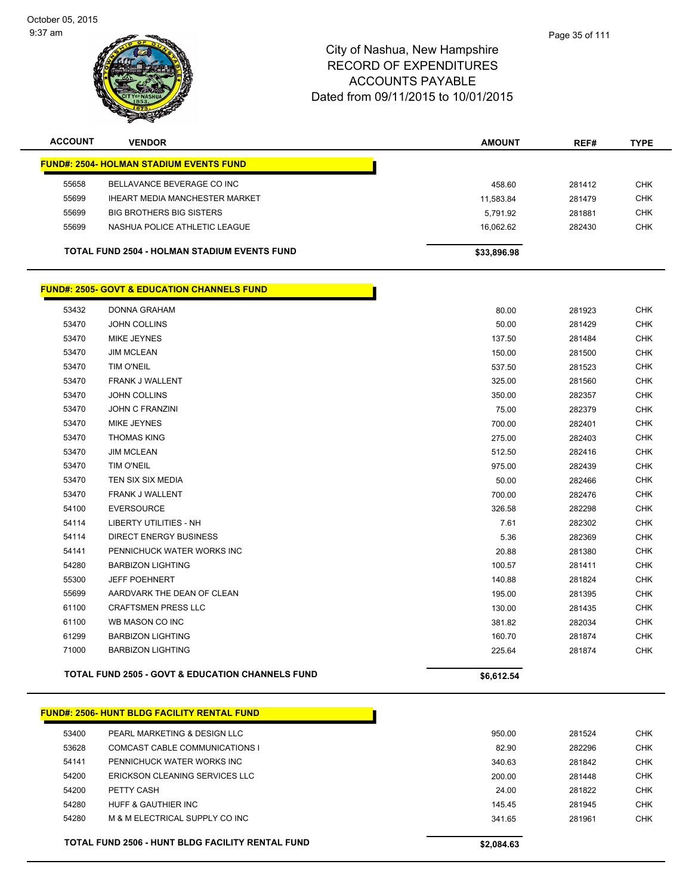City of Nashua, New Hampshire
RECORD OF EXPENDITURES
ACCOUNTS PAYABLE
Dated from 09/11/2015 to 10/01/2015

| ACCOUNT | VENDOR | AMOUNT | REF# | TYPE |
|---|---|---|---|---|
| **FUND#: 2504- HOLMAN STADIUM EVENTS FUND** | | | | |
| 55658 | BELLAVANCE BEVERAGE CO INC | 458.60 | 281412 | CHK |
| 55699 | IHEART MEDIA MANCHESTER MARKET | 11,583.84 | 281479 | CHK |
| 55699 | BIG BROTHERS BIG SISTERS | 5,791.92 | 281881 | CHK |
| 55699 | NASHUA POLICE ATHLETIC LEAGUE | 16,062.62 | 282430 | CHK |
| | **TOTAL FUND 2504 - HOLMAN STADIUM EVENTS FUND** | **$33,896.98** | | |
| **FUND#: 2505- GOVT & EDUCATION CHANNELS FUND** | | | | |
| 53432 | DONNA GRAHAM | 80.00 | 281923 | CHK |
| 53470 | JOHN COLLINS | 50.00 | 281429 | CHK |
| 53470 | MIKE JEYNES | 137.50 | 281484 | CHK |
| 53470 | JIM MCLEAN | 150.00 | 281500 | CHK |
| 53470 | TIM O'NEIL | 537.50 | 281523 | CHK |
| 53470 | FRANK J WALLENT | 325.00 | 281560 | CHK |
| 53470 | JOHN COLLINS | 350.00 | 282357 | CHK |
| 53470 | JOHN C FRANZINI | 75.00 | 282379 | CHK |
| 53470 | MIKE JEYNES | 700.00 | 282401 | CHK |
| 53470 | THOMAS KING | 275.00 | 282403 | CHK |
| 53470 | JIM MCLEAN | 512.50 | 282416 | CHK |
| 53470 | TIM O'NEIL | 975.00 | 282439 | CHK |
| 53470 | TEN SIX SIX MEDIA | 50.00 | 282466 | CHK |
| 53470 | FRANK J WALLENT | 700.00 | 282476 | CHK |
| 54100 | EVERSOURCE | 326.58 | 282298 | CHK |
| 54114 | LIBERTY UTILITIES - NH | 7.61 | 282302 | CHK |
| 54114 | DIRECT ENERGY BUSINESS | 5.36 | 282369 | CHK |
| 54141 | PENNICHUCK WATER WORKS INC | 20.88 | 281380 | CHK |
| 54280 | BARBIZON LIGHTING | 100.57 | 281411 | CHK |
| 55300 | JEFF POEHNERT | 140.88 | 281824 | CHK |
| 55699 | AARDVARK THE DEAN OF CLEAN | 195.00 | 281395 | CHK |
| 61100 | CRAFTSMEN PRESS LLC | 130.00 | 281435 | CHK |
| 61100 | WB MASON CO INC | 381.82 | 282034 | CHK |
| 61299 | BARBIZON LIGHTING | 160.70 | 281874 | CHK |
| 71000 | BARBIZON LIGHTING | 225.64 | 281874 | CHK |
| | **TOTAL FUND 2505 - GOVT & EDUCATION CHANNELS FUND** | **$6,612.54** | | |
| **FUND#: 2506- HUNT BLDG FACILITY RENTAL FUND** | | | | |
| 53400 | PEARL MARKETING & DESIGN LLC | 950.00 | 281524 | CHK |
| 53628 | COMCAST CABLE COMMUNICATIONS I | 82.90 | 282296 | CHK |
| 54141 | PENNICHUCK WATER WORKS INC | 340.63 | 281842 | CHK |
| 54200 | ERICKSON CLEANING SERVICES LLC | 200.00 | 281448 | CHK |
| 54200 | PETTY CASH | 24.00 | 281822 | CHK |
| 54280 | HUFF & GAUTHIER INC | 145.45 | 281945 | CHK |
| 54280 | M & M ELECTRICAL SUPPLY CO INC | 341.65 | 281961 | CHK |
| | **TOTAL FUND 2506 - HUNT BLDG FACILITY RENTAL FUND** | **$2,084.63** | | |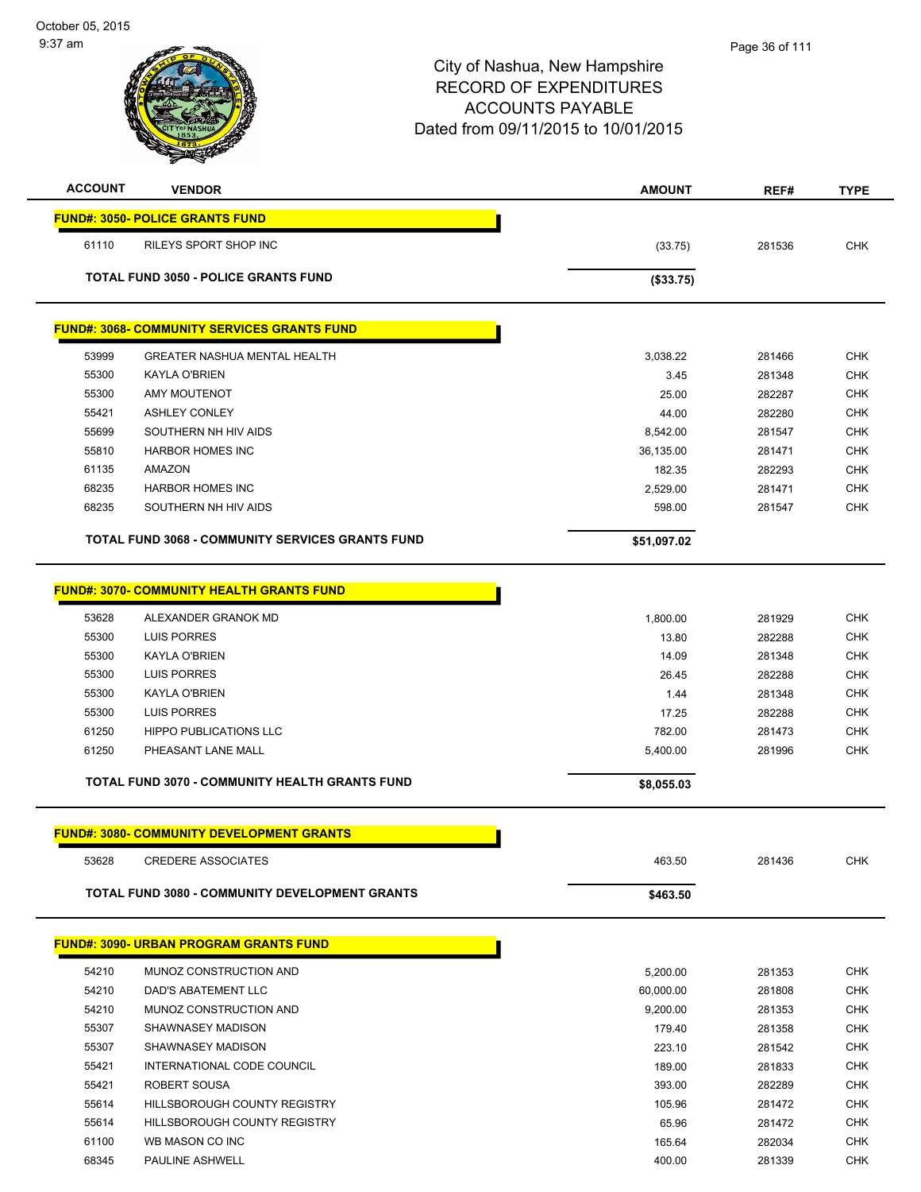# City of Nashua, New Hampshire
## RECORD OF EXPENDITURES
## ACCOUNTS PAYABLE
## Dated from 09/11/2015 to 10/01/2015

October 05, 2015
9:37 am

| ACCOUNT | VENDOR | AMOUNT | REF# | TYPE |
|---|---|---|---|---|
| **FUND#: 3050- POLICE GRANTS FUND** | | | | |
| 61110 | RILEYS SPORT SHOP INC | (33.75) | 281536 | CHK |
| | **TOTAL FUND 3050 - POLICE GRANTS FUND** | **($33.75)** | | |
| **FUND#: 3068- COMMUNITY SERVICES GRANTS FUND** | | | | |
| 53999 | GREATER NASHUA MENTAL HEALTH | 3,038.22 | 281466 | CHK |
| 55300 | KAYLA O'BRIEN | 3.45 | 281348 | CHK |
| 55300 | AMY MOUTENOT | 25.00 | 282287 | CHK |
| 55421 | ASHLEY CONLEY | 44.00 | 282280 | CHK |
| 55699 | SOUTHERN NH HIV AIDS | 8,542.00 | 281547 | CHK |
| 55810 | HARBOR HOMES INC | 36,135.00 | 281471 | CHK |
| 61135 | AMAZON | 182.35 | 282293 | CHK |
| 68235 | HARBOR HOMES INC | 2,529.00 | 281471 | CHK |
| 68235 | SOUTHERN NH HIV AIDS | 598.00 | 281547 | CHK |
| | **TOTAL FUND 3068 - COMMUNITY SERVICES GRANTS FUND** | **$51,097.02** | | |
| **FUND#: 3070- COMMUNITY HEALTH GRANTS FUND** | | | | |
| 53628 | ALEXANDER GRANOK MD | 1,800.00 | 281929 | CHK |
| 55300 | LUIS PORRES | 13.80 | 282288 | CHK |
| 55300 | KAYLA O'BRIEN | 14.09 | 281348 | CHK |
| 55300 | LUIS PORRES | 26.45 | 282288 | CHK |
| 55300 | KAYLA O'BRIEN | 1.44 | 281348 | CHK |
| 55300 | LUIS PORRES | 17.25 | 282288 | CHK |
| 61250 | HIPPO PUBLICATIONS LLC | 782.00 | 281473 | CHK |
| 61250 | PHEASANT LANE MALL | 5,400.00 | 281996 | CHK |
| | **TOTAL FUND 3070 - COMMUNITY HEALTH GRANTS FUND** | **$8,055.03** | | |
| **FUND#: 3080- COMMUNITY DEVELOPMENT GRANTS** | | | | |
| 53628 | CREDERE ASSOCIATES | 463.50 | 281436 | CHK |
| | **TOTAL FUND 3080 - COMMUNITY DEVELOPMENT GRANTS** | **$463.50** | | |
| **FUND#: 3090- URBAN PROGRAM GRANTS FUND** | | | | |
| 54210 | MUNOZ CONSTRUCTION AND | 5,200.00 | 281353 | CHK |
| 54210 | DAD'S ABATEMENT LLC | 60,000.00 | 281808 | CHK |
| 54210 | MUNOZ CONSTRUCTION AND | 9,200.00 | 281353 | CHK |
| 55307 | SHAWNASEY MADISON | 179.40 | 281358 | CHK |
| 55307 | SHAWNASEY MADISON | 223.10 | 281542 | CHK |
| 55421 | INTERNATIONAL CODE COUNCIL | 189.00 | 281833 | CHK |
| 55421 | ROBERT SOUSA | 393.00 | 282289 | CHK |
| 55614 | HILLSBOROUGH COUNTY REGISTRY | 105.96 | 281472 | CHK |
| 55614 | HILLSBOROUGH COUNTY REGISTRY | 65.96 | 281472 | CHK |
| 61100 | WB MASON CO INC | 165.64 | 282034 | CHK |
| 68345 | PAULINE ASHWELL | 400.00 | 281339 | CHK |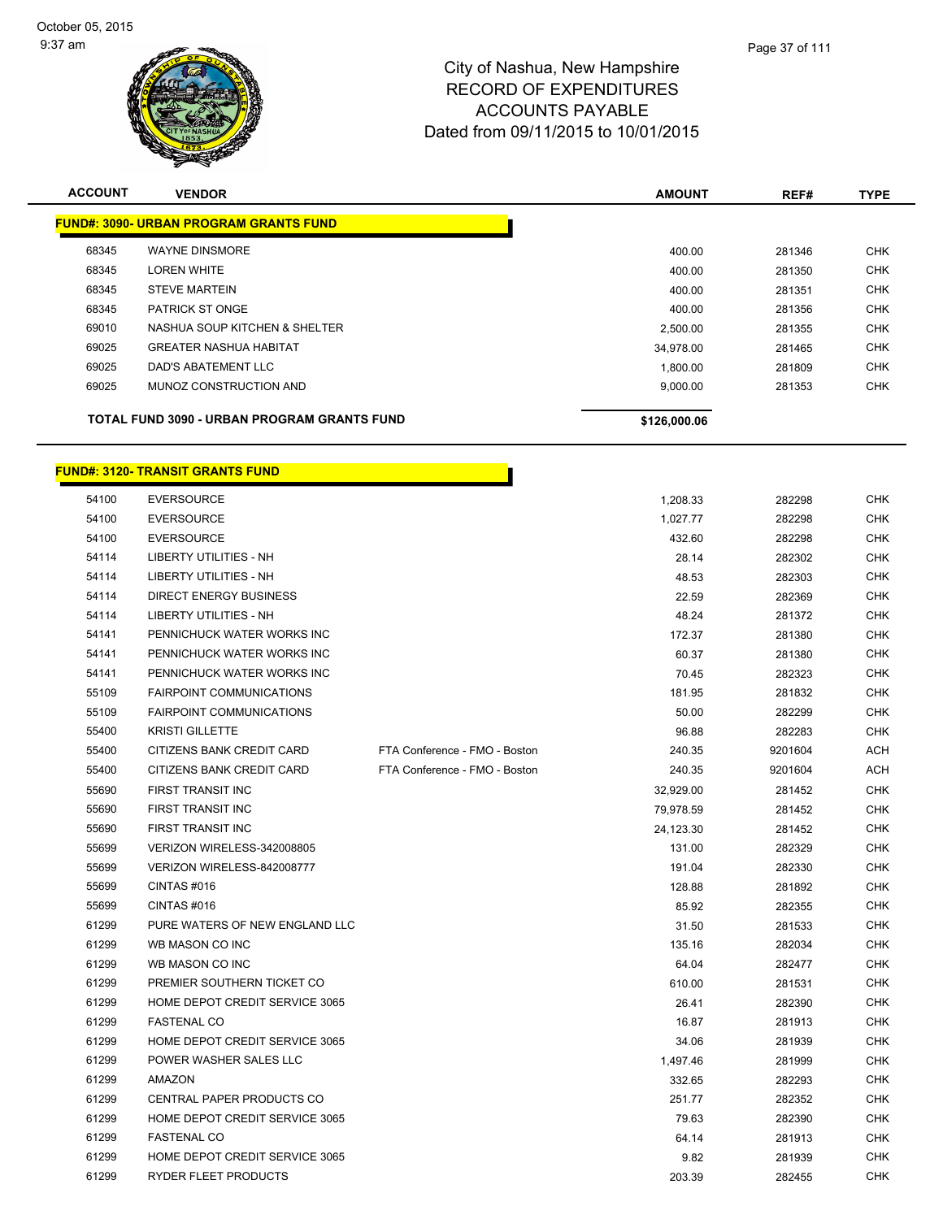City of Nashua, New Hampshire
RECORD OF EXPENDITURES
ACCOUNTS PAYABLE
Dated from 09/11/2015 to 10/01/2015

| ACCOUNT | VENDOR | | AMOUNT | REF# | TYPE |
|---|---|---|---|---|---|
| **FUND#: 3090- URBAN PROGRAM GRANTS FUND** | | | | | |
| 68345 | WAYNE DINSMORE | | 400.00 | 281346 | CHK |
| 68345 | LOREN WHITE | | 400.00 | 281350 | CHK |
| 68345 | STEVE MARTEIN | | 400.00 | 281351 | CHK |
| 68345 | PATRICK ST ONGE | | 400.00 | 281356 | CHK |
| 69010 | NASHUA SOUP KITCHEN & SHELTER | | 2,500.00 | 281355 | CHK |
| 69025 | GREATER NASHUA HABITAT | | 34,978.00 | 281465 | CHK |
| 69025 | DAD'S ABATEMENT LLC | | 1,800.00 | 281809 | CHK |
| 69025 | MUNOZ CONSTRUCTION AND | | 9,000.00 | 281353 | CHK |
| **TOTAL FUND 3090 - URBAN PROGRAM GRANTS FUND** | | | **$126,000.06** | | |
| **FUND#: 3120- TRANSIT GRANTS FUND** | | | | | |
| 54100 | EVERSOURCE | | 1,208.33 | 282298 | CHK |
| 54100 | EVERSOURCE | | 1,027.77 | 282298 | CHK |
| 54100 | EVERSOURCE | | 432.60 | 282298 | CHK |
| 54114 | LIBERTY UTILITIES - NH | | 28.14 | 282302 | CHK |
| 54114 | LIBERTY UTILITIES - NH | | 48.53 | 282303 | CHK |
| 54114 | DIRECT ENERGY BUSINESS | | 22.59 | 282369 | CHK |
| 54114 | LIBERTY UTILITIES - NH | | 48.24 | 281372 | CHK |
| 54141 | PENNICHUCK WATER WORKS INC | | 172.37 | 281380 | CHK |
| 54141 | PENNICHUCK WATER WORKS INC | | 60.37 | 281380 | CHK |
| 54141 | PENNICHUCK WATER WORKS INC | | 70.45 | 282323 | CHK |
| 55109 | FAIRPOINT COMMUNICATIONS | | 181.95 | 281832 | CHK |
| 55109 | FAIRPOINT COMMUNICATIONS | | 50.00 | 282299 | CHK |
| 55400 | KRISTI GILLETTE | | 96.88 | 282283 | CHK |
| 55400 | CITIZENS BANK CREDIT CARD | FTA Conference - FMO - Boston | 240.35 | 9201604 | ACH |
| 55400 | CITIZENS BANK CREDIT CARD | FTA Conference - FMO - Boston | 240.35 | 9201604 | ACH |
| 55690 | FIRST TRANSIT INC | | 32,929.00 | 281452 | CHK |
| 55690 | FIRST TRANSIT INC | | 79,978.59 | 281452 | CHK |
| 55690 | FIRST TRANSIT INC | | 24,123.30 | 281452 | CHK |
| 55699 | VERIZON WIRELESS-342008805 | | 131.00 | 282329 | CHK |
| 55699 | VERIZON WIRELESS-842008777 | | 191.04 | 282330 | CHK |
| 55699 | CINTAS #016 | | 128.88 | 281892 | CHK |
| 55699 | CINTAS #016 | | 85.92 | 282355 | CHK |
| 61299 | PURE WATERS OF NEW ENGLAND LLC | | 31.50 | 281533 | CHK |
| 61299 | WB MASON CO INC | | 135.16 | 282034 | CHK |
| 61299 | WB MASON CO INC | | 64.04 | 282477 | CHK |
| 61299 | PREMIER SOUTHERN TICKET CO | | 610.00 | 281531 | CHK |
| 61299 | HOME DEPOT CREDIT SERVICE 3065 | | 26.41 | 282390 | CHK |
| 61299 | FASTENAL CO | | 16.87 | 281913 | CHK |
| 61299 | HOME DEPOT CREDIT SERVICE 3065 | | 34.06 | 281939 | CHK |
| 61299 | POWER WASHER SALES LLC | | 1,497.46 | 281999 | CHK |
| 61299 | AMAZON | | 332.65 | 282293 | CHK |
| 61299 | CENTRAL PAPER PRODUCTS CO | | 251.77 | 282352 | CHK |
| 61299 | HOME DEPOT CREDIT SERVICE 3065 | | 79.63 | 282390 | CHK |
| 61299 | FASTENAL CO | | 64.14 | 281913 | CHK |
| 61299 | HOME DEPOT CREDIT SERVICE 3065 | | 9.82 | 281939 | CHK |
| 61299 | RYDER FLEET PRODUCTS | | 203.39 | 282455 | CHK |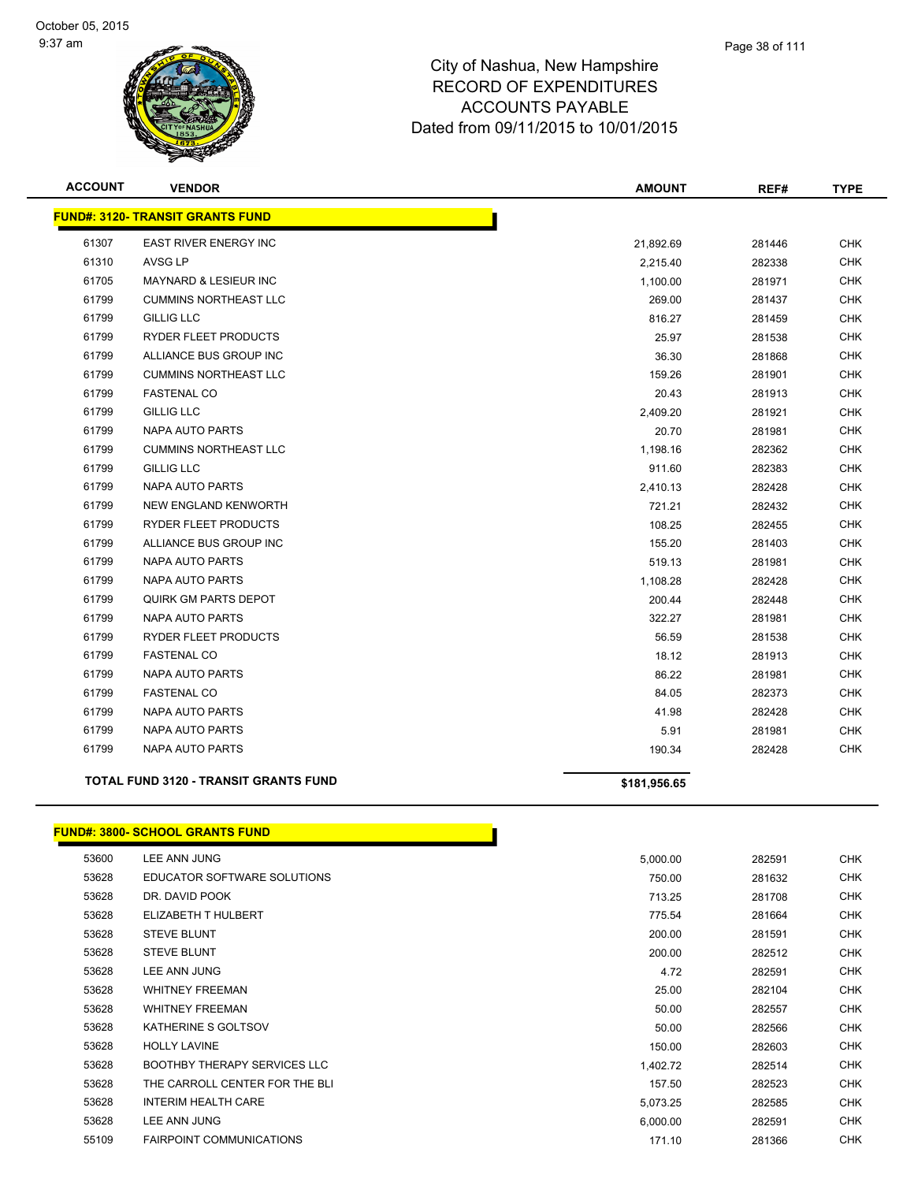City of Nashua, New Hampshire
RECORD OF EXPENDITURES
ACCOUNTS PAYABLE
Dated from 09/11/2015 to 10/01/2015

| ACCOUNT | VENDOR | AMOUNT | REF# | TYPE |
|---|---|---|---|---|
| **FUND#: 3120- TRANSIT GRANTS FUND** | | | | |
| 61307 | EAST RIVER ENERGY INC | 21,892.69 | 281446 | CHK |
| 61310 | AVSG LP | 2,215.40 | 282338 | CHK |
| 61705 | MAYNARD & LESIEUR INC | 1,100.00 | 281971 | CHK |
| 61799 | CUMMINS NORTHEAST LLC | 269.00 | 281437 | CHK |
| 61799 | GILLIG LLC | 816.27 | 281459 | CHK |
| 61799 | RYDER FLEET PRODUCTS | 25.97 | 281538 | CHK |
| 61799 | ALLIANCE BUS GROUP INC | 36.30 | 281868 | CHK |
| 61799 | CUMMINS NORTHEAST LLC | 159.26 | 281901 | CHK |
| 61799 | FASTENAL CO | 20.43 | 281913 | CHK |
| 61799 | GILLIG LLC | 2,409.20 | 281921 | CHK |
| 61799 | NAPA AUTO PARTS | 20.70 | 281981 | CHK |
| 61799 | CUMMINS NORTHEAST LLC | 1,198.16 | 282362 | CHK |
| 61799 | GILLIG LLC | 911.60 | 282383 | CHK |
| 61799 | NAPA AUTO PARTS | 2,410.13 | 282428 | CHK |
| 61799 | NEW ENGLAND KENWORTH | 721.21 | 282432 | CHK |
| 61799 | RYDER FLEET PRODUCTS | 108.25 | 282455 | CHK |
| 61799 | ALLIANCE BUS GROUP INC | 155.20 | 281403 | CHK |
| 61799 | NAPA AUTO PARTS | 519.13 | 281981 | CHK |
| 61799 | NAPA AUTO PARTS | 1,108.28 | 282428 | CHK |
| 61799 | QUIRK GM PARTS DEPOT | 200.44 | 282448 | CHK |
| 61799 | NAPA AUTO PARTS | 322.27 | 281981 | CHK |
| 61799 | RYDER FLEET PRODUCTS | 56.59 | 281538 | CHK |
| 61799 | FASTENAL CO | 18.12 | 281913 | CHK |
| 61799 | NAPA AUTO PARTS | 86.22 | 281981 | CHK |
| 61799 | FASTENAL CO | 84.05 | 282373 | CHK |
| 61799 | NAPA AUTO PARTS | 41.98 | 282428 | CHK |
| 61799 | NAPA AUTO PARTS | 5.91 | 281981 | CHK |
| 61799 | NAPA AUTO PARTS | 190.34 | 282428 | CHK |
| **TOTAL FUND 3120 - TRANSIT GRANTS FUND** | | **$181,956.65** | | |
| **FUND#: 3800- SCHOOL GRANTS FUND** | | | | |
| 53600 | LEE ANN JUNG | 5,000.00 | 282591 | CHK |
| 53628 | EDUCATOR SOFTWARE SOLUTIONS | 750.00 | 281632 | CHK |
| 53628 | DR. DAVID POOK | 713.25 | 281708 | CHK |
| 53628 | ELIZABETH T HULBERT | 775.54 | 281664 | CHK |
| 53628 | STEVE BLUNT | 200.00 | 281591 | CHK |
| 53628 | STEVE BLUNT | 200.00 | 282512 | CHK |
| 53628 | LEE ANN JUNG | 4.72 | 282591 | CHK |
| 53628 | WHITNEY FREEMAN | 25.00 | 282104 | CHK |
| 53628 | WHITNEY FREEMAN | 50.00 | 282557 | CHK |
| 53628 | KATHERINE S GOLTSOV | 50.00 | 282566 | CHK |
| 53628 | HOLLY LAVINE | 150.00 | 282603 | CHK |
| 53628 | BOOTHBY THERAPY SERVICES LLC | 1,402.72 | 282514 | CHK |
| 53628 | THE CARROLL CENTER FOR THE BLI | 157.50 | 282523 | CHK |
| 53628 | INTERIM HEALTH CARE | 5,073.25 | 282585 | CHK |
| 53628 | LEE ANN JUNG | 6,000.00 | 282591 | CHK |
| 55109 | FAIRPOINT COMMUNICATIONS | 171.10 | 281366 | CHK |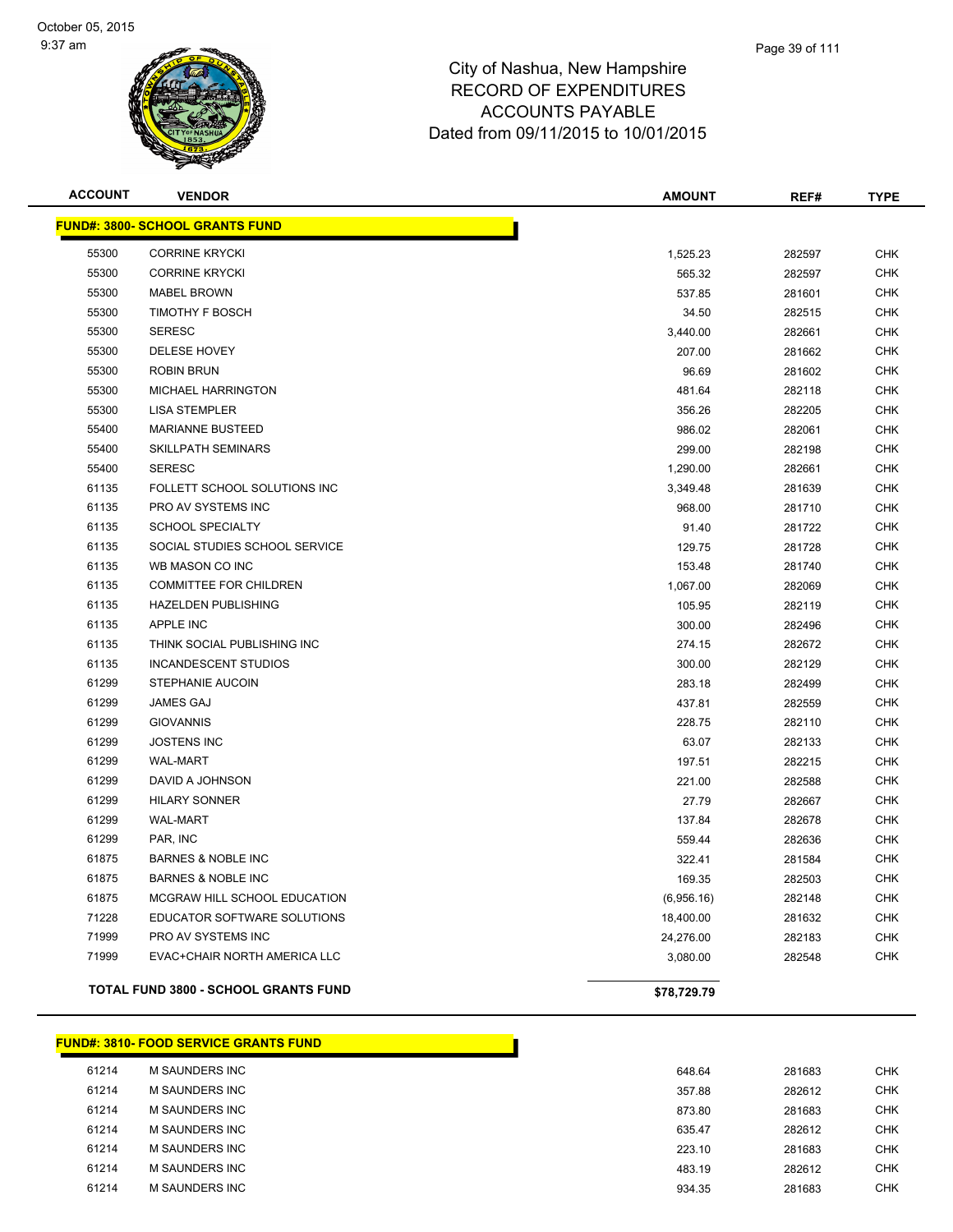# City of Nashua, New Hampshire
## RECORD OF EXPENDITURES
## ACCOUNTS PAYABLE
## Dated from 09/11/2015 to 10/01/2015

| ACCOUNT | VENDOR | AMOUNT | REF# | TYPE |
|---|---|---|---|---|
| **FUND#: 3800- SCHOOL GRANTS FUND** | | | | |
| 55300 | CORRINE KRYCKI | 1,525.23 | 282597 | CHK |
| 55300 | CORRINE KRYCKI | 565.32 | 282597 | CHK |
| 55300 | MABEL BROWN | 537.85 | 281601 | CHK |
| 55300 | TIMOTHY F BOSCH | 34.50 | 282515 | CHK |
| 55300 | SERESC | 3,440.00 | 282661 | CHK |
| 55300 | DELESE HOVEY | 207.00 | 281662 | CHK |
| 55300 | ROBIN BRUN | 96.69 | 281602 | CHK |
| 55300 | MICHAEL HARRINGTON | 481.64 | 282118 | CHK |
| 55300 | LISA STEMPLER | 356.26 | 282205 | CHK |
| 55400 | MARIANNE BUSTEED | 986.02 | 282061 | CHK |
| 55400 | SKILLPATH SEMINARS | 299.00 | 282198 | CHK |
| 55400 | SERESC | 1,290.00 | 282661 | CHK |
| 61135 | FOLLETT SCHOOL SOLUTIONS INC | 3,349.48 | 281639 | CHK |
| 61135 | PRO AV SYSTEMS INC | 968.00 | 281710 | CHK |
| 61135 | SCHOOL SPECIALTY | 91.40 | 281722 | CHK |
| 61135 | SOCIAL STUDIES SCHOOL SERVICE | 129.75 | 281728 | CHK |
| 61135 | WB MASON CO INC | 153.48 | 281740 | CHK |
| 61135 | COMMITTEE FOR CHILDREN | 1,067.00 | 282069 | CHK |
| 61135 | HAZELDEN PUBLISHING | 105.95 | 282119 | CHK |
| 61135 | APPLE INC | 300.00 | 282496 | CHK |
| 61135 | THINK SOCIAL PUBLISHING INC | 274.15 | 282672 | CHK |
| 61135 | INCANDESCENT STUDIOS | 300.00 | 282129 | CHK |
| 61299 | STEPHANIE AUCOIN | 283.18 | 282499 | CHK |
| 61299 | JAMES GAJ | 437.81 | 282559 | CHK |
| 61299 | GIOVANNIS | 228.75 | 282110 | CHK |
| 61299 | JOSTENS INC | 63.07 | 282133 | CHK |
| 61299 | WAL-MART | 197.51 | 282215 | CHK |
| 61299 | DAVID A JOHNSON | 221.00 | 282588 | CHK |
| 61299 | HILARY SONNER | 27.79 | 282667 | CHK |
| 61299 | WAL-MART | 137.84 | 282678 | CHK |
| 61299 | PAR, INC | 559.44 | 282636 | CHK |
| 61875 | BARNES & NOBLE INC | 322.41 | 281584 | CHK |
| 61875 | BARNES & NOBLE INC | 169.35 | 282503 | CHK |
| 61875 | MCGRAW HILL SCHOOL EDUCATION | (6,956.16) | 282148 | CHK |
| 71228 | EDUCATOR SOFTWARE SOLUTIONS | 18,400.00 | 281632 | CHK |
| 71999 | PRO AV SYSTEMS INC | 24,276.00 | 282183 | CHK |
| 71999 | EVAC+CHAIR NORTH AMERICA LLC | 3,080.00 | 282548 | CHK |
| **TOTAL FUND 3800 - SCHOOL GRANTS FUND** | | **$78,729.79** | | |

| ACCOUNT | VENDOR | AMOUNT | REF# | TYPE |
|---|---|---|---|---|
| **FUND#: 3810- FOOD SERVICE GRANTS FUND** | | | | |
| 61214 | M SAUNDERS INC | 648.64 | 281683 | CHK |
| 61214 | M SAUNDERS INC | 357.88 | 282612 | CHK |
| 61214 | M SAUNDERS INC | 873.80 | 281683 | CHK |
| 61214 | M SAUNDERS INC | 635.47 | 282612 | CHK |
| 61214 | M SAUNDERS INC | 223.10 | 281683 | CHK |
| 61214 | M SAUNDERS INC | 483.19 | 282612 | CHK |
| 61214 | M SAUNDERS INC | 934.35 | 281683 | CHK |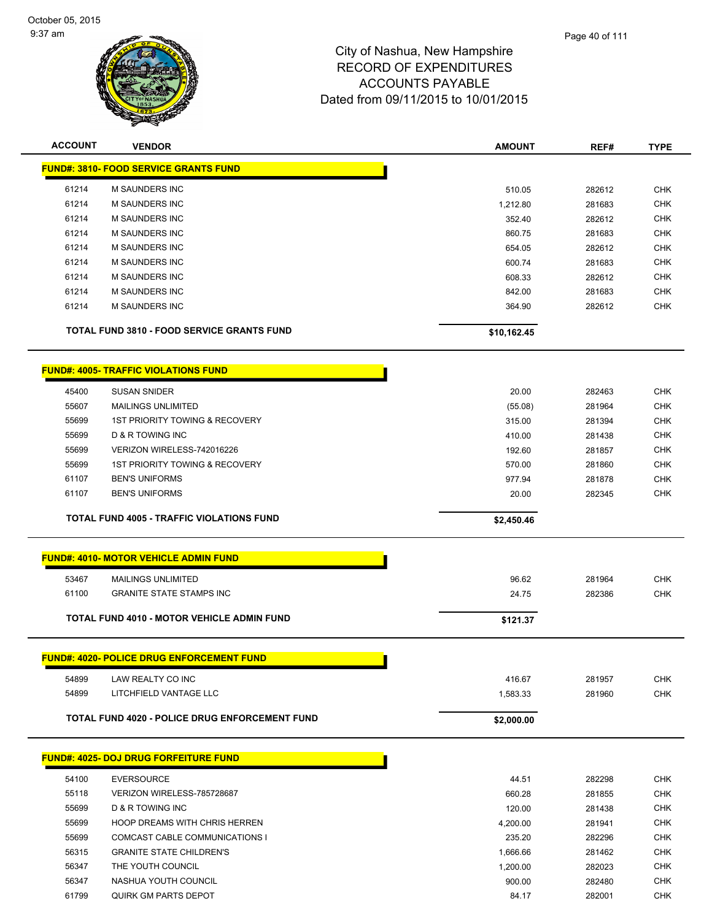# City of Nashua, New Hampshire
## RECORD OF EXPENDITURES
## ACCOUNTS PAYABLE
## Dated from 09/11/2015 to 10/01/2015

| ACCOUNT | VENDOR | AMOUNT | REF# | TYPE |
|---|---|---|---|---|
| **FUND#: 3810- FOOD SERVICE GRANTS FUND** | | | | |
| 61214 | M SAUNDERS INC | 510.05 | 282612 | CHK |
| 61214 | M SAUNDERS INC | 1,212.80 | 281683 | CHK |
| 61214 | M SAUNDERS INC | 352.40 | 282612 | CHK |
| 61214 | M SAUNDERS INC | 860.75 | 281683 | CHK |
| 61214 | M SAUNDERS INC | 654.05 | 282612 | CHK |
| 61214 | M SAUNDERS INC | 600.74 | 281683 | CHK |
| 61214 | M SAUNDERS INC | 608.33 | 282612 | CHK |
| 61214 | M SAUNDERS INC | 842.00 | 281683 | CHK |
| 61214 | M SAUNDERS INC | 364.90 | 282612 | CHK |
| **TOTAL FUND 3810 - FOOD SERVICE GRANTS FUND** | | **$10,162.45** | | |
| **FUND#: 4005- TRAFFIC VIOLATIONS FUND** | | | | |
| 45400 | SUSAN SNIDER | 20.00 | 282463 | CHK |
| 55607 | MAILINGS UNLIMITED | (55.08) | 281964 | CHK |
| 55699 | 1ST PRIORITY TOWING & RECOVERY | 315.00 | 281394 | CHK |
| 55699 | D & R TOWING INC | 410.00 | 281438 | CHK |
| 55699 | VERIZON WIRELESS-742016226 | 192.60 | 281857 | CHK |
| 55699 | 1ST PRIORITY TOWING & RECOVERY | 570.00 | 281860 | CHK |
| 61107 | BEN'S UNIFORMS | 977.94 | 281878 | CHK |
| 61107 | BEN'S UNIFORMS | 20.00 | 282345 | CHK |
| **TOTAL FUND 4005 - TRAFFIC VIOLATIONS FUND** | | **$2,450.46** | | |
| **FUND#: 4010- MOTOR VEHICLE ADMIN FUND** | | | | |
| 53467 | MAILINGS UNLIMITED | 96.62 | 281964 | CHK |
| 61100 | GRANITE STATE STAMPS INC | 24.75 | 282386 | CHK |
| **TOTAL FUND 4010 - MOTOR VEHICLE ADMIN FUND** | | **$121.37** | | |
| **FUND#: 4020- POLICE DRUG ENFORCEMENT FUND** | | | | |
| 54899 | LAW REALTY CO INC | 416.67 | 281957 | CHK |
| 54899 | LITCHFIELD VANTAGE LLC | 1,583.33 | 281960 | CHK |
| **TOTAL FUND 4020 - POLICE DRUG ENFORCEMENT FUND** | | **$2,000.00** | | |
| **FUND#: 4025- DOJ DRUG FORFEITURE FUND** | | | | |
| 54100 | EVERSOURCE | 44.51 | 282298 | CHK |
| 55118 | VERIZON WIRELESS-785728687 | 660.28 | 281855 | CHK |
| 55699 | D & R TOWING INC | 120.00 | 281438 | CHK |
| 55699 | HOOP DREAMS WITH CHRIS HERREN | 4,200.00 | 281941 | CHK |
| 55699 | COMCAST CABLE COMMUNICATIONS I | 235.20 | 282296 | CHK |
| 56315 | GRANITE STATE CHILDREN'S | 1,666.66 | 281462 | CHK |
| 56347 | THE YOUTH COUNCIL | 1,200.00 | 282023 | CHK |
| 56347 | NASHUA YOUTH COUNCIL | 900.00 | 282480 | CHK |
| 61799 | QUIRK GM PARTS DEPOT | 84.17 | 282001 | CHK |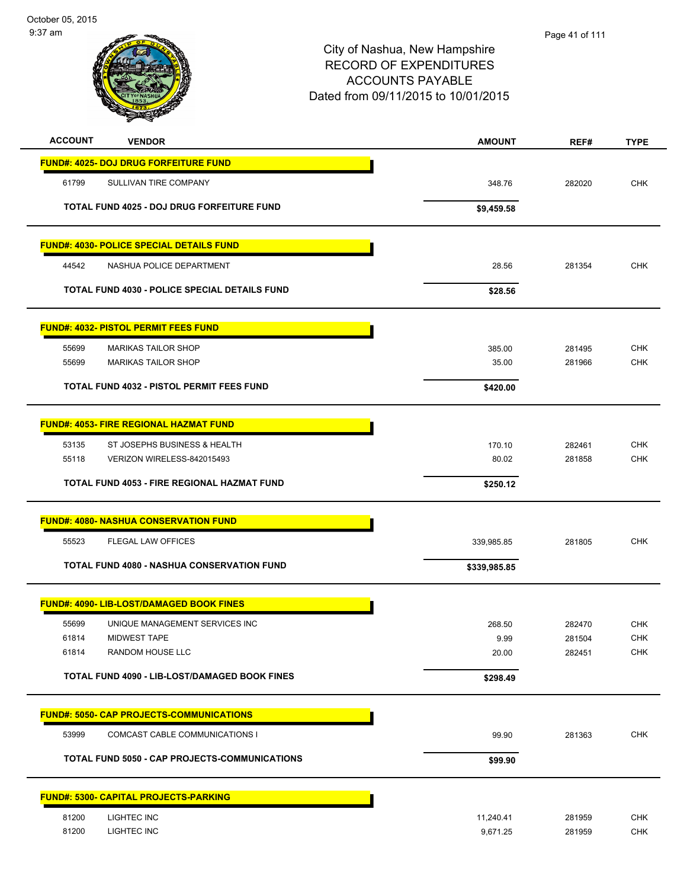# City of Nashua, New Hampshire
## RECORD OF EXPENDITURES
## ACCOUNTS PAYABLE
## Dated from 09/11/2015 to 10/01/2015

October 05, 2015
9:37 am

| ACCOUNT | VENDOR | AMOUNT | REF# | TYPE |
|---|---|---|---|---|
| **FUND#: 4025- DOJ DRUG FORFEITURE FUND** | | | | |
| 61799 | SULLIVAN TIRE COMPANY | 348.76 | 282020 | CHK |
| | **TOTAL FUND 4025 - DOJ DRUG FORFEITURE FUND** | **$9,459.58** | | |
| **FUND#: 4030- POLICE SPECIAL DETAILS FUND** | | | | |
| 44542 | NASHUA POLICE DEPARTMENT | 28.56 | 281354 | CHK |
| | **TOTAL FUND 4030 - POLICE SPECIAL DETAILS FUND** | **$28.56** | | |
| **FUND#: 4032- PISTOL PERMIT FEES FUND** | | | | |
| 55699 | MARIKAS TAILOR SHOP | 385.00 | 281495 | CHK |
| 55699 | MARIKAS TAILOR SHOP | 35.00 | 281966 | CHK |
| | **TOTAL FUND 4032 - PISTOL PERMIT FEES FUND** | **$420.00** | | |
| **FUND#: 4053- FIRE REGIONAL HAZMAT FUND** | | | | |
| 53135 | ST JOSEPHS BUSINESS & HEALTH | 170.10 | 282461 | CHK |
| 55118 | VERIZON WIRELESS-842015493 | 80.02 | 281858 | CHK |
| | **TOTAL FUND 4053 - FIRE REGIONAL HAZMAT FUND** | **$250.12** | | |
| **FUND#: 4080- NASHUA CONSERVATION FUND** | | | | |
| 55523 | FLEGAL LAW OFFICES | 339,985.85 | 281805 | CHK |
| | **TOTAL FUND 4080 - NASHUA CONSERVATION FUND** | **$339,985.85** | | |
| **FUND#: 4090- LIB-LOST/DAMAGED BOOK FINES** | | | | |
| 55699 | UNIQUE MANAGEMENT SERVICES INC | 268.50 | 282470 | CHK |
| 61814 | MIDWEST TAPE | 9.99 | 281504 | CHK |
| 61814 | RANDOM HOUSE LLC | 20.00 | 282451 | CHK |
| | **TOTAL FUND 4090 - LIB-LOST/DAMAGED BOOK FINES** | **$298.49** | | |
| **FUND#: 5050- CAP PROJECTS-COMMUNICATIONS** | | | | |
| 53999 | COMCAST CABLE COMMUNICATIONS I | 99.90 | 281363 | CHK |
| | **TOTAL FUND 5050 - CAP PROJECTS-COMMUNICATIONS** | **$99.90** | | |
| **FUND#: 5300- CAPITAL PROJECTS-PARKING** | | | | |
| 81200 | LIGHTEC INC | 11,240.41 | 281959 | CHK |
| 81200 | LIGHTEC INC | 9,671.25 | 281959 | CHK |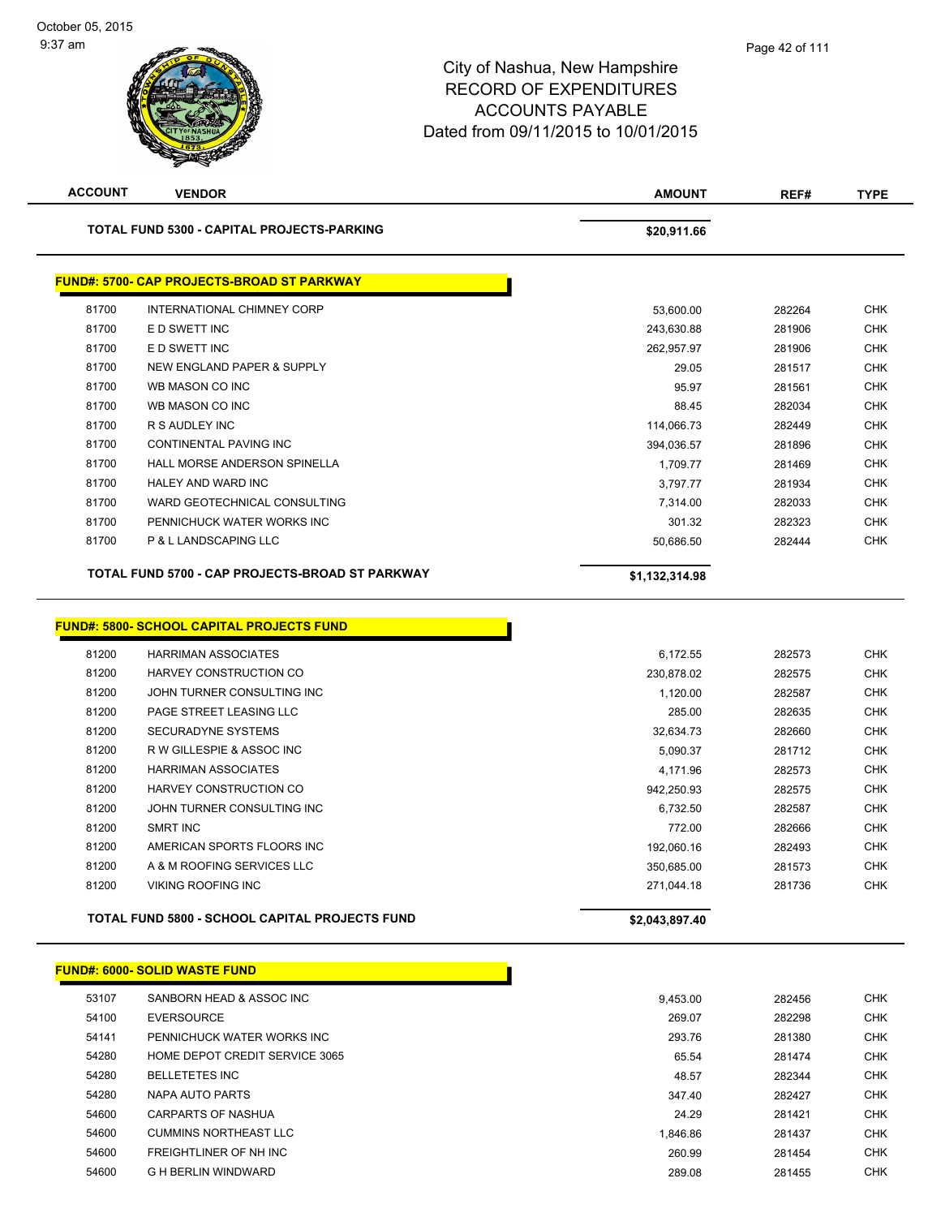City of Nashua, New Hampshire
RECORD OF EXPENDITURES
ACCOUNTS PAYABLE
Dated from 09/11/2015 to 10/01/2015

| ACCOUNT | VENDOR | AMOUNT | REF# | TYPE |
|---|---|---|---|---|
| | **TOTAL FUND 5300 - CAPITAL PROJECTS-PARKING** | **$20,911.66** | | |

**FUND#: 5700- CAP PROJECTS-BROAD ST PARKWAY**

| ACCOUNT | VENDOR | AMOUNT | REF# | TYPE |
|---|---|---|---|---|
| 81700 | INTERNATIONAL CHIMNEY CORP | 53,600.00 | 282264 | CHK |
| 81700 | E D SWETT INC | 243,630.88 | 281906 | CHK |
| 81700 | E D SWETT INC | 262,957.97 | 281906 | CHK |
| 81700 | NEW ENGLAND PAPER & SUPPLY | 29.05 | 281517 | CHK |
| 81700 | WB MASON CO INC | 95.97 | 281561 | CHK |
| 81700 | WB MASON CO INC | 88.45 | 282034 | CHK |
| 81700 | R S AUDLEY INC | 114,066.73 | 282449 | CHK |
| 81700 | CONTINENTAL PAVING INC | 394,036.57 | 281896 | CHK |
| 81700 | HALL MORSE ANDERSON SPINELLA | 1,709.77 | 281469 | CHK |
| 81700 | HALEY AND WARD INC | 3,797.77 | 281934 | CHK |
| 81700 | WARD GEOTECHNICAL CONSULTING | 7,314.00 | 282033 | CHK |
| 81700 | PENNICHUCK WATER WORKS INC | 301.32 | 282323 | CHK |
| 81700 | P & L LANDSCAPING LLC | 50,686.50 | 282444 | CHK |
| | **TOTAL FUND 5700 - CAP PROJECTS-BROAD ST PARKWAY** | **$1,132,314.98** | | |

**FUND#: 5800- SCHOOL CAPITAL PROJECTS FUND**

| ACCOUNT | VENDOR | AMOUNT | REF# | TYPE |
|---|---|---|---|---|
| 81200 | HARRIMAN ASSOCIATES | 6,172.55 | 282573 | CHK |
| 81200 | HARVEY CONSTRUCTION CO | 230,878.02 | 282575 | CHK |
| 81200 | JOHN TURNER CONSULTING INC | 1,120.00 | 282587 | CHK |
| 81200 | PAGE STREET LEASING LLC | 285.00 | 282635 | CHK |
| 81200 | SECURADYNE SYSTEMS | 32,634.73 | 282660 | CHK |
| 81200 | R W GILLESPIE & ASSOC INC | 5,090.37 | 281712 | CHK |
| 81200 | HARRIMAN ASSOCIATES | 4,171.96 | 282573 | CHK |
| 81200 | HARVEY CONSTRUCTION CO | 942,250.93 | 282575 | CHK |
| 81200 | JOHN TURNER CONSULTING INC | 6,732.50 | 282587 | CHK |
| 81200 | SMRT INC | 772.00 | 282666 | CHK |
| 81200 | AMERICAN SPORTS FLOORS INC | 192,060.16 | 282493 | CHK |
| 81200 | A & M ROOFING SERVICES LLC | 350,685.00 | 281573 | CHK |
| 81200 | VIKING ROOFING INC | 271,044.18 | 281736 | CHK |
| | **TOTAL FUND 5800 - SCHOOL CAPITAL PROJECTS FUND** | **$2,043,897.40** | | |

**FUND#: 6000- SOLID WASTE FUND**

| ACCOUNT | VENDOR | AMOUNT | REF# | TYPE |
|---|---|---|---|---|
| 53107 | SANBORN HEAD & ASSOC INC | 9,453.00 | 282456 | CHK |
| 54100 | EVERSOURCE | 269.07 | 282298 | CHK |
| 54141 | PENNICHUCK WATER WORKS INC | 293.76 | 281380 | CHK |
| 54280 | HOME DEPOT CREDIT SERVICE 3065 | 65.54 | 281474 | CHK |
| 54280 | BELLETETES INC | 48.57 | 282344 | CHK |
| 54280 | NAPA AUTO PARTS | 347.40 | 282427 | CHK |
| 54600 | CARPARTS OF NASHUA | 24.29 | 281421 | CHK |
| 54600 | CUMMINS NORTHEAST LLC | 1,846.86 | 281437 | CHK |
| 54600 | FREIGHTLINER OF NH INC | 260.99 | 281454 | CHK |
| 54600 | G H BERLIN WINDWARD | 289.08 | 281455 | CHK |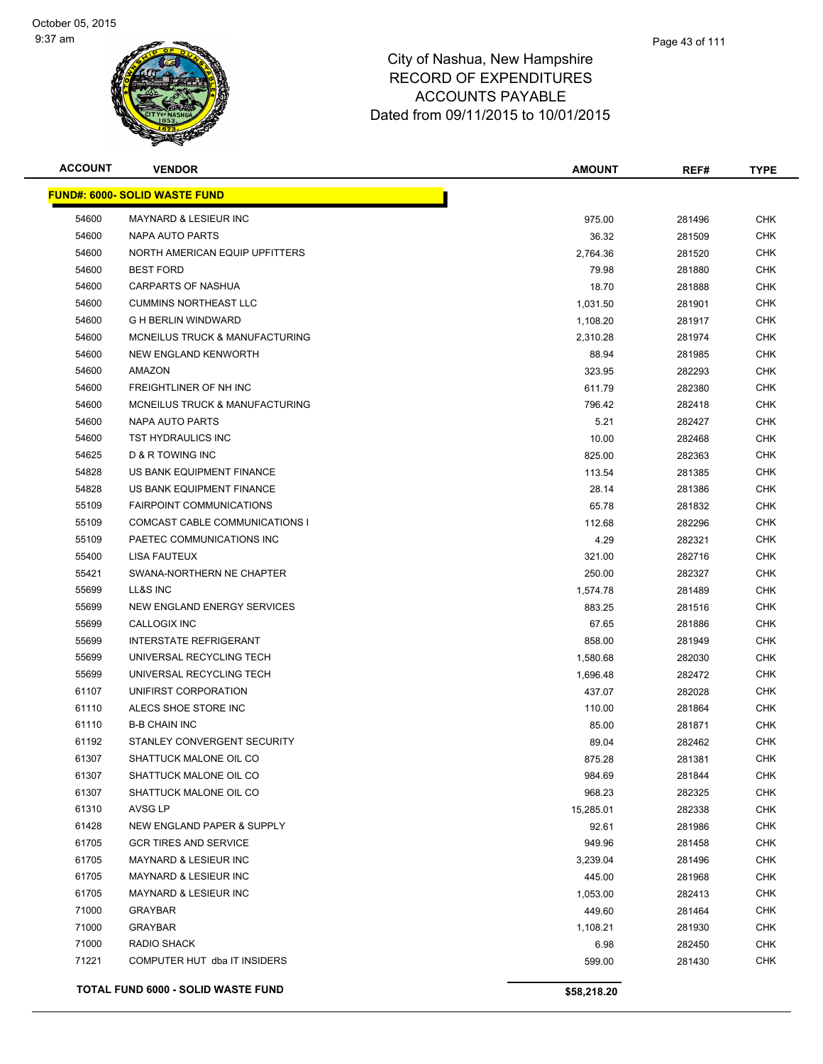City of Nashua, New Hampshire
RECORD OF EXPENDITURES
ACCOUNTS PAYABLE
Dated from 09/11/2015 to 10/01/2015

| ACCOUNT | VENDOR | AMOUNT | REF# | TYPE |
|---|---|---|---|---|
| **FUND#: 6000- SOLID WASTE FUND** | | | | |
| 54600 | MAYNARD & LESIEUR INC | 975.00 | 281496 | CHK |
| 54600 | NAPA AUTO PARTS | 36.32 | 281509 | CHK |
| 54600 | NORTH AMERICAN EQUIP UPFITTERS | 2,764.36 | 281520 | CHK |
| 54600 | BEST FORD | 79.98 | 281880 | CHK |
| 54600 | CARPARTS OF NASHUA | 18.70 | 281888 | CHK |
| 54600 | CUMMINS NORTHEAST LLC | 1,031.50 | 281901 | CHK |
| 54600 | G H BERLIN WINDWARD | 1,108.20 | 281917 | CHK |
| 54600 | MCNEILUS TRUCK & MANUFACTURING | 2,310.28 | 281974 | CHK |
| 54600 | NEW ENGLAND KENWORTH | 88.94 | 281985 | CHK |
| 54600 | AMAZON | 323.95 | 282293 | CHK |
| 54600 | FREIGHTLINER OF NH INC | 611.79 | 282380 | CHK |
| 54600 | MCNEILUS TRUCK & MANUFACTURING | 796.42 | 282418 | CHK |
| 54600 | NAPA AUTO PARTS | 5.21 | 282427 | CHK |
| 54600 | TST HYDRAULICS INC | 10.00 | 282468 | CHK |
| 54625 | D & R TOWING INC | 825.00 | 282363 | CHK |
| 54828 | US BANK EQUIPMENT FINANCE | 113.54 | 281385 | CHK |
| 54828 | US BANK EQUIPMENT FINANCE | 28.14 | 281386 | CHK |
| 55109 | FAIRPOINT COMMUNICATIONS | 65.78 | 281832 | CHK |
| 55109 | COMCAST CABLE COMMUNICATIONS I | 112.68 | 282296 | CHK |
| 55109 | PAETEC COMMUNICATIONS INC | 4.29 | 282321 | CHK |
| 55400 | LISA FAUTEUX | 321.00 | 282716 | CHK |
| 55421 | SWANA-NORTHERN NE CHAPTER | 250.00 | 282327 | CHK |
| 55699 | LL&S INC | 1,574.78 | 281489 | CHK |
| 55699 | NEW ENGLAND ENERGY SERVICES | 883.25 | 281516 | CHK |
| 55699 | CALLOGIX INC | 67.65 | 281886 | CHK |
| 55699 | INTERSTATE REFRIGERANT | 858.00 | 281949 | CHK |
| 55699 | UNIVERSAL RECYCLING TECH | 1,580.68 | 282030 | CHK |
| 55699 | UNIVERSAL RECYCLING TECH | 1,696.48 | 282472 | CHK |
| 61107 | UNIFIRST CORPORATION | 437.07 | 282028 | CHK |
| 61110 | ALECS SHOE STORE INC | 110.00 | 281864 | CHK |
| 61110 | B-B CHAIN INC | 85.00 | 281871 | CHK |
| 61192 | STANLEY CONVERGENT SECURITY | 89.04 | 282462 | CHK |
| 61307 | SHATTUCK MALONE OIL CO | 875.28 | 281381 | CHK |
| 61307 | SHATTUCK MALONE OIL CO | 984.69 | 281844 | CHK |
| 61307 | SHATTUCK MALONE OIL CO | 968.23 | 282325 | CHK |
| 61310 | AVSG LP | 15,285.01 | 282338 | CHK |
| 61428 | NEW ENGLAND PAPER & SUPPLY | 92.61 | 281986 | CHK |
| 61705 | GCR TIRES AND SERVICE | 949.96 | 281458 | CHK |
| 61705 | MAYNARD & LESIEUR INC | 3,239.04 | 281496 | CHK |
| 61705 | MAYNARD & LESIEUR INC | 445.00 | 281968 | CHK |
| 61705 | MAYNARD & LESIEUR INC | 1,053.00 | 282413 | CHK |
| 71000 | GRAYBAR | 449.60 | 281464 | CHK |
| 71000 | GRAYBAR | 1,108.21 | 281930 | CHK |
| 71000 | RADIO SHACK | 6.98 | 282450 | CHK |
| 71221 | COMPUTER HUT dba IT INSIDERS | 599.00 | 281430 | CHK |
| **TOTAL FUND 6000 - SOLID WASTE FUND** | | **$58,218.20** | | |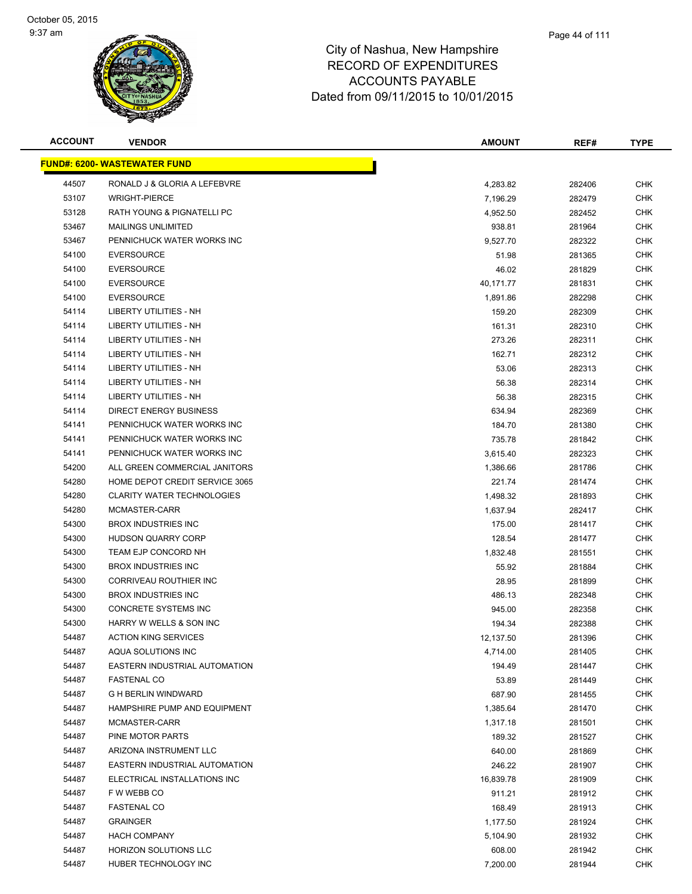# City of Nashua, New Hampshire
## RECORD OF EXPENDITURES
## ACCOUNTS PAYABLE
## Dated from 09/11/2015 to 10/01/2015

| ACCOUNT | VENDOR | AMOUNT | REF# | TYPE |
|---|---|---|---|---|
| **FUND#: 6200- WASTEWATER FUND** | | | | |
| 44507 | RONALD J & GLORIA A LEFEBVRE | 4,283.82 | 282406 | CHK |
| 53107 | WRIGHT-PIERCE | 7,196.29 | 282479 | CHK |
| 53128 | RATH YOUNG & PIGNATELLI PC | 4,952.50 | 282452 | CHK |
| 53467 | MAILINGS UNLIMITED | 938.81 | 281964 | CHK |
| 53467 | PENNICHUCK WATER WORKS INC | 9,527.70 | 282322 | CHK |
| 54100 | EVERSOURCE | 51.98 | 281365 | CHK |
| 54100 | EVERSOURCE | 46.02 | 281829 | CHK |
| 54100 | EVERSOURCE | 40,171.77 | 281831 | CHK |
| 54100 | EVERSOURCE | 1,891.86 | 282298 | CHK |
| 54114 | LIBERTY UTILITIES - NH | 159.20 | 282309 | CHK |
| 54114 | LIBERTY UTILITIES - NH | 161.31 | 282310 | CHK |
| 54114 | LIBERTY UTILITIES - NH | 273.26 | 282311 | CHK |
| 54114 | LIBERTY UTILITIES - NH | 162.71 | 282312 | CHK |
| 54114 | LIBERTY UTILITIES - NH | 53.06 | 282313 | CHK |
| 54114 | LIBERTY UTILITIES - NH | 56.38 | 282314 | CHK |
| 54114 | LIBERTY UTILITIES - NH | 56.38 | 282315 | CHK |
| 54114 | DIRECT ENERGY BUSINESS | 634.94 | 282369 | CHK |
| 54141 | PENNICHUCK WATER WORKS INC | 184.70 | 281380 | CHK |
| 54141 | PENNICHUCK WATER WORKS INC | 735.78 | 281842 | CHK |
| 54141 | PENNICHUCK WATER WORKS INC | 3,615.40 | 282323 | CHK |
| 54200 | ALL GREEN COMMERCIAL JANITORS | 1,386.66 | 281786 | CHK |
| 54280 | HOME DEPOT CREDIT SERVICE 3065 | 221.74 | 281474 | CHK |
| 54280 | CLARITY WATER TECHNOLOGIES | 1,498.32 | 281893 | CHK |
| 54280 | MCMASTER-CARR | 1,637.94 | 282417 | CHK |
| 54300 | BROX INDUSTRIES INC | 175.00 | 281417 | CHK |
| 54300 | HUDSON QUARRY CORP | 128.54 | 281477 | CHK |
| 54300 | TEAM EJP CONCORD NH | 1,832.48 | 281551 | CHK |
| 54300 | BROX INDUSTRIES INC | 55.92 | 281884 | CHK |
| 54300 | CORRIVEAU ROUTHIER INC | 28.95 | 281899 | CHK |
| 54300 | BROX INDUSTRIES INC | 486.13 | 282348 | CHK |
| 54300 | CONCRETE SYSTEMS INC | 945.00 | 282358 | CHK |
| 54300 | HARRY W WELLS & SON INC | 194.34 | 282388 | CHK |
| 54487 | ACTION KING SERVICES | 12,137.50 | 281396 | CHK |
| 54487 | AQUA SOLUTIONS INC | 4,714.00 | 281405 | CHK |
| 54487 | EASTERN INDUSTRIAL AUTOMATION | 194.49 | 281447 | CHK |
| 54487 | FASTENAL CO | 53.89 | 281449 | CHK |
| 54487 | G H BERLIN WINDWARD | 687.90 | 281455 | CHK |
| 54487 | HAMPSHIRE PUMP AND EQUIPMENT | 1,385.64 | 281470 | CHK |
| 54487 | MCMASTER-CARR | 1,317.18 | 281501 | CHK |
| 54487 | PINE MOTOR PARTS | 189.32 | 281527 | CHK |
| 54487 | ARIZONA INSTRUMENT LLC | 640.00 | 281869 | CHK |
| 54487 | EASTERN INDUSTRIAL AUTOMATION | 246.22 | 281907 | CHK |
| 54487 | ELECTRICAL INSTALLATIONS INC | 16,839.78 | 281909 | CHK |
| 54487 | F W WEBB CO | 911.21 | 281912 | CHK |
| 54487 | FASTENAL CO | 168.49 | 281913 | CHK |
| 54487 | GRAINGER | 1,177.50 | 281924 | CHK |
| 54487 | HACH COMPANY | 5,104.90 | 281932 | CHK |
| 54487 | HORIZON SOLUTIONS LLC | 608.00 | 281942 | CHK |
| 54487 | HUBER TECHNOLOGY INC | 7,200.00 | 281944 | CHK |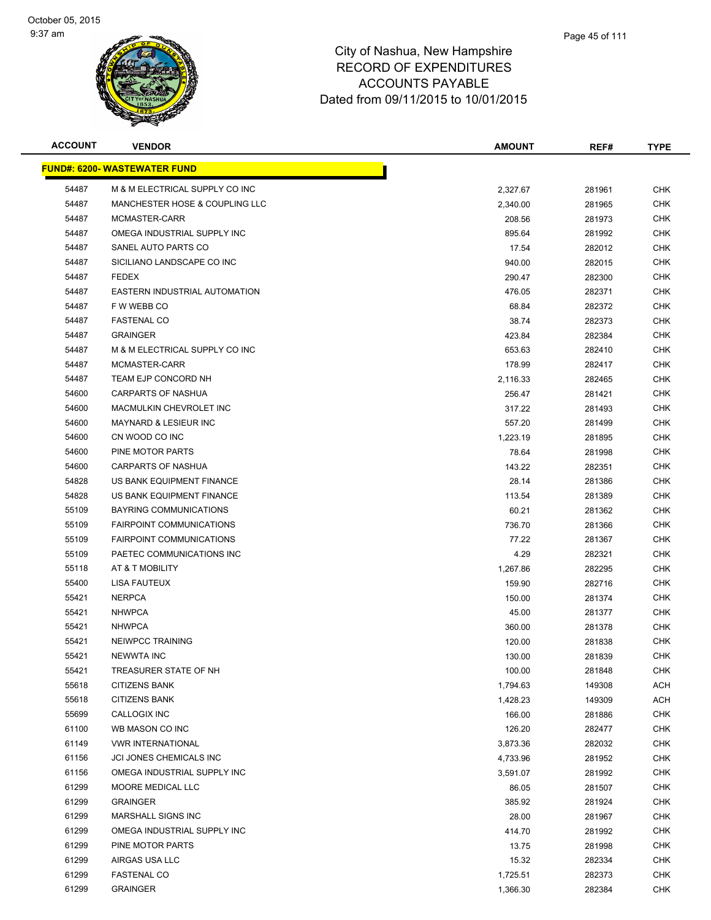City of Nashua, New Hampshire
RECORD OF EXPENDITURES
ACCOUNTS PAYABLE
Dated from 09/11/2015 to 10/01/2015

| ACCOUNT | VENDOR | AMOUNT | REF# | TYPE |
|---|---|---|---|---|
| **FUND#: 6200- WASTEWATER FUND** | | | | |
| 54487 | M & M ELECTRICAL SUPPLY CO INC | 2,327.67 | 281961 | CHK |
| 54487 | MANCHESTER HOSE & COUPLING LLC | 2,340.00 | 281965 | CHK |
| 54487 | MCMASTER-CARR | 208.56 | 281973 | CHK |
| 54487 | OMEGA INDUSTRIAL SUPPLY INC | 895.64 | 281992 | CHK |
| 54487 | SANEL AUTO PARTS CO | 17.54 | 282012 | CHK |
| 54487 | SICILIANO LANDSCAPE CO INC | 940.00 | 282015 | CHK |
| 54487 | FEDEX | 290.47 | 282300 | CHK |
| 54487 | EASTERN INDUSTRIAL AUTOMATION | 476.05 | 282371 | CHK |
| 54487 | F W WEBB CO | 68.84 | 282372 | CHK |
| 54487 | FASTENAL CO | 38.74 | 282373 | CHK |
| 54487 | GRAINGER | 423.84 | 282384 | CHK |
| 54487 | M & M ELECTRICAL SUPPLY CO INC | 653.63 | 282410 | CHK |
| 54487 | MCMASTER-CARR | 178.99 | 282417 | CHK |
| 54487 | TEAM EJP CONCORD NH | 2,116.33 | 282465 | CHK |
| 54600 | CARPARTS OF NASHUA | 256.47 | 281421 | CHK |
| 54600 | MACMULKIN CHEVROLET INC | 317.22 | 281493 | CHK |
| 54600 | MAYNARD & LESIEUR INC | 557.20 | 281499 | CHK |
| 54600 | CN WOOD CO INC | 1,223.19 | 281895 | CHK |
| 54600 | PINE MOTOR PARTS | 78.64 | 281998 | CHK |
| 54600 | CARPARTS OF NASHUA | 143.22 | 282351 | CHK |
| 54828 | US BANK EQUIPMENT FINANCE | 28.14 | 281386 | CHK |
| 54828 | US BANK EQUIPMENT FINANCE | 113.54 | 281389 | CHK |
| 55109 | BAYRING COMMUNICATIONS | 60.21 | 281362 | CHK |
| 55109 | FAIRPOINT COMMUNICATIONS | 736.70 | 281366 | CHK |
| 55109 | FAIRPOINT COMMUNICATIONS | 77.22 | 281367 | CHK |
| 55109 | PAETEC COMMUNICATIONS INC | 4.29 | 282321 | CHK |
| 55118 | AT & T MOBILITY | 1,267.86 | 282295 | CHK |
| 55400 | LISA FAUTEUX | 159.90 | 282716 | CHK |
| 55421 | NERPCA | 150.00 | 281374 | CHK |
| 55421 | NHWPCA | 45.00 | 281377 | CHK |
| 55421 | NHWPCA | 360.00 | 281378 | CHK |
| 55421 | NEIWPCC TRAINING | 120.00 | 281838 | CHK |
| 55421 | NEWWTA INC | 130.00 | 281839 | CHK |
| 55421 | TREASURER STATE OF NH | 100.00 | 281848 | CHK |
| 55618 | CITIZENS BANK | 1,794.63 | 149308 | ACH |
| 55618 | CITIZENS BANK | 1,428.23 | 149309 | ACH |
| 55699 | CALLOGIX INC | 166.00 | 281886 | CHK |
| 61100 | WB MASON CO INC | 126.20 | 282477 | CHK |
| 61149 | VWR INTERNATIONAL | 3,873.36 | 282032 | CHK |
| 61156 | JCI JONES CHEMICALS INC | 4,733.96 | 281952 | CHK |
| 61156 | OMEGA INDUSTRIAL SUPPLY INC | 3,591.07 | 281992 | CHK |
| 61299 | MOORE MEDICAL LLC | 86.05 | 281507 | CHK |
| 61299 | GRAINGER | 385.92 | 281924 | CHK |
| 61299 | MARSHALL SIGNS INC | 28.00 | 281967 | CHK |
| 61299 | OMEGA INDUSTRIAL SUPPLY INC | 414.70 | 281992 | CHK |
| 61299 | PINE MOTOR PARTS | 13.75 | 281998 | CHK |
| 61299 | AIRGAS USA LLC | 15.32 | 282334 | CHK |
| 61299 | FASTENAL CO | 1,725.51 | 282373 | CHK |
| 61299 | GRAINGER | 1,366.30 | 282384 | CHK |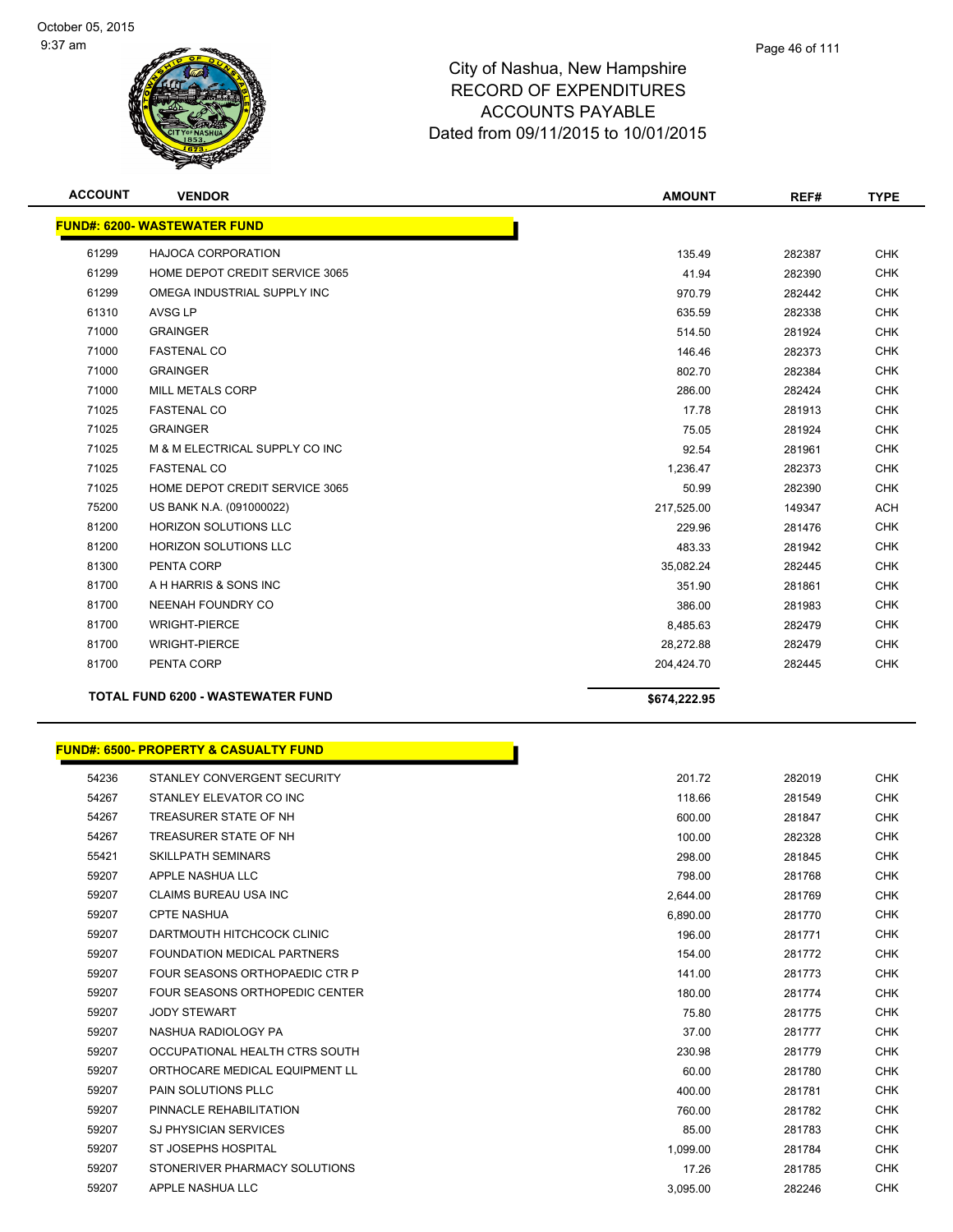# City of Nashua, New Hampshire
## RECORD OF EXPENDITURES
## ACCOUNTS PAYABLE
## Dated from 09/11/2015 to 10/01/2015

| ACCOUNT | VENDOR | AMOUNT | REF# | TYPE |
|---|---|---|---|---|
| **FUND#: 6200- WASTEWATER FUND** | | | | |
| 61299 | HAJOCA CORPORATION | 135.49 | 282387 | CHK |
| 61299 | HOME DEPOT CREDIT SERVICE 3065 | 41.94 | 282390 | CHK |
| 61299 | OMEGA INDUSTRIAL SUPPLY INC | 970.79 | 282442 | CHK |
| 61310 | AVSG LP | 635.59 | 282338 | CHK |
| 71000 | GRAINGER | 514.50 | 281924 | CHK |
| 71000 | FASTENAL CO | 146.46 | 282373 | CHK |
| 71000 | GRAINGER | 802.70 | 282384 | CHK |
| 71000 | MILL METALS CORP | 286.00 | 282424 | CHK |
| 71025 | FASTENAL CO | 17.78 | 281913 | CHK |
| 71025 | GRAINGER | 75.05 | 281924 | CHK |
| 71025 | M & M ELECTRICAL SUPPLY CO INC | 92.54 | 281961 | CHK |
| 71025 | FASTENAL CO | 1,236.47 | 282373 | CHK |
| 71025 | HOME DEPOT CREDIT SERVICE 3065 | 50.99 | 282390 | CHK |
| 75200 | US BANK N.A. (091000022) | 217,525.00 | 149347 | ACH |
| 81200 | HORIZON SOLUTIONS LLC | 229.96 | 281476 | CHK |
| 81200 | HORIZON SOLUTIONS LLC | 483.33 | 281942 | CHK |
| 81300 | PENTA CORP | 35,082.24 | 282445 | CHK |
| 81700 | A H HARRIS & SONS INC | 351.90 | 281861 | CHK |
| 81700 | NEENAH FOUNDRY CO | 386.00 | 281983 | CHK |
| 81700 | WRIGHT-PIERCE | 8,485.63 | 282479 | CHK |
| 81700 | WRIGHT-PIERCE | 28,272.88 | 282479 | CHK |
| 81700 | PENTA CORP | 204,424.70 | 282445 | CHK |
| | **TOTAL FUND 6200 - WASTEWATER FUND** | **$674,222.95** | | |

| ACCOUNT | VENDOR | AMOUNT | REF# | TYPE |
|---|---|---|---|---|
| **FUND#: 6500- PROPERTY & CASUALTY FUND** | | | | |
| 54236 | STANLEY CONVERGENT SECURITY | 201.72 | 282019 | CHK |
| 54267 | STANLEY ELEVATOR CO INC | 118.66 | 281549 | CHK |
| 54267 | TREASURER STATE OF NH | 600.00 | 281847 | CHK |
| 54267 | TREASURER STATE OF NH | 100.00 | 282328 | CHK |
| 55421 | SKILLPATH SEMINARS | 298.00 | 281845 | CHK |
| 59207 | APPLE NASHUA LLC | 798.00 | 281768 | CHK |
| 59207 | CLAIMS BUREAU USA INC | 2,644.00 | 281769 | CHK |
| 59207 | CPTE NASHUA | 6,890.00 | 281770 | CHK |
| 59207 | DARTMOUTH HITCHCOCK CLINIC | 196.00 | 281771 | CHK |
| 59207 | FOUNDATION MEDICAL PARTNERS | 154.00 | 281772 | CHK |
| 59207 | FOUR SEASONS ORTHOPAEDIC CTR P | 141.00 | 281773 | CHK |
| 59207 | FOUR SEASONS ORTHOPEDIC CENTER | 180.00 | 281774 | CHK |
| 59207 | JODY STEWART | 75.80 | 281775 | CHK |
| 59207 | NASHUA RADIOLOGY PA | 37.00 | 281777 | CHK |
| 59207 | OCCUPATIONAL HEALTH CTRS SOUTH | 230.98 | 281779 | CHK |
| 59207 | ORTHOCARE MEDICAL EQUIPMENT LL | 60.00 | 281780 | CHK |
| 59207 | PAIN SOLUTIONS PLLC | 400.00 | 281781 | CHK |
| 59207 | PINNACLE REHABILITATION | 760.00 | 281782 | CHK |
| 59207 | SJ PHYSICIAN SERVICES | 85.00 | 281783 | CHK |
| 59207 | ST JOSEPHS HOSPITAL | 1,099.00 | 281784 | CHK |
| 59207 | STONERIVER PHARMACY SOLUTIONS | 17.26 | 281785 | CHK |
| 59207 | APPLE NASHUA LLC | 3,095.00 | 282246 | CHK |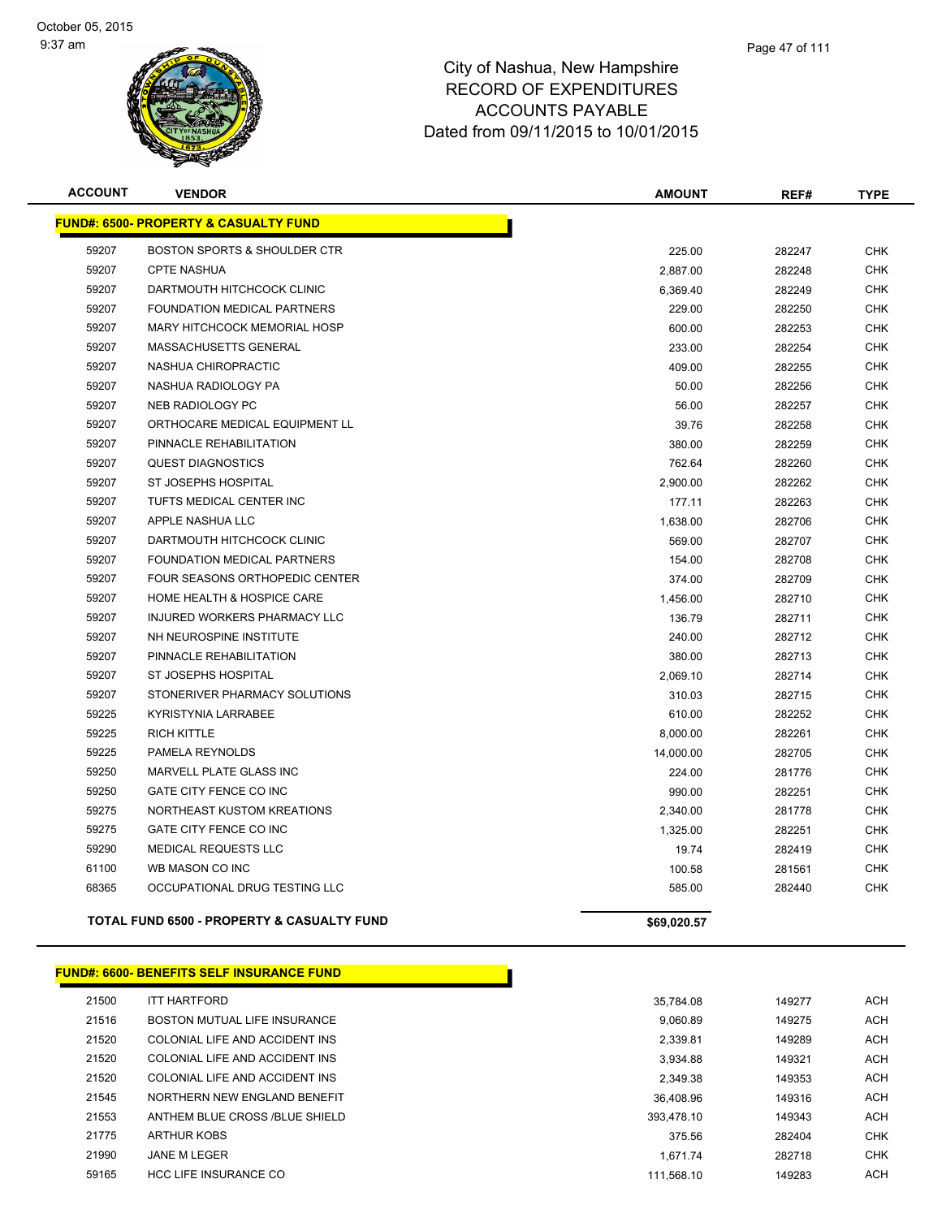City of Nashua, New Hampshire
RECORD OF EXPENDITURES
ACCOUNTS PAYABLE
Dated from 09/11/2015 to 10/01/2015

| ACCOUNT | VENDOR | AMOUNT | REF# | TYPE |
|---|---|---|---|---|
| **FUND#: 6500- PROPERTY & CASUALTY FUND** | | | | |
| 59207 | BOSTON SPORTS & SHOULDER CTR | 225.00 | 282247 | CHK |
| 59207 | CPTE NASHUA | 2,887.00 | 282248 | CHK |
| 59207 | DARTMOUTH HITCHCOCK CLINIC | 6,369.40 | 282249 | CHK |
| 59207 | FOUNDATION MEDICAL PARTNERS | 229.00 | 282250 | CHK |
| 59207 | MARY HITCHCOCK MEMORIAL HOSP | 600.00 | 282253 | CHK |
| 59207 | MASSACHUSETTS GENERAL | 233.00 | 282254 | CHK |
| 59207 | NASHUA CHIROPRACTIC | 409.00 | 282255 | CHK |
| 59207 | NASHUA RADIOLOGY PA | 50.00 | 282256 | CHK |
| 59207 | NEB RADIOLOGY PC | 56.00 | 282257 | CHK |
| 59207 | ORTHOCARE MEDICAL EQUIPMENT LL | 39.76 | 282258 | CHK |
| 59207 | PINNACLE REHABILITATION | 380.00 | 282259 | CHK |
| 59207 | QUEST DIAGNOSTICS | 762.64 | 282260 | CHK |
| 59207 | ST JOSEPHS HOSPITAL | 2,900.00 | 282262 | CHK |
| 59207 | TUFTS MEDICAL CENTER INC | 177.11 | 282263 | CHK |
| 59207 | APPLE NASHUA LLC | 1,638.00 | 282706 | CHK |
| 59207 | DARTMOUTH HITCHCOCK CLINIC | 569.00 | 282707 | CHK |
| 59207 | FOUNDATION MEDICAL PARTNERS | 154.00 | 282708 | CHK |
| 59207 | FOUR SEASONS ORTHOPEDIC CENTER | 374.00 | 282709 | CHK |
| 59207 | HOME HEALTH & HOSPICE CARE | 1,456.00 | 282710 | CHK |
| 59207 | INJURED WORKERS PHARMACY LLC | 136.79 | 282711 | CHK |
| 59207 | NH NEUROSPINE INSTITUTE | 240.00 | 282712 | CHK |
| 59207 | PINNACLE REHABILITATION | 380.00 | 282713 | CHK |
| 59207 | ST JOSEPHS HOSPITAL | 2,069.10 | 282714 | CHK |
| 59207 | STONERIVER PHARMACY SOLUTIONS | 310.03 | 282715 | CHK |
| 59225 | KYRISTYNIA LARRABEE | 610.00 | 282252 | CHK |
| 59225 | RICH KITTLE | 8,000.00 | 282261 | CHK |
| 59225 | PAMELA REYNOLDS | 14,000.00 | 282705 | CHK |
| 59250 | MARVELL PLATE GLASS INC | 224.00 | 281776 | CHK |
| 59250 | GATE CITY FENCE CO INC | 990.00 | 282251 | CHK |
| 59275 | NORTHEAST KUSTOM KREATIONS | 2,340.00 | 281778 | CHK |
| 59275 | GATE CITY FENCE CO INC | 1,325.00 | 282251 | CHK |
| 59290 | MEDICAL REQUESTS LLC | 19.74 | 282419 | CHK |
| 61100 | WB MASON CO INC | 100.58 | 281561 | CHK |
| 68365 | OCCUPATIONAL DRUG TESTING LLC | 585.00 | 282440 | CHK |
| **TOTAL FUND 6500 - PROPERTY & CASUALTY FUND** | | **$69,020.57** | | |

| ACCOUNT | VENDOR | AMOUNT | REF# | TYPE |
|---|---|---|---|---|
| **FUND#: 6600- BENEFITS SELF INSURANCE FUND** | | | | |
| 21500 | ITT HARTFORD | 35,784.08 | 149277 | ACH |
| 21516 | BOSTON MUTUAL LIFE INSURANCE | 9,060.89 | 149275 | ACH |
| 21520 | COLONIAL LIFE AND ACCIDENT INS | 2,339.81 | 149289 | ACH |
| 21520 | COLONIAL LIFE AND ACCIDENT INS | 3,934.88 | 149321 | ACH |
| 21520 | COLONIAL LIFE AND ACCIDENT INS | 2,349.38 | 149353 | ACH |
| 21545 | NORTHERN NEW ENGLAND BENEFIT | 36,408.96 | 149316 | ACH |
| 21553 | ANTHEM BLUE CROSS /BLUE SHIELD | 393,478.10 | 149343 | ACH |
| 21775 | ARTHUR KOBS | 375.56 | 282404 | CHK |
| 21990 | JANE M LEGER | 1,671.74 | 282718 | CHK |
| 59165 | HCC LIFE INSURANCE CO | 111,568.10 | 149283 | ACH |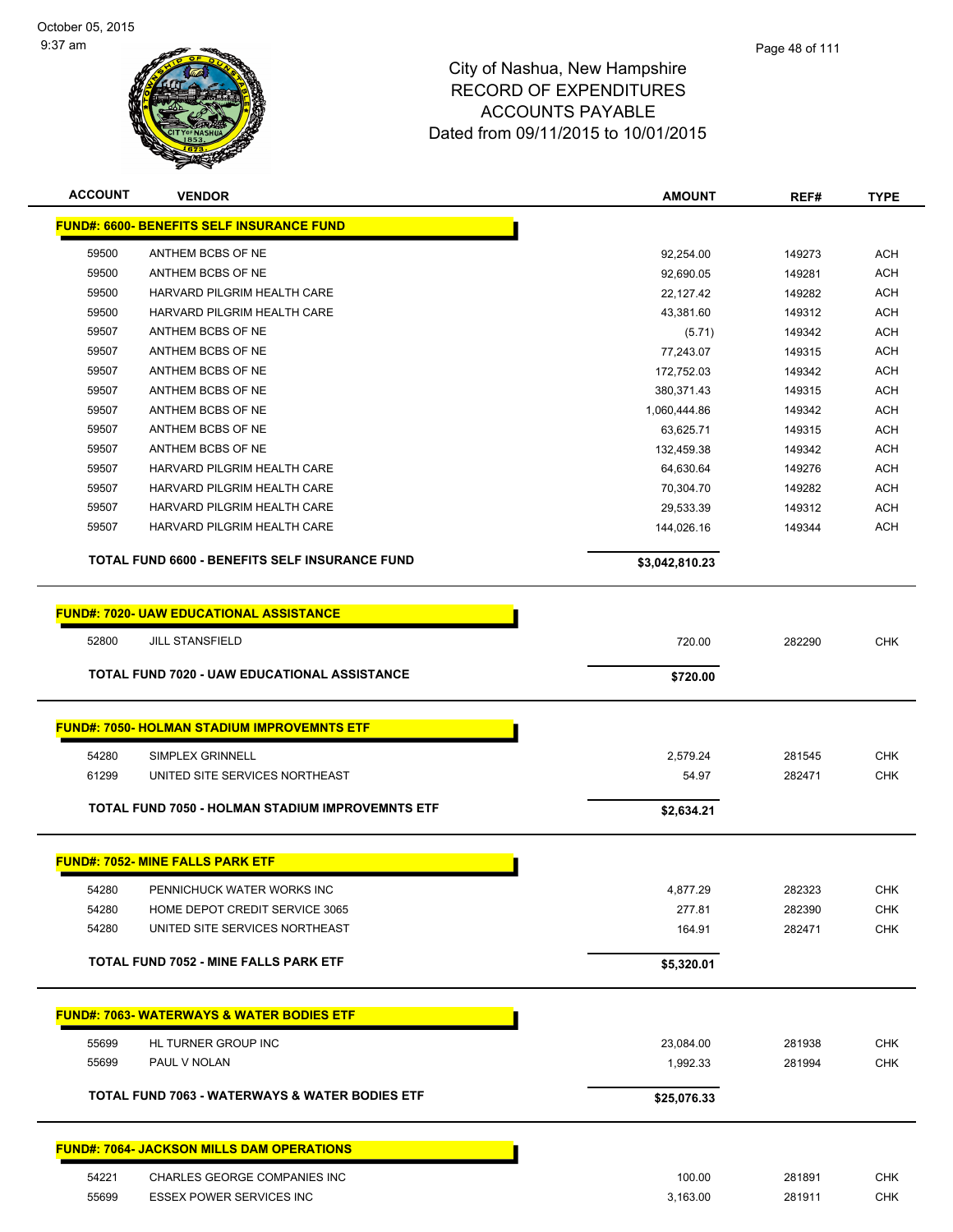City of Nashua, New Hampshire
RECORD OF EXPENDITURES
ACCOUNTS PAYABLE
Dated from 09/11/2015 to 10/01/2015

| ACCOUNT | VENDOR | AMOUNT | REF# | TYPE |
|---|---|---|---|---|
| **FUND#: 6600- BENEFITS SELF INSURANCE FUND** | | | | |
| 59500 | ANTHEM BCBS OF NE | 92,254.00 | 149273 | ACH |
| 59500 | ANTHEM BCBS OF NE | 92,690.05 | 149281 | ACH |
| 59500 | HARVARD PILGRIM HEALTH CARE | 22,127.42 | 149282 | ACH |
| 59500 | HARVARD PILGRIM HEALTH CARE | 43,381.60 | 149312 | ACH |
| 59507 | ANTHEM BCBS OF NE | (5.71) | 149342 | ACH |
| 59507 | ANTHEM BCBS OF NE | 77,243.07 | 149315 | ACH |
| 59507 | ANTHEM BCBS OF NE | 172,752.03 | 149342 | ACH |
| 59507 | ANTHEM BCBS OF NE | 380,371.43 | 149315 | ACH |
| 59507 | ANTHEM BCBS OF NE | 1,060,444.86 | 149342 | ACH |
| 59507 | ANTHEM BCBS OF NE | 63,625.71 | 149315 | ACH |
| 59507 | ANTHEM BCBS OF NE | 132,459.38 | 149342 | ACH |
| 59507 | HARVARD PILGRIM HEALTH CARE | 64,630.64 | 149276 | ACH |
| 59507 | HARVARD PILGRIM HEALTH CARE | 70,304.70 | 149282 | ACH |
| 59507 | HARVARD PILGRIM HEALTH CARE | 29,533.39 | 149312 | ACH |
| 59507 | HARVARD PILGRIM HEALTH CARE | 144,026.16 | 149344 | ACH |
| | **TOTAL FUND 6600 - BENEFITS SELF INSURANCE FUND** | **$3,042,810.23** | | |
| **FUND#: 7020- UAW EDUCATIONAL ASSISTANCE** | | | | |
| 52800 | JILL STANSFIELD | 720.00 | 282290 | CHK |
| | **TOTAL FUND 7020 - UAW EDUCATIONAL ASSISTANCE** | **$720.00** | | |
| **FUND#: 7050- HOLMAN STADIUM IMPROVEMNTS ETF** | | | | |
| 54280 | SIMPLEX GRINNELL | 2,579.24 | 281545 | CHK |
| 61299 | UNITED SITE SERVICES NORTHEAST | 54.97 | 282471 | CHK |
| | **TOTAL FUND 7050 - HOLMAN STADIUM IMPROVEMNTS ETF** | **$2,634.21** | | |
| **FUND#: 7052- MINE FALLS PARK ETF** | | | | |
| 54280 | PENNICHUCK WATER WORKS INC | 4,877.29 | 282323 | CHK |
| 54280 | HOME DEPOT CREDIT SERVICE 3065 | 277.81 | 282390 | CHK |
| 54280 | UNITED SITE SERVICES NORTHEAST | 164.91 | 282471 | CHK |
| | **TOTAL FUND 7052 - MINE FALLS PARK ETF** | **$5,320.01** | | |
| **FUND#: 7063- WATERWAYS & WATER BODIES ETF** | | | | |
| 55699 | HL TURNER GROUP INC | 23,084.00 | 281938 | CHK |
| 55699 | PAUL V NOLAN | 1,992.33 | 281994 | CHK |
| | **TOTAL FUND 7063 - WATERWAYS & WATER BODIES ETF** | **$25,076.33** | | |
| **FUND#: 7064- JACKSON MILLS DAM OPERATIONS** | | | | |
| 54221 | CHARLES GEORGE COMPANIES INC | 100.00 | 281891 | CHK |
| 55699 | ESSEX POWER SERVICES INC | 3,163.00 | 281911 | CHK |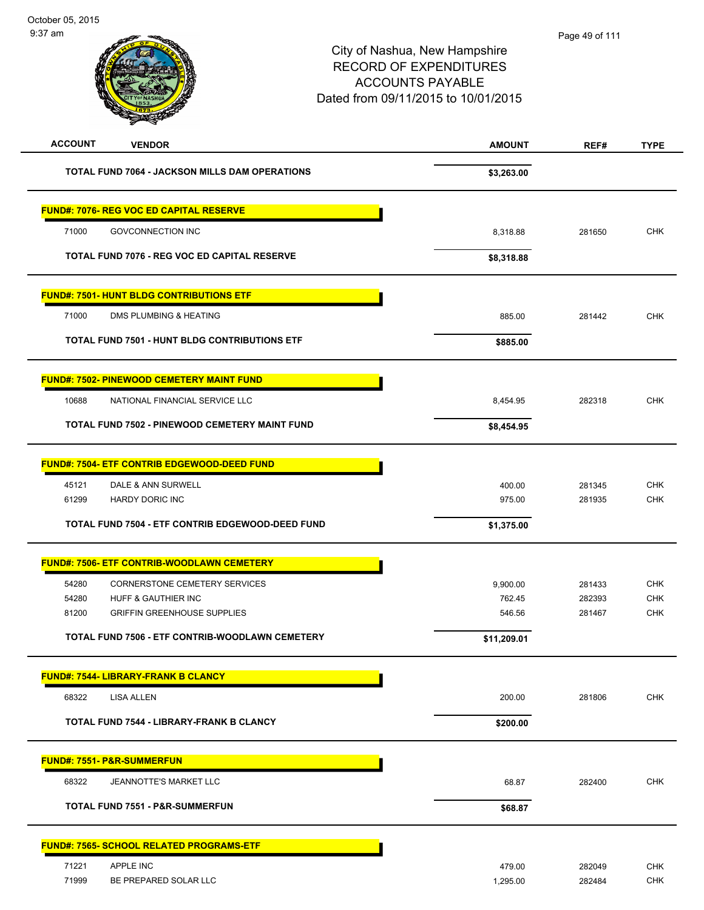City of Nashua, New Hampshire
RECORD OF EXPENDITURES
ACCOUNTS PAYABLE
Dated from 09/11/2015 to 10/01/2015

| ACCOUNT | VENDOR | AMOUNT | REF# | TYPE |
|---|---|---|---|---|
| | **TOTAL FUND 7064 - JACKSON MILLS DAM OPERATIONS** | **$3,263.00** | | |
| | **FUND#: 7076- REG VOC ED CAPITAL RESERVE** | | | |
| 71000 | GOVCONNECTION INC | 8,318.88 | 281650 | CHK |
| | **TOTAL FUND 7076 - REG VOC ED CAPITAL RESERVE** | **$8,318.88** | | |
| | **FUND#: 7501- HUNT BLDG CONTRIBUTIONS ETF** | | | |
| 71000 | DMS PLUMBING & HEATING | 885.00 | 281442 | CHK |
| | **TOTAL FUND 7501 - HUNT BLDG CONTRIBUTIONS ETF** | **$885.00** | | |
| | **FUND#: 7502- PINEWOOD CEMETERY MAINT FUND** | | | |
| 10688 | NATIONAL FINANCIAL SERVICE LLC | 8,454.95 | 282318 | CHK |
| | **TOTAL FUND 7502 - PINEWOOD CEMETERY MAINT FUND** | **$8,454.95** | | |
| | **FUND#: 7504- ETF CONTRIB EDGEWOOD-DEED FUND** | | | |
| 45121 | DALE & ANN SURWELL | 400.00 | 281345 | CHK |
| 61299 | HARDY DORIC INC | 975.00 | 281935 | CHK |
| | **TOTAL FUND 7504 - ETF CONTRIB EDGEWOOD-DEED FUND** | **$1,375.00** | | |
| | **FUND#: 7506- ETF CONTRIB-WOODLAWN CEMETERY** | | | |
| 54280 | CORNERSTONE CEMETERY SERVICES | 9,900.00 | 281433 | CHK |
| 54280 | HUFF & GAUTHIER INC | 762.45 | 282393 | CHK |
| 81200 | GRIFFIN GREENHOUSE SUPPLIES | 546.56 | 281467 | CHK |
| | **TOTAL FUND 7506 - ETF CONTRIB-WOODLAWN CEMETERY** | **$11,209.01** | | |
| | **FUND#: 7544- LIBRARY-FRANK B CLANCY** | | | |
| 68322 | LISA ALLEN | 200.00 | 281806 | CHK |
| | **TOTAL FUND 7544 - LIBRARY-FRANK B CLANCY** | **$200.00** | | |
| | **FUND#: 7551- P&R-SUMMERFUN** | | | |
| 68322 | JEANNOTTE'S MARKET LLC | 68.87 | 282400 | CHK |
| | **TOTAL FUND 7551 - P&R-SUMMERFUN** | **$68.87** | | |
| | **FUND#: 7565- SCHOOL RELATED PROGRAMS-ETF** | | | |
| 71221 | APPLE INC | 479.00 | 282049 | CHK |
| 71999 | BE PREPARED SOLAR LLC | 1,295.00 | 282484 | CHK |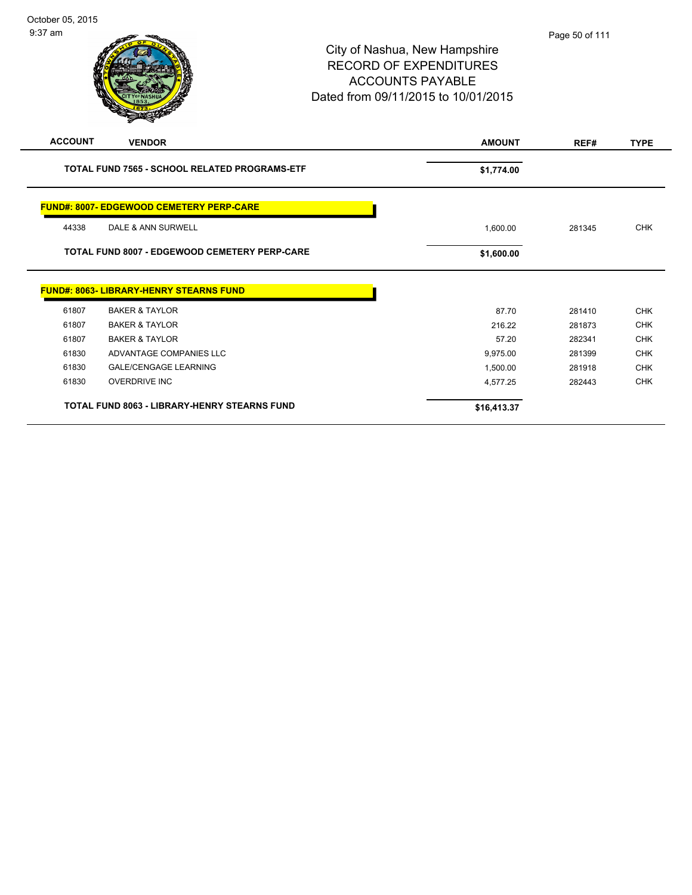| ACCOUNT | VENDOR | AMOUNT | REF# | TYPE |
|---|---|---|---|---|
| | **TOTAL FUND 7565 - SCHOOL RELATED PROGRAMS-ETF** | **$1,774.00** | | |

**FUND#: 8007- EDGEWOOD CEMETERY PERP-CARE**

| ACCOUNT | VENDOR | AMOUNT | REF# | TYPE |
|---|---|---|---|---|
| 44338 | DALE & ANN SURWELL | 1,600.00 | 281345 | CHK |
| | **TOTAL FUND 8007 - EDGEWOOD CEMETERY PERP-CARE** | **$1,600.00** | | |

**FUND#: 8063- LIBRARY-HENRY STEARNS FUND**

| ACCOUNT | VENDOR | AMOUNT | REF# | TYPE |
|---|---|---|---|---|
| 61807 | BAKER & TAYLOR | 87.70 | 281410 | CHK |
| 61807 | BAKER & TAYLOR | 216.22 | 281873 | CHK |
| 61807 | BAKER & TAYLOR | 57.20 | 282341 | CHK |
| 61830 | ADVANTAGE COMPANIES LLC | 9,975.00 | 281399 | CHK |
| 61830 | GALE/CENGAGE LEARNING | 1,500.00 | 281918 | CHK |
| 61830 | OVERDRIVE INC | 4,577.25 | 282443 | CHK |
| | **TOTAL FUND 8063 - LIBRARY-HENRY STEARNS FUND** | **$16,413.37** | | |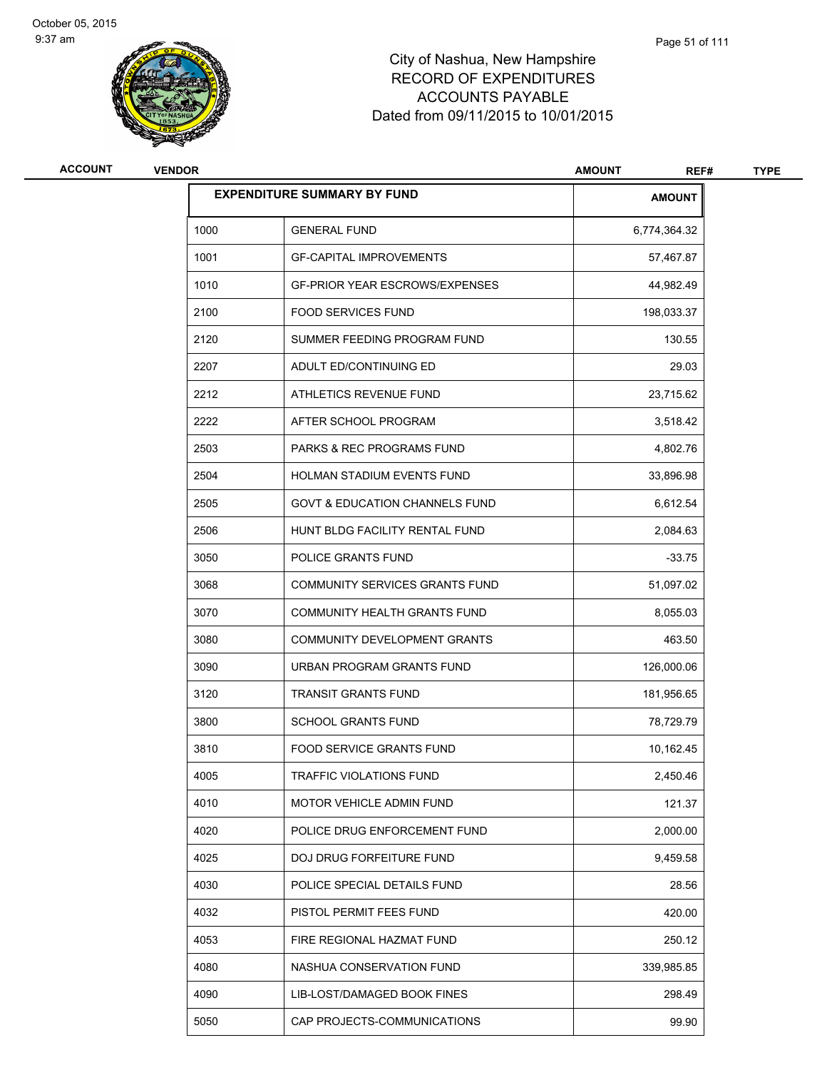# City of Nashua, New Hampshire
## RECORD OF EXPENDITURES
## ACCOUNTS PAYABLE
## Dated from 09/11/2015 to 10/01/2015

| ACCOUNT | VENDOR | AMOUNT | REF# | TYPE |
|---|---|---|---|---|

| EXPENDITURE SUMMARY BY FUND | | AMOUNT |
|---|---|---|
| 1000 | GENERAL FUND | 6,774,364.32 |
| 1001 | GF-CAPITAL IMPROVEMENTS | 57,467.87 |
| 1010 | GF-PRIOR YEAR ESCROWS/EXPENSES | 44,982.49 |
| 2100 | FOOD SERVICES FUND | 198,033.37 |
| 2120 | SUMMER FEEDING PROGRAM FUND | 130.55 |
| 2207 | ADULT ED/CONTINUING ED | 29.03 |
| 2212 | ATHLETICS REVENUE FUND | 23,715.62 |
| 2222 | AFTER SCHOOL PROGRAM | 3,518.42 |
| 2503 | PARKS & REC PROGRAMS FUND | 4,802.76 |
| 2504 | HOLMAN STADIUM EVENTS FUND | 33,896.98 |
| 2505 | GOVT & EDUCATION CHANNELS FUND | 6,612.54 |
| 2506 | HUNT BLDG FACILITY RENTAL FUND | 2,084.63 |
| 3050 | POLICE GRANTS FUND | -33.75 |
| 3068 | COMMUNITY SERVICES GRANTS FUND | 51,097.02 |
| 3070 | COMMUNITY HEALTH GRANTS FUND | 8,055.03 |
| 3080 | COMMUNITY DEVELOPMENT GRANTS | 463.50 |
| 3090 | URBAN PROGRAM GRANTS FUND | 126,000.06 |
| 3120 | TRANSIT GRANTS FUND | 181,956.65 |
| 3800 | SCHOOL GRANTS FUND | 78,729.79 |
| 3810 | FOOD SERVICE GRANTS FUND | 10,162.45 |
| 4005 | TRAFFIC VIOLATIONS FUND | 2,450.46 |
| 4010 | MOTOR VEHICLE ADMIN FUND | 121.37 |
| 4020 | POLICE DRUG ENFORCEMENT FUND | 2,000.00 |
| 4025 | DOJ DRUG FORFEITURE FUND | 9,459.58 |
| 4030 | POLICE SPECIAL DETAILS FUND | 28.56 |
| 4032 | PISTOL PERMIT FEES FUND | 420.00 |
| 4053 | FIRE REGIONAL HAZMAT FUND | 250.12 |
| 4080 | NASHUA CONSERVATION FUND | 339,985.85 |
| 4090 | LIB-LOST/DAMAGED BOOK FINES | 298.49 |
| 5050 | CAP PROJECTS-COMMUNICATIONS | 99.90 |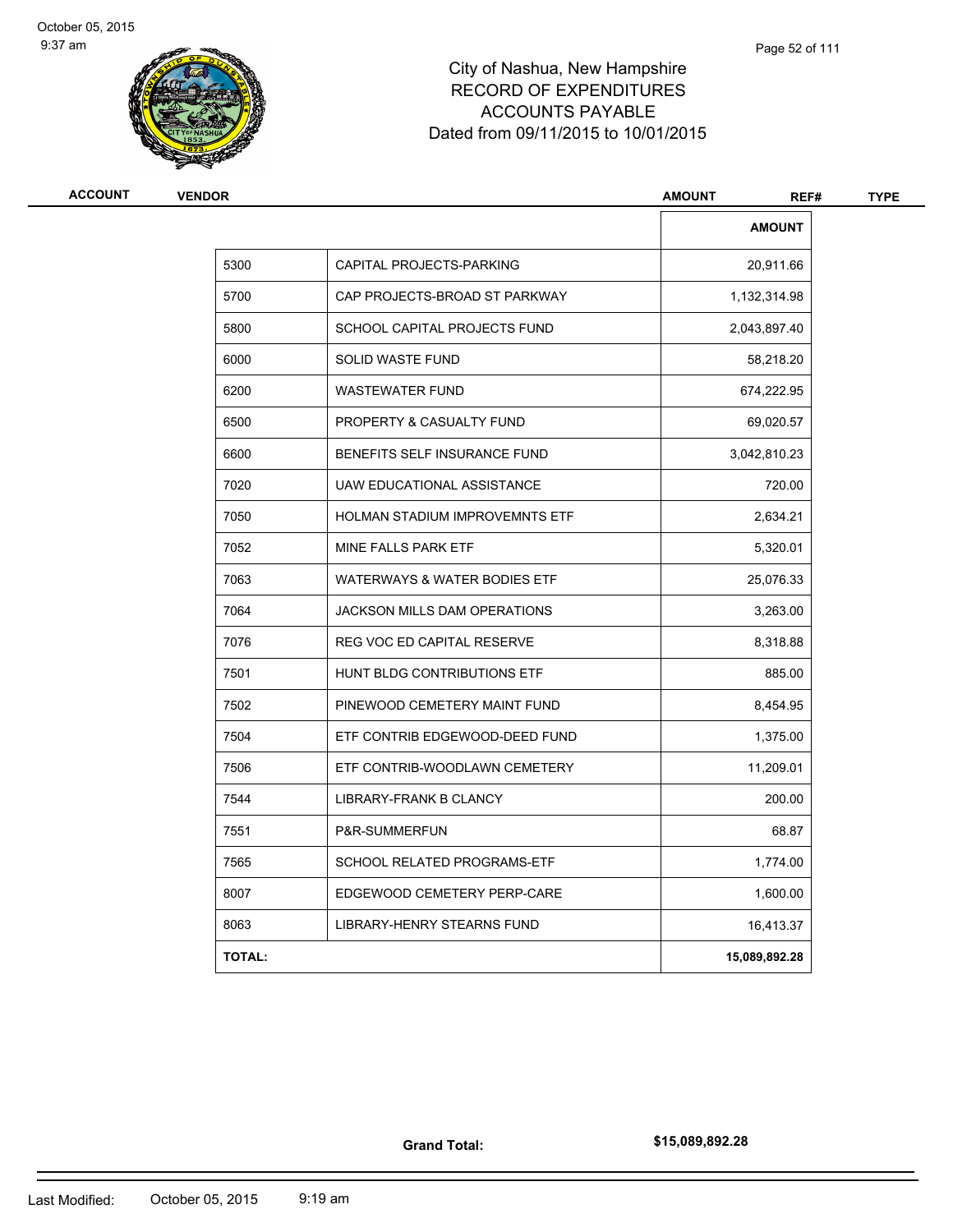# City of Nashua, New Hampshire
## RECORD OF EXPENDITURES
## ACCOUNTS PAYABLE
### Dated from 09/11/2015 to 10/01/2015

| ACCOUNT | VENDOR | AMOUNT | REF# | TYPE |
|---|---|---|---|---|

| | | AMOUNT |
|---|---|---|
| 5300 | CAPITAL PROJECTS-PARKING | 20,911.66 |
| 5700 | CAP PROJECTS-BROAD ST PARKWAY | 1,132,314.98 |
| 5800 | SCHOOL CAPITAL PROJECTS FUND | 2,043,897.40 |
| 6000 | SOLID WASTE FUND | 58,218.20 |
| 6200 | WASTEWATER FUND | 674,222.95 |
| 6500 | PROPERTY & CASUALTY FUND | 69,020.57 |
| 6600 | BENEFITS SELF INSURANCE FUND | 3,042,810.23 |
| 7020 | UAW EDUCATIONAL ASSISTANCE | 720.00 |
| 7050 | HOLMAN STADIUM IMPROVEMNTS ETF | 2,634.21 |
| 7052 | MINE FALLS PARK ETF | 5,320.01 |
| 7063 | WATERWAYS & WATER BODIES ETF | 25,076.33 |
| 7064 | JACKSON MILLS DAM OPERATIONS | 3,263.00 |
| 7076 | REG VOC ED CAPITAL RESERVE | 8,318.88 |
| 7501 | HUNT BLDG CONTRIBUTIONS ETF | 885.00 |
| 7502 | PINEWOOD CEMETERY MAINT FUND | 8,454.95 |
| 7504 | ETF CONTRIB EDGEWOOD-DEED FUND | 1,375.00 |
| 7506 | ETF CONTRIB-WOODLAWN CEMETERY | 11,209.01 |
| 7544 | LIBRARY-FRANK B CLANCY | 200.00 |
| 7551 | P&R-SUMMERFUN | 68.87 |
| 7565 | SCHOOL RELATED PROGRAMS-ETF | 1,774.00 |
| 8007 | EDGEWOOD CEMETERY PERP-CARE | 1,600.00 |
| 8063 | LIBRARY-HENRY STEARNS FUND | 16,413.37 |
| **TOTAL:** | | **15,089,892.28** |

**Grand Total:** **$15,089,892.28**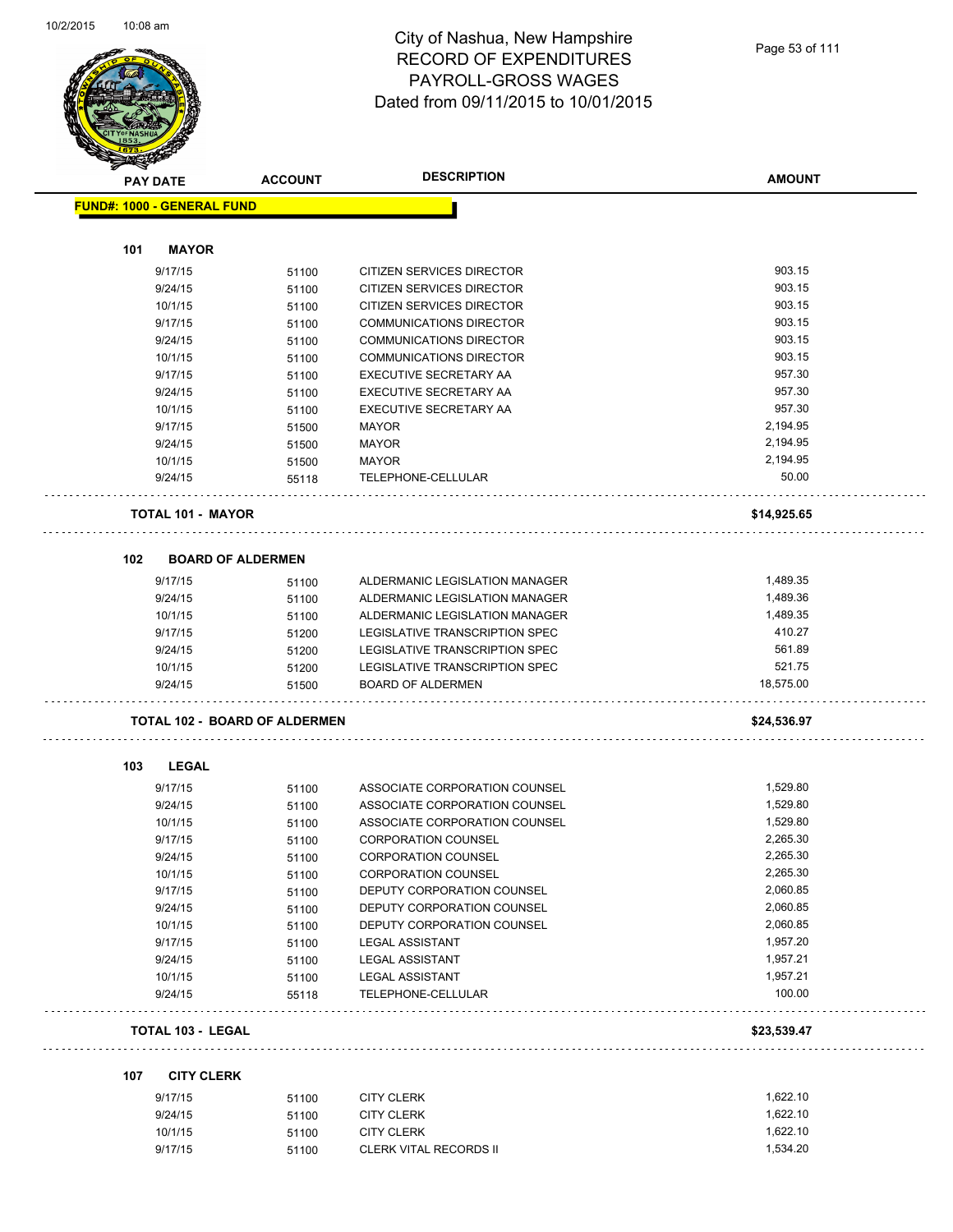# City of Nashua, New Hampshire
## RECORD OF EXPENDITURES
## PAYROLL-GROSS WAGES
## Dated from 09/11/2015 to 10/01/2015

**FUND#: 1000 - GENERAL FUND**

### 101 MAYOR

| PAY DATE | ACCOUNT | DESCRIPTION | AMOUNT |
|---|---|---|---|
| 9/17/15 | 51100 | CITIZEN SERVICES DIRECTOR | 903.15 |
| 9/24/15 | 51100 | CITIZEN SERVICES DIRECTOR | 903.15 |
| 10/1/15 | 51100 | CITIZEN SERVICES DIRECTOR | 903.15 |
| 9/17/15 | 51100 | COMMUNICATIONS DIRECTOR | 903.15 |
| 9/24/15 | 51100 | COMMUNICATIONS DIRECTOR | 903.15 |
| 10/1/15 | 51100 | COMMUNICATIONS DIRECTOR | 903.15 |
| 9/17/15 | 51100 | EXECUTIVE SECRETARY AA | 957.30 |
| 9/24/15 | 51100 | EXECUTIVE SECRETARY AA | 957.30 |
| 10/1/15 | 51100 | EXECUTIVE SECRETARY AA | 957.30 |
| 9/17/15 | 51500 | MAYOR | 2,194.95 |
| 9/24/15 | 51500 | MAYOR | 2,194.95 |
| 10/1/15 | 51500 | MAYOR | 2,194.95 |
| 9/24/15 | 55118 | TELEPHONE-CELLULAR | 50.00 |

**TOTAL 101 - MAYOR** **$14,925.65**

### 102 BOARD OF ALDERMEN

| PAY DATE | ACCOUNT | DESCRIPTION | AMOUNT |
|---|---|---|---|
| 9/17/15 | 51100 | ALDERMANIC LEGISLATION MANAGER | 1,489.35 |
| 9/24/15 | 51100 | ALDERMANIC LEGISLATION MANAGER | 1,489.36 |
| 10/1/15 | 51100 | ALDERMANIC LEGISLATION MANAGER | 1,489.35 |
| 9/17/15 | 51200 | LEGISLATIVE TRANSCRIPTION SPEC | 410.27 |
| 9/24/15 | 51200 | LEGISLATIVE TRANSCRIPTION SPEC | 561.89 |
| 10/1/15 | 51200 | LEGISLATIVE TRANSCRIPTION SPEC | 521.75 |
| 9/24/15 | 51500 | BOARD OF ALDERMEN | 18,575.00 |

**TOTAL 102 - BOARD OF ALDERMEN** **$24,536.97**

### 103 LEGAL

| PAY DATE | ACCOUNT | DESCRIPTION | AMOUNT |
|---|---|---|---|
| 9/17/15 | 51100 | ASSOCIATE CORPORATION COUNSEL | 1,529.80 |
| 9/24/15 | 51100 | ASSOCIATE CORPORATION COUNSEL | 1,529.80 |
| 10/1/15 | 51100 | ASSOCIATE CORPORATION COUNSEL | 1,529.80 |
| 9/17/15 | 51100 | CORPORATION COUNSEL | 2,265.30 |
| 9/24/15 | 51100 | CORPORATION COUNSEL | 2,265.30 |
| 10/1/15 | 51100 | CORPORATION COUNSEL | 2,265.30 |
| 9/17/15 | 51100 | DEPUTY CORPORATION COUNSEL | 2,060.85 |
| 9/24/15 | 51100 | DEPUTY CORPORATION COUNSEL | 2,060.85 |
| 10/1/15 | 51100 | DEPUTY CORPORATION COUNSEL | 2,060.85 |
| 9/17/15 | 51100 | LEGAL ASSISTANT | 1,957.20 |
| 9/24/15 | 51100 | LEGAL ASSISTANT | 1,957.21 |
| 10/1/15 | 51100 | LEGAL ASSISTANT | 1,957.21 |
| 9/24/15 | 55118 | TELEPHONE-CELLULAR | 100.00 |

**TOTAL 103 - LEGAL** **$23,539.47**

### 107 CITY CLERK

| PAY DATE | ACCOUNT | DESCRIPTION | AMOUNT |
|---|---|---|---|
| 9/17/15 | 51100 | CITY CLERK | 1,622.10 |
| 9/24/15 | 51100 | CITY CLERK | 1,622.10 |
| 10/1/15 | 51100 | CITY CLERK | 1,622.10 |
| 9/17/15 | 51100 | CLERK VITAL RECORDS II | 1,534.20 |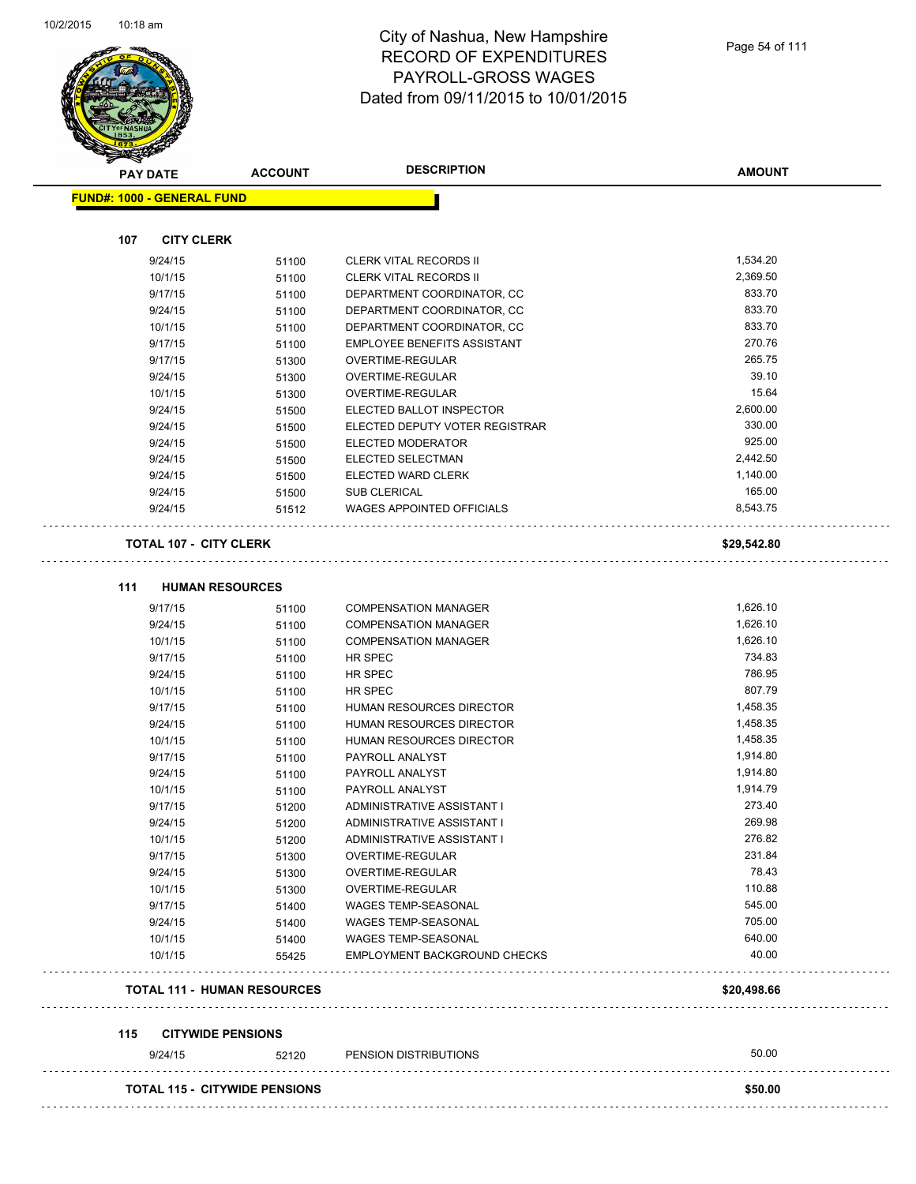# City of Nashua, New Hampshire
## RECORD OF EXPENDITURES
## PAYROLL-GROSS WAGES
## Dated from 09/11/2015 to 10/01/2015

| PAY DATE | ACCOUNT | DESCRIPTION | AMOUNT |
|---|---|---|---|
| **FUND#: 1000 - GENERAL FUND** | | | |
| **107 CITY CLERK** | | | |
| 9/24/15 | 51100 | CLERK VITAL RECORDS II | 1,534.20 |
| 10/1/15 | 51100 | CLERK VITAL RECORDS II | 2,369.50 |
| 9/17/15 | 51100 | DEPARTMENT COORDINATOR, CC | 833.70 |
| 9/24/15 | 51100 | DEPARTMENT COORDINATOR, CC | 833.70 |
| 10/1/15 | 51100 | DEPARTMENT COORDINATOR, CC | 833.70 |
| 9/17/15 | 51100 | EMPLOYEE BENEFITS ASSISTANT | 270.76 |
| 9/17/15 | 51300 | OVERTIME-REGULAR | 265.75 |
| 9/24/15 | 51300 | OVERTIME-REGULAR | 39.10 |
| 10/1/15 | 51300 | OVERTIME-REGULAR | 15.64 |
| 9/24/15 | 51500 | ELECTED BALLOT INSPECTOR | 2,600.00 |
| 9/24/15 | 51500 | ELECTED DEPUTY VOTER REGISTRAR | 330.00 |
| 9/24/15 | 51500 | ELECTED MODERATOR | 925.00 |
| 9/24/15 | 51500 | ELECTED SELECTMAN | 2,442.50 |
| 9/24/15 | 51500 | ELECTED WARD CLERK | 1,140.00 |
| 9/24/15 | 51500 | SUB CLERICAL | 165.00 |
| 9/24/15 | 51512 | WAGES APPOINTED OFFICIALS | 8,543.75 |
| **TOTAL 107 - CITY CLERK** | | | **$29,542.80** |
| **111 HUMAN RESOURCES** | | | |
| 9/17/15 | 51100 | COMPENSATION MANAGER | 1,626.10 |
| 9/24/15 | 51100 | COMPENSATION MANAGER | 1,626.10 |
| 10/1/15 | 51100 | COMPENSATION MANAGER | 1,626.10 |
| 9/17/15 | 51100 | HR SPEC | 734.83 |
| 9/24/15 | 51100 | HR SPEC | 786.95 |
| 10/1/15 | 51100 | HR SPEC | 807.79 |
| 9/17/15 | 51100 | HUMAN RESOURCES DIRECTOR | 1,458.35 |
| 9/24/15 | 51100 | HUMAN RESOURCES DIRECTOR | 1,458.35 |
| 10/1/15 | 51100 | HUMAN RESOURCES DIRECTOR | 1,458.35 |
| 9/17/15 | 51100 | PAYROLL ANALYST | 1,914.80 |
| 9/24/15 | 51100 | PAYROLL ANALYST | 1,914.80 |
| 10/1/15 | 51100 | PAYROLL ANALYST | 1,914.79 |
| 9/17/15 | 51200 | ADMINISTRATIVE ASSISTANT I | 273.40 |
| 9/24/15 | 51200 | ADMINISTRATIVE ASSISTANT I | 269.98 |
| 10/1/15 | 51200 | ADMINISTRATIVE ASSISTANT I | 276.82 |
| 9/17/15 | 51300 | OVERTIME-REGULAR | 231.84 |
| 9/24/15 | 51300 | OVERTIME-REGULAR | 78.43 |
| 10/1/15 | 51300 | OVERTIME-REGULAR | 110.88 |
| 9/17/15 | 51400 | WAGES TEMP-SEASONAL | 545.00 |
| 9/24/15 | 51400 | WAGES TEMP-SEASONAL | 705.00 |
| 10/1/15 | 51400 | WAGES TEMP-SEASONAL | 640.00 |
| 10/1/15 | 55425 | EMPLOYMENT BACKGROUND CHECKS | 40.00 |
| **TOTAL 111 - HUMAN RESOURCES** | | | **$20,498.66** |
| **115 CITYWIDE PENSIONS** | | | |
| 9/24/15 | 52120 | PENSION DISTRIBUTIONS | 50.00 |
| **TOTAL 115 - CITYWIDE PENSIONS** | | | **$50.00** |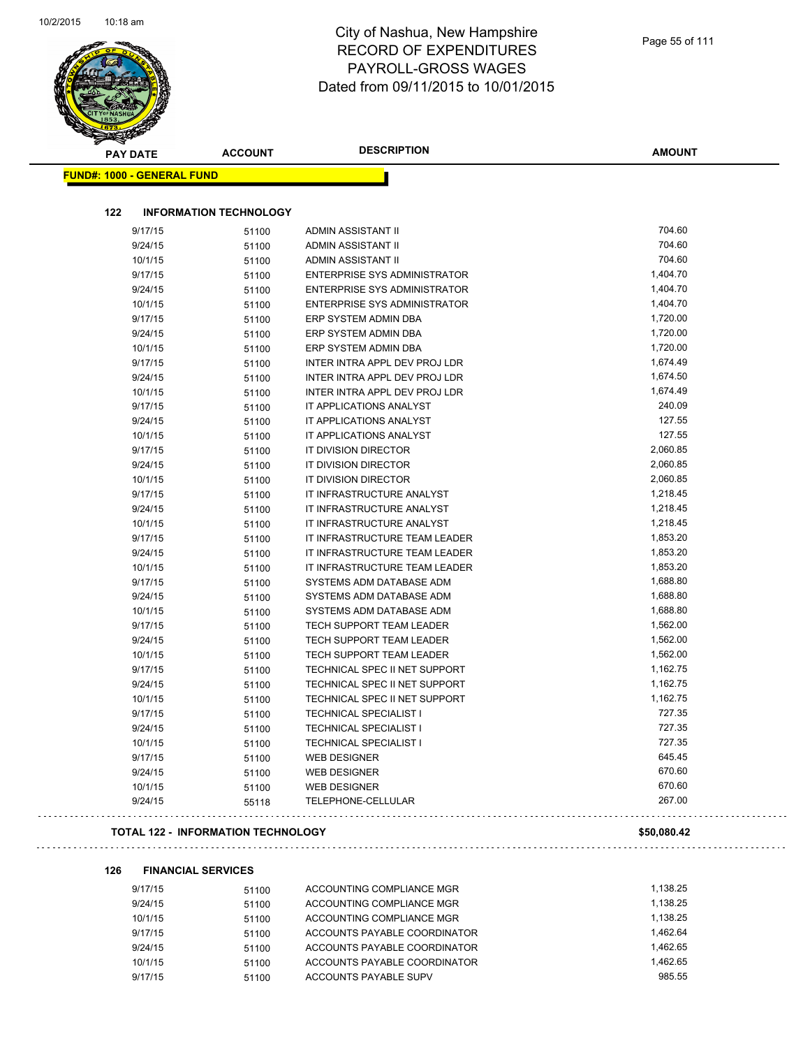# City of Nashua, New Hampshire
## RECORD OF EXPENDITURES
## PAYROLL-GROSS WAGES
## Dated from 09/11/2015 to 10/01/2015

| PAY DATE | ACCOUNT | DESCRIPTION | AMOUNT |
|---|---|---|---|

**FUND#: 1000 - GENERAL FUND**

### 122 INFORMATION TECHNOLOGY

| PAY DATE | ACCOUNT | DESCRIPTION | AMOUNT |
|---|---|---|---|
| 9/17/15 | 51100 | ADMIN ASSISTANT II | 704.60 |
| 9/24/15 | 51100 | ADMIN ASSISTANT II | 704.60 |
| 10/1/15 | 51100 | ADMIN ASSISTANT II | 704.60 |
| 9/17/15 | 51100 | ENTERPRISE SYS ADMINISTRATOR | 1,404.70 |
| 9/24/15 | 51100 | ENTERPRISE SYS ADMINISTRATOR | 1,404.70 |
| 10/1/15 | 51100 | ENTERPRISE SYS ADMINISTRATOR | 1,404.70 |
| 9/17/15 | 51100 | ERP SYSTEM ADMIN DBA | 1,720.00 |
| 9/24/15 | 51100 | ERP SYSTEM ADMIN DBA | 1,720.00 |
| 10/1/15 | 51100 | ERP SYSTEM ADMIN DBA | 1,720.00 |
| 9/17/15 | 51100 | INTER INTRA APPL DEV PROJ LDR | 1,674.49 |
| 9/24/15 | 51100 | INTER INTRA APPL DEV PROJ LDR | 1,674.50 |
| 10/1/15 | 51100 | INTER INTRA APPL DEV PROJ LDR | 1,674.49 |
| 9/17/15 | 51100 | IT APPLICATIONS ANALYST | 240.09 |
| 9/24/15 | 51100 | IT APPLICATIONS ANALYST | 127.55 |
| 10/1/15 | 51100 | IT APPLICATIONS ANALYST | 127.55 |
| 9/17/15 | 51100 | IT DIVISION DIRECTOR | 2,060.85 |
| 9/24/15 | 51100 | IT DIVISION DIRECTOR | 2,060.85 |
| 10/1/15 | 51100 | IT DIVISION DIRECTOR | 2,060.85 |
| 9/17/15 | 51100 | IT INFRASTRUCTURE ANALYST | 1,218.45 |
| 9/24/15 | 51100 | IT INFRASTRUCTURE ANALYST | 1,218.45 |
| 10/1/15 | 51100 | IT INFRASTRUCTURE ANALYST | 1,218.45 |
| 9/17/15 | 51100 | IT INFRASTRUCTURE TEAM LEADER | 1,853.20 |
| 9/24/15 | 51100 | IT INFRASTRUCTURE TEAM LEADER | 1,853.20 |
| 10/1/15 | 51100 | IT INFRASTRUCTURE TEAM LEADER | 1,853.20 |
| 9/17/15 | 51100 | SYSTEMS ADM DATABASE ADM | 1,688.80 |
| 9/24/15 | 51100 | SYSTEMS ADM DATABASE ADM | 1,688.80 |
| 10/1/15 | 51100 | SYSTEMS ADM DATABASE ADM | 1,688.80 |
| 9/17/15 | 51100 | TECH SUPPORT TEAM LEADER | 1,562.00 |
| 9/24/15 | 51100 | TECH SUPPORT TEAM LEADER | 1,562.00 |
| 10/1/15 | 51100 | TECH SUPPORT TEAM LEADER | 1,562.00 |
| 9/17/15 | 51100 | TECHNICAL SPEC II NET SUPPORT | 1,162.75 |
| 9/24/15 | 51100 | TECHNICAL SPEC II NET SUPPORT | 1,162.75 |
| 10/1/15 | 51100 | TECHNICAL SPEC II NET SUPPORT | 1,162.75 |
| 9/17/15 | 51100 | TECHNICAL SPECIALIST I | 727.35 |
| 9/24/15 | 51100 | TECHNICAL SPECIALIST I | 727.35 |
| 10/1/15 | 51100 | TECHNICAL SPECIALIST I | 727.35 |
| 9/17/15 | 51100 | WEB DESIGNER | 645.45 |
| 9/24/15 | 51100 | WEB DESIGNER | 670.60 |
| 10/1/15 | 51100 | WEB DESIGNER | 670.60 |
| 9/24/15 | 55118 | TELEPHONE-CELLULAR | 267.00 |

**TOTAL 122 - INFORMATION TECHNOLOGY** **$50,080.42**

### 126 FINANCIAL SERVICES

| PAY DATE | ACCOUNT | DESCRIPTION | AMOUNT |
|---|---|---|---|
| 9/17/15 | 51100 | ACCOUNTING COMPLIANCE MGR | 1,138.25 |
| 9/24/15 | 51100 | ACCOUNTING COMPLIANCE MGR | 1,138.25 |
| 10/1/15 | 51100 | ACCOUNTING COMPLIANCE MGR | 1,138.25 |
| 9/17/15 | 51100 | ACCOUNTS PAYABLE COORDINATOR | 1,462.64 |
| 9/24/15 | 51100 | ACCOUNTS PAYABLE COORDINATOR | 1,462.65 |
| 10/1/15 | 51100 | ACCOUNTS PAYABLE COORDINATOR | 1,462.65 |
| 9/17/15 | 51100 | ACCOUNTS PAYABLE SUPV | 985.55 |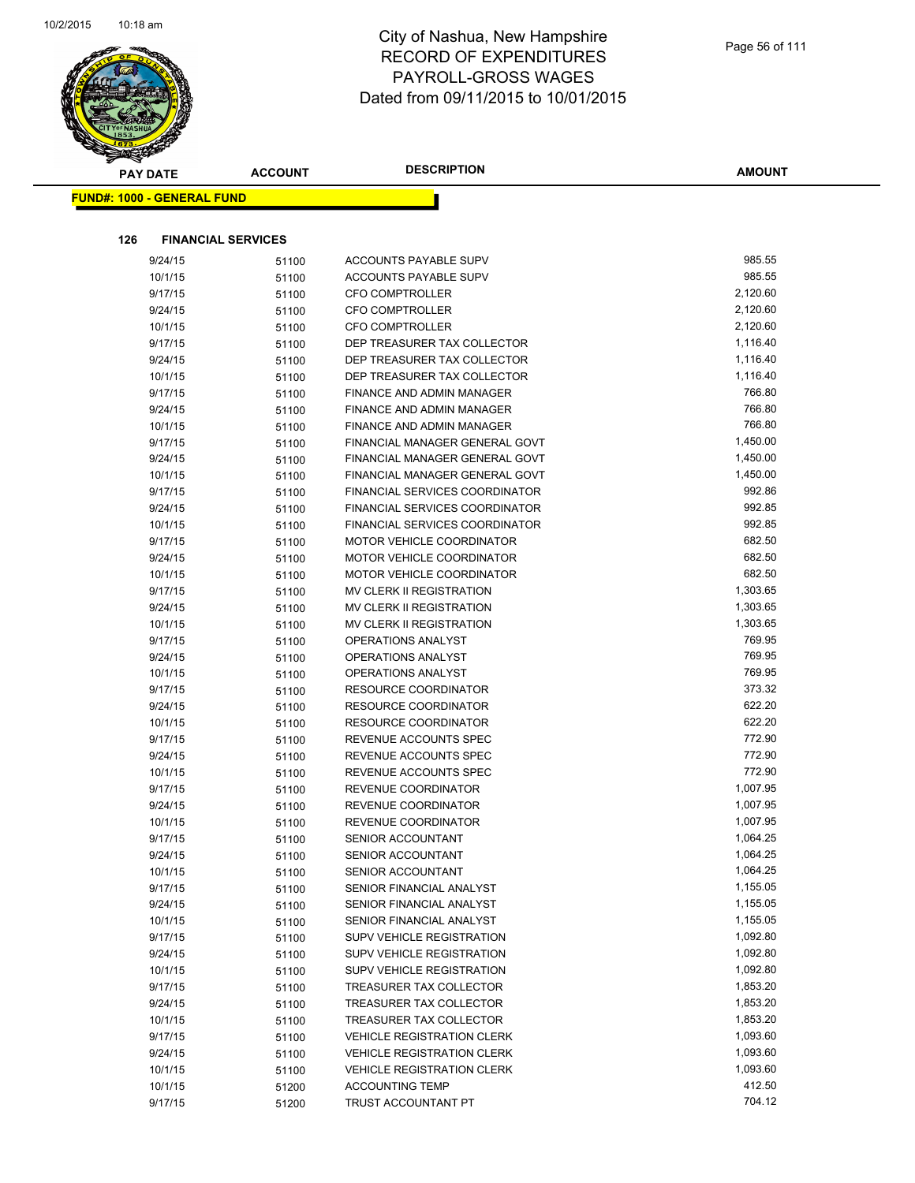# City of Nashua, New Hampshire
## RECORD OF EXPENDITURES
## PAYROLL-GROSS WAGES
## Dated from 09/11/2015 to 10/01/2015

**FUND#: 1000 - GENERAL FUND**

**126 FINANCIAL SERVICES**

| PAY DATE | ACCOUNT | DESCRIPTION | AMOUNT |
|---|---|---|---|
| 9/24/15 | 51100 | ACCOUNTS PAYABLE SUPV | 985.55 |
| 10/1/15 | 51100 | ACCOUNTS PAYABLE SUPV | 985.55 |
| 9/17/15 | 51100 | CFO COMPTROLLER | 2,120.60 |
| 9/24/15 | 51100 | CFO COMPTROLLER | 2,120.60 |
| 10/1/15 | 51100 | CFO COMPTROLLER | 2,120.60 |
| 9/17/15 | 51100 | DEP TREASURER TAX COLLECTOR | 1,116.40 |
| 9/24/15 | 51100 | DEP TREASURER TAX COLLECTOR | 1,116.40 |
| 10/1/15 | 51100 | DEP TREASURER TAX COLLECTOR | 1,116.40 |
| 9/17/15 | 51100 | FINANCE AND ADMIN MANAGER | 766.80 |
| 9/24/15 | 51100 | FINANCE AND ADMIN MANAGER | 766.80 |
| 10/1/15 | 51100 | FINANCE AND ADMIN MANAGER | 766.80 |
| 9/17/15 | 51100 | FINANCIAL MANAGER GENERAL GOVT | 1,450.00 |
| 9/24/15 | 51100 | FINANCIAL MANAGER GENERAL GOVT | 1,450.00 |
| 10/1/15 | 51100 | FINANCIAL MANAGER GENERAL GOVT | 1,450.00 |
| 9/17/15 | 51100 | FINANCIAL SERVICES COORDINATOR | 992.86 |
| 9/24/15 | 51100 | FINANCIAL SERVICES COORDINATOR | 992.85 |
| 10/1/15 | 51100 | FINANCIAL SERVICES COORDINATOR | 992.85 |
| 9/17/15 | 51100 | MOTOR VEHICLE COORDINATOR | 682.50 |
| 9/24/15 | 51100 | MOTOR VEHICLE COORDINATOR | 682.50 |
| 10/1/15 | 51100 | MOTOR VEHICLE COORDINATOR | 682.50 |
| 9/17/15 | 51100 | MV CLERK II REGISTRATION | 1,303.65 |
| 9/24/15 | 51100 | MV CLERK II REGISTRATION | 1,303.65 |
| 10/1/15 | 51100 | MV CLERK II REGISTRATION | 1,303.65 |
| 9/17/15 | 51100 | OPERATIONS ANALYST | 769.95 |
| 9/24/15 | 51100 | OPERATIONS ANALYST | 769.95 |
| 10/1/15 | 51100 | OPERATIONS ANALYST | 769.95 |
| 9/17/15 | 51100 | RESOURCE COORDINATOR | 373.32 |
| 9/24/15 | 51100 | RESOURCE COORDINATOR | 622.20 |
| 10/1/15 | 51100 | RESOURCE COORDINATOR | 622.20 |
| 9/17/15 | 51100 | REVENUE ACCOUNTS SPEC | 772.90 |
| 9/24/15 | 51100 | REVENUE ACCOUNTS SPEC | 772.90 |
| 10/1/15 | 51100 | REVENUE ACCOUNTS SPEC | 772.90 |
| 9/17/15 | 51100 | REVENUE COORDINATOR | 1,007.95 |
| 9/24/15 | 51100 | REVENUE COORDINATOR | 1,007.95 |
| 10/1/15 | 51100 | REVENUE COORDINATOR | 1,007.95 |
| 9/17/15 | 51100 | SENIOR ACCOUNTANT | 1,064.25 |
| 9/24/15 | 51100 | SENIOR ACCOUNTANT | 1,064.25 |
| 10/1/15 | 51100 | SENIOR ACCOUNTANT | 1,064.25 |
| 9/17/15 | 51100 | SENIOR FINANCIAL ANALYST | 1,155.05 |
| 9/24/15 | 51100 | SENIOR FINANCIAL ANALYST | 1,155.05 |
| 10/1/15 | 51100 | SENIOR FINANCIAL ANALYST | 1,155.05 |
| 9/17/15 | 51100 | SUPV VEHICLE REGISTRATION | 1,092.80 |
| 9/24/15 | 51100 | SUPV VEHICLE REGISTRATION | 1,092.80 |
| 10/1/15 | 51100 | SUPV VEHICLE REGISTRATION | 1,092.80 |
| 9/17/15 | 51100 | TREASURER TAX COLLECTOR | 1,853.20 |
| 9/24/15 | 51100 | TREASURER TAX COLLECTOR | 1,853.20 |
| 10/1/15 | 51100 | TREASURER TAX COLLECTOR | 1,853.20 |
| 9/17/15 | 51100 | VEHICLE REGISTRATION CLERK | 1,093.60 |
| 9/24/15 | 51100 | VEHICLE REGISTRATION CLERK | 1,093.60 |
| 10/1/15 | 51100 | VEHICLE REGISTRATION CLERK | 1,093.60 |
| 10/1/15 | 51200 | ACCOUNTING TEMP | 412.50 |
| 9/17/15 | 51200 | TRUST ACCOUNTANT PT | 704.12 |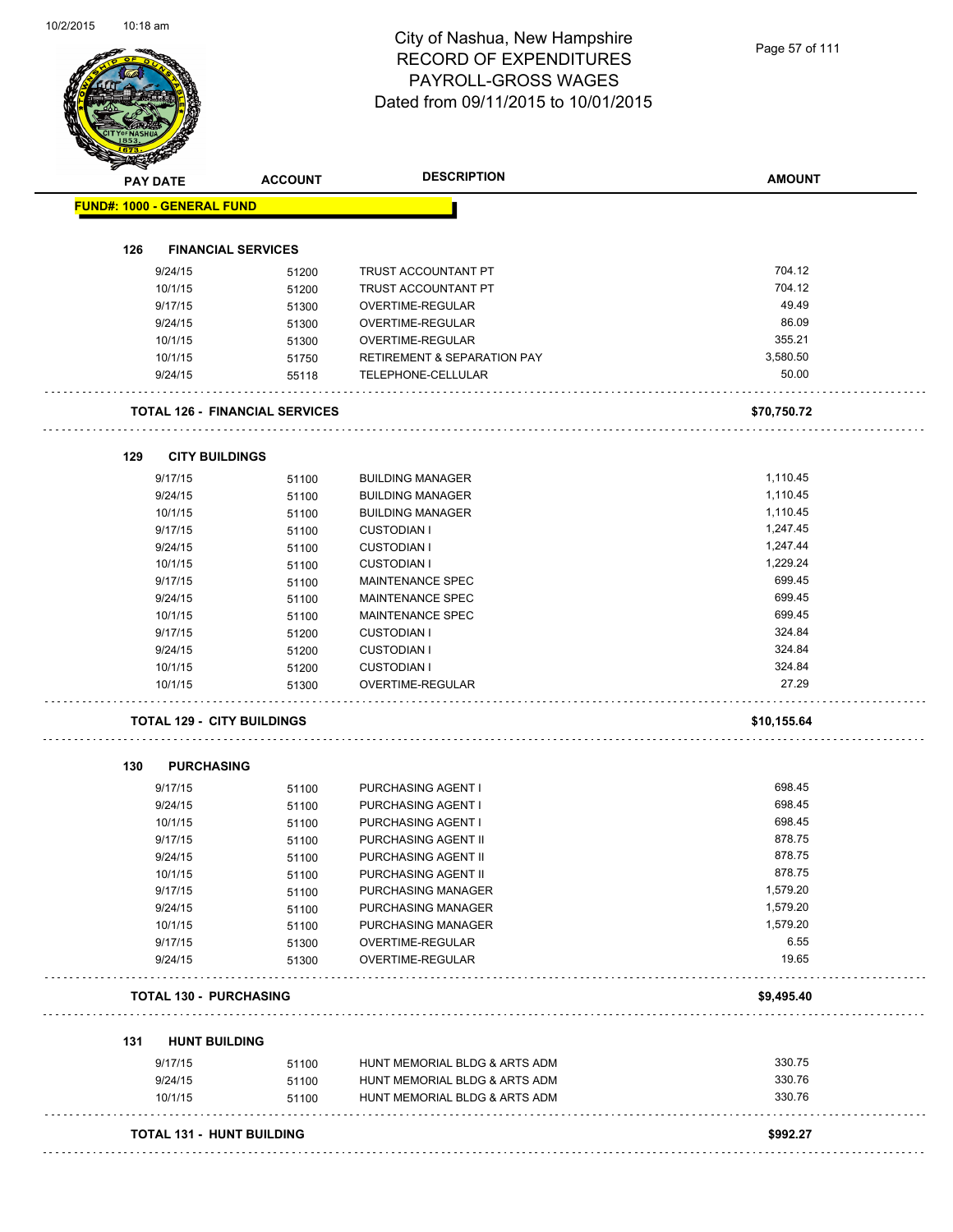# City of Nashua, New Hampshire
## RECORD OF EXPENDITURES
## PAYROLL-GROSS WAGES
## Dated from 09/11/2015 to 10/01/2015

**FUND#: 1000 - GENERAL FUND**

### 126 FINANCIAL SERVICES

| PAY DATE | ACCOUNT | DESCRIPTION | AMOUNT |
|---|---|---|---|
| 9/24/15 | 51200 | TRUST ACCOUNTANT PT | 704.12 |
| 10/1/15 | 51200 | TRUST ACCOUNTANT PT | 704.12 |
| 9/17/15 | 51300 | OVERTIME-REGULAR | 49.49 |
| 9/24/15 | 51300 | OVERTIME-REGULAR | 86.09 |
| 10/1/15 | 51300 | OVERTIME-REGULAR | 355.21 |
| 10/1/15 | 51750 | RETIREMENT & SEPARATION PAY | 3,580.50 |
| 9/24/15 | 55118 | TELEPHONE-CELLULAR | 50.00 |
| **TOTAL 126 - FINANCIAL SERVICES** | | | **$70,750.72** |

### 129 CITY BUILDINGS

| PAY DATE | ACCOUNT | DESCRIPTION | AMOUNT |
|---|---|---|---|
| 9/17/15 | 51100 | BUILDING MANAGER | 1,110.45 |
| 9/24/15 | 51100 | BUILDING MANAGER | 1,110.45 |
| 10/1/15 | 51100 | BUILDING MANAGER | 1,110.45 |
| 9/17/15 | 51100 | CUSTODIAN I | 1,247.45 |
| 9/24/15 | 51100 | CUSTODIAN I | 1,247.44 |
| 10/1/15 | 51100 | CUSTODIAN I | 1,229.24 |
| 9/17/15 | 51100 | MAINTENANCE SPEC | 699.45 |
| 9/24/15 | 51100 | MAINTENANCE SPEC | 699.45 |
| 10/1/15 | 51100 | MAINTENANCE SPEC | 699.45 |
| 9/17/15 | 51200 | CUSTODIAN I | 324.84 |
| 9/24/15 | 51200 | CUSTODIAN I | 324.84 |
| 10/1/15 | 51200 | CUSTODIAN I | 324.84 |
| 10/1/15 | 51300 | OVERTIME-REGULAR | 27.29 |
| **TOTAL 129 - CITY BUILDINGS** | | | **$10,155.64** |

### 130 PURCHASING

| PAY DATE | ACCOUNT | DESCRIPTION | AMOUNT |
|---|---|---|---|
| 9/17/15 | 51100 | PURCHASING AGENT I | 698.45 |
| 9/24/15 | 51100 | PURCHASING AGENT I | 698.45 |
| 10/1/15 | 51100 | PURCHASING AGENT I | 698.45 |
| 9/17/15 | 51100 | PURCHASING AGENT II | 878.75 |
| 9/24/15 | 51100 | PURCHASING AGENT II | 878.75 |
| 10/1/15 | 51100 | PURCHASING AGENT II | 878.75 |
| 9/17/15 | 51100 | PURCHASING MANAGER | 1,579.20 |
| 9/24/15 | 51100 | PURCHASING MANAGER | 1,579.20 |
| 10/1/15 | 51100 | PURCHASING MANAGER | 1,579.20 |
| 9/17/15 | 51300 | OVERTIME-REGULAR | 6.55 |
| 9/24/15 | 51300 | OVERTIME-REGULAR | 19.65 |
| **TOTAL 130 - PURCHASING** | | | **$9,495.40** |

### 131 HUNT BUILDING

| PAY DATE | ACCOUNT | DESCRIPTION | AMOUNT |
|---|---|---|---|
| 9/17/15 | 51100 | HUNT MEMORIAL BLDG & ARTS ADM | 330.75 |
| 9/24/15 | 51100 | HUNT MEMORIAL BLDG & ARTS ADM | 330.76 |
| 10/1/15 | 51100 | HUNT MEMORIAL BLDG & ARTS ADM | 330.76 |
| **TOTAL 131 - HUNT BUILDING** | | | **$992.27** |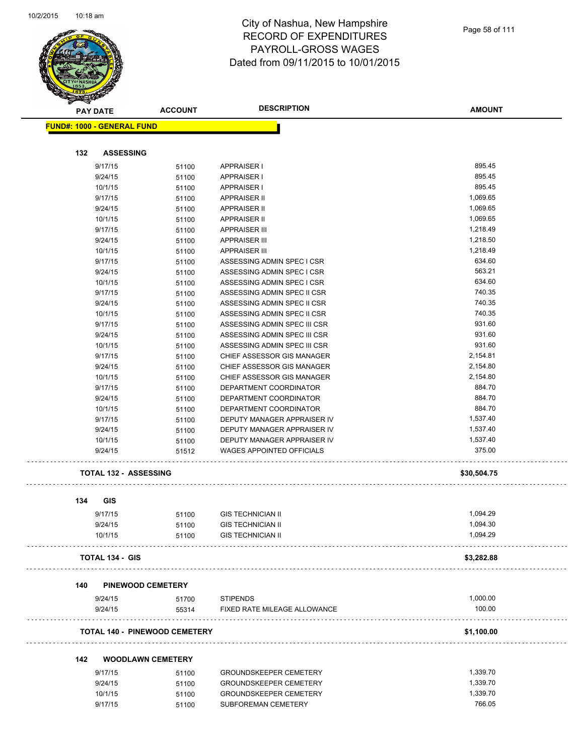# City of Nashua, New Hampshire
# RECORD OF EXPENDITURES
# PAYROLL-GROSS WAGES
# Dated from 09/11/2015 to 10/01/2015

**FUND#: 1000 - GENERAL FUND**

### 132 ASSESSING

| PAY DATE | ACCOUNT | DESCRIPTION | AMOUNT |
|---|---|---|---|
| 9/17/15 | 51100 | APPRAISER I | 895.45 |
| 9/24/15 | 51100 | APPRAISER I | 895.45 |
| 10/1/15 | 51100 | APPRAISER I | 895.45 |
| 9/17/15 | 51100 | APPRAISER II | 1,069.65 |
| 9/24/15 | 51100 | APPRAISER II | 1,069.65 |
| 10/1/15 | 51100 | APPRAISER II | 1,069.65 |
| 9/17/15 | 51100 | APPRAISER III | 1,218.49 |
| 9/24/15 | 51100 | APPRAISER III | 1,218.50 |
| 10/1/15 | 51100 | APPRAISER III | 1,218.49 |
| 9/17/15 | 51100 | ASSESSING ADMIN SPEC I CSR | 634.60 |
| 9/24/15 | 51100 | ASSESSING ADMIN SPEC I CSR | 563.21 |
| 10/1/15 | 51100 | ASSESSING ADMIN SPEC I CSR | 634.60 |
| 9/17/15 | 51100 | ASSESSING ADMIN SPEC II CSR | 740.35 |
| 9/24/15 | 51100 | ASSESSING ADMIN SPEC II CSR | 740.35 |
| 10/1/15 | 51100 | ASSESSING ADMIN SPEC II CSR | 740.35 |
| 9/17/15 | 51100 | ASSESSING ADMIN SPEC III CSR | 931.60 |
| 9/24/15 | 51100 | ASSESSING ADMIN SPEC III CSR | 931.60 |
| 10/1/15 | 51100 | ASSESSING ADMIN SPEC III CSR | 931.60 |
| 9/17/15 | 51100 | CHIEF ASSESSOR GIS MANAGER | 2,154.81 |
| 9/24/15 | 51100 | CHIEF ASSESSOR GIS MANAGER | 2,154.80 |
| 10/1/15 | 51100 | CHIEF ASSESSOR GIS MANAGER | 2,154.80 |
| 9/17/15 | 51100 | DEPARTMENT COORDINATOR | 884.70 |
| 9/24/15 | 51100 | DEPARTMENT COORDINATOR | 884.70 |
| 10/1/15 | 51100 | DEPARTMENT COORDINATOR | 884.70 |
| 9/17/15 | 51100 | DEPUTY MANAGER APPRAISER IV | 1,537.40 |
| 9/24/15 | 51100 | DEPUTY MANAGER APPRAISER IV | 1,537.40 |
| 10/1/15 | 51100 | DEPUTY MANAGER APPRAISER IV | 1,537.40 |
| 9/24/15 | 51512 | WAGES APPOINTED OFFICIALS | 375.00 |

**TOTAL 132 - ASSESSING** **$30,504.75**

### 134 GIS

| PAY DATE | ACCOUNT | DESCRIPTION | AMOUNT |
|---|---|---|---|
| 9/17/15 | 51100 | GIS TECHNICIAN II | 1,094.29 |
| 9/24/15 | 51100 | GIS TECHNICIAN II | 1,094.30 |
| 10/1/15 | 51100 | GIS TECHNICIAN II | 1,094.29 |

**TOTAL 134 - GIS** **$3,282.88**

### 140 PINEWOOD CEMETERY

| PAY DATE | ACCOUNT | DESCRIPTION | AMOUNT |
|---|---|---|---|
| 9/24/15 | 51700 | STIPENDS | 1,000.00 |
| 9/24/15 | 55314 | FIXED RATE MILEAGE ALLOWANCE | 100.00 |

**TOTAL 140 - PINEWOOD CEMETERY** **$1,100.00**

### 142 WOODLAWN CEMETERY

| PAY DATE | ACCOUNT | DESCRIPTION | AMOUNT |
|---|---|---|---|
| 9/17/15 | 51100 | GROUNDSKEEPER CEMETERY | 1,339.70 |
| 9/24/15 | 51100 | GROUNDSKEEPER CEMETERY | 1,339.70 |
| 10/1/15 | 51100 | GROUNDSKEEPER CEMETERY | 1,339.70 |
| 9/17/15 | 51100 | SUBFOREMAN CEMETERY | 766.05 |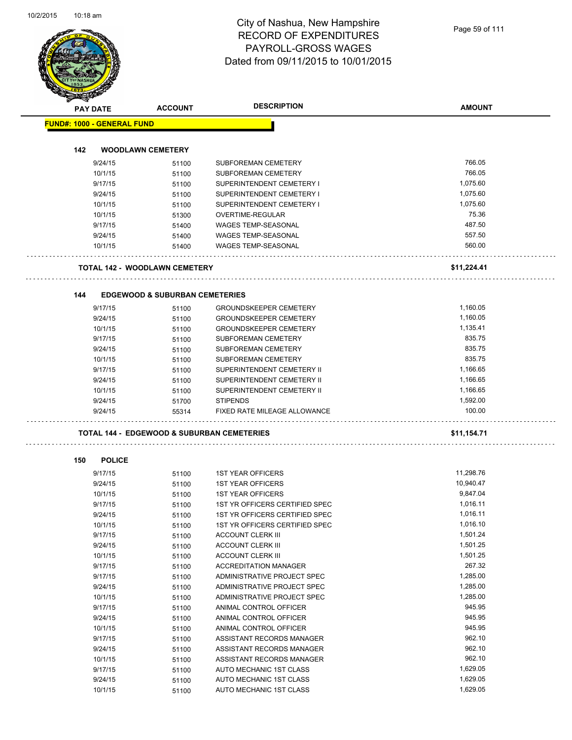# City of Nashua, New Hampshire
## RECORD OF EXPENDITURES
## PAYROLL-GROSS WAGES
## Dated from 09/11/2015 to 10/01/2015

10/2/2015 10:18 am

| PAY DATE | ACCOUNT | DESCRIPTION | AMOUNT |
|---|---|---|---|
| **FUND#: 1000 - GENERAL FUND** | | | |
| **142 WOODLAWN CEMETERY** | | | |
| 9/24/15 | 51100 | SUBFOREMAN CEMETERY | 766.05 |
| 10/1/15 | 51100 | SUBFOREMAN CEMETERY | 766.05 |
| 9/17/15 | 51100 | SUPERINTENDENT CEMETERY I | 1,075.60 |
| 9/24/15 | 51100 | SUPERINTENDENT CEMETERY I | 1,075.60 |
| 10/1/15 | 51100 | SUPERINTENDENT CEMETERY I | 1,075.60 |
| 10/1/15 | 51300 | OVERTIME-REGULAR | 75.36 |
| 9/17/15 | 51400 | WAGES TEMP-SEASONAL | 487.50 |
| 9/24/15 | 51400 | WAGES TEMP-SEASONAL | 557.50 |
| 10/1/15 | 51400 | WAGES TEMP-SEASONAL | 560.00 |
| **TOTAL 142 - WOODLAWN CEMETERY** | | | **$11,224.41** |
| **144 EDGEWOOD & SUBURBAN CEMETERIES** | | | |
| 9/17/15 | 51100 | GROUNDSKEEPER CEMETERY | 1,160.05 |
| 9/24/15 | 51100 | GROUNDSKEEPER CEMETERY | 1,160.05 |
| 10/1/15 | 51100 | GROUNDSKEEPER CEMETERY | 1,135.41 |
| 9/17/15 | 51100 | SUBFOREMAN CEMETERY | 835.75 |
| 9/24/15 | 51100 | SUBFOREMAN CEMETERY | 835.75 |
| 10/1/15 | 51100 | SUBFOREMAN CEMETERY | 835.75 |
| 9/17/15 | 51100 | SUPERINTENDENT CEMETERY II | 1,166.65 |
| 9/24/15 | 51100 | SUPERINTENDENT CEMETERY II | 1,166.65 |
| 10/1/15 | 51100 | SUPERINTENDENT CEMETERY II | 1,166.65 |
| 9/24/15 | 51700 | STIPENDS | 1,592.00 |
| 9/24/15 | 55314 | FIXED RATE MILEAGE ALLOWANCE | 100.00 |
| **TOTAL 144 - EDGEWOOD & SUBURBAN CEMETERIES** | | | **$11,154.71** |
| **150 POLICE** | | | |
| 9/17/15 | 51100 | 1ST YEAR OFFICERS | 11,298.76 |
| 9/24/15 | 51100 | 1ST YEAR OFFICERS | 10,940.47 |
| 10/1/15 | 51100 | 1ST YEAR OFFICERS | 9,847.04 |
| 9/17/15 | 51100 | 1ST YR OFFICERS CERTIFIED SPEC | 1,016.11 |
| 9/24/15 | 51100 | 1ST YR OFFICERS CERTIFIED SPEC | 1,016.11 |
| 10/1/15 | 51100 | 1ST YR OFFICERS CERTIFIED SPEC | 1,016.10 |
| 9/17/15 | 51100 | ACCOUNT CLERK III | 1,501.24 |
| 9/24/15 | 51100 | ACCOUNT CLERK III | 1,501.25 |
| 10/1/15 | 51100 | ACCOUNT CLERK III | 1,501.25 |
| 9/17/15 | 51100 | ACCREDITATION MANAGER | 267.32 |
| 9/17/15 | 51100 | ADMINISTRATIVE PROJECT SPEC | 1,285.00 |
| 9/24/15 | 51100 | ADMINISTRATIVE PROJECT SPEC | 1,285.00 |
| 10/1/15 | 51100 | ADMINISTRATIVE PROJECT SPEC | 1,285.00 |
| 9/17/15 | 51100 | ANIMAL CONTROL OFFICER | 945.95 |
| 9/24/15 | 51100 | ANIMAL CONTROL OFFICER | 945.95 |
| 10/1/15 | 51100 | ANIMAL CONTROL OFFICER | 945.95 |
| 9/17/15 | 51100 | ASSISTANT RECORDS MANAGER | 962.10 |
| 9/24/15 | 51100 | ASSISTANT RECORDS MANAGER | 962.10 |
| 10/1/15 | 51100 | ASSISTANT RECORDS MANAGER | 962.10 |
| 9/17/15 | 51100 | AUTO MECHANIC 1ST CLASS | 1,629.05 |
| 9/24/15 | 51100 | AUTO MECHANIC 1ST CLASS | 1,629.05 |
| 10/1/15 | 51100 | AUTO MECHANIC 1ST CLASS | 1,629.05 |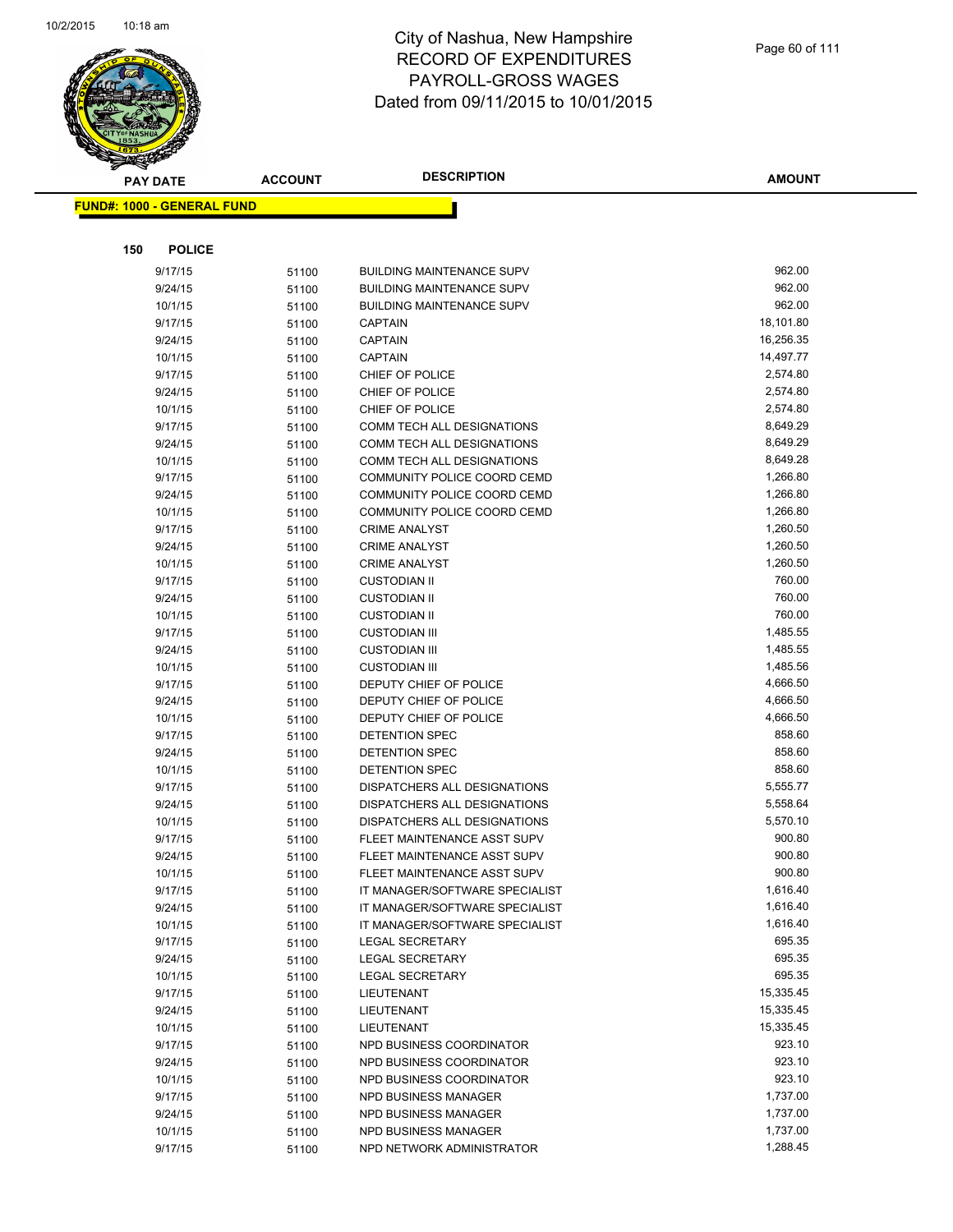# City of Nashua, New Hampshire
## RECORD OF EXPENDITURES
## PAYROLL-GROSS WAGES
## Dated from 09/11/2015 to 10/01/2015

| PAY DATE | ACCOUNT | DESCRIPTION | AMOUNT |
|---|---|---|---|

**FUND#: 1000 - GENERAL FUND**

**150 POLICE**

| PAY DATE | ACCOUNT | DESCRIPTION | AMOUNT |
|---|---|---|---|
| 9/17/15 | 51100 | BUILDING MAINTENANCE SUPV | 962.00 |
| 9/24/15 | 51100 | BUILDING MAINTENANCE SUPV | 962.00 |
| 10/1/15 | 51100 | BUILDING MAINTENANCE SUPV | 962.00 |
| 9/17/15 | 51100 | CAPTAIN | 18,101.80 |
| 9/24/15 | 51100 | CAPTAIN | 16,256.35 |
| 10/1/15 | 51100 | CAPTAIN | 14,497.77 |
| 9/17/15 | 51100 | CHIEF OF POLICE | 2,574.80 |
| 9/24/15 | 51100 | CHIEF OF POLICE | 2,574.80 |
| 10/1/15 | 51100 | CHIEF OF POLICE | 2,574.80 |
| 9/17/15 | 51100 | COMM TECH ALL DESIGNATIONS | 8,649.29 |
| 9/24/15 | 51100 | COMM TECH ALL DESIGNATIONS | 8,649.29 |
| 10/1/15 | 51100 | COMM TECH ALL DESIGNATIONS | 8,649.28 |
| 9/17/15 | 51100 | COMMUNITY POLICE COORD CEMD | 1,266.80 |
| 9/24/15 | 51100 | COMMUNITY POLICE COORD CEMD | 1,266.80 |
| 10/1/15 | 51100 | COMMUNITY POLICE COORD CEMD | 1,266.80 |
| 9/17/15 | 51100 | CRIME ANALYST | 1,260.50 |
| 9/24/15 | 51100 | CRIME ANALYST | 1,260.50 |
| 10/1/15 | 51100 | CRIME ANALYST | 1,260.50 |
| 9/17/15 | 51100 | CUSTODIAN II | 760.00 |
| 9/24/15 | 51100 | CUSTODIAN II | 760.00 |
| 10/1/15 | 51100 | CUSTODIAN II | 760.00 |
| 9/17/15 | 51100 | CUSTODIAN III | 1,485.55 |
| 9/24/15 | 51100 | CUSTODIAN III | 1,485.55 |
| 10/1/15 | 51100 | CUSTODIAN III | 1,485.56 |
| 9/17/15 | 51100 | DEPUTY CHIEF OF POLICE | 4,666.50 |
| 9/24/15 | 51100 | DEPUTY CHIEF OF POLICE | 4,666.50 |
| 10/1/15 | 51100 | DEPUTY CHIEF OF POLICE | 4,666.50 |
| 9/17/15 | 51100 | DETENTION SPEC | 858.60 |
| 9/24/15 | 51100 | DETENTION SPEC | 858.60 |
| 10/1/15 | 51100 | DETENTION SPEC | 858.60 |
| 9/17/15 | 51100 | DISPATCHERS ALL DESIGNATIONS | 5,555.77 |
| 9/24/15 | 51100 | DISPATCHERS ALL DESIGNATIONS | 5,558.64 |
| 10/1/15 | 51100 | DISPATCHERS ALL DESIGNATIONS | 5,570.10 |
| 9/17/15 | 51100 | FLEET MAINTENANCE ASST SUPV | 900.80 |
| 9/24/15 | 51100 | FLEET MAINTENANCE ASST SUPV | 900.80 |
| 10/1/15 | 51100 | FLEET MAINTENANCE ASST SUPV | 900.80 |
| 9/17/15 | 51100 | IT MANAGER/SOFTWARE SPECIALIST | 1,616.40 |
| 9/24/15 | 51100 | IT MANAGER/SOFTWARE SPECIALIST | 1,616.40 |
| 10/1/15 | 51100 | IT MANAGER/SOFTWARE SPECIALIST | 1,616.40 |
| 9/17/15 | 51100 | LEGAL SECRETARY | 695.35 |
| 9/24/15 | 51100 | LEGAL SECRETARY | 695.35 |
| 10/1/15 | 51100 | LEGAL SECRETARY | 695.35 |
| 9/17/15 | 51100 | LIEUTENANT | 15,335.45 |
| 9/24/15 | 51100 | LIEUTENANT | 15,335.45 |
| 10/1/15 | 51100 | LIEUTENANT | 15,335.45 |
| 9/17/15 | 51100 | NPD BUSINESS COORDINATOR | 923.10 |
| 9/24/15 | 51100 | NPD BUSINESS COORDINATOR | 923.10 |
| 10/1/15 | 51100 | NPD BUSINESS COORDINATOR | 923.10 |
| 9/17/15 | 51100 | NPD BUSINESS MANAGER | 1,737.00 |
| 9/24/15 | 51100 | NPD BUSINESS MANAGER | 1,737.00 |
| 10/1/15 | 51100 | NPD BUSINESS MANAGER | 1,737.00 |
| 9/17/15 | 51100 | NPD NETWORK ADMINISTRATOR | 1,288.45 |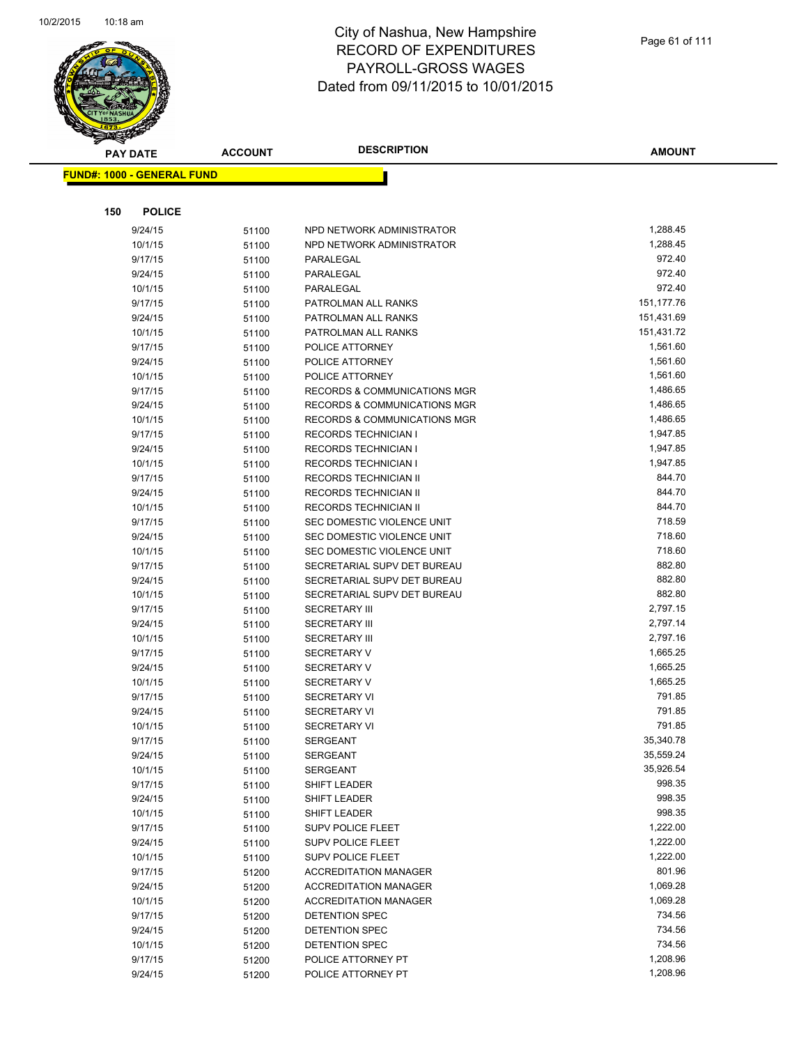# City of Nashua, New Hampshire
# RECORD OF EXPENDITURES
# PAYROLL-GROSS WAGES
# Dated from 09/11/2015 to 10/01/2015

**FUND#: 1000 - GENERAL FUND**

**150 POLICE**

| PAY DATE | ACCOUNT | DESCRIPTION | AMOUNT |
|---|---|---|---|
| 9/24/15 | 51100 | NPD NETWORK ADMINISTRATOR | 1,288.45 |
| 10/1/15 | 51100 | NPD NETWORK ADMINISTRATOR | 1,288.45 |
| 9/17/15 | 51100 | PARALEGAL | 972.40 |
| 9/24/15 | 51100 | PARALEGAL | 972.40 |
| 10/1/15 | 51100 | PARALEGAL | 972.40 |
| 9/17/15 | 51100 | PATROLMAN ALL RANKS | 151,177.76 |
| 9/24/15 | 51100 | PATROLMAN ALL RANKS | 151,431.69 |
| 10/1/15 | 51100 | PATROLMAN ALL RANKS | 151,431.72 |
| 9/17/15 | 51100 | POLICE ATTORNEY | 1,561.60 |
| 9/24/15 | 51100 | POLICE ATTORNEY | 1,561.60 |
| 10/1/15 | 51100 | POLICE ATTORNEY | 1,561.60 |
| 9/17/15 | 51100 | RECORDS & COMMUNICATIONS MGR | 1,486.65 |
| 9/24/15 | 51100 | RECORDS & COMMUNICATIONS MGR | 1,486.65 |
| 10/1/15 | 51100 | RECORDS & COMMUNICATIONS MGR | 1,486.65 |
| 9/17/15 | 51100 | RECORDS TECHNICIAN I | 1,947.85 |
| 9/24/15 | 51100 | RECORDS TECHNICIAN I | 1,947.85 |
| 10/1/15 | 51100 | RECORDS TECHNICIAN I | 1,947.85 |
| 9/17/15 | 51100 | RECORDS TECHNICIAN II | 844.70 |
| 9/24/15 | 51100 | RECORDS TECHNICIAN II | 844.70 |
| 10/1/15 | 51100 | RECORDS TECHNICIAN II | 844.70 |
| 9/17/15 | 51100 | SEC DOMESTIC VIOLENCE UNIT | 718.59 |
| 9/24/15 | 51100 | SEC DOMESTIC VIOLENCE UNIT | 718.60 |
| 10/1/15 | 51100 | SEC DOMESTIC VIOLENCE UNIT | 718.60 |
| 9/17/15 | 51100 | SECRETARIAL SUPV DET BUREAU | 882.80 |
| 9/24/15 | 51100 | SECRETARIAL SUPV DET BUREAU | 882.80 |
| 10/1/15 | 51100 | SECRETARIAL SUPV DET BUREAU | 882.80 |
| 9/17/15 | 51100 | SECRETARY III | 2,797.15 |
| 9/24/15 | 51100 | SECRETARY III | 2,797.14 |
| 10/1/15 | 51100 | SECRETARY III | 2,797.16 |
| 9/17/15 | 51100 | SECRETARY V | 1,665.25 |
| 9/24/15 | 51100 | SECRETARY V | 1,665.25 |
| 10/1/15 | 51100 | SECRETARY V | 1,665.25 |
| 9/17/15 | 51100 | SECRETARY VI | 791.85 |
| 9/24/15 | 51100 | SECRETARY VI | 791.85 |
| 10/1/15 | 51100 | SECRETARY VI | 791.85 |
| 9/17/15 | 51100 | SERGEANT | 35,340.78 |
| 9/24/15 | 51100 | SERGEANT | 35,559.24 |
| 10/1/15 | 51100 | SERGEANT | 35,926.54 |
| 9/17/15 | 51100 | SHIFT LEADER | 998.35 |
| 9/24/15 | 51100 | SHIFT LEADER | 998.35 |
| 10/1/15 | 51100 | SHIFT LEADER | 998.35 |
| 9/17/15 | 51100 | SUPV POLICE FLEET | 1,222.00 |
| 9/24/15 | 51100 | SUPV POLICE FLEET | 1,222.00 |
| 10/1/15 | 51100 | SUPV POLICE FLEET | 1,222.00 |
| 9/17/15 | 51200 | ACCREDITATION MANAGER | 801.96 |
| 9/24/15 | 51200 | ACCREDITATION MANAGER | 1,069.28 |
| 10/1/15 | 51200 | ACCREDITATION MANAGER | 1,069.28 |
| 9/17/15 | 51200 | DETENTION SPEC | 734.56 |
| 9/24/15 | 51200 | DETENTION SPEC | 734.56 |
| 10/1/15 | 51200 | DETENTION SPEC | 734.56 |
| 9/17/15 | 51200 | POLICE ATTORNEY PT | 1,208.96 |
| 9/24/15 | 51200 | POLICE ATTORNEY PT | 1,208.96 |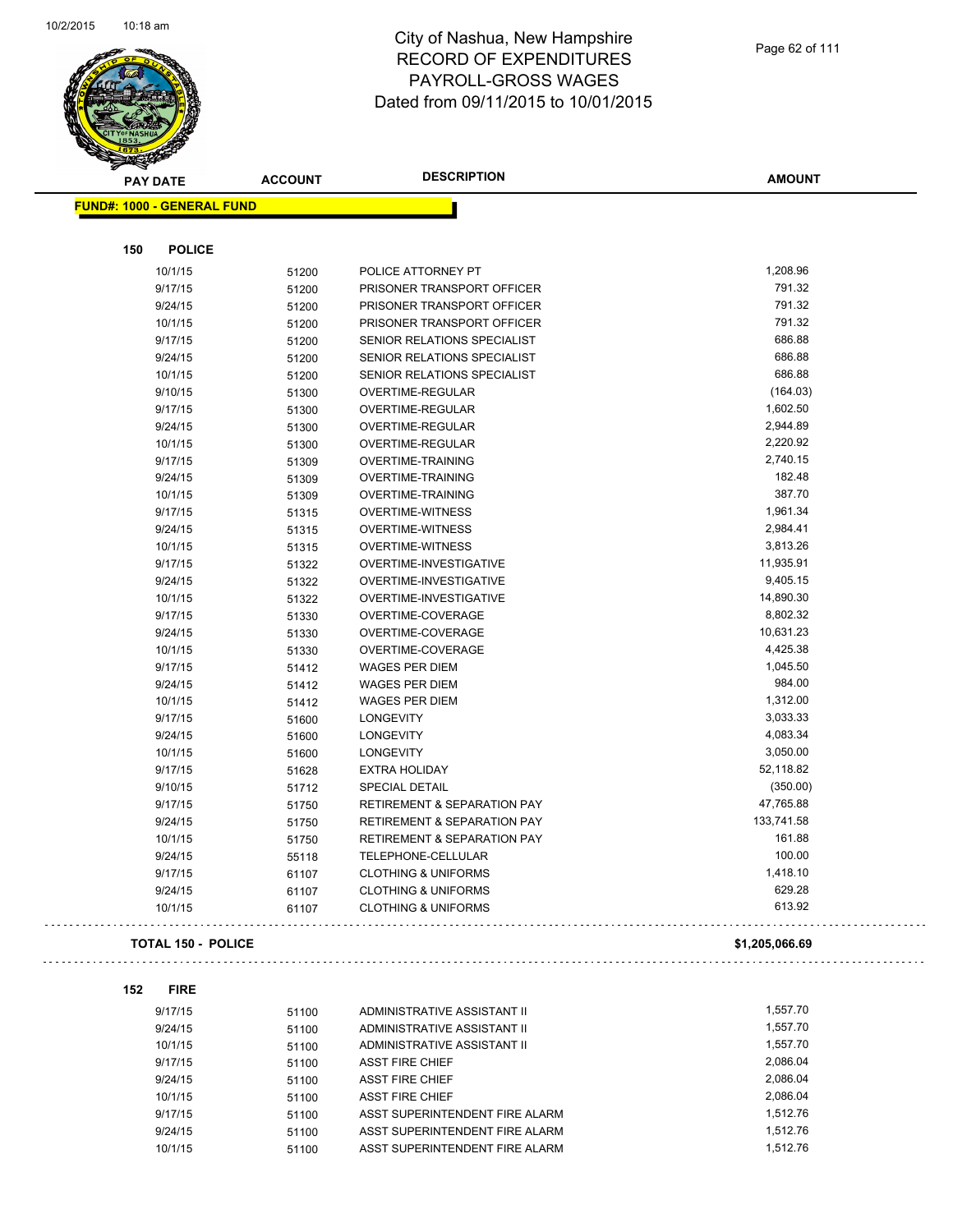# City of Nashua, New Hampshire
# RECORD OF EXPENDITURES
# PAYROLL-GROSS WAGES
# Dated from 09/11/2015 to 10/01/2015

**FUND#: 1000 - GENERAL FUND**

**150 POLICE**

| PAY DATE | ACCOUNT | DESCRIPTION | AMOUNT |
|---|---|---|---|
| 10/1/15 | 51200 | POLICE ATTORNEY PT | 1,208.96 |
| 9/17/15 | 51200 | PRISONER TRANSPORT OFFICER | 791.32 |
| 9/24/15 | 51200 | PRISONER TRANSPORT OFFICER | 791.32 |
| 10/1/15 | 51200 | PRISONER TRANSPORT OFFICER | 791.32 |
| 9/17/15 | 51200 | SENIOR RELATIONS SPECIALIST | 686.88 |
| 9/24/15 | 51200 | SENIOR RELATIONS SPECIALIST | 686.88 |
| 10/1/15 | 51200 | SENIOR RELATIONS SPECIALIST | 686.88 |
| 9/10/15 | 51300 | OVERTIME-REGULAR | (164.03) |
| 9/17/15 | 51300 | OVERTIME-REGULAR | 1,602.50 |
| 9/24/15 | 51300 | OVERTIME-REGULAR | 2,944.89 |
| 10/1/15 | 51300 | OVERTIME-REGULAR | 2,220.92 |
| 9/17/15 | 51309 | OVERTIME-TRAINING | 2,740.15 |
| 9/24/15 | 51309 | OVERTIME-TRAINING | 182.48 |
| 10/1/15 | 51309 | OVERTIME-TRAINING | 387.70 |
| 9/17/15 | 51315 | OVERTIME-WITNESS | 1,961.34 |
| 9/24/15 | 51315 | OVERTIME-WITNESS | 2,984.41 |
| 10/1/15 | 51315 | OVERTIME-WITNESS | 3,813.26 |
| 9/17/15 | 51322 | OVERTIME-INVESTIGATIVE | 11,935.91 |
| 9/24/15 | 51322 | OVERTIME-INVESTIGATIVE | 9,405.15 |
| 10/1/15 | 51322 | OVERTIME-INVESTIGATIVE | 14,890.30 |
| 9/17/15 | 51330 | OVERTIME-COVERAGE | 8,802.32 |
| 9/24/15 | 51330 | OVERTIME-COVERAGE | 10,631.23 |
| 10/1/15 | 51330 | OVERTIME-COVERAGE | 4,425.38 |
| 9/17/15 | 51412 | WAGES PER DIEM | 1,045.50 |
| 9/24/15 | 51412 | WAGES PER DIEM | 984.00 |
| 10/1/15 | 51412 | WAGES PER DIEM | 1,312.00 |
| 9/17/15 | 51600 | LONGEVITY | 3,033.33 |
| 9/24/15 | 51600 | LONGEVITY | 4,083.34 |
| 10/1/15 | 51600 | LONGEVITY | 3,050.00 |
| 9/17/15 | 51628 | EXTRA HOLIDAY | 52,118.82 |
| 9/10/15 | 51712 | SPECIAL DETAIL | (350.00) |
| 9/17/15 | 51750 | RETIREMENT & SEPARATION PAY | 47,765.88 |
| 9/24/15 | 51750 | RETIREMENT & SEPARATION PAY | 133,741.58 |
| 10/1/15 | 51750 | RETIREMENT & SEPARATION PAY | 161.88 |
| 9/24/15 | 55118 | TELEPHONE-CELLULAR | 100.00 |
| 9/17/15 | 61107 | CLOTHING & UNIFORMS | 1,418.10 |
| 9/24/15 | 61107 | CLOTHING & UNIFORMS | 629.28 |
| 10/1/15 | 61107 | CLOTHING & UNIFORMS | 613.92 |

**TOTAL 150 - POLICE** **$1,205,066.69**

**152 FIRE**

| PAY DATE | ACCOUNT | DESCRIPTION | AMOUNT |
|---|---|---|---|
| 9/17/15 | 51100 | ADMINISTRATIVE ASSISTANT II | 1,557.70 |
| 9/24/15 | 51100 | ADMINISTRATIVE ASSISTANT II | 1,557.70 |
| 10/1/15 | 51100 | ADMINISTRATIVE ASSISTANT II | 1,557.70 |
| 9/17/15 | 51100 | ASST FIRE CHIEF | 2,086.04 |
| 9/24/15 | 51100 | ASST FIRE CHIEF | 2,086.04 |
| 10/1/15 | 51100 | ASST FIRE CHIEF | 2,086.04 |
| 9/17/15 | 51100 | ASST SUPERINTENDENT FIRE ALARM | 1,512.76 |
| 9/24/15 | 51100 | ASST SUPERINTENDENT FIRE ALARM | 1,512.76 |
| 10/1/15 | 51100 | ASST SUPERINTENDENT FIRE ALARM | 1,512.76 |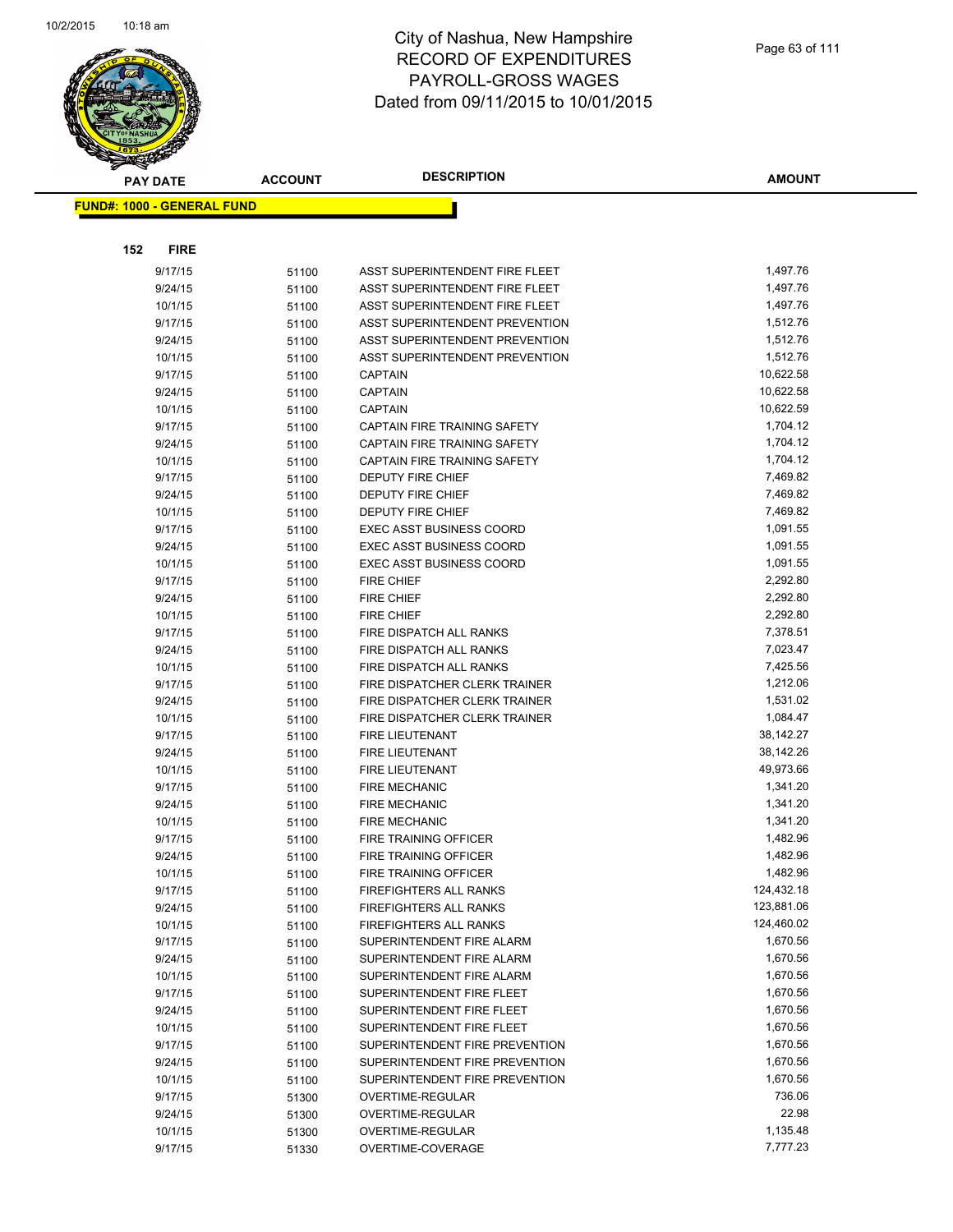# City of Nashua, New Hampshire
## RECORD OF EXPENDITURES
## PAYROLL-GROSS WAGES
## Dated from 09/11/2015 to 10/01/2015

**FUND#: 1000 - GENERAL FUND**

**152 FIRE**

| PAY DATE | ACCOUNT | DESCRIPTION | AMOUNT |
|---|---|---|---|
| 9/17/15 | 51100 | ASST SUPERINTENDENT FIRE FLEET | 1,497.76 |
| 9/24/15 | 51100 | ASST SUPERINTENDENT FIRE FLEET | 1,497.76 |
| 10/1/15 | 51100 | ASST SUPERINTENDENT FIRE FLEET | 1,497.76 |
| 9/17/15 | 51100 | ASST SUPERINTENDENT PREVENTION | 1,512.76 |
| 9/24/15 | 51100 | ASST SUPERINTENDENT PREVENTION | 1,512.76 |
| 10/1/15 | 51100 | ASST SUPERINTENDENT PREVENTION | 1,512.76 |
| 9/17/15 | 51100 | CAPTAIN | 10,622.58 |
| 9/24/15 | 51100 | CAPTAIN | 10,622.58 |
| 10/1/15 | 51100 | CAPTAIN | 10,622.59 |
| 9/17/15 | 51100 | CAPTAIN FIRE TRAINING SAFETY | 1,704.12 |
| 9/24/15 | 51100 | CAPTAIN FIRE TRAINING SAFETY | 1,704.12 |
| 10/1/15 | 51100 | CAPTAIN FIRE TRAINING SAFETY | 1,704.12 |
| 9/17/15 | 51100 | DEPUTY FIRE CHIEF | 7,469.82 |
| 9/24/15 | 51100 | DEPUTY FIRE CHIEF | 7,469.82 |
| 10/1/15 | 51100 | DEPUTY FIRE CHIEF | 7,469.82 |
| 9/17/15 | 51100 | EXEC ASST BUSINESS COORD | 1,091.55 |
| 9/24/15 | 51100 | EXEC ASST BUSINESS COORD | 1,091.55 |
| 10/1/15 | 51100 | EXEC ASST BUSINESS COORD | 1,091.55 |
| 9/17/15 | 51100 | FIRE CHIEF | 2,292.80 |
| 9/24/15 | 51100 | FIRE CHIEF | 2,292.80 |
| 10/1/15 | 51100 | FIRE CHIEF | 2,292.80 |
| 9/17/15 | 51100 | FIRE DISPATCH ALL RANKS | 7,378.51 |
| 9/24/15 | 51100 | FIRE DISPATCH ALL RANKS | 7,023.47 |
| 10/1/15 | 51100 | FIRE DISPATCH ALL RANKS | 7,425.56 |
| 9/17/15 | 51100 | FIRE DISPATCHER CLERK TRAINER | 1,212.06 |
| 9/24/15 | 51100 | FIRE DISPATCHER CLERK TRAINER | 1,531.02 |
| 10/1/15 | 51100 | FIRE DISPATCHER CLERK TRAINER | 1,084.47 |
| 9/17/15 | 51100 | FIRE LIEUTENANT | 38,142.27 |
| 9/24/15 | 51100 | FIRE LIEUTENANT | 38,142.26 |
| 10/1/15 | 51100 | FIRE LIEUTENANT | 49,973.66 |
| 9/17/15 | 51100 | FIRE MECHANIC | 1,341.20 |
| 9/24/15 | 51100 | FIRE MECHANIC | 1,341.20 |
| 10/1/15 | 51100 | FIRE MECHANIC | 1,341.20 |
| 9/17/15 | 51100 | FIRE TRAINING OFFICER | 1,482.96 |
| 9/24/15 | 51100 | FIRE TRAINING OFFICER | 1,482.96 |
| 10/1/15 | 51100 | FIRE TRAINING OFFICER | 1,482.96 |
| 9/17/15 | 51100 | FIREFIGHTERS ALL RANKS | 124,432.18 |
| 9/24/15 | 51100 | FIREFIGHTERS ALL RANKS | 123,881.06 |
| 10/1/15 | 51100 | FIREFIGHTERS ALL RANKS | 124,460.02 |
| 9/17/15 | 51100 | SUPERINTENDENT FIRE ALARM | 1,670.56 |
| 9/24/15 | 51100 | SUPERINTENDENT FIRE ALARM | 1,670.56 |
| 10/1/15 | 51100 | SUPERINTENDENT FIRE ALARM | 1,670.56 |
| 9/17/15 | 51100 | SUPERINTENDENT FIRE FLEET | 1,670.56 |
| 9/24/15 | 51100 | SUPERINTENDENT FIRE FLEET | 1,670.56 |
| 10/1/15 | 51100 | SUPERINTENDENT FIRE FLEET | 1,670.56 |
| 9/17/15 | 51100 | SUPERINTENDENT FIRE PREVENTION | 1,670.56 |
| 9/24/15 | 51100 | SUPERINTENDENT FIRE PREVENTION | 1,670.56 |
| 10/1/15 | 51100 | SUPERINTENDENT FIRE PREVENTION | 1,670.56 |
| 9/17/15 | 51300 | OVERTIME-REGULAR | 736.06 |
| 9/24/15 | 51300 | OVERTIME-REGULAR | 22.98 |
| 10/1/15 | 51300 | OVERTIME-REGULAR | 1,135.48 |
| 9/17/15 | 51330 | OVERTIME-COVERAGE | 7,777.23 |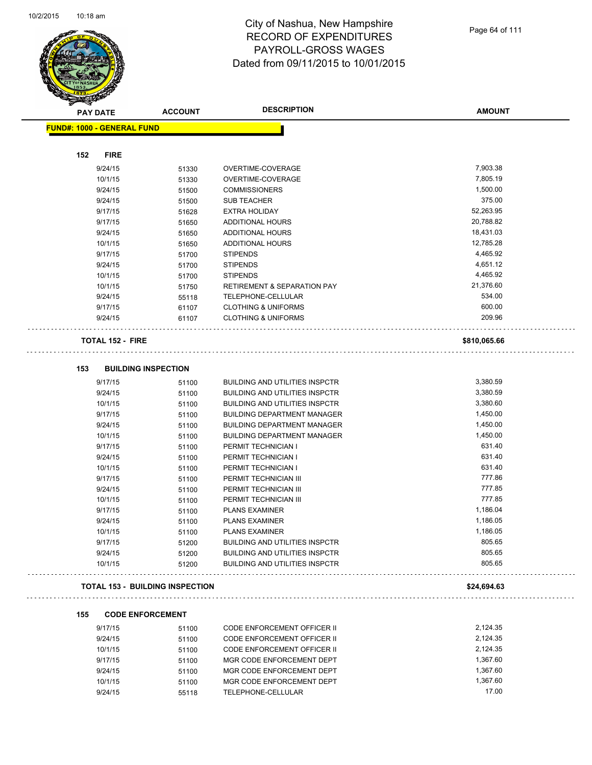# City of Nashua, New Hampshire
## RECORD OF EXPENDITURES
## PAYROLL-GROSS WAGES
## Dated from 09/11/2015 to 10/01/2015

| PAY DATE | ACCOUNT | DESCRIPTION | AMOUNT |
|---|---|---|---|

**FUND#: 1000 - GENERAL FUND**

### 152 FIRE

| PAY DATE | ACCOUNT | DESCRIPTION | AMOUNT |
|---|---|---|---|
| 9/24/15 | 51330 | OVERTIME-COVERAGE | 7,903.38 |
| 10/1/15 | 51330 | OVERTIME-COVERAGE | 7,805.19 |
| 9/24/15 | 51500 | COMMISSIONERS | 1,500.00 |
| 9/24/15 | 51500 | SUB TEACHER | 375.00 |
| 9/17/15 | 51628 | EXTRA HOLIDAY | 52,263.95 |
| 9/17/15 | 51650 | ADDITIONAL HOURS | 20,788.82 |
| 9/24/15 | 51650 | ADDITIONAL HOURS | 18,431.03 |
| 10/1/15 | 51650 | ADDITIONAL HOURS | 12,785.28 |
| 9/17/15 | 51700 | STIPENDS | 4,465.92 |
| 9/24/15 | 51700 | STIPENDS | 4,651.12 |
| 10/1/15 | 51700 | STIPENDS | 4,465.92 |
| 10/1/15 | 51750 | RETIREMENT & SEPARATION PAY | 21,376.60 |
| 9/24/15 | 55118 | TELEPHONE-CELLULAR | 534.00 |
| 9/17/15 | 61107 | CLOTHING & UNIFORMS | 600.00 |
| 9/24/15 | 61107 | CLOTHING & UNIFORMS | 209.96 |

**TOTAL 152 - FIRE** **$810,065.66**

### 153 BUILDING INSPECTION

| PAY DATE | ACCOUNT | DESCRIPTION | AMOUNT |
|---|---|---|---|
| 9/17/15 | 51100 | BUILDING AND UTILITIES INSPCTR | 3,380.59 |
| 9/24/15 | 51100 | BUILDING AND UTILITIES INSPCTR | 3,380.59 |
| 10/1/15 | 51100 | BUILDING AND UTILITIES INSPCTR | 3,380.60 |
| 9/17/15 | 51100 | BUILDING DEPARTMENT MANAGER | 1,450.00 |
| 9/24/15 | 51100 | BUILDING DEPARTMENT MANAGER | 1,450.00 |
| 10/1/15 | 51100 | BUILDING DEPARTMENT MANAGER | 1,450.00 |
| 9/17/15 | 51100 | PERMIT TECHNICIAN I | 631.40 |
| 9/24/15 | 51100 | PERMIT TECHNICIAN I | 631.40 |
| 10/1/15 | 51100 | PERMIT TECHNICIAN I | 631.40 |
| 9/17/15 | 51100 | PERMIT TECHNICIAN III | 777.86 |
| 9/24/15 | 51100 | PERMIT TECHNICIAN III | 777.85 |
| 10/1/15 | 51100 | PERMIT TECHNICIAN III | 777.85 |
| 9/17/15 | 51100 | PLANS EXAMINER | 1,186.04 |
| 9/24/15 | 51100 | PLANS EXAMINER | 1,186.05 |
| 10/1/15 | 51100 | PLANS EXAMINER | 1,186.05 |
| 9/17/15 | 51200 | BUILDING AND UTILITIES INSPCTR | 805.65 |
| 9/24/15 | 51200 | BUILDING AND UTILITIES INSPCTR | 805.65 |
| 10/1/15 | 51200 | BUILDING AND UTILITIES INSPCTR | 805.65 |

**TOTAL 153 - BUILDING INSPECTION** **$24,694.63**

### 155 CODE ENFORCEMENT

| PAY DATE | ACCOUNT | DESCRIPTION | AMOUNT |
|---|---|---|---|
| 9/17/15 | 51100 | CODE ENFORCEMENT OFFICER II | 2,124.35 |
| 9/24/15 | 51100 | CODE ENFORCEMENT OFFICER II | 2,124.35 |
| 10/1/15 | 51100 | CODE ENFORCEMENT OFFICER II | 2,124.35 |
| 9/17/15 | 51100 | MGR CODE ENFORCEMENT DEPT | 1,367.60 |
| 9/24/15 | 51100 | MGR CODE ENFORCEMENT DEPT | 1,367.60 |
| 10/1/15 | 51100 | MGR CODE ENFORCEMENT DEPT | 1,367.60 |
| 9/24/15 | 55118 | TELEPHONE-CELLULAR | 17.00 |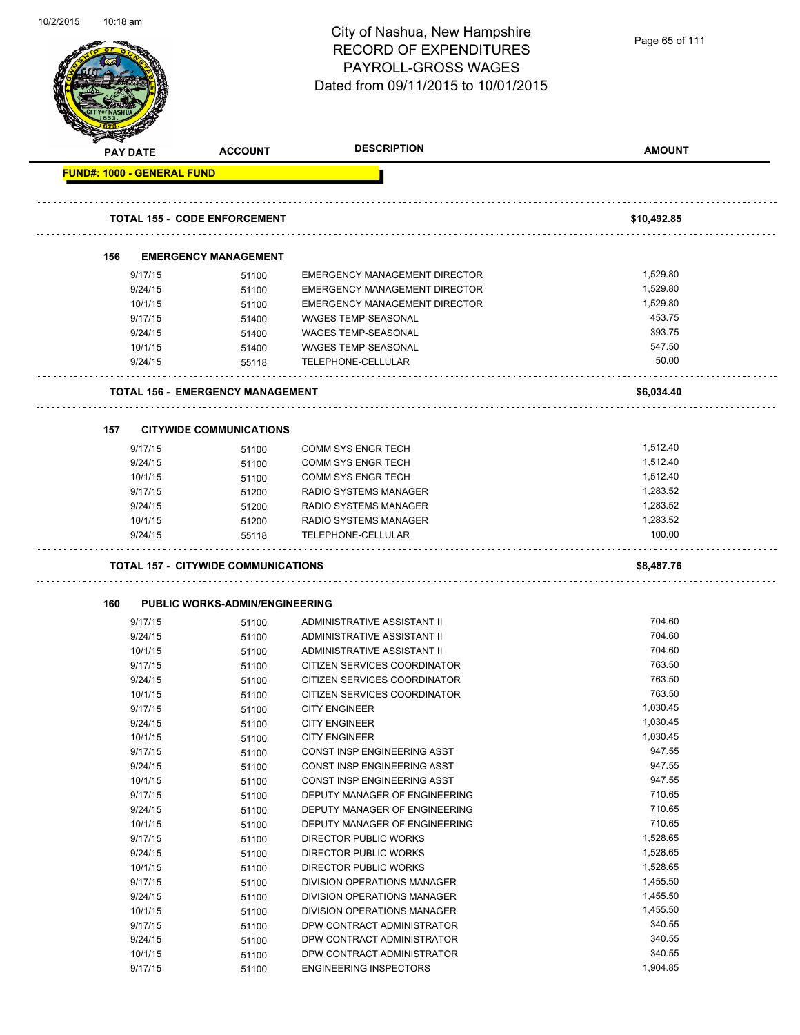# City of Nashua, New Hampshire
## RECORD OF EXPENDITURES
## PAYROLL-GROSS WAGES
## Dated from 09/11/2015 to 10/01/2015

| PAY DATE | ACCOUNT | DESCRIPTION | AMOUNT |
|---|---|---|---|
| **FUND#: 1000 - GENERAL FUND** | | | |
| **TOTAL 155 - CODE ENFORCEMENT** | | | **$10,492.85** |
| **156 EMERGENCY MANAGEMENT** | | | |
| 9/17/15 | 51100 | EMERGENCY MANAGEMENT DIRECTOR | 1,529.80 |
| 9/24/15 | 51100 | EMERGENCY MANAGEMENT DIRECTOR | 1,529.80 |
| 10/1/15 | 51100 | EMERGENCY MANAGEMENT DIRECTOR | 1,529.80 |
| 9/17/15 | 51400 | WAGES TEMP-SEASONAL | 453.75 |
| 9/24/15 | 51400 | WAGES TEMP-SEASONAL | 393.75 |
| 10/1/15 | 51400 | WAGES TEMP-SEASONAL | 547.50 |
| 9/24/15 | 55118 | TELEPHONE-CELLULAR | 50.00 |
| **TOTAL 156 - EMERGENCY MANAGEMENT** | | | **$6,034.40** |
| **157 CITYWIDE COMMUNICATIONS** | | | |
| 9/17/15 | 51100 | COMM SYS ENGR TECH | 1,512.40 |
| 9/24/15 | 51100 | COMM SYS ENGR TECH | 1,512.40 |
| 10/1/15 | 51100 | COMM SYS ENGR TECH | 1,512.40 |
| 9/17/15 | 51200 | RADIO SYSTEMS MANAGER | 1,283.52 |
| 9/24/15 | 51200 | RADIO SYSTEMS MANAGER | 1,283.52 |
| 10/1/15 | 51200 | RADIO SYSTEMS MANAGER | 1,283.52 |
| 9/24/15 | 55118 | TELEPHONE-CELLULAR | 100.00 |
| **TOTAL 157 - CITYWIDE COMMUNICATIONS** | | | **$8,487.76** |
| **160 PUBLIC WORKS-ADMIN/ENGINEERING** | | | |
| 9/17/15 | 51100 | ADMINISTRATIVE ASSISTANT II | 704.60 |
| 9/24/15 | 51100 | ADMINISTRATIVE ASSISTANT II | 704.60 |
| 10/1/15 | 51100 | ADMINISTRATIVE ASSISTANT II | 704.60 |
| 9/17/15 | 51100 | CITIZEN SERVICES COORDINATOR | 763.50 |
| 9/24/15 | 51100 | CITIZEN SERVICES COORDINATOR | 763.50 |
| 10/1/15 | 51100 | CITIZEN SERVICES COORDINATOR | 763.50 |
| 9/17/15 | 51100 | CITY ENGINEER | 1,030.45 |
| 9/24/15 | 51100 | CITY ENGINEER | 1,030.45 |
| 10/1/15 | 51100 | CITY ENGINEER | 1,030.45 |
| 9/17/15 | 51100 | CONST INSP ENGINEERING ASST | 947.55 |
| 9/24/15 | 51100 | CONST INSP ENGINEERING ASST | 947.55 |
| 10/1/15 | 51100 | CONST INSP ENGINEERING ASST | 947.55 |
| 9/17/15 | 51100 | DEPUTY MANAGER OF ENGINEERING | 710.65 |
| 9/24/15 | 51100 | DEPUTY MANAGER OF ENGINEERING | 710.65 |
| 10/1/15 | 51100 | DEPUTY MANAGER OF ENGINEERING | 710.65 |
| 9/17/15 | 51100 | DIRECTOR PUBLIC WORKS | 1,528.65 |
| 9/24/15 | 51100 | DIRECTOR PUBLIC WORKS | 1,528.65 |
| 10/1/15 | 51100 | DIRECTOR PUBLIC WORKS | 1,528.65 |
| 9/17/15 | 51100 | DIVISION OPERATIONS MANAGER | 1,455.50 |
| 9/24/15 | 51100 | DIVISION OPERATIONS MANAGER | 1,455.50 |
| 10/1/15 | 51100 | DIVISION OPERATIONS MANAGER | 1,455.50 |
| 9/17/15 | 51100 | DPW CONTRACT ADMINISTRATOR | 340.55 |
| 9/24/15 | 51100 | DPW CONTRACT ADMINISTRATOR | 340.55 |
| 10/1/15 | 51100 | DPW CONTRACT ADMINISTRATOR | 340.55 |
| 9/17/15 | 51100 | ENGINEERING INSPECTORS | 1,904.85 |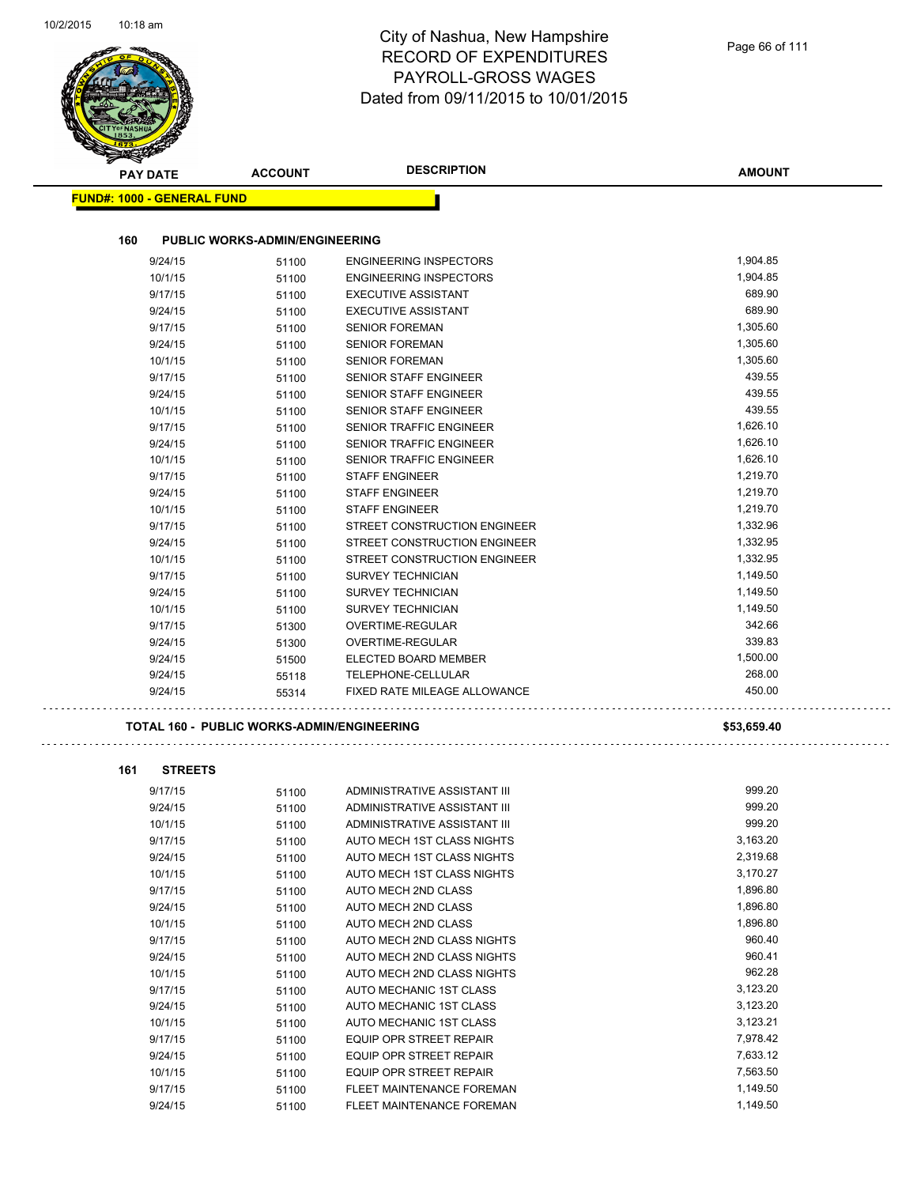# City of Nashua, New Hampshire
## RECORD OF EXPENDITURES
## PAYROLL-GROSS WAGES
## Dated from 09/11/2015 to 10/01/2015

| PAY DATE | ACCOUNT | DESCRIPTION | AMOUNT |
|---|---|---|---|

**FUND#: 1000 - GENERAL FUND**

### 160 PUBLIC WORKS-ADMIN/ENGINEERING

| PAY DATE | ACCOUNT | DESCRIPTION | AMOUNT |
|---|---|---|---|
| 9/24/15 | 51100 | ENGINEERING INSPECTORS | 1,904.85 |
| 10/1/15 | 51100 | ENGINEERING INSPECTORS | 1,904.85 |
| 9/17/15 | 51100 | EXECUTIVE ASSISTANT | 689.90 |
| 9/24/15 | 51100 | EXECUTIVE ASSISTANT | 689.90 |
| 9/17/15 | 51100 | SENIOR FOREMAN | 1,305.60 |
| 9/24/15 | 51100 | SENIOR FOREMAN | 1,305.60 |
| 10/1/15 | 51100 | SENIOR FOREMAN | 1,305.60 |
| 9/17/15 | 51100 | SENIOR STAFF ENGINEER | 439.55 |
| 9/24/15 | 51100 | SENIOR STAFF ENGINEER | 439.55 |
| 10/1/15 | 51100 | SENIOR STAFF ENGINEER | 439.55 |
| 9/17/15 | 51100 | SENIOR TRAFFIC ENGINEER | 1,626.10 |
| 9/24/15 | 51100 | SENIOR TRAFFIC ENGINEER | 1,626.10 |
| 10/1/15 | 51100 | SENIOR TRAFFIC ENGINEER | 1,626.10 |
| 9/17/15 | 51100 | STAFF ENGINEER | 1,219.70 |
| 9/24/15 | 51100 | STAFF ENGINEER | 1,219.70 |
| 10/1/15 | 51100 | STAFF ENGINEER | 1,219.70 |
| 9/17/15 | 51100 | STREET CONSTRUCTION ENGINEER | 1,332.96 |
| 9/24/15 | 51100 | STREET CONSTRUCTION ENGINEER | 1,332.95 |
| 10/1/15 | 51100 | STREET CONSTRUCTION ENGINEER | 1,332.95 |
| 9/17/15 | 51100 | SURVEY TECHNICIAN | 1,149.50 |
| 9/24/15 | 51100 | SURVEY TECHNICIAN | 1,149.50 |
| 10/1/15 | 51100 | SURVEY TECHNICIAN | 1,149.50 |
| 9/17/15 | 51300 | OVERTIME-REGULAR | 342.66 |
| 9/24/15 | 51300 | OVERTIME-REGULAR | 339.83 |
| 9/24/15 | 51500 | ELECTED BOARD MEMBER | 1,500.00 |
| 9/24/15 | 55118 | TELEPHONE-CELLULAR | 268.00 |
| 9/24/15 | 55314 | FIXED RATE MILEAGE ALLOWANCE | 450.00 |

**TOTAL 160 - PUBLIC WORKS-ADMIN/ENGINEERING** **$53,659.40**

### 161 STREETS

| PAY DATE | ACCOUNT | DESCRIPTION | AMOUNT |
|---|---|---|---|
| 9/17/15 | 51100 | ADMINISTRATIVE ASSISTANT III | 999.20 |
| 9/24/15 | 51100 | ADMINISTRATIVE ASSISTANT III | 999.20 |
| 10/1/15 | 51100 | ADMINISTRATIVE ASSISTANT III | 999.20 |
| 9/17/15 | 51100 | AUTO MECH 1ST CLASS NIGHTS | 3,163.20 |
| 9/24/15 | 51100 | AUTO MECH 1ST CLASS NIGHTS | 2,319.68 |
| 10/1/15 | 51100 | AUTO MECH 1ST CLASS NIGHTS | 3,170.27 |
| 9/17/15 | 51100 | AUTO MECH 2ND CLASS | 1,896.80 |
| 9/24/15 | 51100 | AUTO MECH 2ND CLASS | 1,896.80 |
| 10/1/15 | 51100 | AUTO MECH 2ND CLASS | 1,896.80 |
| 9/17/15 | 51100 | AUTO MECH 2ND CLASS NIGHTS | 960.40 |
| 9/24/15 | 51100 | AUTO MECH 2ND CLASS NIGHTS | 960.41 |
| 10/1/15 | 51100 | AUTO MECH 2ND CLASS NIGHTS | 962.28 |
| 9/17/15 | 51100 | AUTO MECHANIC 1ST CLASS | 3,123.20 |
| 9/24/15 | 51100 | AUTO MECHANIC 1ST CLASS | 3,123.20 |
| 10/1/15 | 51100 | AUTO MECHANIC 1ST CLASS | 3,123.21 |
| 9/17/15 | 51100 | EQUIP OPR STREET REPAIR | 7,978.42 |
| 9/24/15 | 51100 | EQUIP OPR STREET REPAIR | 7,633.12 |
| 10/1/15 | 51100 | EQUIP OPR STREET REPAIR | 7,563.50 |
| 9/17/15 | 51100 | FLEET MAINTENANCE FOREMAN | 1,149.50 |
| 9/24/15 | 51100 | FLEET MAINTENANCE FOREMAN | 1,149.50 |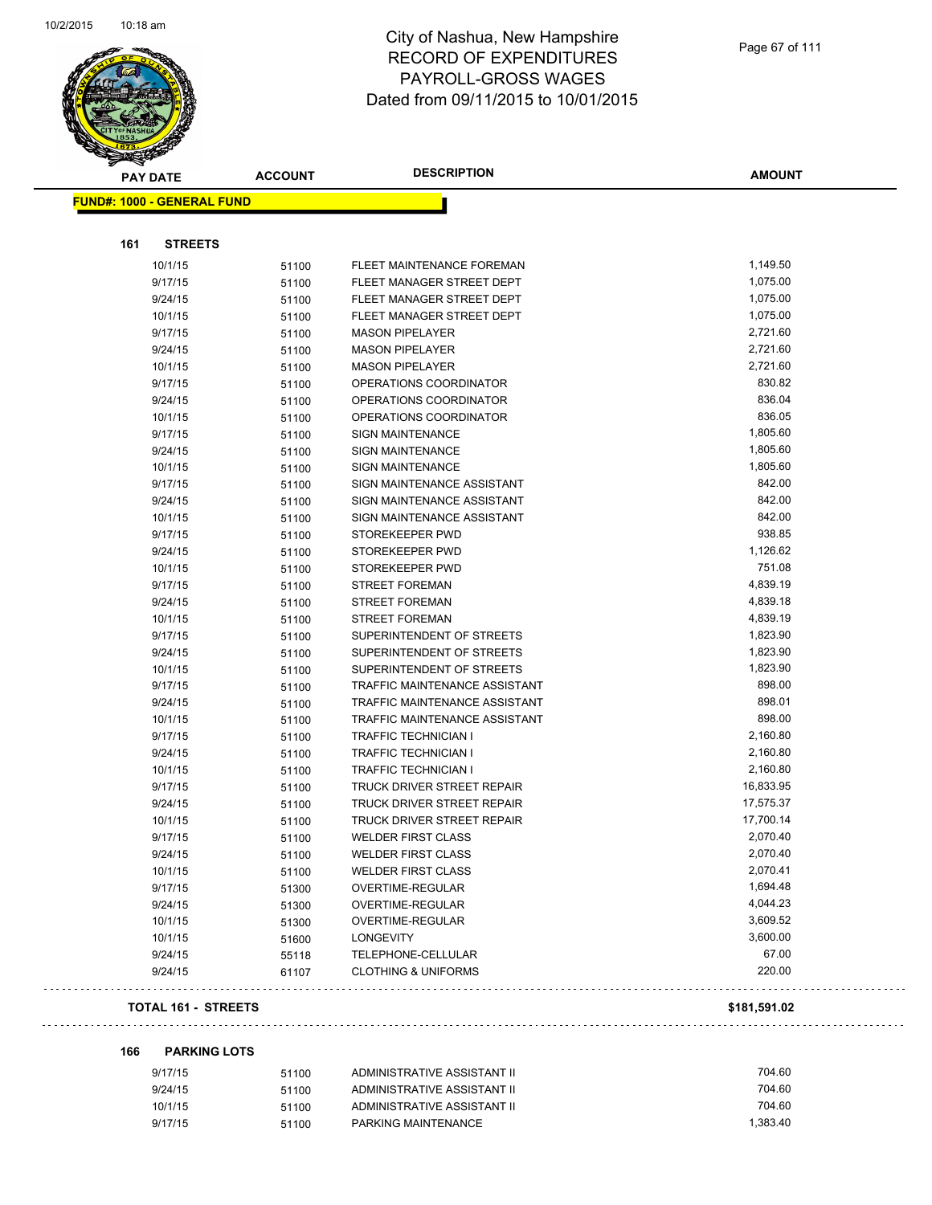# City of Nashua, New Hampshire
## RECORD OF EXPENDITURES
## PAYROLL-GROSS WAGES
## Dated from 09/11/2015 to 10/01/2015

| PAY DATE | ACCOUNT | DESCRIPTION | AMOUNT |
|---|---|---|---|

**FUND#: 1000 - GENERAL FUND**

**161 STREETS**

| PAY DATE | ACCOUNT | DESCRIPTION | AMOUNT |
|---|---|---|---|
| 10/1/15 | 51100 | FLEET MAINTENANCE FOREMAN | 1,149.50 |
| 9/17/15 | 51100 | FLEET MANAGER STREET DEPT | 1,075.00 |
| 9/24/15 | 51100 | FLEET MANAGER STREET DEPT | 1,075.00 |
| 10/1/15 | 51100 | FLEET MANAGER STREET DEPT | 1,075.00 |
| 9/17/15 | 51100 | MASON PIPELAYER | 2,721.60 |
| 9/24/15 | 51100 | MASON PIPELAYER | 2,721.60 |
| 10/1/15 | 51100 | MASON PIPELAYER | 2,721.60 |
| 9/17/15 | 51100 | OPERATIONS COORDINATOR | 830.82 |
| 9/24/15 | 51100 | OPERATIONS COORDINATOR | 836.04 |
| 10/1/15 | 51100 | OPERATIONS COORDINATOR | 836.05 |
| 9/17/15 | 51100 | SIGN MAINTENANCE | 1,805.60 |
| 9/24/15 | 51100 | SIGN MAINTENANCE | 1,805.60 |
| 10/1/15 | 51100 | SIGN MAINTENANCE | 1,805.60 |
| 9/17/15 | 51100 | SIGN MAINTENANCE ASSISTANT | 842.00 |
| 9/24/15 | 51100 | SIGN MAINTENANCE ASSISTANT | 842.00 |
| 10/1/15 | 51100 | SIGN MAINTENANCE ASSISTANT | 842.00 |
| 9/17/15 | 51100 | STOREKEEPER PWD | 938.85 |
| 9/24/15 | 51100 | STOREKEEPER PWD | 1,126.62 |
| 10/1/15 | 51100 | STOREKEEPER PWD | 751.08 |
| 9/17/15 | 51100 | STREET FOREMAN | 4,839.19 |
| 9/24/15 | 51100 | STREET FOREMAN | 4,839.18 |
| 10/1/15 | 51100 | STREET FOREMAN | 4,839.19 |
| 9/17/15 | 51100 | SUPERINTENDENT OF STREETS | 1,823.90 |
| 9/24/15 | 51100 | SUPERINTENDENT OF STREETS | 1,823.90 |
| 10/1/15 | 51100 | SUPERINTENDENT OF STREETS | 1,823.90 |
| 9/17/15 | 51100 | TRAFFIC MAINTENANCE ASSISTANT | 898.00 |
| 9/24/15 | 51100 | TRAFFIC MAINTENANCE ASSISTANT | 898.01 |
| 10/1/15 | 51100 | TRAFFIC MAINTENANCE ASSISTANT | 898.00 |
| 9/17/15 | 51100 | TRAFFIC TECHNICIAN I | 2,160.80 |
| 9/24/15 | 51100 | TRAFFIC TECHNICIAN I | 2,160.80 |
| 10/1/15 | 51100 | TRAFFIC TECHNICIAN I | 2,160.80 |
| 9/17/15 | 51100 | TRUCK DRIVER STREET REPAIR | 16,833.95 |
| 9/24/15 | 51100 | TRUCK DRIVER STREET REPAIR | 17,575.37 |
| 10/1/15 | 51100 | TRUCK DRIVER STREET REPAIR | 17,700.14 |
| 9/17/15 | 51100 | WELDER FIRST CLASS | 2,070.40 |
| 9/24/15 | 51100 | WELDER FIRST CLASS | 2,070.40 |
| 10/1/15 | 51100 | WELDER FIRST CLASS | 2,070.41 |
| 9/17/15 | 51300 | OVERTIME-REGULAR | 1,694.48 |
| 9/24/15 | 51300 | OVERTIME-REGULAR | 4,044.23 |
| 10/1/15 | 51300 | OVERTIME-REGULAR | 3,609.52 |
| 10/1/15 | 51600 | LONGEVITY | 3,600.00 |
| 9/24/15 | 55118 | TELEPHONE-CELLULAR | 67.00 |
| 9/24/15 | 61107 | CLOTHING & UNIFORMS | 220.00 |

**TOTAL 161 - STREETS** **$181,591.02**

**166 PARKING LOTS**

| PAY DATE | ACCOUNT | DESCRIPTION | AMOUNT |
|---|---|---|---|
| 9/17/15 | 51100 | ADMINISTRATIVE ASSISTANT II | 704.60 |
| 9/24/15 | 51100 | ADMINISTRATIVE ASSISTANT II | 704.60 |
| 10/1/15 | 51100 | ADMINISTRATIVE ASSISTANT II | 704.60 |
| 9/17/15 | 51100 | PARKING MAINTENANCE | 1,383.40 |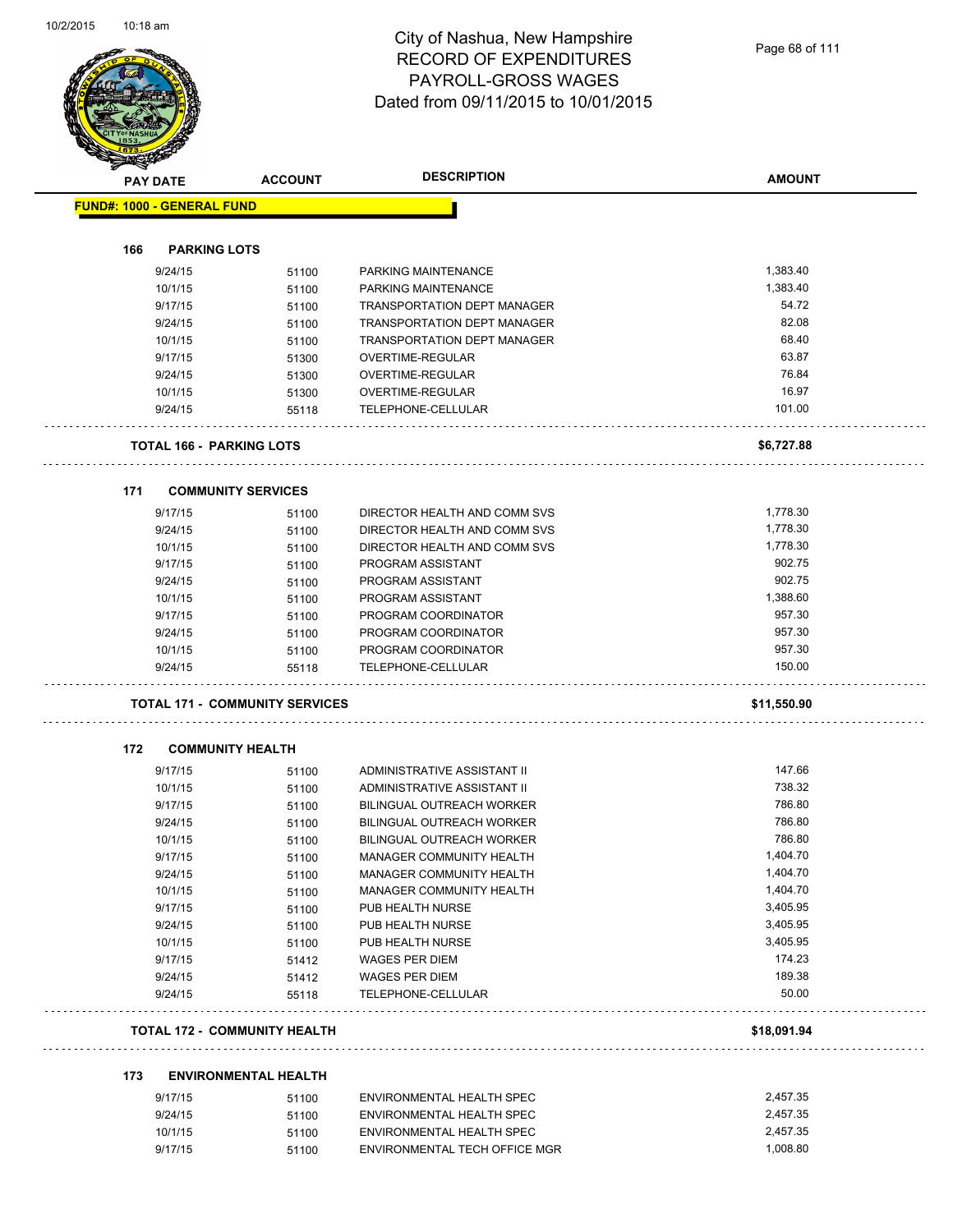# City of Nashua, New Hampshire
## RECORD OF EXPENDITURES
## PAYROLL-GROSS WAGES
## Dated from 09/11/2015 to 10/01/2015

| PAY DATE | ACCOUNT | DESCRIPTION | AMOUNT |
|---|---|---|---|

**FUND#: 1000 - GENERAL FUND**

**166 PARKING LOTS**

| PAY DATE | ACCOUNT | DESCRIPTION | AMOUNT |
|---|---|---|---|
| 9/24/15 | 51100 | PARKING MAINTENANCE | 1,383.40 |
| 10/1/15 | 51100 | PARKING MAINTENANCE | 1,383.40 |
| 9/17/15 | 51100 | TRANSPORTATION DEPT MANAGER | 54.72 |
| 9/24/15 | 51100 | TRANSPORTATION DEPT MANAGER | 82.08 |
| 10/1/15 | 51100 | TRANSPORTATION DEPT MANAGER | 68.40 |
| 9/17/15 | 51300 | OVERTIME-REGULAR | 63.87 |
| 9/24/15 | 51300 | OVERTIME-REGULAR | 76.84 |
| 10/1/15 | 51300 | OVERTIME-REGULAR | 16.97 |
| 9/24/15 | 55118 | TELEPHONE-CELLULAR | 101.00 |

**TOTAL 166 - PARKING LOTS** **$6,727.88**

**171 COMMUNITY SERVICES**

| PAY DATE | ACCOUNT | DESCRIPTION | AMOUNT |
|---|---|---|---|
| 9/17/15 | 51100 | DIRECTOR HEALTH AND COMM SVS | 1,778.30 |
| 9/24/15 | 51100 | DIRECTOR HEALTH AND COMM SVS | 1,778.30 |
| 10/1/15 | 51100 | DIRECTOR HEALTH AND COMM SVS | 1,778.30 |
| 9/17/15 | 51100 | PROGRAM ASSISTANT | 902.75 |
| 9/24/15 | 51100 | PROGRAM ASSISTANT | 902.75 |
| 10/1/15 | 51100 | PROGRAM ASSISTANT | 1,388.60 |
| 9/17/15 | 51100 | PROGRAM COORDINATOR | 957.30 |
| 9/24/15 | 51100 | PROGRAM COORDINATOR | 957.30 |
| 10/1/15 | 51100 | PROGRAM COORDINATOR | 957.30 |
| 9/24/15 | 55118 | TELEPHONE-CELLULAR | 150.00 |

**TOTAL 171 - COMMUNITY SERVICES** **$11,550.90**

**172 COMMUNITY HEALTH**

| PAY DATE | ACCOUNT | DESCRIPTION | AMOUNT |
|---|---|---|---|
| 9/17/15 | 51100 | ADMINISTRATIVE ASSISTANT II | 147.66 |
| 10/1/15 | 51100 | ADMINISTRATIVE ASSISTANT II | 738.32 |
| 9/17/15 | 51100 | BILINGUAL OUTREACH WORKER | 786.80 |
| 9/24/15 | 51100 | BILINGUAL OUTREACH WORKER | 786.80 |
| 10/1/15 | 51100 | BILINGUAL OUTREACH WORKER | 786.80 |
| 9/17/15 | 51100 | MANAGER COMMUNITY HEALTH | 1,404.70 |
| 9/24/15 | 51100 | MANAGER COMMUNITY HEALTH | 1,404.70 |
| 10/1/15 | 51100 | MANAGER COMMUNITY HEALTH | 1,404.70 |
| 9/17/15 | 51100 | PUB HEALTH NURSE | 3,405.95 |
| 9/24/15 | 51100 | PUB HEALTH NURSE | 3,405.95 |
| 10/1/15 | 51100 | PUB HEALTH NURSE | 3,405.95 |
| 9/17/15 | 51412 | WAGES PER DIEM | 174.23 |
| 9/24/15 | 51412 | WAGES PER DIEM | 189.38 |
| 9/24/15 | 55118 | TELEPHONE-CELLULAR | 50.00 |

**TOTAL 172 - COMMUNITY HEALTH** **$18,091.94**

**173 ENVIRONMENTAL HEALTH**

| PAY DATE | ACCOUNT | DESCRIPTION | AMOUNT |
|---|---|---|---|
| 9/17/15 | 51100 | ENVIRONMENTAL HEALTH SPEC | 2,457.35 |
| 9/24/15 | 51100 | ENVIRONMENTAL HEALTH SPEC | 2,457.35 |
| 10/1/15 | 51100 | ENVIRONMENTAL HEALTH SPEC | 2,457.35 |
| 9/17/15 | 51100 | ENVIRONMENTAL TECH OFFICE MGR | 1,008.80 |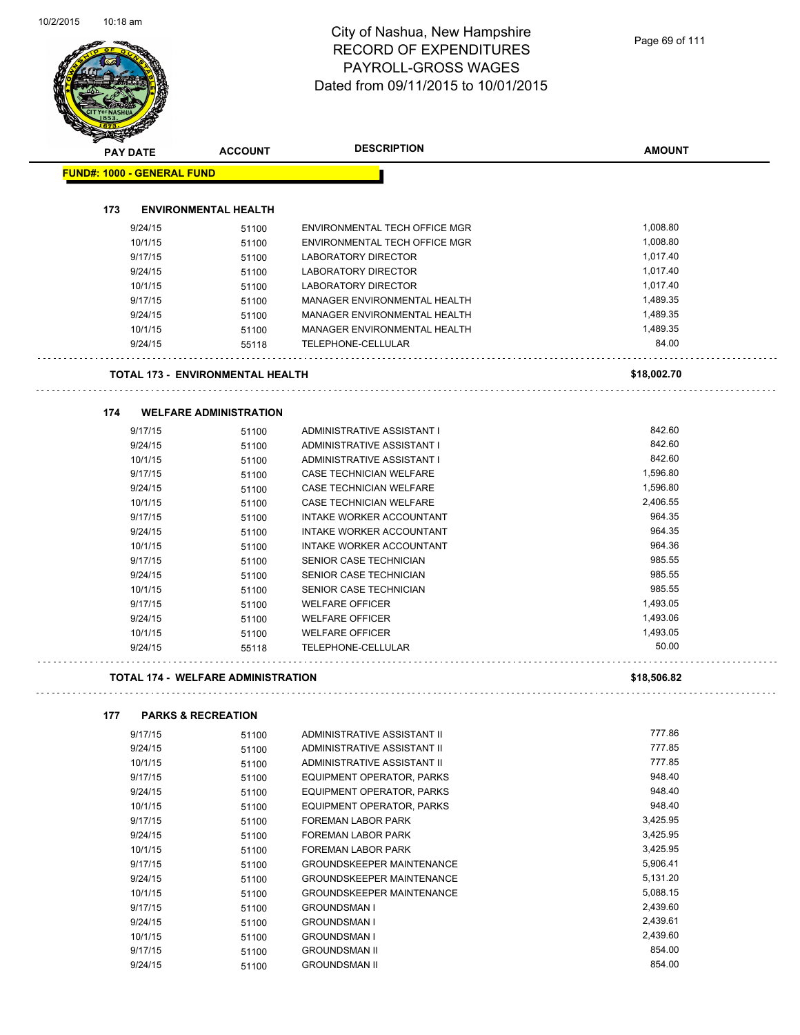# City of Nashua, New Hampshire
## RECORD OF EXPENDITURES
## PAYROLL-GROSS WAGES
## Dated from 09/11/2015 to 10/01/2015

| PAY DATE | ACCOUNT | DESCRIPTION | AMOUNT |
|---|---|---|---|
| **FUND#: 1000 - GENERAL FUND** | | | |
| **173 ENVIRONMENTAL HEALTH** | | | |
| 9/24/15 | 51100 | ENVIRONMENTAL TECH OFFICE MGR | 1,008.80 |
| 10/1/15 | 51100 | ENVIRONMENTAL TECH OFFICE MGR | 1,008.80 |
| 9/17/15 | 51100 | LABORATORY DIRECTOR | 1,017.40 |
| 9/24/15 | 51100 | LABORATORY DIRECTOR | 1,017.40 |
| 10/1/15 | 51100 | LABORATORY DIRECTOR | 1,017.40 |
| 9/17/15 | 51100 | MANAGER ENVIRONMENTAL HEALTH | 1,489.35 |
| 9/24/15 | 51100 | MANAGER ENVIRONMENTAL HEALTH | 1,489.35 |
| 10/1/15 | 51100 | MANAGER ENVIRONMENTAL HEALTH | 1,489.35 |
| 9/24/15 | 55118 | TELEPHONE-CELLULAR | 84.00 |
| **TOTAL 173 - ENVIRONMENTAL HEALTH** | | | **$18,002.70** |
| **174 WELFARE ADMINISTRATION** | | | |
| 9/17/15 | 51100 | ADMINISTRATIVE ASSISTANT I | 842.60 |
| 9/24/15 | 51100 | ADMINISTRATIVE ASSISTANT I | 842.60 |
| 10/1/15 | 51100 | ADMINISTRATIVE ASSISTANT I | 842.60 |
| 9/17/15 | 51100 | CASE TECHNICIAN WELFARE | 1,596.80 |
| 9/24/15 | 51100 | CASE TECHNICIAN WELFARE | 1,596.80 |
| 10/1/15 | 51100 | CASE TECHNICIAN WELFARE | 2,406.55 |
| 9/17/15 | 51100 | INTAKE WORKER ACCOUNTANT | 964.35 |
| 9/24/15 | 51100 | INTAKE WORKER ACCOUNTANT | 964.35 |
| 10/1/15 | 51100 | INTAKE WORKER ACCOUNTANT | 964.36 |
| 9/17/15 | 51100 | SENIOR CASE TECHNICIAN | 985.55 |
| 9/24/15 | 51100 | SENIOR CASE TECHNICIAN | 985.55 |
| 10/1/15 | 51100 | SENIOR CASE TECHNICIAN | 985.55 |
| 9/17/15 | 51100 | WELFARE OFFICER | 1,493.05 |
| 9/24/15 | 51100 | WELFARE OFFICER | 1,493.06 |
| 10/1/15 | 51100 | WELFARE OFFICER | 1,493.05 |
| 9/24/15 | 55118 | TELEPHONE-CELLULAR | 50.00 |
| **TOTAL 174 - WELFARE ADMINISTRATION** | | | **$18,506.82** |
| **177 PARKS & RECREATION** | | | |
| 9/17/15 | 51100 | ADMINISTRATIVE ASSISTANT II | 777.86 |
| 9/24/15 | 51100 | ADMINISTRATIVE ASSISTANT II | 777.85 |
| 10/1/15 | 51100 | ADMINISTRATIVE ASSISTANT II | 777.85 |
| 9/17/15 | 51100 | EQUIPMENT OPERATOR, PARKS | 948.40 |
| 9/24/15 | 51100 | EQUIPMENT OPERATOR, PARKS | 948.40 |
| 10/1/15 | 51100 | EQUIPMENT OPERATOR, PARKS | 948.40 |
| 9/17/15 | 51100 | FOREMAN LABOR PARK | 3,425.95 |
| 9/24/15 | 51100 | FOREMAN LABOR PARK | 3,425.95 |
| 10/1/15 | 51100 | FOREMAN LABOR PARK | 3,425.95 |
| 9/17/15 | 51100 | GROUNDSKEEPER MAINTENANCE | 5,906.41 |
| 9/24/15 | 51100 | GROUNDSKEEPER MAINTENANCE | 5,131.20 |
| 10/1/15 | 51100 | GROUNDSKEEPER MAINTENANCE | 5,088.15 |
| 9/17/15 | 51100 | GROUNDSMAN I | 2,439.60 |
| 9/24/15 | 51100 | GROUNDSMAN I | 2,439.61 |
| 10/1/15 | 51100 | GROUNDSMAN I | 2,439.60 |
| 9/17/15 | 51100 | GROUNDSMAN II | 854.00 |
| 9/24/15 | 51100 | GROUNDSMAN II | 854.00 |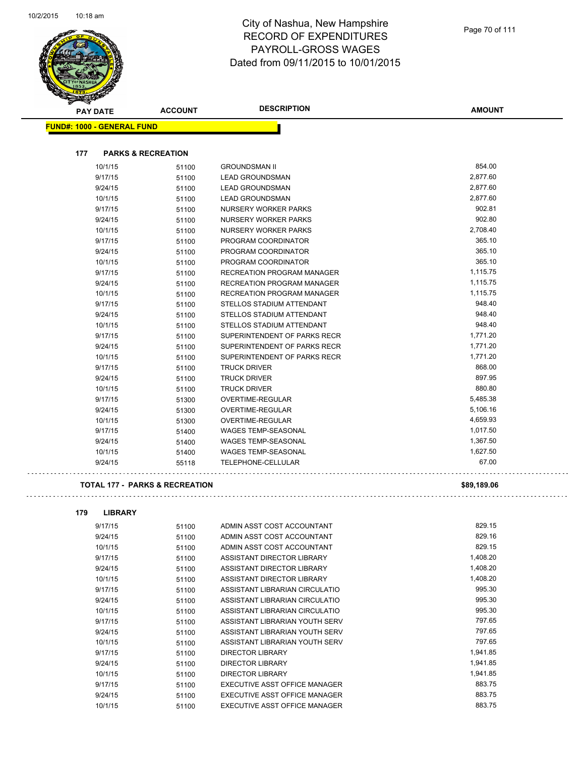# City of Nashua, New Hampshire
# RECORD OF EXPENDITURES
# PAYROLL-GROSS WAGES
# Dated from 09/11/2015 to 10/01/2015

**FUND#: 1000 - GENERAL FUND**

## 177 PARKS & RECREATION

| PAY DATE | ACCOUNT | DESCRIPTION | AMOUNT |
|---|---|---|---|
| 10/1/15 | 51100 | GROUNDSMAN II | 854.00 |
| 9/17/15 | 51100 | LEAD GROUNDSMAN | 2,877.60 |
| 9/24/15 | 51100 | LEAD GROUNDSMAN | 2,877.60 |
| 10/1/15 | 51100 | LEAD GROUNDSMAN | 2,877.60 |
| 9/17/15 | 51100 | NURSERY WORKER PARKS | 902.81 |
| 9/24/15 | 51100 | NURSERY WORKER PARKS | 902.80 |
| 10/1/15 | 51100 | NURSERY WORKER PARKS | 2,708.40 |
| 9/17/15 | 51100 | PROGRAM COORDINATOR | 365.10 |
| 9/24/15 | 51100 | PROGRAM COORDINATOR | 365.10 |
| 10/1/15 | 51100 | PROGRAM COORDINATOR | 365.10 |
| 9/17/15 | 51100 | RECREATION PROGRAM MANAGER | 1,115.75 |
| 9/24/15 | 51100 | RECREATION PROGRAM MANAGER | 1,115.75 |
| 10/1/15 | 51100 | RECREATION PROGRAM MANAGER | 1,115.75 |
| 9/17/15 | 51100 | STELLOS STADIUM ATTENDANT | 948.40 |
| 9/24/15 | 51100 | STELLOS STADIUM ATTENDANT | 948.40 |
| 10/1/15 | 51100 | STELLOS STADIUM ATTENDANT | 948.40 |
| 9/17/15 | 51100 | SUPERINTENDENT OF PARKS RECR | 1,771.20 |
| 9/24/15 | 51100 | SUPERINTENDENT OF PARKS RECR | 1,771.20 |
| 10/1/15 | 51100 | SUPERINTENDENT OF PARKS RECR | 1,771.20 |
| 9/17/15 | 51100 | TRUCK DRIVER | 868.00 |
| 9/24/15 | 51100 | TRUCK DRIVER | 897.95 |
| 10/1/15 | 51100 | TRUCK DRIVER | 880.80 |
| 9/17/15 | 51300 | OVERTIME-REGULAR | 5,485.38 |
| 9/24/15 | 51300 | OVERTIME-REGULAR | 5,106.16 |
| 10/1/15 | 51300 | OVERTIME-REGULAR | 4,659.93 |
| 9/17/15 | 51400 | WAGES TEMP-SEASONAL | 1,017.50 |
| 9/24/15 | 51400 | WAGES TEMP-SEASONAL | 1,367.50 |
| 10/1/15 | 51400 | WAGES TEMP-SEASONAL | 1,627.50 |
| 9/24/15 | 55118 | TELEPHONE-CELLULAR | 67.00 |

**TOTAL 177 - PARKS & RECREATION** **$89,189.06**

## 179 LIBRARY

| PAY DATE | ACCOUNT | DESCRIPTION | AMOUNT |
|---|---|---|---|
| 9/17/15 | 51100 | ADMIN ASST COST ACCOUNTANT | 829.15 |
| 9/24/15 | 51100 | ADMIN ASST COST ACCOUNTANT | 829.16 |
| 10/1/15 | 51100 | ADMIN ASST COST ACCOUNTANT | 829.15 |
| 9/17/15 | 51100 | ASSISTANT DIRECTOR LIBRARY | 1,408.20 |
| 9/24/15 | 51100 | ASSISTANT DIRECTOR LIBRARY | 1,408.20 |
| 10/1/15 | 51100 | ASSISTANT DIRECTOR LIBRARY | 1,408.20 |
| 9/17/15 | 51100 | ASSISTANT LIBRARIAN CIRCULATIO | 995.30 |
| 9/24/15 | 51100 | ASSISTANT LIBRARIAN CIRCULATIO | 995.30 |
| 10/1/15 | 51100 | ASSISTANT LIBRARIAN CIRCULATIO | 995.30 |
| 9/17/15 | 51100 | ASSISTANT LIBRARIAN YOUTH SERV | 797.65 |
| 9/24/15 | 51100 | ASSISTANT LIBRARIAN YOUTH SERV | 797.65 |
| 10/1/15 | 51100 | ASSISTANT LIBRARIAN YOUTH SERV | 797.65 |
| 9/17/15 | 51100 | DIRECTOR LIBRARY | 1,941.85 |
| 9/24/15 | 51100 | DIRECTOR LIBRARY | 1,941.85 |
| 10/1/15 | 51100 | DIRECTOR LIBRARY | 1,941.85 |
| 9/17/15 | 51100 | EXECUTIVE ASST OFFICE MANAGER | 883.75 |
| 9/24/15 | 51100 | EXECUTIVE ASST OFFICE MANAGER | 883.75 |
| 10/1/15 | 51100 | EXECUTIVE ASST OFFICE MANAGER | 883.75 |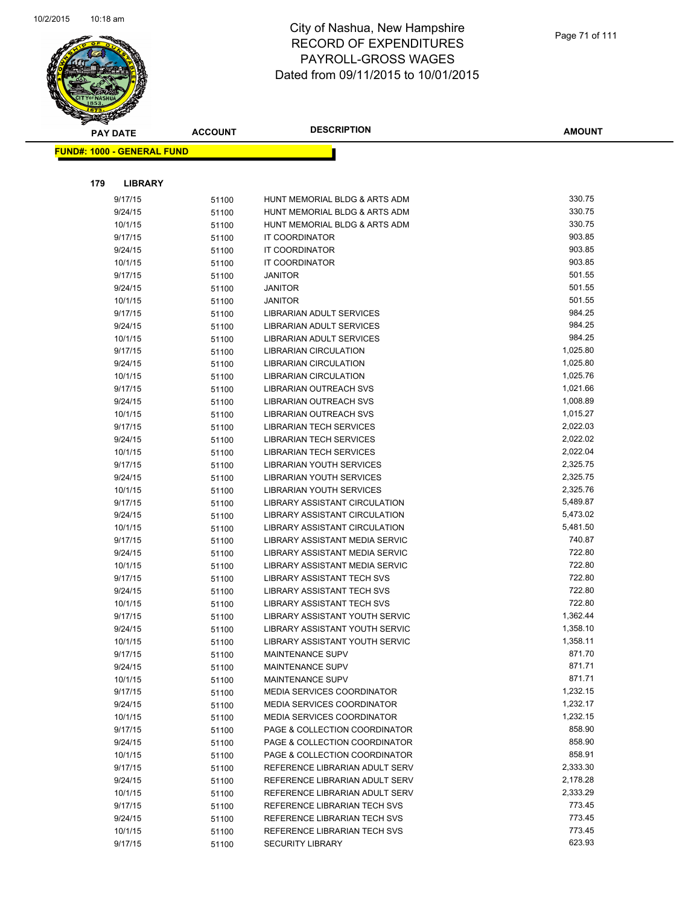# City of Nashua, New Hampshire
# RECORD OF EXPENDITURES
# PAYROLL-GROSS WAGES
# Dated from 09/11/2015 to 10/01/2015

| PAY DATE | ACCOUNT | DESCRIPTION | AMOUNT |
|---|---|---|---|

**FUND#: 1000 - GENERAL FUND**

**179 LIBRARY**

| PAY DATE | ACCOUNT | DESCRIPTION | AMOUNT |
|---|---|---|---|
| 9/17/15 | 51100 | HUNT MEMORIAL BLDG & ARTS ADM | 330.75 |
| 9/24/15 | 51100 | HUNT MEMORIAL BLDG & ARTS ADM | 330.75 |
| 10/1/15 | 51100 | HUNT MEMORIAL BLDG & ARTS ADM | 330.75 |
| 9/17/15 | 51100 | IT COORDINATOR | 903.85 |
| 9/24/15 | 51100 | IT COORDINATOR | 903.85 |
| 10/1/15 | 51100 | IT COORDINATOR | 903.85 |
| 9/17/15 | 51100 | JANITOR | 501.55 |
| 9/24/15 | 51100 | JANITOR | 501.55 |
| 10/1/15 | 51100 | JANITOR | 501.55 |
| 9/17/15 | 51100 | LIBRARIAN ADULT SERVICES | 984.25 |
| 9/24/15 | 51100 | LIBRARIAN ADULT SERVICES | 984.25 |
| 10/1/15 | 51100 | LIBRARIAN ADULT SERVICES | 984.25 |
| 9/17/15 | 51100 | LIBRARIAN CIRCULATION | 1,025.80 |
| 9/24/15 | 51100 | LIBRARIAN CIRCULATION | 1,025.80 |
| 10/1/15 | 51100 | LIBRARIAN CIRCULATION | 1,025.76 |
| 9/17/15 | 51100 | LIBRARIAN OUTREACH SVS | 1,021.66 |
| 9/24/15 | 51100 | LIBRARIAN OUTREACH SVS | 1,008.89 |
| 10/1/15 | 51100 | LIBRARIAN OUTREACH SVS | 1,015.27 |
| 9/17/15 | 51100 | LIBRARIAN TECH SERVICES | 2,022.03 |
| 9/24/15 | 51100 | LIBRARIAN TECH SERVICES | 2,022.02 |
| 10/1/15 | 51100 | LIBRARIAN TECH SERVICES | 2,022.04 |
| 9/17/15 | 51100 | LIBRARIAN YOUTH SERVICES | 2,325.75 |
| 9/24/15 | 51100 | LIBRARIAN YOUTH SERVICES | 2,325.75 |
| 10/1/15 | 51100 | LIBRARIAN YOUTH SERVICES | 2,325.76 |
| 9/17/15 | 51100 | LIBRARY ASSISTANT CIRCULATION | 5,489.87 |
| 9/24/15 | 51100 | LIBRARY ASSISTANT CIRCULATION | 5,473.02 |
| 10/1/15 | 51100 | LIBRARY ASSISTANT CIRCULATION | 5,481.50 |
| 9/17/15 | 51100 | LIBRARY ASSISTANT MEDIA SERVIC | 740.87 |
| 9/24/15 | 51100 | LIBRARY ASSISTANT MEDIA SERVIC | 722.80 |
| 10/1/15 | 51100 | LIBRARY ASSISTANT MEDIA SERVIC | 722.80 |
| 9/17/15 | 51100 | LIBRARY ASSISTANT TECH SVS | 722.80 |
| 9/24/15 | 51100 | LIBRARY ASSISTANT TECH SVS | 722.80 |
| 10/1/15 | 51100 | LIBRARY ASSISTANT TECH SVS | 722.80 |
| 9/17/15 | 51100 | LIBRARY ASSISTANT YOUTH SERVIC | 1,362.44 |
| 9/24/15 | 51100 | LIBRARY ASSISTANT YOUTH SERVIC | 1,358.10 |
| 10/1/15 | 51100 | LIBRARY ASSISTANT YOUTH SERVIC | 1,358.11 |
| 9/17/15 | 51100 | MAINTENANCE SUPV | 871.70 |
| 9/24/15 | 51100 | MAINTENANCE SUPV | 871.71 |
| 10/1/15 | 51100 | MAINTENANCE SUPV | 871.71 |
| 9/17/15 | 51100 | MEDIA SERVICES COORDINATOR | 1,232.15 |
| 9/24/15 | 51100 | MEDIA SERVICES COORDINATOR | 1,232.17 |
| 10/1/15 | 51100 | MEDIA SERVICES COORDINATOR | 1,232.15 |
| 9/17/15 | 51100 | PAGE & COLLECTION COORDINATOR | 858.90 |
| 9/24/15 | 51100 | PAGE & COLLECTION COORDINATOR | 858.90 |
| 10/1/15 | 51100 | PAGE & COLLECTION COORDINATOR | 858.91 |
| 9/17/15 | 51100 | REFERENCE LIBRARIAN ADULT SERV | 2,333.30 |
| 9/24/15 | 51100 | REFERENCE LIBRARIAN ADULT SERV | 2,178.28 |
| 10/1/15 | 51100 | REFERENCE LIBRARIAN ADULT SERV | 2,333.29 |
| 9/17/15 | 51100 | REFERENCE LIBRARIAN TECH SVS | 773.45 |
| 9/24/15 | 51100 | REFERENCE LIBRARIAN TECH SVS | 773.45 |
| 10/1/15 | 51100 | REFERENCE LIBRARIAN TECH SVS | 773.45 |
| 9/17/15 | 51100 | SECURITY LIBRARY | 623.93 |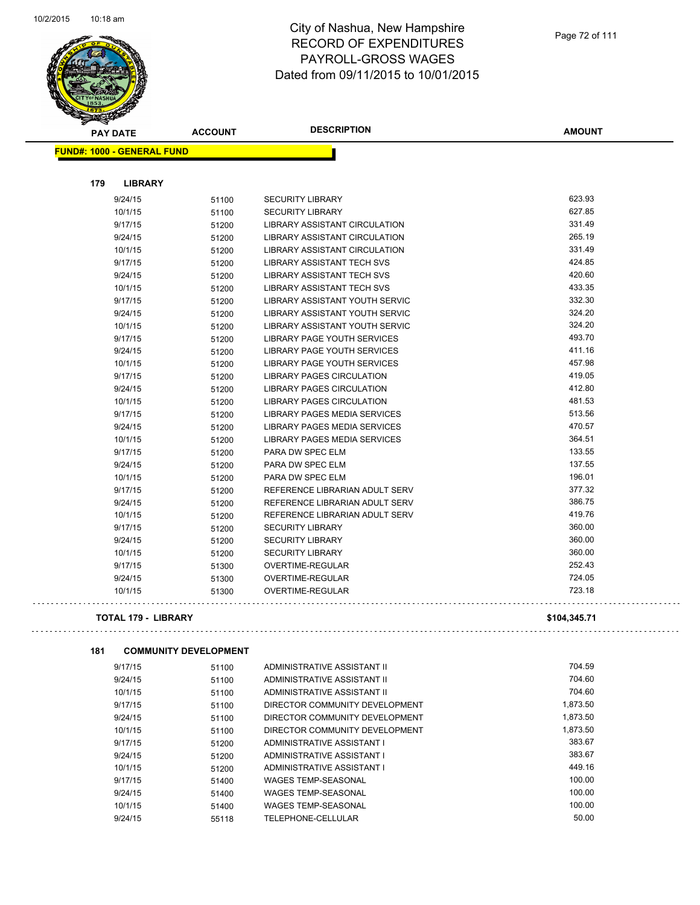# City of Nashua, New Hampshire
# RECORD OF EXPENDITURES
# PAYROLL-GROSS WAGES
# Dated from 09/11/2015 to 10/01/2015

| PAY DATE | ACCOUNT | DESCRIPTION | AMOUNT |
|---|---|---|---|

**FUND#: 1000 - GENERAL FUND**

**179 LIBRARY**

| PAY DATE | ACCOUNT | DESCRIPTION | AMOUNT |
|---|---|---|---|
| 9/24/15 | 51100 | SECURITY LIBRARY | 623.93 |
| 10/1/15 | 51100 | SECURITY LIBRARY | 627.85 |
| 9/17/15 | 51200 | LIBRARY ASSISTANT CIRCULATION | 331.49 |
| 9/24/15 | 51200 | LIBRARY ASSISTANT CIRCULATION | 265.19 |
| 10/1/15 | 51200 | LIBRARY ASSISTANT CIRCULATION | 331.49 |
| 9/17/15 | 51200 | LIBRARY ASSISTANT TECH SVS | 424.85 |
| 9/24/15 | 51200 | LIBRARY ASSISTANT TECH SVS | 420.60 |
| 10/1/15 | 51200 | LIBRARY ASSISTANT TECH SVS | 433.35 |
| 9/17/15 | 51200 | LIBRARY ASSISTANT YOUTH SERVIC | 332.30 |
| 9/24/15 | 51200 | LIBRARY ASSISTANT YOUTH SERVIC | 324.20 |
| 10/1/15 | 51200 | LIBRARY ASSISTANT YOUTH SERVIC | 324.20 |
| 9/17/15 | 51200 | LIBRARY PAGE YOUTH SERVICES | 493.70 |
| 9/24/15 | 51200 | LIBRARY PAGE YOUTH SERVICES | 411.16 |
| 10/1/15 | 51200 | LIBRARY PAGE YOUTH SERVICES | 457.98 |
| 9/17/15 | 51200 | LIBRARY PAGES CIRCULATION | 419.05 |
| 9/24/15 | 51200 | LIBRARY PAGES CIRCULATION | 412.80 |
| 10/1/15 | 51200 | LIBRARY PAGES CIRCULATION | 481.53 |
| 9/17/15 | 51200 | LIBRARY PAGES MEDIA SERVICES | 513.56 |
| 9/24/15 | 51200 | LIBRARY PAGES MEDIA SERVICES | 470.57 |
| 10/1/15 | 51200 | LIBRARY PAGES MEDIA SERVICES | 364.51 |
| 9/17/15 | 51200 | PARA DW SPEC ELM | 133.55 |
| 9/24/15 | 51200 | PARA DW SPEC ELM | 137.55 |
| 10/1/15 | 51200 | PARA DW SPEC ELM | 196.01 |
| 9/17/15 | 51200 | REFERENCE LIBRARIAN ADULT SERV | 377.32 |
| 9/24/15 | 51200 | REFERENCE LIBRARIAN ADULT SERV | 386.75 |
| 10/1/15 | 51200 | REFERENCE LIBRARIAN ADULT SERV | 419.76 |
| 9/17/15 | 51200 | SECURITY LIBRARY | 360.00 |
| 9/24/15 | 51200 | SECURITY LIBRARY | 360.00 |
| 10/1/15 | 51200 | SECURITY LIBRARY | 360.00 |
| 9/17/15 | 51300 | OVERTIME-REGULAR | 252.43 |
| 9/24/15 | 51300 | OVERTIME-REGULAR | 724.05 |
| 10/1/15 | 51300 | OVERTIME-REGULAR | 723.18 |

**TOTAL 179 - LIBRARY** **$104,345.71**

**181 COMMUNITY DEVELOPMENT**

| PAY DATE | ACCOUNT | DESCRIPTION | AMOUNT |
|---|---|---|---|
| 9/17/15 | 51100 | ADMINISTRATIVE ASSISTANT II | 704.59 |
| 9/24/15 | 51100 | ADMINISTRATIVE ASSISTANT II | 704.60 |
| 10/1/15 | 51100 | ADMINISTRATIVE ASSISTANT II | 704.60 |
| 9/17/15 | 51100 | DIRECTOR COMMUNITY DEVELOPMENT | 1,873.50 |
| 9/24/15 | 51100 | DIRECTOR COMMUNITY DEVELOPMENT | 1,873.50 |
| 10/1/15 | 51100 | DIRECTOR COMMUNITY DEVELOPMENT | 1,873.50 |
| 9/17/15 | 51200 | ADMINISTRATIVE ASSISTANT I | 383.67 |
| 9/24/15 | 51200 | ADMINISTRATIVE ASSISTANT I | 383.67 |
| 10/1/15 | 51200 | ADMINISTRATIVE ASSISTANT I | 449.16 |
| 9/17/15 | 51400 | WAGES TEMP-SEASONAL | 100.00 |
| 9/24/15 | 51400 | WAGES TEMP-SEASONAL | 100.00 |
| 10/1/15 | 51400 | WAGES TEMP-SEASONAL | 100.00 |
| 9/24/15 | 55118 | TELEPHONE-CELLULAR | 50.00 |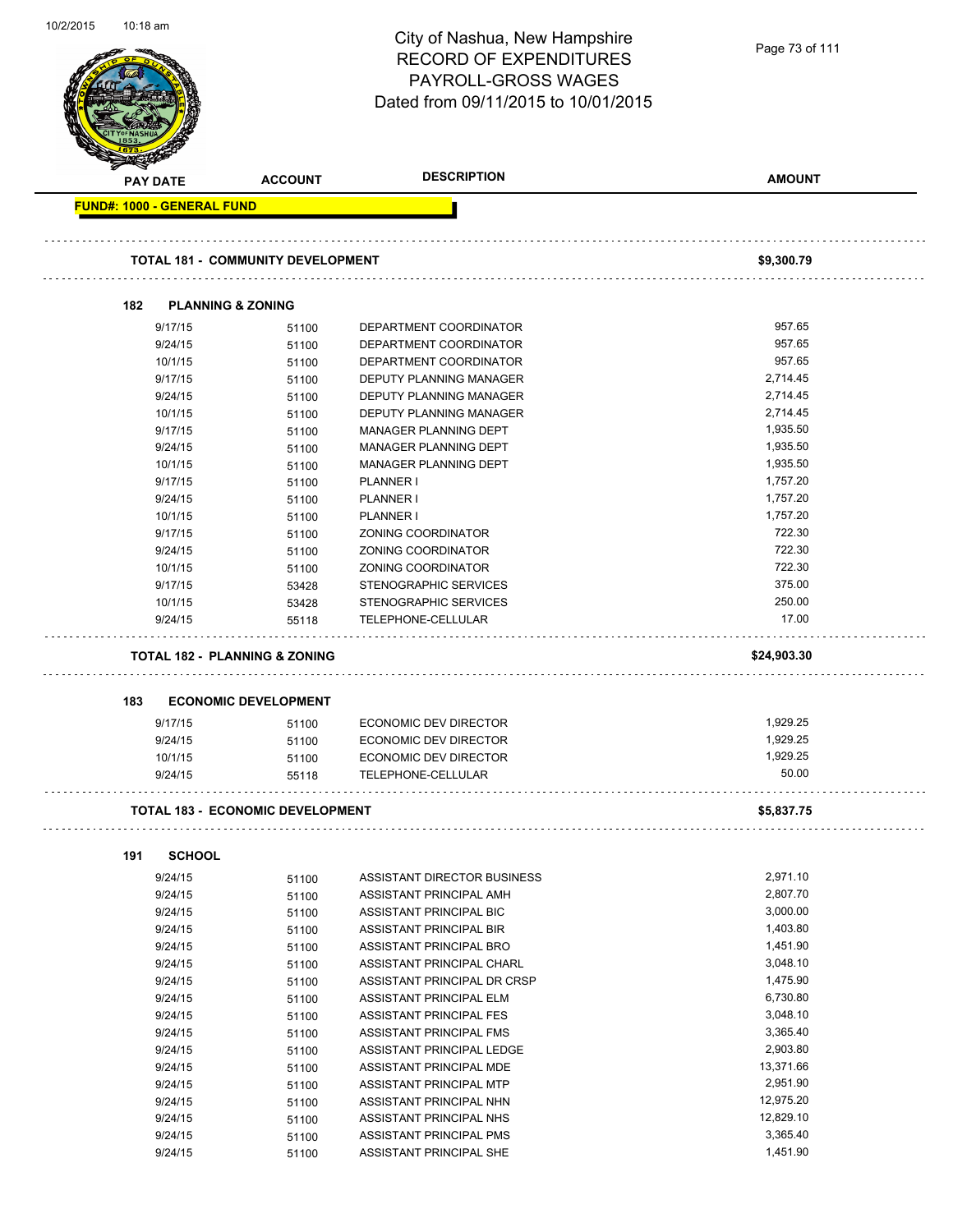# City of Nashua, New Hampshire
## RECORD OF EXPENDITURES
## PAYROLL-GROSS WAGES
## Dated from 09/11/2015 to 10/01/2015

| PAY DATE | ACCOUNT | DESCRIPTION | AMOUNT |
|---|---|---|---|
| **FUND#: 1000 - GENERAL FUND** | | | |
| **TOTAL 181 - COMMUNITY DEVELOPMENT** | | | **$9,300.79** |
| **182 PLANNING & ZONING** | | | |
| 9/17/15 | 51100 | DEPARTMENT COORDINATOR | 957.65 |
| 9/24/15 | 51100 | DEPARTMENT COORDINATOR | 957.65 |
| 10/1/15 | 51100 | DEPARTMENT COORDINATOR | 957.65 |
| 9/17/15 | 51100 | DEPUTY PLANNING MANAGER | 2,714.45 |
| 9/24/15 | 51100 | DEPUTY PLANNING MANAGER | 2,714.45 |
| 10/1/15 | 51100 | DEPUTY PLANNING MANAGER | 2,714.45 |
| 9/17/15 | 51100 | MANAGER PLANNING DEPT | 1,935.50 |
| 9/24/15 | 51100 | MANAGER PLANNING DEPT | 1,935.50 |
| 10/1/15 | 51100 | MANAGER PLANNING DEPT | 1,935.50 |
| 9/17/15 | 51100 | PLANNER I | 1,757.20 |
| 9/24/15 | 51100 | PLANNER I | 1,757.20 |
| 10/1/15 | 51100 | PLANNER I | 1,757.20 |
| 9/17/15 | 51100 | ZONING COORDINATOR | 722.30 |
| 9/24/15 | 51100 | ZONING COORDINATOR | 722.30 |
| 10/1/15 | 51100 | ZONING COORDINATOR | 722.30 |
| 9/17/15 | 53428 | STENOGRAPHIC SERVICES | 375.00 |
| 10/1/15 | 53428 | STENOGRAPHIC SERVICES | 250.00 |
| 9/24/15 | 55118 | TELEPHONE-CELLULAR | 17.00 |
| **TOTAL 182 - PLANNING & ZONING** | | | **$24,903.30** |
| **183 ECONOMIC DEVELOPMENT** | | | |
| 9/17/15 | 51100 | ECONOMIC DEV DIRECTOR | 1,929.25 |
| 9/24/15 | 51100 | ECONOMIC DEV DIRECTOR | 1,929.25 |
| 10/1/15 | 51100 | ECONOMIC DEV DIRECTOR | 1,929.25 |
| 9/24/15 | 55118 | TELEPHONE-CELLULAR | 50.00 |
| **TOTAL 183 - ECONOMIC DEVELOPMENT** | | | **$5,837.75** |
| **191 SCHOOL** | | | |
| 9/24/15 | 51100 | ASSISTANT DIRECTOR BUSINESS | 2,971.10 |
| 9/24/15 | 51100 | ASSISTANT PRINCIPAL AMH | 2,807.70 |
| 9/24/15 | 51100 | ASSISTANT PRINCIPAL BIC | 3,000.00 |
| 9/24/15 | 51100 | ASSISTANT PRINCIPAL BIR | 1,403.80 |
| 9/24/15 | 51100 | ASSISTANT PRINCIPAL BRO | 1,451.90 |
| 9/24/15 | 51100 | ASSISTANT PRINCIPAL CHARL | 3,048.10 |
| 9/24/15 | 51100 | ASSISTANT PRINCIPAL DR CRSP | 1,475.90 |
| 9/24/15 | 51100 | ASSISTANT PRINCIPAL ELM | 6,730.80 |
| 9/24/15 | 51100 | ASSISTANT PRINCIPAL FES | 3,048.10 |
| 9/24/15 | 51100 | ASSISTANT PRINCIPAL FMS | 3,365.40 |
| 9/24/15 | 51100 | ASSISTANT PRINCIPAL LEDGE | 2,903.80 |
| 9/24/15 | 51100 | ASSISTANT PRINCIPAL MDE | 13,371.66 |
| 9/24/15 | 51100 | ASSISTANT PRINCIPAL MTP | 2,951.90 |
| 9/24/15 | 51100 | ASSISTANT PRINCIPAL NHN | 12,975.20 |
| 9/24/15 | 51100 | ASSISTANT PRINCIPAL NHS | 12,829.10 |
| 9/24/15 | 51100 | ASSISTANT PRINCIPAL PMS | 3,365.40 |
| 9/24/15 | 51100 | ASSISTANT PRINCIPAL SHE | 1,451.90 |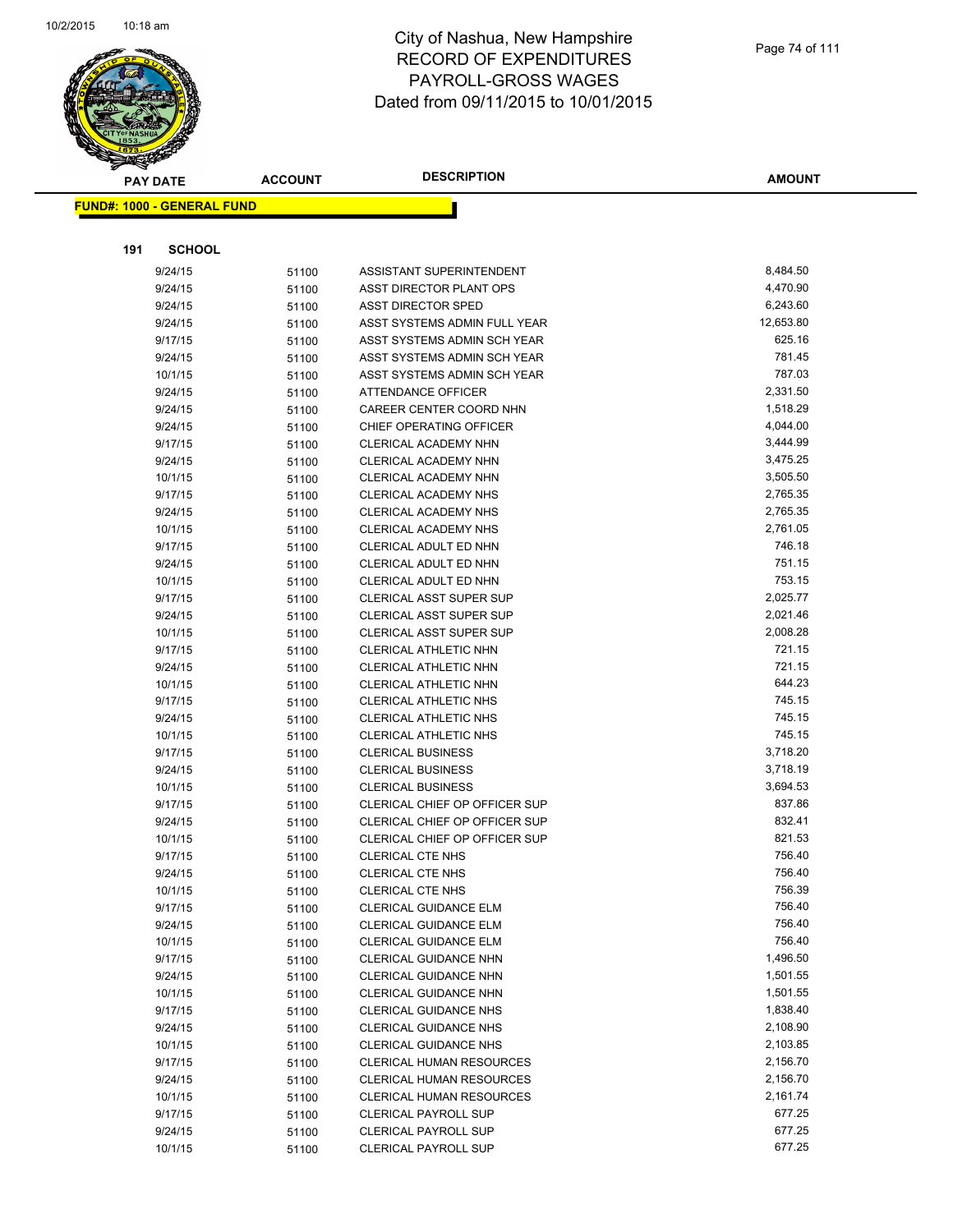# City of Nashua, New Hampshire
## RECORD OF EXPENDITURES
## PAYROLL-GROSS WAGES
## Dated from 09/11/2015 to 10/01/2015

| PAY DATE | ACCOUNT | DESCRIPTION | AMOUNT |
|---|---|---|---|

**FUND#: 1000 - GENERAL FUND**

**191 SCHOOL**

| PAY DATE | ACCOUNT | DESCRIPTION | AMOUNT |
|---|---|---|---|
| 9/24/15 | 51100 | ASSISTANT SUPERINTENDENT | 8,484.50 |
| 9/24/15 | 51100 | ASST DIRECTOR PLANT OPS | 4,470.90 |
| 9/24/15 | 51100 | ASST DIRECTOR SPED | 6,243.60 |
| 9/24/15 | 51100 | ASST SYSTEMS ADMIN FULL YEAR | 12,653.80 |
| 9/17/15 | 51100 | ASST SYSTEMS ADMIN SCH YEAR | 625.16 |
| 9/24/15 | 51100 | ASST SYSTEMS ADMIN SCH YEAR | 781.45 |
| 10/1/15 | 51100 | ASST SYSTEMS ADMIN SCH YEAR | 787.03 |
| 9/24/15 | 51100 | ATTENDANCE OFFICER | 2,331.50 |
| 9/24/15 | 51100 | CAREER CENTER COORD NHN | 1,518.29 |
| 9/24/15 | 51100 | CHIEF OPERATING OFFICER | 4,044.00 |
| 9/17/15 | 51100 | CLERICAL ACADEMY NHN | 3,444.99 |
| 9/24/15 | 51100 | CLERICAL ACADEMY NHN | 3,475.25 |
| 10/1/15 | 51100 | CLERICAL ACADEMY NHN | 3,505.50 |
| 9/17/15 | 51100 | CLERICAL ACADEMY NHS | 2,765.35 |
| 9/24/15 | 51100 | CLERICAL ACADEMY NHS | 2,765.35 |
| 10/1/15 | 51100 | CLERICAL ACADEMY NHS | 2,761.05 |
| 9/17/15 | 51100 | CLERICAL ADULT ED NHN | 746.18 |
| 9/24/15 | 51100 | CLERICAL ADULT ED NHN | 751.15 |
| 10/1/15 | 51100 | CLERICAL ADULT ED NHN | 753.15 |
| 9/17/15 | 51100 | CLERICAL ASST SUPER SUP | 2,025.77 |
| 9/24/15 | 51100 | CLERICAL ASST SUPER SUP | 2,021.46 |
| 10/1/15 | 51100 | CLERICAL ASST SUPER SUP | 2,008.28 |
| 9/17/15 | 51100 | CLERICAL ATHLETIC NHN | 721.15 |
| 9/24/15 | 51100 | CLERICAL ATHLETIC NHN | 721.15 |
| 10/1/15 | 51100 | CLERICAL ATHLETIC NHN | 644.23 |
| 9/17/15 | 51100 | CLERICAL ATHLETIC NHS | 745.15 |
| 9/24/15 | 51100 | CLERICAL ATHLETIC NHS | 745.15 |
| 10/1/15 | 51100 | CLERICAL ATHLETIC NHS | 745.15 |
| 9/17/15 | 51100 | CLERICAL BUSINESS | 3,718.20 |
| 9/24/15 | 51100 | CLERICAL BUSINESS | 3,718.19 |
| 10/1/15 | 51100 | CLERICAL BUSINESS | 3,694.53 |
| 9/17/15 | 51100 | CLERICAL CHIEF OP OFFICER SUP | 837.86 |
| 9/24/15 | 51100 | CLERICAL CHIEF OP OFFICER SUP | 832.41 |
| 10/1/15 | 51100 | CLERICAL CHIEF OP OFFICER SUP | 821.53 |
| 9/17/15 | 51100 | CLERICAL CTE NHS | 756.40 |
| 9/24/15 | 51100 | CLERICAL CTE NHS | 756.40 |
| 10/1/15 | 51100 | CLERICAL CTE NHS | 756.39 |
| 9/17/15 | 51100 | CLERICAL GUIDANCE ELM | 756.40 |
| 9/24/15 | 51100 | CLERICAL GUIDANCE ELM | 756.40 |
| 10/1/15 | 51100 | CLERICAL GUIDANCE ELM | 756.40 |
| 9/17/15 | 51100 | CLERICAL GUIDANCE NHN | 1,496.50 |
| 9/24/15 | 51100 | CLERICAL GUIDANCE NHN | 1,501.55 |
| 10/1/15 | 51100 | CLERICAL GUIDANCE NHN | 1,501.55 |
| 9/17/15 | 51100 | CLERICAL GUIDANCE NHS | 1,838.40 |
| 9/24/15 | 51100 | CLERICAL GUIDANCE NHS | 2,108.90 |
| 10/1/15 | 51100 | CLERICAL GUIDANCE NHS | 2,103.85 |
| 9/17/15 | 51100 | CLERICAL HUMAN RESOURCES | 2,156.70 |
| 9/24/15 | 51100 | CLERICAL HUMAN RESOURCES | 2,156.70 |
| 10/1/15 | 51100 | CLERICAL HUMAN RESOURCES | 2,161.74 |
| 9/17/15 | 51100 | CLERICAL PAYROLL SUP | 677.25 |
| 9/24/15 | 51100 | CLERICAL PAYROLL SUP | 677.25 |
| 10/1/15 | 51100 | CLERICAL PAYROLL SUP | 677.25 |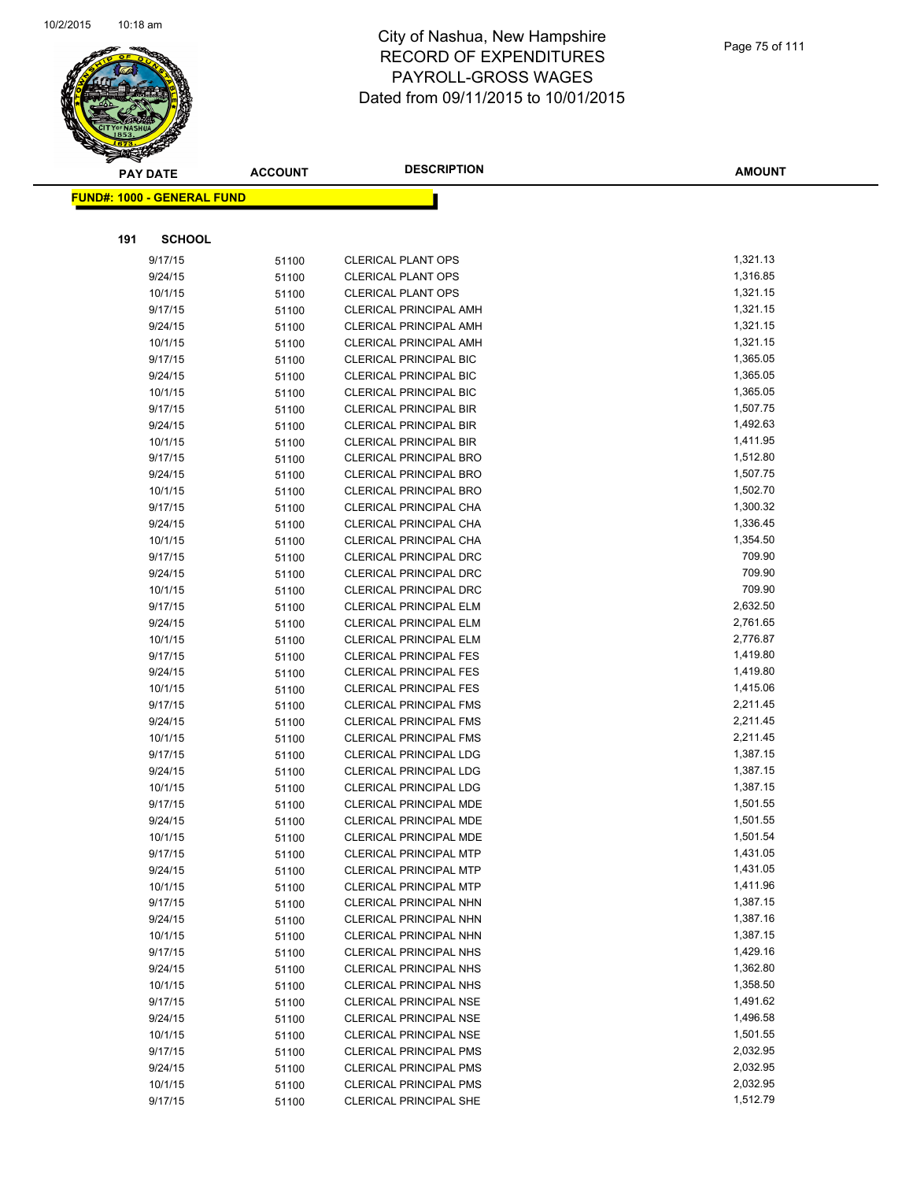# City of Nashua, New Hampshire
## RECORD OF EXPENDITURES
## PAYROLL-GROSS WAGES
## Dated from 09/11/2015 to 10/01/2015

**FUND#: 1000 - GENERAL FUND**

**191 SCHOOL**

| PAY DATE | ACCOUNT | DESCRIPTION | AMOUNT |
|---|---|---|---|
| 9/17/15 | 51100 | CLERICAL PLANT OPS | 1,321.13 |
| 9/24/15 | 51100 | CLERICAL PLANT OPS | 1,316.85 |
| 10/1/15 | 51100 | CLERICAL PLANT OPS | 1,321.15 |
| 9/17/15 | 51100 | CLERICAL PRINCIPAL AMH | 1,321.15 |
| 9/24/15 | 51100 | CLERICAL PRINCIPAL AMH | 1,321.15 |
| 10/1/15 | 51100 | CLERICAL PRINCIPAL AMH | 1,321.15 |
| 9/17/15 | 51100 | CLERICAL PRINCIPAL BIC | 1,365.05 |
| 9/24/15 | 51100 | CLERICAL PRINCIPAL BIC | 1,365.05 |
| 10/1/15 | 51100 | CLERICAL PRINCIPAL BIC | 1,365.05 |
| 9/17/15 | 51100 | CLERICAL PRINCIPAL BIR | 1,507.75 |
| 9/24/15 | 51100 | CLERICAL PRINCIPAL BIR | 1,492.63 |
| 10/1/15 | 51100 | CLERICAL PRINCIPAL BIR | 1,411.95 |
| 9/17/15 | 51100 | CLERICAL PRINCIPAL BRO | 1,512.80 |
| 9/24/15 | 51100 | CLERICAL PRINCIPAL BRO | 1,507.75 |
| 10/1/15 | 51100 | CLERICAL PRINCIPAL BRO | 1,502.70 |
| 9/17/15 | 51100 | CLERICAL PRINCIPAL CHA | 1,300.32 |
| 9/24/15 | 51100 | CLERICAL PRINCIPAL CHA | 1,336.45 |
| 10/1/15 | 51100 | CLERICAL PRINCIPAL CHA | 1,354.50 |
| 9/17/15 | 51100 | CLERICAL PRINCIPAL DRC | 709.90 |
| 9/24/15 | 51100 | CLERICAL PRINCIPAL DRC | 709.90 |
| 10/1/15 | 51100 | CLERICAL PRINCIPAL DRC | 709.90 |
| 9/17/15 | 51100 | CLERICAL PRINCIPAL ELM | 2,632.50 |
| 9/24/15 | 51100 | CLERICAL PRINCIPAL ELM | 2,761.65 |
| 10/1/15 | 51100 | CLERICAL PRINCIPAL ELM | 2,776.87 |
| 9/17/15 | 51100 | CLERICAL PRINCIPAL FES | 1,419.80 |
| 9/24/15 | 51100 | CLERICAL PRINCIPAL FES | 1,419.80 |
| 10/1/15 | 51100 | CLERICAL PRINCIPAL FES | 1,415.06 |
| 9/17/15 | 51100 | CLERICAL PRINCIPAL FMS | 2,211.45 |
| 9/24/15 | 51100 | CLERICAL PRINCIPAL FMS | 2,211.45 |
| 10/1/15 | 51100 | CLERICAL PRINCIPAL FMS | 2,211.45 |
| 9/17/15 | 51100 | CLERICAL PRINCIPAL LDG | 1,387.15 |
| 9/24/15 | 51100 | CLERICAL PRINCIPAL LDG | 1,387.15 |
| 10/1/15 | 51100 | CLERICAL PRINCIPAL LDG | 1,387.15 |
| 9/17/15 | 51100 | CLERICAL PRINCIPAL MDE | 1,501.55 |
| 9/24/15 | 51100 | CLERICAL PRINCIPAL MDE | 1,501.55 |
| 10/1/15 | 51100 | CLERICAL PRINCIPAL MDE | 1,501.54 |
| 9/17/15 | 51100 | CLERICAL PRINCIPAL MTP | 1,431.05 |
| 9/24/15 | 51100 | CLERICAL PRINCIPAL MTP | 1,431.05 |
| 10/1/15 | 51100 | CLERICAL PRINCIPAL MTP | 1,411.96 |
| 9/17/15 | 51100 | CLERICAL PRINCIPAL NHN | 1,387.15 |
| 9/24/15 | 51100 | CLERICAL PRINCIPAL NHN | 1,387.16 |
| 10/1/15 | 51100 | CLERICAL PRINCIPAL NHN | 1,387.15 |
| 9/17/15 | 51100 | CLERICAL PRINCIPAL NHS | 1,429.16 |
| 9/24/15 | 51100 | CLERICAL PRINCIPAL NHS | 1,362.80 |
| 10/1/15 | 51100 | CLERICAL PRINCIPAL NHS | 1,358.50 |
| 9/17/15 | 51100 | CLERICAL PRINCIPAL NSE | 1,491.62 |
| 9/24/15 | 51100 | CLERICAL PRINCIPAL NSE | 1,496.58 |
| 10/1/15 | 51100 | CLERICAL PRINCIPAL NSE | 1,501.55 |
| 9/17/15 | 51100 | CLERICAL PRINCIPAL PMS | 2,032.95 |
| 9/24/15 | 51100 | CLERICAL PRINCIPAL PMS | 2,032.95 |
| 10/1/15 | 51100 | CLERICAL PRINCIPAL PMS | 2,032.95 |
| 9/17/15 | 51100 | CLERICAL PRINCIPAL SHE | 1,512.79 |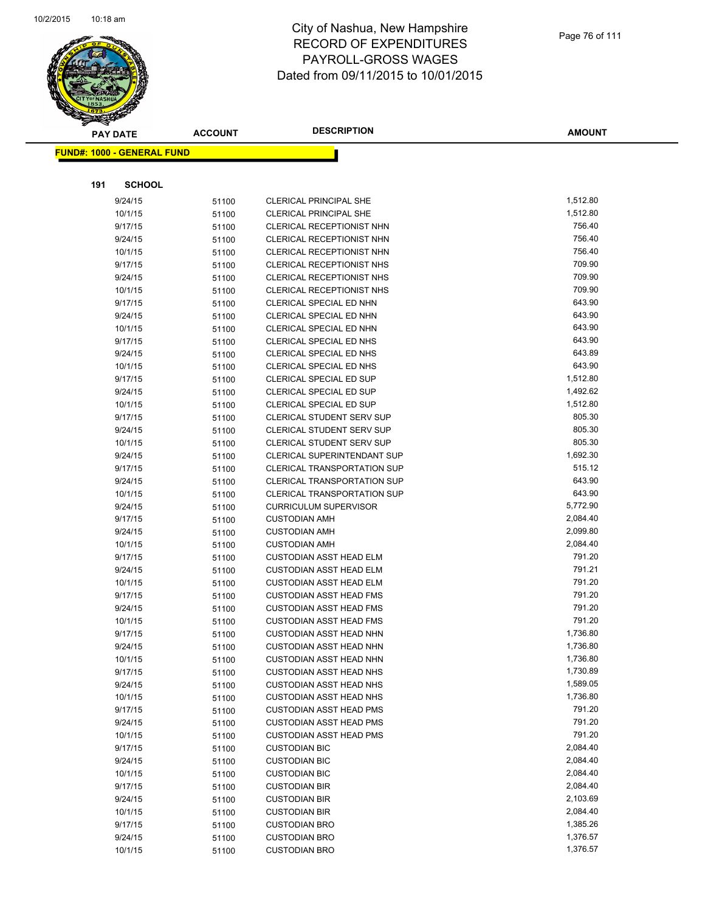# City of Nashua, New Hampshire
# RECORD OF EXPENDITURES
# PAYROLL-GROSS WAGES
# Dated from 09/11/2015 to 10/01/2015

| PAY DATE | ACCOUNT | DESCRIPTION | AMOUNT |
|---|---|---|---|

**FUND#: 1000 - GENERAL FUND**

**191 SCHOOL**

| PAY DATE | ACCOUNT | DESCRIPTION | AMOUNT |
|---|---|---|---|
| 9/24/15 | 51100 | CLERICAL PRINCIPAL SHE | 1,512.80 |
| 10/1/15 | 51100 | CLERICAL PRINCIPAL SHE | 1,512.80 |
| 9/17/15 | 51100 | CLERICAL RECEPTIONIST NHN | 756.40 |
| 9/24/15 | 51100 | CLERICAL RECEPTIONIST NHN | 756.40 |
| 10/1/15 | 51100 | CLERICAL RECEPTIONIST NHN | 756.40 |
| 9/17/15 | 51100 | CLERICAL RECEPTIONIST NHS | 709.90 |
| 9/24/15 | 51100 | CLERICAL RECEPTIONIST NHS | 709.90 |
| 10/1/15 | 51100 | CLERICAL RECEPTIONIST NHS | 709.90 |
| 9/17/15 | 51100 | CLERICAL SPECIAL ED NHN | 643.90 |
| 9/24/15 | 51100 | CLERICAL SPECIAL ED NHN | 643.90 |
| 10/1/15 | 51100 | CLERICAL SPECIAL ED NHN | 643.90 |
| 9/17/15 | 51100 | CLERICAL SPECIAL ED NHS | 643.90 |
| 9/24/15 | 51100 | CLERICAL SPECIAL ED NHS | 643.89 |
| 10/1/15 | 51100 | CLERICAL SPECIAL ED NHS | 643.90 |
| 9/17/15 | 51100 | CLERICAL SPECIAL ED SUP | 1,512.80 |
| 9/24/15 | 51100 | CLERICAL SPECIAL ED SUP | 1,492.62 |
| 10/1/15 | 51100 | CLERICAL SPECIAL ED SUP | 1,512.80 |
| 9/17/15 | 51100 | CLERICAL STUDENT SERV SUP | 805.30 |
| 9/24/15 | 51100 | CLERICAL STUDENT SERV SUP | 805.30 |
| 10/1/15 | 51100 | CLERICAL STUDENT SERV SUP | 805.30 |
| 9/24/15 | 51100 | CLERICAL SUPERINTENDANT SUP | 1,692.30 |
| 9/17/15 | 51100 | CLERICAL TRANSPORTATION SUP | 515.12 |
| 9/24/15 | 51100 | CLERICAL TRANSPORTATION SUP | 643.90 |
| 10/1/15 | 51100 | CLERICAL TRANSPORTATION SUP | 643.90 |
| 9/24/15 | 51100 | CURRICULUM SUPERVISOR | 5,772.90 |
| 9/17/15 | 51100 | CUSTODIAN AMH | 2,084.40 |
| 9/24/15 | 51100 | CUSTODIAN AMH | 2,099.80 |
| 10/1/15 | 51100 | CUSTODIAN AMH | 2,084.40 |
| 9/17/15 | 51100 | CUSTODIAN ASST HEAD ELM | 791.20 |
| 9/24/15 | 51100 | CUSTODIAN ASST HEAD ELM | 791.21 |
| 10/1/15 | 51100 | CUSTODIAN ASST HEAD ELM | 791.20 |
| 9/17/15 | 51100 | CUSTODIAN ASST HEAD FMS | 791.20 |
| 9/24/15 | 51100 | CUSTODIAN ASST HEAD FMS | 791.20 |
| 10/1/15 | 51100 | CUSTODIAN ASST HEAD FMS | 791.20 |
| 9/17/15 | 51100 | CUSTODIAN ASST HEAD NHN | 1,736.80 |
| 9/24/15 | 51100 | CUSTODIAN ASST HEAD NHN | 1,736.80 |
| 10/1/15 | 51100 | CUSTODIAN ASST HEAD NHN | 1,736.80 |
| 9/17/15 | 51100 | CUSTODIAN ASST HEAD NHS | 1,730.89 |
| 9/24/15 | 51100 | CUSTODIAN ASST HEAD NHS | 1,589.05 |
| 10/1/15 | 51100 | CUSTODIAN ASST HEAD NHS | 1,736.80 |
| 9/17/15 | 51100 | CUSTODIAN ASST HEAD PMS | 791.20 |
| 9/24/15 | 51100 | CUSTODIAN ASST HEAD PMS | 791.20 |
| 10/1/15 | 51100 | CUSTODIAN ASST HEAD PMS | 791.20 |
| 9/17/15 | 51100 | CUSTODIAN BIC | 2,084.40 |
| 9/24/15 | 51100 | CUSTODIAN BIC | 2,084.40 |
| 10/1/15 | 51100 | CUSTODIAN BIC | 2,084.40 |
| 9/17/15 | 51100 | CUSTODIAN BIR | 2,084.40 |
| 9/24/15 | 51100 | CUSTODIAN BIR | 2,103.69 |
| 10/1/15 | 51100 | CUSTODIAN BIR | 2,084.40 |
| 9/17/15 | 51100 | CUSTODIAN BRO | 1,385.26 |
| 9/24/15 | 51100 | CUSTODIAN BRO | 1,376.57 |
| 10/1/15 | 51100 | CUSTODIAN BRO | 1,376.57 |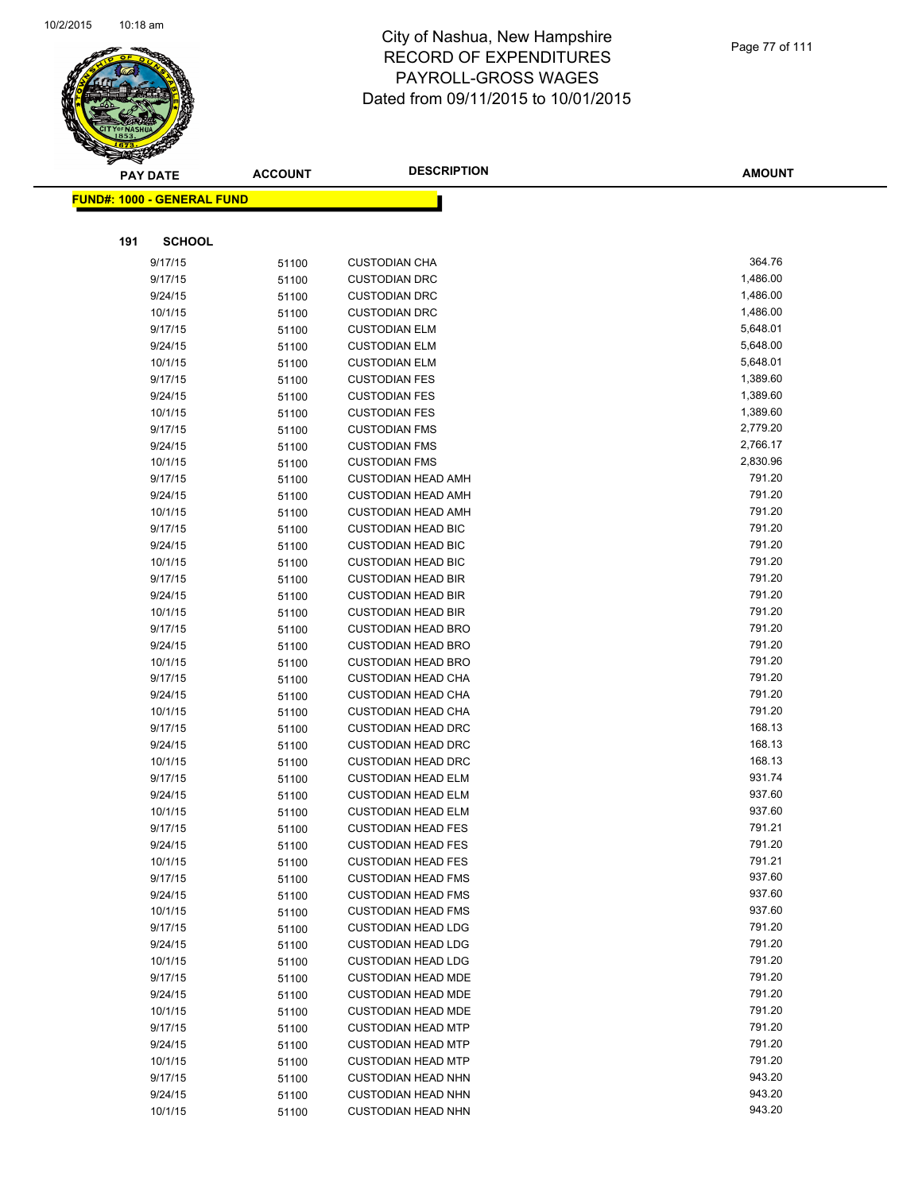# City of Nashua, New Hampshire
## RECORD OF EXPENDITURES
## PAYROLL-GROSS WAGES
## Dated from 09/11/2015 to 10/01/2015

**FUND#: 1000 - GENERAL FUND**

**191 SCHOOL**

| PAY DATE | ACCOUNT | DESCRIPTION | AMOUNT |
|---|---|---|---|
| 9/17/15 | 51100 | CUSTODIAN CHA | 364.76 |
| 9/17/15 | 51100 | CUSTODIAN DRC | 1,486.00 |
| 9/24/15 | 51100 | CUSTODIAN DRC | 1,486.00 |
| 10/1/15 | 51100 | CUSTODIAN DRC | 1,486.00 |
| 9/17/15 | 51100 | CUSTODIAN ELM | 5,648.01 |
| 9/24/15 | 51100 | CUSTODIAN ELM | 5,648.00 |
| 10/1/15 | 51100 | CUSTODIAN ELM | 5,648.01 |
| 9/17/15 | 51100 | CUSTODIAN FES | 1,389.60 |
| 9/24/15 | 51100 | CUSTODIAN FES | 1,389.60 |
| 10/1/15 | 51100 | CUSTODIAN FES | 1,389.60 |
| 9/17/15 | 51100 | CUSTODIAN FMS | 2,779.20 |
| 9/24/15 | 51100 | CUSTODIAN FMS | 2,766.17 |
| 10/1/15 | 51100 | CUSTODIAN FMS | 2,830.96 |
| 9/17/15 | 51100 | CUSTODIAN HEAD AMH | 791.20 |
| 9/24/15 | 51100 | CUSTODIAN HEAD AMH | 791.20 |
| 10/1/15 | 51100 | CUSTODIAN HEAD AMH | 791.20 |
| 9/17/15 | 51100 | CUSTODIAN HEAD BIC | 791.20 |
| 9/24/15 | 51100 | CUSTODIAN HEAD BIC | 791.20 |
| 10/1/15 | 51100 | CUSTODIAN HEAD BIC | 791.20 |
| 9/17/15 | 51100 | CUSTODIAN HEAD BIR | 791.20 |
| 9/24/15 | 51100 | CUSTODIAN HEAD BIR | 791.20 |
| 10/1/15 | 51100 | CUSTODIAN HEAD BIR | 791.20 |
| 9/17/15 | 51100 | CUSTODIAN HEAD BRO | 791.20 |
| 9/24/15 | 51100 | CUSTODIAN HEAD BRO | 791.20 |
| 10/1/15 | 51100 | CUSTODIAN HEAD BRO | 791.20 |
| 9/17/15 | 51100 | CUSTODIAN HEAD CHA | 791.20 |
| 9/24/15 | 51100 | CUSTODIAN HEAD CHA | 791.20 |
| 10/1/15 | 51100 | CUSTODIAN HEAD CHA | 791.20 |
| 9/17/15 | 51100 | CUSTODIAN HEAD DRC | 168.13 |
| 9/24/15 | 51100 | CUSTODIAN HEAD DRC | 168.13 |
| 10/1/15 | 51100 | CUSTODIAN HEAD DRC | 168.13 |
| 9/17/15 | 51100 | CUSTODIAN HEAD ELM | 931.74 |
| 9/24/15 | 51100 | CUSTODIAN HEAD ELM | 937.60 |
| 10/1/15 | 51100 | CUSTODIAN HEAD ELM | 937.60 |
| 9/17/15 | 51100 | CUSTODIAN HEAD FES | 791.21 |
| 9/24/15 | 51100 | CUSTODIAN HEAD FES | 791.20 |
| 10/1/15 | 51100 | CUSTODIAN HEAD FES | 791.21 |
| 9/17/15 | 51100 | CUSTODIAN HEAD FMS | 937.60 |
| 9/24/15 | 51100 | CUSTODIAN HEAD FMS | 937.60 |
| 10/1/15 | 51100 | CUSTODIAN HEAD FMS | 937.60 |
| 9/17/15 | 51100 | CUSTODIAN HEAD LDG | 791.20 |
| 9/24/15 | 51100 | CUSTODIAN HEAD LDG | 791.20 |
| 10/1/15 | 51100 | CUSTODIAN HEAD LDG | 791.20 |
| 9/17/15 | 51100 | CUSTODIAN HEAD MDE | 791.20 |
| 9/24/15 | 51100 | CUSTODIAN HEAD MDE | 791.20 |
| 10/1/15 | 51100 | CUSTODIAN HEAD MDE | 791.20 |
| 9/17/15 | 51100 | CUSTODIAN HEAD MTP | 791.20 |
| 9/24/15 | 51100 | CUSTODIAN HEAD MTP | 791.20 |
| 10/1/15 | 51100 | CUSTODIAN HEAD MTP | 791.20 |
| 9/17/15 | 51100 | CUSTODIAN HEAD NHN | 943.20 |
| 9/24/15 | 51100 | CUSTODIAN HEAD NHN | 943.20 |
| 10/1/15 | 51100 | CUSTODIAN HEAD NHN | 943.20 |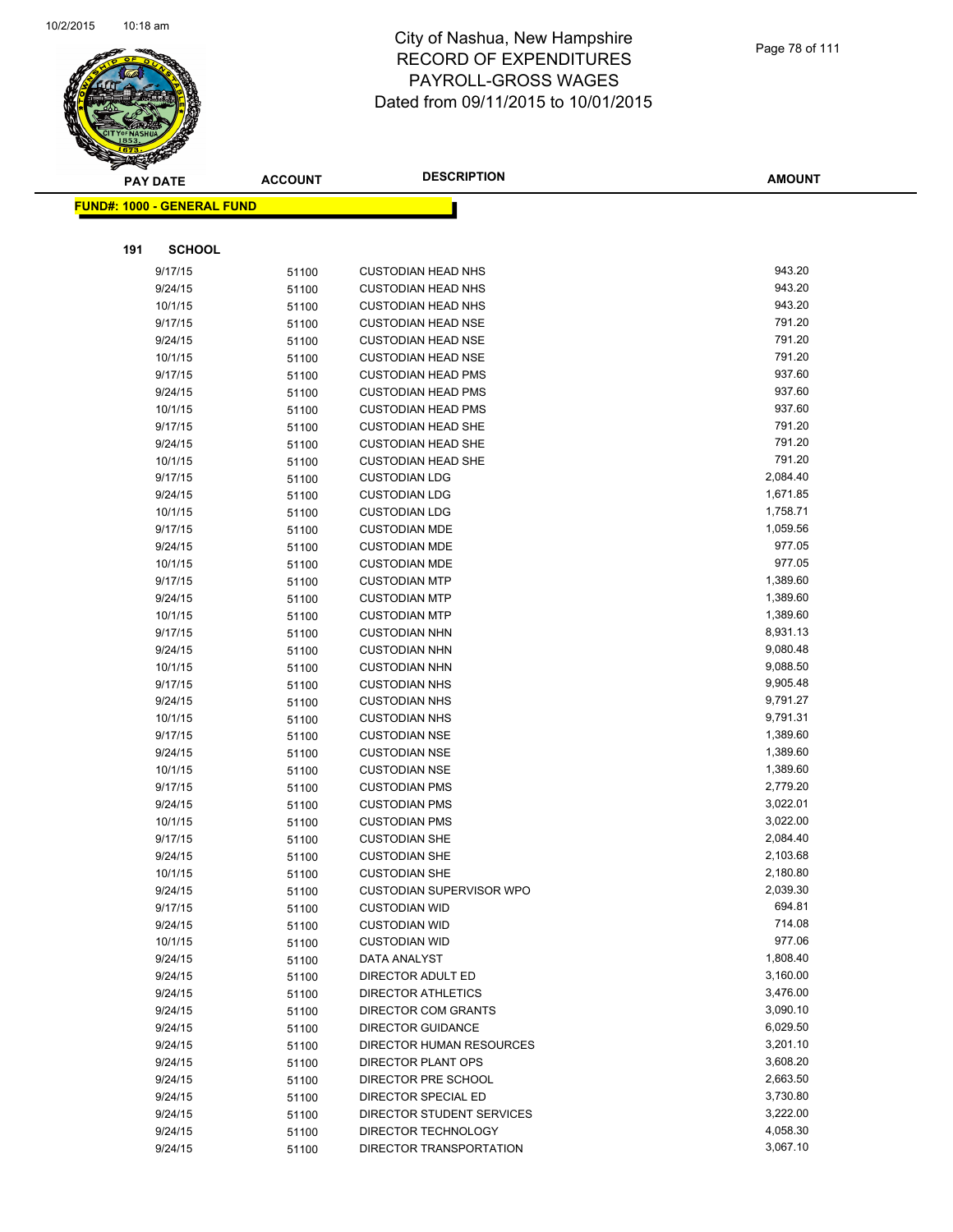# City of Nashua, New Hampshire
## RECORD OF EXPENDITURES
## PAYROLL-GROSS WAGES
## Dated from 09/11/2015 to 10/01/2015

**FUND#: 1000 - GENERAL FUND**

**191 SCHOOL**

| PAY DATE | ACCOUNT | DESCRIPTION | AMOUNT |
|---|---|---|---|
| 9/17/15 | 51100 | CUSTODIAN HEAD NHS | 943.20 |
| 9/24/15 | 51100 | CUSTODIAN HEAD NHS | 943.20 |
| 10/1/15 | 51100 | CUSTODIAN HEAD NHS | 943.20 |
| 9/17/15 | 51100 | CUSTODIAN HEAD NSE | 791.20 |
| 9/24/15 | 51100 | CUSTODIAN HEAD NSE | 791.20 |
| 10/1/15 | 51100 | CUSTODIAN HEAD NSE | 791.20 |
| 9/17/15 | 51100 | CUSTODIAN HEAD PMS | 937.60 |
| 9/24/15 | 51100 | CUSTODIAN HEAD PMS | 937.60 |
| 10/1/15 | 51100 | CUSTODIAN HEAD PMS | 937.60 |
| 9/17/15 | 51100 | CUSTODIAN HEAD SHE | 791.20 |
| 9/24/15 | 51100 | CUSTODIAN HEAD SHE | 791.20 |
| 10/1/15 | 51100 | CUSTODIAN HEAD SHE | 791.20 |
| 9/17/15 | 51100 | CUSTODIAN LDG | 2,084.40 |
| 9/24/15 | 51100 | CUSTODIAN LDG | 1,671.85 |
| 10/1/15 | 51100 | CUSTODIAN LDG | 1,758.71 |
| 9/17/15 | 51100 | CUSTODIAN MDE | 1,059.56 |
| 9/24/15 | 51100 | CUSTODIAN MDE | 977.05 |
| 10/1/15 | 51100 | CUSTODIAN MDE | 977.05 |
| 9/17/15 | 51100 | CUSTODIAN MTP | 1,389.60 |
| 9/24/15 | 51100 | CUSTODIAN MTP | 1,389.60 |
| 10/1/15 | 51100 | CUSTODIAN MTP | 1,389.60 |
| 9/17/15 | 51100 | CUSTODIAN NHN | 8,931.13 |
| 9/24/15 | 51100 | CUSTODIAN NHN | 9,080.48 |
| 10/1/15 | 51100 | CUSTODIAN NHN | 9,088.50 |
| 9/17/15 | 51100 | CUSTODIAN NHS | 9,905.48 |
| 9/24/15 | 51100 | CUSTODIAN NHS | 9,791.27 |
| 10/1/15 | 51100 | CUSTODIAN NHS | 9,791.31 |
| 9/17/15 | 51100 | CUSTODIAN NSE | 1,389.60 |
| 9/24/15 | 51100 | CUSTODIAN NSE | 1,389.60 |
| 10/1/15 | 51100 | CUSTODIAN NSE | 1,389.60 |
| 9/17/15 | 51100 | CUSTODIAN PMS | 2,779.20 |
| 9/24/15 | 51100 | CUSTODIAN PMS | 3,022.01 |
| 10/1/15 | 51100 | CUSTODIAN PMS | 3,022.00 |
| 9/17/15 | 51100 | CUSTODIAN SHE | 2,084.40 |
| 9/24/15 | 51100 | CUSTODIAN SHE | 2,103.68 |
| 10/1/15 | 51100 | CUSTODIAN SHE | 2,180.80 |
| 9/24/15 | 51100 | CUSTODIAN SUPERVISOR WPO | 2,039.30 |
| 9/17/15 | 51100 | CUSTODIAN WID | 694.81 |
| 9/24/15 | 51100 | CUSTODIAN WID | 714.08 |
| 10/1/15 | 51100 | CUSTODIAN WID | 977.06 |
| 9/24/15 | 51100 | DATA ANALYST | 1,808.40 |
| 9/24/15 | 51100 | DIRECTOR ADULT ED | 3,160.00 |
| 9/24/15 | 51100 | DIRECTOR ATHLETICS | 3,476.00 |
| 9/24/15 | 51100 | DIRECTOR COM GRANTS | 3,090.10 |
| 9/24/15 | 51100 | DIRECTOR GUIDANCE | 6,029.50 |
| 9/24/15 | 51100 | DIRECTOR HUMAN RESOURCES | 3,201.10 |
| 9/24/15 | 51100 | DIRECTOR PLANT OPS | 3,608.20 |
| 9/24/15 | 51100 | DIRECTOR PRE SCHOOL | 2,663.50 |
| 9/24/15 | 51100 | DIRECTOR SPECIAL ED | 3,730.80 |
| 9/24/15 | 51100 | DIRECTOR STUDENT SERVICES | 3,222.00 |
| 9/24/15 | 51100 | DIRECTOR TECHNOLOGY | 4,058.30 |
| 9/24/15 | 51100 | DIRECTOR TRANSPORTATION | 3,067.10 |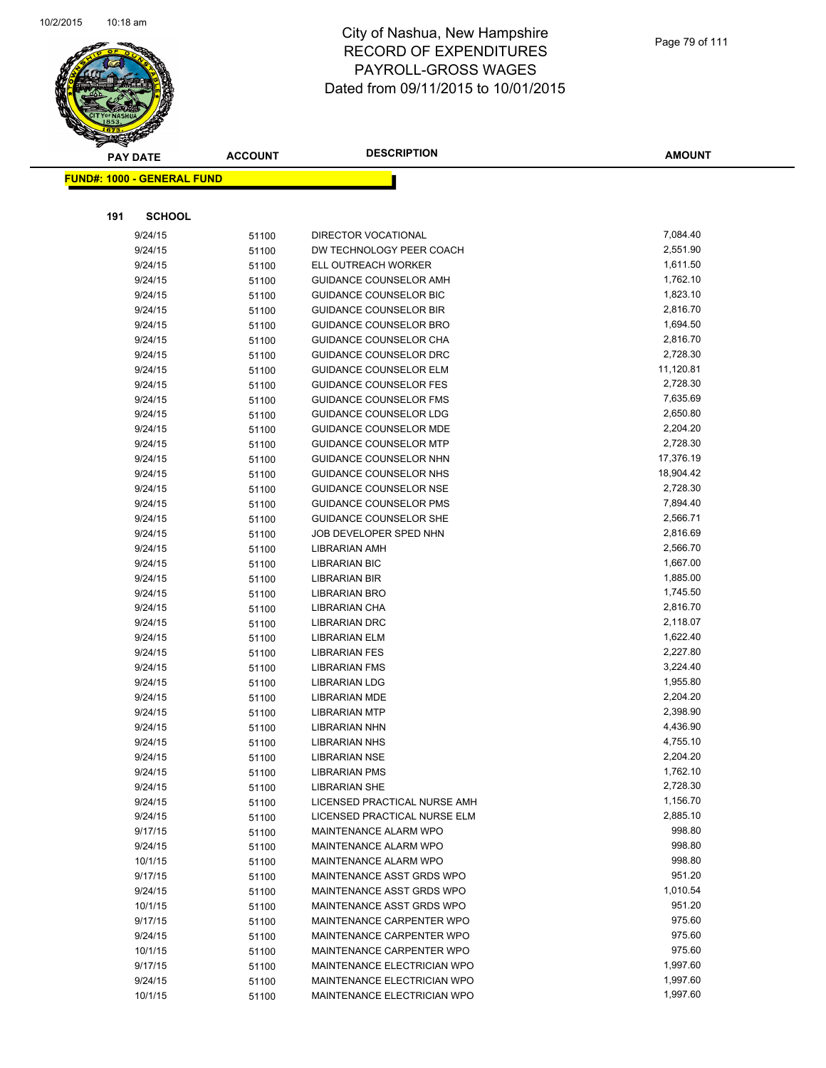# City of Nashua, New Hampshire
## RECORD OF EXPENDITURES
## PAYROLL-GROSS WAGES
## Dated from 09/11/2015 to 10/01/2015

**FUND#: 1000 - GENERAL FUND**

**191 SCHOOL**

| PAY DATE | ACCOUNT | DESCRIPTION | AMOUNT |
|---|---|---|---|
| 9/24/15 | 51100 | DIRECTOR VOCATIONAL | 7,084.40 |
| 9/24/15 | 51100 | DW TECHNOLOGY PEER COACH | 2,551.90 |
| 9/24/15 | 51100 | ELL OUTREACH WORKER | 1,611.50 |
| 9/24/15 | 51100 | GUIDANCE COUNSELOR AMH | 1,762.10 |
| 9/24/15 | 51100 | GUIDANCE COUNSELOR BIC | 1,823.10 |
| 9/24/15 | 51100 | GUIDANCE COUNSELOR BIR | 2,816.70 |
| 9/24/15 | 51100 | GUIDANCE COUNSELOR BRO | 1,694.50 |
| 9/24/15 | 51100 | GUIDANCE COUNSELOR CHA | 2,816.70 |
| 9/24/15 | 51100 | GUIDANCE COUNSELOR DRC | 2,728.30 |
| 9/24/15 | 51100 | GUIDANCE COUNSELOR ELM | 11,120.81 |
| 9/24/15 | 51100 | GUIDANCE COUNSELOR FES | 2,728.30 |
| 9/24/15 | 51100 | GUIDANCE COUNSELOR FMS | 7,635.69 |
| 9/24/15 | 51100 | GUIDANCE COUNSELOR LDG | 2,650.80 |
| 9/24/15 | 51100 | GUIDANCE COUNSELOR MDE | 2,204.20 |
| 9/24/15 | 51100 | GUIDANCE COUNSELOR MTP | 2,728.30 |
| 9/24/15 | 51100 | GUIDANCE COUNSELOR NHN | 17,376.19 |
| 9/24/15 | 51100 | GUIDANCE COUNSELOR NHS | 18,904.42 |
| 9/24/15 | 51100 | GUIDANCE COUNSELOR NSE | 2,728.30 |
| 9/24/15 | 51100 | GUIDANCE COUNSELOR PMS | 7,894.40 |
| 9/24/15 | 51100 | GUIDANCE COUNSELOR SHE | 2,566.71 |
| 9/24/15 | 51100 | JOB DEVELOPER SPED NHN | 2,816.69 |
| 9/24/15 | 51100 | LIBRARIAN AMH | 2,566.70 |
| 9/24/15 | 51100 | LIBRARIAN BIC | 1,667.00 |
| 9/24/15 | 51100 | LIBRARIAN BIR | 1,885.00 |
| 9/24/15 | 51100 | LIBRARIAN BRO | 1,745.50 |
| 9/24/15 | 51100 | LIBRARIAN CHA | 2,816.70 |
| 9/24/15 | 51100 | LIBRARIAN DRC | 2,118.07 |
| 9/24/15 | 51100 | LIBRARIAN ELM | 1,622.40 |
| 9/24/15 | 51100 | LIBRARIAN FES | 2,227.80 |
| 9/24/15 | 51100 | LIBRARIAN FMS | 3,224.40 |
| 9/24/15 | 51100 | LIBRARIAN LDG | 1,955.80 |
| 9/24/15 | 51100 | LIBRARIAN MDE | 2,204.20 |
| 9/24/15 | 51100 | LIBRARIAN MTP | 2,398.90 |
| 9/24/15 | 51100 | LIBRARIAN NHN | 4,436.90 |
| 9/24/15 | 51100 | LIBRARIAN NHS | 4,755.10 |
| 9/24/15 | 51100 | LIBRARIAN NSE | 2,204.20 |
| 9/24/15 | 51100 | LIBRARIAN PMS | 1,762.10 |
| 9/24/15 | 51100 | LIBRARIAN SHE | 2,728.30 |
| 9/24/15 | 51100 | LICENSED PRACTICAL NURSE AMH | 1,156.70 |
| 9/24/15 | 51100 | LICENSED PRACTICAL NURSE ELM | 2,885.10 |
| 9/17/15 | 51100 | MAINTENANCE ALARM WPO | 998.80 |
| 9/24/15 | 51100 | MAINTENANCE ALARM WPO | 998.80 |
| 10/1/15 | 51100 | MAINTENANCE ALARM WPO | 998.80 |
| 9/17/15 | 51100 | MAINTENANCE ASST GRDS WPO | 951.20 |
| 9/24/15 | 51100 | MAINTENANCE ASST GRDS WPO | 1,010.54 |
| 10/1/15 | 51100 | MAINTENANCE ASST GRDS WPO | 951.20 |
| 9/17/15 | 51100 | MAINTENANCE CARPENTER WPO | 975.60 |
| 9/24/15 | 51100 | MAINTENANCE CARPENTER WPO | 975.60 |
| 10/1/15 | 51100 | MAINTENANCE CARPENTER WPO | 975.60 |
| 9/17/15 | 51100 | MAINTENANCE ELECTRICIAN WPO | 1,997.60 |
| 9/24/15 | 51100 | MAINTENANCE ELECTRICIAN WPO | 1,997.60 |
| 10/1/15 | 51100 | MAINTENANCE ELECTRICIAN WPO | 1,997.60 |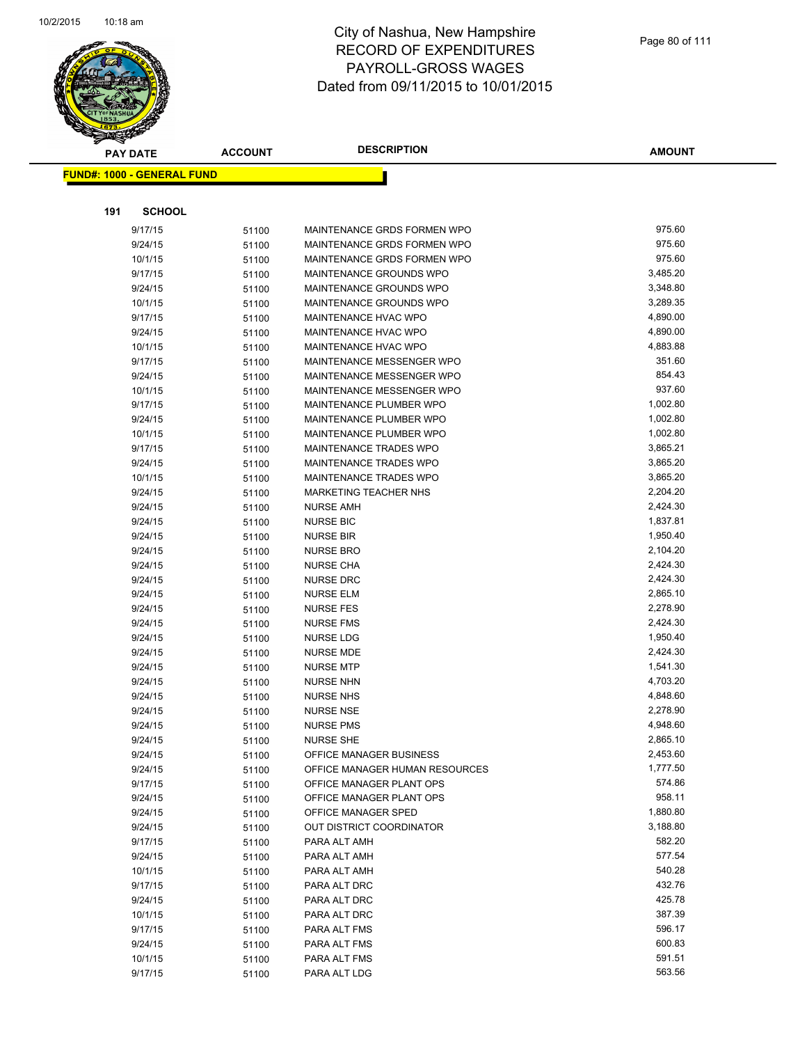# City of Nashua, New Hampshire
# RECORD OF EXPENDITURES
# PAYROLL-GROSS WAGES
# Dated from 09/11/2015 to 10/01/2015

| PAY DATE | ACCOUNT | DESCRIPTION | AMOUNT |
|---|---|---|---|

**FUND#: 1000 - GENERAL FUND**

**191 SCHOOL**

| PAY DATE | ACCOUNT | DESCRIPTION | AMOUNT |
|---|---|---|---|
| 9/17/15 | 51100 | MAINTENANCE GRDS FORMEN WPO | 975.60 |
| 9/24/15 | 51100 | MAINTENANCE GRDS FORMEN WPO | 975.60 |
| 10/1/15 | 51100 | MAINTENANCE GRDS FORMEN WPO | 975.60 |
| 9/17/15 | 51100 | MAINTENANCE GROUNDS WPO | 3,485.20 |
| 9/24/15 | 51100 | MAINTENANCE GROUNDS WPO | 3,348.80 |
| 10/1/15 | 51100 | MAINTENANCE GROUNDS WPO | 3,289.35 |
| 9/17/15 | 51100 | MAINTENANCE HVAC WPO | 4,890.00 |
| 9/24/15 | 51100 | MAINTENANCE HVAC WPO | 4,890.00 |
| 10/1/15 | 51100 | MAINTENANCE HVAC WPO | 4,883.88 |
| 9/17/15 | 51100 | MAINTENANCE MESSENGER WPO | 351.60 |
| 9/24/15 | 51100 | MAINTENANCE MESSENGER WPO | 854.43 |
| 10/1/15 | 51100 | MAINTENANCE MESSENGER WPO | 937.60 |
| 9/17/15 | 51100 | MAINTENANCE PLUMBER WPO | 1,002.80 |
| 9/24/15 | 51100 | MAINTENANCE PLUMBER WPO | 1,002.80 |
| 10/1/15 | 51100 | MAINTENANCE PLUMBER WPO | 1,002.80 |
| 9/17/15 | 51100 | MAINTENANCE TRADES WPO | 3,865.21 |
| 9/24/15 | 51100 | MAINTENANCE TRADES WPO | 3,865.20 |
| 10/1/15 | 51100 | MAINTENANCE TRADES WPO | 3,865.20 |
| 9/24/15 | 51100 | MARKETING TEACHER NHS | 2,204.20 |
| 9/24/15 | 51100 | NURSE AMH | 2,424.30 |
| 9/24/15 | 51100 | NURSE BIC | 1,837.81 |
| 9/24/15 | 51100 | NURSE BIR | 1,950.40 |
| 9/24/15 | 51100 | NURSE BRO | 2,104.20 |
| 9/24/15 | 51100 | NURSE CHA | 2,424.30 |
| 9/24/15 | 51100 | NURSE DRC | 2,424.30 |
| 9/24/15 | 51100 | NURSE ELM | 2,865.10 |
| 9/24/15 | 51100 | NURSE FES | 2,278.90 |
| 9/24/15 | 51100 | NURSE FMS | 2,424.30 |
| 9/24/15 | 51100 | NURSE LDG | 1,950.40 |
| 9/24/15 | 51100 | NURSE MDE | 2,424.30 |
| 9/24/15 | 51100 | NURSE MTP | 1,541.30 |
| 9/24/15 | 51100 | NURSE NHN | 4,703.20 |
| 9/24/15 | 51100 | NURSE NHS | 4,848.60 |
| 9/24/15 | 51100 | NURSE NSE | 2,278.90 |
| 9/24/15 | 51100 | NURSE PMS | 4,948.60 |
| 9/24/15 | 51100 | NURSE SHE | 2,865.10 |
| 9/24/15 | 51100 | OFFICE MANAGER BUSINESS | 2,453.60 |
| 9/24/15 | 51100 | OFFICE MANAGER HUMAN RESOURCES | 1,777.50 |
| 9/17/15 | 51100 | OFFICE MANAGER PLANT OPS | 574.86 |
| 9/24/15 | 51100 | OFFICE MANAGER PLANT OPS | 958.11 |
| 9/24/15 | 51100 | OFFICE MANAGER SPED | 1,880.80 |
| 9/24/15 | 51100 | OUT DISTRICT COORDINATOR | 3,188.80 |
| 9/17/15 | 51100 | PARA ALT AMH | 582.20 |
| 9/24/15 | 51100 | PARA ALT AMH | 577.54 |
| 10/1/15 | 51100 | PARA ALT AMH | 540.28 |
| 9/17/15 | 51100 | PARA ALT DRC | 432.76 |
| 9/24/15 | 51100 | PARA ALT DRC | 425.78 |
| 10/1/15 | 51100 | PARA ALT DRC | 387.39 |
| 9/17/15 | 51100 | PARA ALT FMS | 596.17 |
| 9/24/15 | 51100 | PARA ALT FMS | 600.83 |
| 10/1/15 | 51100 | PARA ALT FMS | 591.51 |
| 9/17/15 | 51100 | PARA ALT LDG | 563.56 |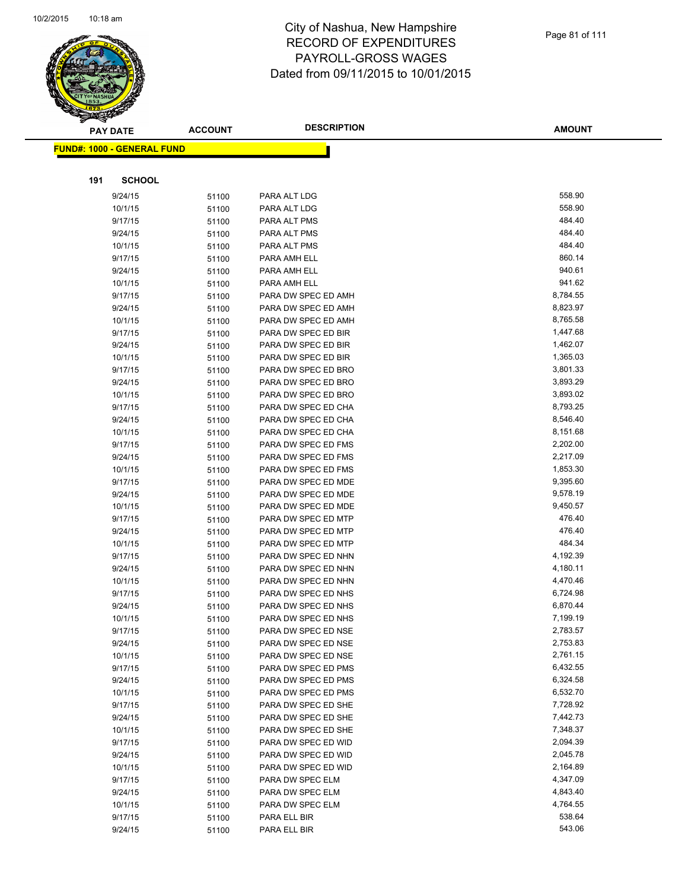# City of Nashua, New Hampshire
# RECORD OF EXPENDITURES
# PAYROLL-GROSS WAGES
# Dated from 09/11/2015 to 10/01/2015

**FUND#: 1000 - GENERAL FUND**

**191 SCHOOL**

| PAY DATE | ACCOUNT | DESCRIPTION | AMOUNT |
|---|---|---|---|
| 9/24/15 | 51100 | PARA ALT LDG | 558.90 |
| 10/1/15 | 51100 | PARA ALT LDG | 558.90 |
| 9/17/15 | 51100 | PARA ALT PMS | 484.40 |
| 9/24/15 | 51100 | PARA ALT PMS | 484.40 |
| 10/1/15 | 51100 | PARA ALT PMS | 484.40 |
| 9/17/15 | 51100 | PARA AMH ELL | 860.14 |
| 9/24/15 | 51100 | PARA AMH ELL | 940.61 |
| 10/1/15 | 51100 | PARA AMH ELL | 941.62 |
| 9/17/15 | 51100 | PARA DW SPEC ED AMH | 8,784.55 |
| 9/24/15 | 51100 | PARA DW SPEC ED AMH | 8,823.97 |
| 10/1/15 | 51100 | PARA DW SPEC ED AMH | 8,765.58 |
| 9/17/15 | 51100 | PARA DW SPEC ED BIR | 1,447.68 |
| 9/24/15 | 51100 | PARA DW SPEC ED BIR | 1,462.07 |
| 10/1/15 | 51100 | PARA DW SPEC ED BIR | 1,365.03 |
| 9/17/15 | 51100 | PARA DW SPEC ED BRO | 3,801.33 |
| 9/24/15 | 51100 | PARA DW SPEC ED BRO | 3,893.29 |
| 10/1/15 | 51100 | PARA DW SPEC ED BRO | 3,893.02 |
| 9/17/15 | 51100 | PARA DW SPEC ED CHA | 8,793.25 |
| 9/24/15 | 51100 | PARA DW SPEC ED CHA | 8,546.40 |
| 10/1/15 | 51100 | PARA DW SPEC ED CHA | 8,151.68 |
| 9/17/15 | 51100 | PARA DW SPEC ED FMS | 2,202.00 |
| 9/24/15 | 51100 | PARA DW SPEC ED FMS | 2,217.09 |
| 10/1/15 | 51100 | PARA DW SPEC ED FMS | 1,853.30 |
| 9/17/15 | 51100 | PARA DW SPEC ED MDE | 9,395.60 |
| 9/24/15 | 51100 | PARA DW SPEC ED MDE | 9,578.19 |
| 10/1/15 | 51100 | PARA DW SPEC ED MDE | 9,450.57 |
| 9/17/15 | 51100 | PARA DW SPEC ED MTP | 476.40 |
| 9/24/15 | 51100 | PARA DW SPEC ED MTP | 476.40 |
| 10/1/15 | 51100 | PARA DW SPEC ED MTP | 484.34 |
| 9/17/15 | 51100 | PARA DW SPEC ED NHN | 4,192.39 |
| 9/24/15 | 51100 | PARA DW SPEC ED NHN | 4,180.11 |
| 10/1/15 | 51100 | PARA DW SPEC ED NHN | 4,470.46 |
| 9/17/15 | 51100 | PARA DW SPEC ED NHS | 6,724.98 |
| 9/24/15 | 51100 | PARA DW SPEC ED NHS | 6,870.44 |
| 10/1/15 | 51100 | PARA DW SPEC ED NHS | 7,199.19 |
| 9/17/15 | 51100 | PARA DW SPEC ED NSE | 2,783.57 |
| 9/24/15 | 51100 | PARA DW SPEC ED NSE | 2,753.83 |
| 10/1/15 | 51100 | PARA DW SPEC ED NSE | 2,761.15 |
| 9/17/15 | 51100 | PARA DW SPEC ED PMS | 6,432.55 |
| 9/24/15 | 51100 | PARA DW SPEC ED PMS | 6,324.58 |
| 10/1/15 | 51100 | PARA DW SPEC ED PMS | 6,532.70 |
| 9/17/15 | 51100 | PARA DW SPEC ED SHE | 7,728.92 |
| 9/24/15 | 51100 | PARA DW SPEC ED SHE | 7,442.73 |
| 10/1/15 | 51100 | PARA DW SPEC ED SHE | 7,348.37 |
| 9/17/15 | 51100 | PARA DW SPEC ED WID | 2,094.39 |
| 9/24/15 | 51100 | PARA DW SPEC ED WID | 2,045.78 |
| 10/1/15 | 51100 | PARA DW SPEC ED WID | 2,164.89 |
| 9/17/15 | 51100 | PARA DW SPEC ELM | 4,347.09 |
| 9/24/15 | 51100 | PARA DW SPEC ELM | 4,843.40 |
| 10/1/15 | 51100 | PARA DW SPEC ELM | 4,764.55 |
| 9/17/15 | 51100 | PARA ELL BIR | 538.64 |
| 9/24/15 | 51100 | PARA ELL BIR | 543.06 |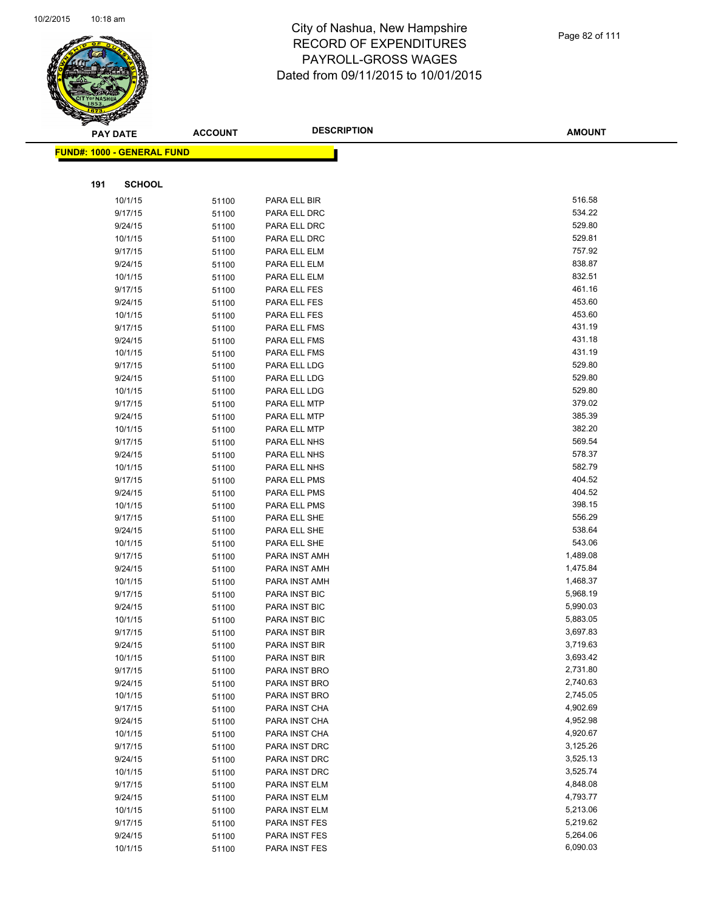# City of Nashua, New Hampshire
## RECORD OF EXPENDITURES
## PAYROLL-GROSS WAGES
## Dated from 09/11/2015 to 10/01/2015

**FUND#: 1000 - GENERAL FUND**

**191 SCHOOL**

| PAY DATE | ACCOUNT | DESCRIPTION | AMOUNT |
|---|---|---|---|
| 10/1/15 | 51100 | PARA ELL BIR | 516.58 |
| 9/17/15 | 51100 | PARA ELL DRC | 534.22 |
| 9/24/15 | 51100 | PARA ELL DRC | 529.80 |
| 10/1/15 | 51100 | PARA ELL DRC | 529.81 |
| 9/17/15 | 51100 | PARA ELL ELM | 757.92 |
| 9/24/15 | 51100 | PARA ELL ELM | 838.87 |
| 10/1/15 | 51100 | PARA ELL ELM | 832.51 |
| 9/17/15 | 51100 | PARA ELL FES | 461.16 |
| 9/24/15 | 51100 | PARA ELL FES | 453.60 |
| 10/1/15 | 51100 | PARA ELL FES | 453.60 |
| 9/17/15 | 51100 | PARA ELL FMS | 431.19 |
| 9/24/15 | 51100 | PARA ELL FMS | 431.18 |
| 10/1/15 | 51100 | PARA ELL FMS | 431.19 |
| 9/17/15 | 51100 | PARA ELL LDG | 529.80 |
| 9/24/15 | 51100 | PARA ELL LDG | 529.80 |
| 10/1/15 | 51100 | PARA ELL LDG | 529.80 |
| 9/17/15 | 51100 | PARA ELL MTP | 379.02 |
| 9/24/15 | 51100 | PARA ELL MTP | 385.39 |
| 10/1/15 | 51100 | PARA ELL MTP | 382.20 |
| 9/17/15 | 51100 | PARA ELL NHS | 569.54 |
| 9/24/15 | 51100 | PARA ELL NHS | 578.37 |
| 10/1/15 | 51100 | PARA ELL NHS | 582.79 |
| 9/17/15 | 51100 | PARA ELL PMS | 404.52 |
| 9/24/15 | 51100 | PARA ELL PMS | 404.52 |
| 10/1/15 | 51100 | PARA ELL PMS | 398.15 |
| 9/17/15 | 51100 | PARA ELL SHE | 556.29 |
| 9/24/15 | 51100 | PARA ELL SHE | 538.64 |
| 10/1/15 | 51100 | PARA ELL SHE | 543.06 |
| 9/17/15 | 51100 | PARA INST AMH | 1,489.08 |
| 9/24/15 | 51100 | PARA INST AMH | 1,475.84 |
| 10/1/15 | 51100 | PARA INST AMH | 1,468.37 |
| 9/17/15 | 51100 | PARA INST BIC | 5,968.19 |
| 9/24/15 | 51100 | PARA INST BIC | 5,990.03 |
| 10/1/15 | 51100 | PARA INST BIC | 5,883.05 |
| 9/17/15 | 51100 | PARA INST BIR | 3,697.83 |
| 9/24/15 | 51100 | PARA INST BIR | 3,719.63 |
| 10/1/15 | 51100 | PARA INST BIR | 3,693.42 |
| 9/17/15 | 51100 | PARA INST BRO | 2,731.80 |
| 9/24/15 | 51100 | PARA INST BRO | 2,740.63 |
| 10/1/15 | 51100 | PARA INST BRO | 2,745.05 |
| 9/17/15 | 51100 | PARA INST CHA | 4,902.69 |
| 9/24/15 | 51100 | PARA INST CHA | 4,952.98 |
| 10/1/15 | 51100 | PARA INST CHA | 4,920.67 |
| 9/17/15 | 51100 | PARA INST DRC | 3,125.26 |
| 9/24/15 | 51100 | PARA INST DRC | 3,525.13 |
| 10/1/15 | 51100 | PARA INST DRC | 3,525.74 |
| 9/17/15 | 51100 | PARA INST ELM | 4,848.08 |
| 9/24/15 | 51100 | PARA INST ELM | 4,793.77 |
| 10/1/15 | 51100 | PARA INST ELM | 5,213.06 |
| 9/17/15 | 51100 | PARA INST FES | 5,219.62 |
| 9/24/15 | 51100 | PARA INST FES | 5,264.06 |
| 10/1/15 | 51100 | PARA INST FES | 6,090.03 |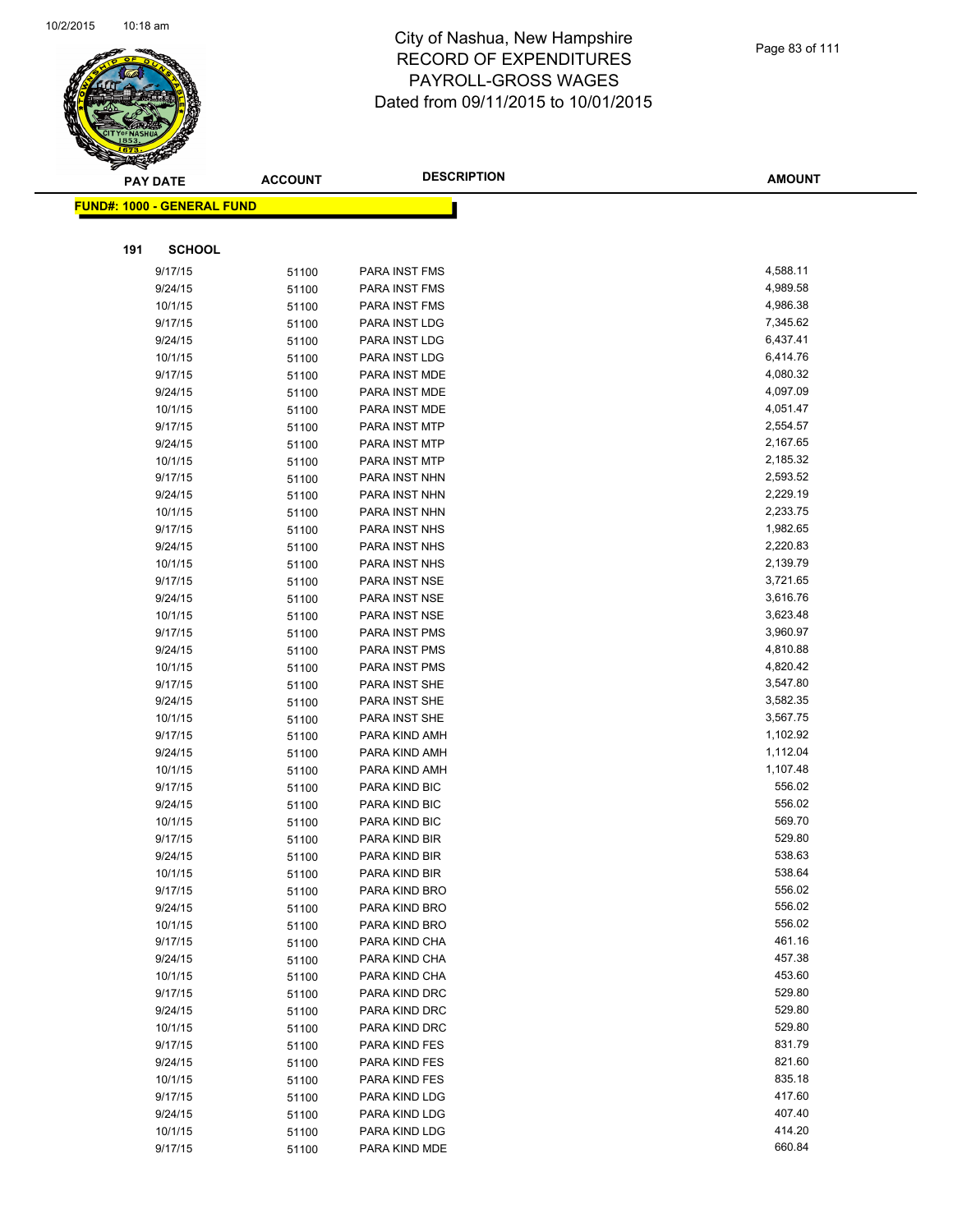# City of Nashua, New Hampshire
# RECORD OF EXPENDITURES
# PAYROLL-GROSS WAGES
# Dated from 09/11/2015 to 10/01/2015

**FUND#: 1000 - GENERAL FUND**

**191 SCHOOL**

| PAY DATE | ACCOUNT | DESCRIPTION | AMOUNT |
|---|---|---|---|
| 9/17/15 | 51100 | PARA INST FMS | 4,588.11 |
| 9/24/15 | 51100 | PARA INST FMS | 4,989.58 |
| 10/1/15 | 51100 | PARA INST FMS | 4,986.38 |
| 9/17/15 | 51100 | PARA INST LDG | 7,345.62 |
| 9/24/15 | 51100 | PARA INST LDG | 6,437.41 |
| 10/1/15 | 51100 | PARA INST LDG | 6,414.76 |
| 9/17/15 | 51100 | PARA INST MDE | 4,080.32 |
| 9/24/15 | 51100 | PARA INST MDE | 4,097.09 |
| 10/1/15 | 51100 | PARA INST MDE | 4,051.47 |
| 9/17/15 | 51100 | PARA INST MTP | 2,554.57 |
| 9/24/15 | 51100 | PARA INST MTP | 2,167.65 |
| 10/1/15 | 51100 | PARA INST MTP | 2,185.32 |
| 9/17/15 | 51100 | PARA INST NHN | 2,593.52 |
| 9/24/15 | 51100 | PARA INST NHN | 2,229.19 |
| 10/1/15 | 51100 | PARA INST NHN | 2,233.75 |
| 9/17/15 | 51100 | PARA INST NHS | 1,982.65 |
| 9/24/15 | 51100 | PARA INST NHS | 2,220.83 |
| 10/1/15 | 51100 | PARA INST NHS | 2,139.79 |
| 9/17/15 | 51100 | PARA INST NSE | 3,721.65 |
| 9/24/15 | 51100 | PARA INST NSE | 3,616.76 |
| 10/1/15 | 51100 | PARA INST NSE | 3,623.48 |
| 9/17/15 | 51100 | PARA INST PMS | 3,960.97 |
| 9/24/15 | 51100 | PARA INST PMS | 4,810.88 |
| 10/1/15 | 51100 | PARA INST PMS | 4,820.42 |
| 9/17/15 | 51100 | PARA INST SHE | 3,547.80 |
| 9/24/15 | 51100 | PARA INST SHE | 3,582.35 |
| 10/1/15 | 51100 | PARA INST SHE | 3,567.75 |
| 9/17/15 | 51100 | PARA KIND AMH | 1,102.92 |
| 9/24/15 | 51100 | PARA KIND AMH | 1,112.04 |
| 10/1/15 | 51100 | PARA KIND AMH | 1,107.48 |
| 9/17/15 | 51100 | PARA KIND BIC | 556.02 |
| 9/24/15 | 51100 | PARA KIND BIC | 556.02 |
| 10/1/15 | 51100 | PARA KIND BIC | 569.70 |
| 9/17/15 | 51100 | PARA KIND BIR | 529.80 |
| 9/24/15 | 51100 | PARA KIND BIR | 538.63 |
| 10/1/15 | 51100 | PARA KIND BIR | 538.64 |
| 9/17/15 | 51100 | PARA KIND BRO | 556.02 |
| 9/24/15 | 51100 | PARA KIND BRO | 556.02 |
| 10/1/15 | 51100 | PARA KIND BRO | 556.02 |
| 9/17/15 | 51100 | PARA KIND CHA | 461.16 |
| 9/24/15 | 51100 | PARA KIND CHA | 457.38 |
| 10/1/15 | 51100 | PARA KIND CHA | 453.60 |
| 9/17/15 | 51100 | PARA KIND DRC | 529.80 |
| 9/24/15 | 51100 | PARA KIND DRC | 529.80 |
| 10/1/15 | 51100 | PARA KIND DRC | 529.80 |
| 9/17/15 | 51100 | PARA KIND FES | 831.79 |
| 9/24/15 | 51100 | PARA KIND FES | 821.60 |
| 10/1/15 | 51100 | PARA KIND FES | 835.18 |
| 9/17/15 | 51100 | PARA KIND LDG | 417.60 |
| 9/24/15 | 51100 | PARA KIND LDG | 407.40 |
| 10/1/15 | 51100 | PARA KIND LDG | 414.20 |
| 9/17/15 | 51100 | PARA KIND MDE | 660.84 |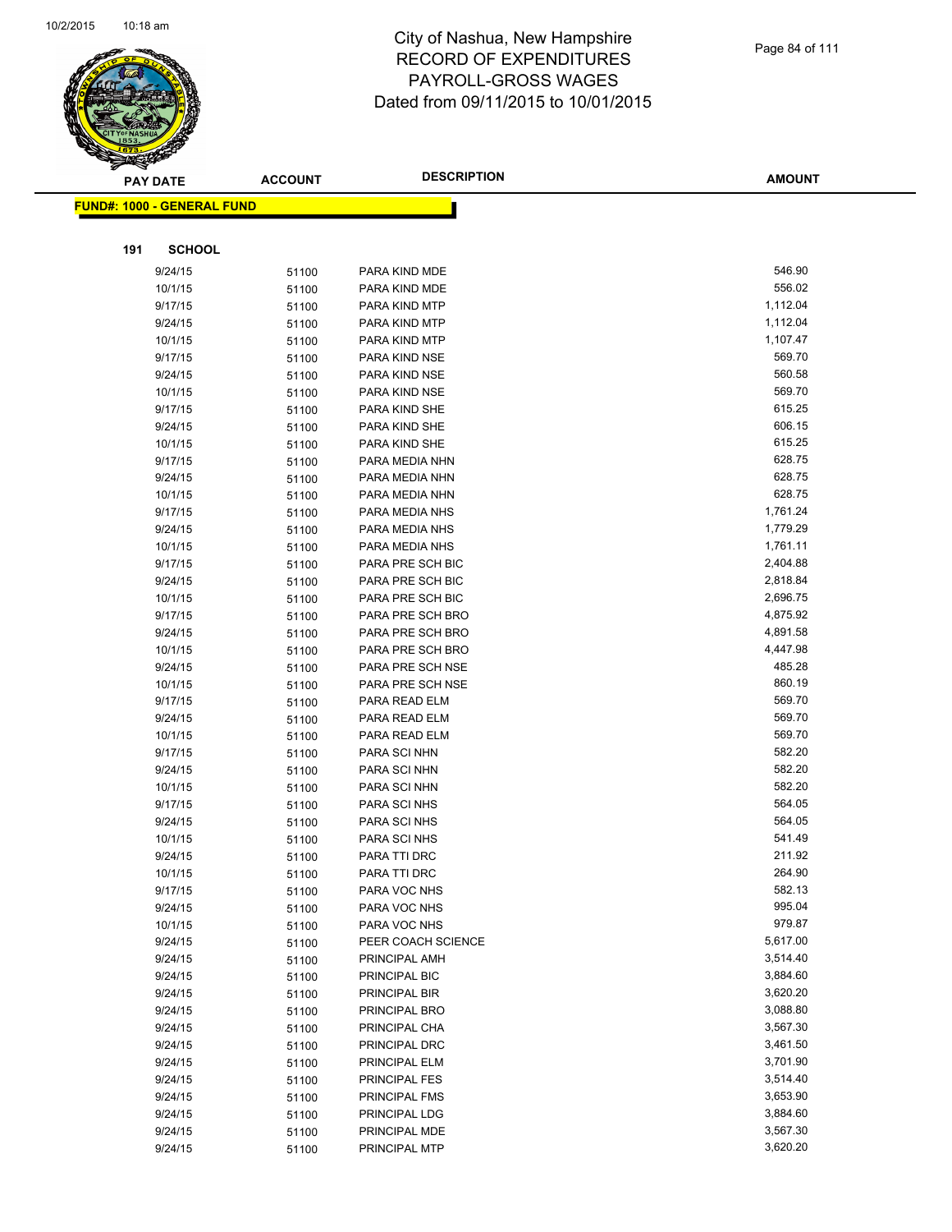City of Nashua, New Hampshire
RECORD OF EXPENDITURES
PAYROLL-GROSS WAGES
Dated from 09/11/2015 to 10/01/2015

**FUND#: 1000 - GENERAL FUND**

**191 SCHOOL**

| PAY DATE | ACCOUNT | DESCRIPTION | AMOUNT |
|---|---|---|---|
| 9/24/15 | 51100 | PARA KIND MDE | 546.90 |
| 10/1/15 | 51100 | PARA KIND MDE | 556.02 |
| 9/17/15 | 51100 | PARA KIND MTP | 1,112.04 |
| 9/24/15 | 51100 | PARA KIND MTP | 1,112.04 |
| 10/1/15 | 51100 | PARA KIND MTP | 1,107.47 |
| 9/17/15 | 51100 | PARA KIND NSE | 569.70 |
| 9/24/15 | 51100 | PARA KIND NSE | 560.58 |
| 10/1/15 | 51100 | PARA KIND NSE | 569.70 |
| 9/17/15 | 51100 | PARA KIND SHE | 615.25 |
| 9/24/15 | 51100 | PARA KIND SHE | 606.15 |
| 10/1/15 | 51100 | PARA KIND SHE | 615.25 |
| 9/17/15 | 51100 | PARA MEDIA NHN | 628.75 |
| 9/24/15 | 51100 | PARA MEDIA NHN | 628.75 |
| 10/1/15 | 51100 | PARA MEDIA NHN | 628.75 |
| 9/17/15 | 51100 | PARA MEDIA NHS | 1,761.24 |
| 9/24/15 | 51100 | PARA MEDIA NHS | 1,779.29 |
| 10/1/15 | 51100 | PARA MEDIA NHS | 1,761.11 |
| 9/17/15 | 51100 | PARA PRE SCH BIC | 2,404.88 |
| 9/24/15 | 51100 | PARA PRE SCH BIC | 2,818.84 |
| 10/1/15 | 51100 | PARA PRE SCH BIC | 2,696.75 |
| 9/17/15 | 51100 | PARA PRE SCH BRO | 4,875.92 |
| 9/24/15 | 51100 | PARA PRE SCH BRO | 4,891.58 |
| 10/1/15 | 51100 | PARA PRE SCH BRO | 4,447.98 |
| 9/24/15 | 51100 | PARA PRE SCH NSE | 485.28 |
| 10/1/15 | 51100 | PARA PRE SCH NSE | 860.19 |
| 9/17/15 | 51100 | PARA READ ELM | 569.70 |
| 9/24/15 | 51100 | PARA READ ELM | 569.70 |
| 10/1/15 | 51100 | PARA READ ELM | 569.70 |
| 9/17/15 | 51100 | PARA SCI NHN | 582.20 |
| 9/24/15 | 51100 | PARA SCI NHN | 582.20 |
| 10/1/15 | 51100 | PARA SCI NHN | 582.20 |
| 9/17/15 | 51100 | PARA SCI NHS | 564.05 |
| 9/24/15 | 51100 | PARA SCI NHS | 564.05 |
| 10/1/15 | 51100 | PARA SCI NHS | 541.49 |
| 9/24/15 | 51100 | PARA TTI DRC | 211.92 |
| 10/1/15 | 51100 | PARA TTI DRC | 264.90 |
| 9/17/15 | 51100 | PARA VOC NHS | 582.13 |
| 9/24/15 | 51100 | PARA VOC NHS | 995.04 |
| 10/1/15 | 51100 | PARA VOC NHS | 979.87 |
| 9/24/15 | 51100 | PEER COACH SCIENCE | 5,617.00 |
| 9/24/15 | 51100 | PRINCIPAL AMH | 3,514.40 |
| 9/24/15 | 51100 | PRINCIPAL BIC | 3,884.60 |
| 9/24/15 | 51100 | PRINCIPAL BIR | 3,620.20 |
| 9/24/15 | 51100 | PRINCIPAL BRO | 3,088.80 |
| 9/24/15 | 51100 | PRINCIPAL CHA | 3,567.30 |
| 9/24/15 | 51100 | PRINCIPAL DRC | 3,461.50 |
| 9/24/15 | 51100 | PRINCIPAL ELM | 3,701.90 |
| 9/24/15 | 51100 | PRINCIPAL FES | 3,514.40 |
| 9/24/15 | 51100 | PRINCIPAL FMS | 3,653.90 |
| 9/24/15 | 51100 | PRINCIPAL LDG | 3,884.60 |
| 9/24/15 | 51100 | PRINCIPAL MDE | 3,567.30 |
| 9/24/15 | 51100 | PRINCIPAL MTP | 3,620.20 |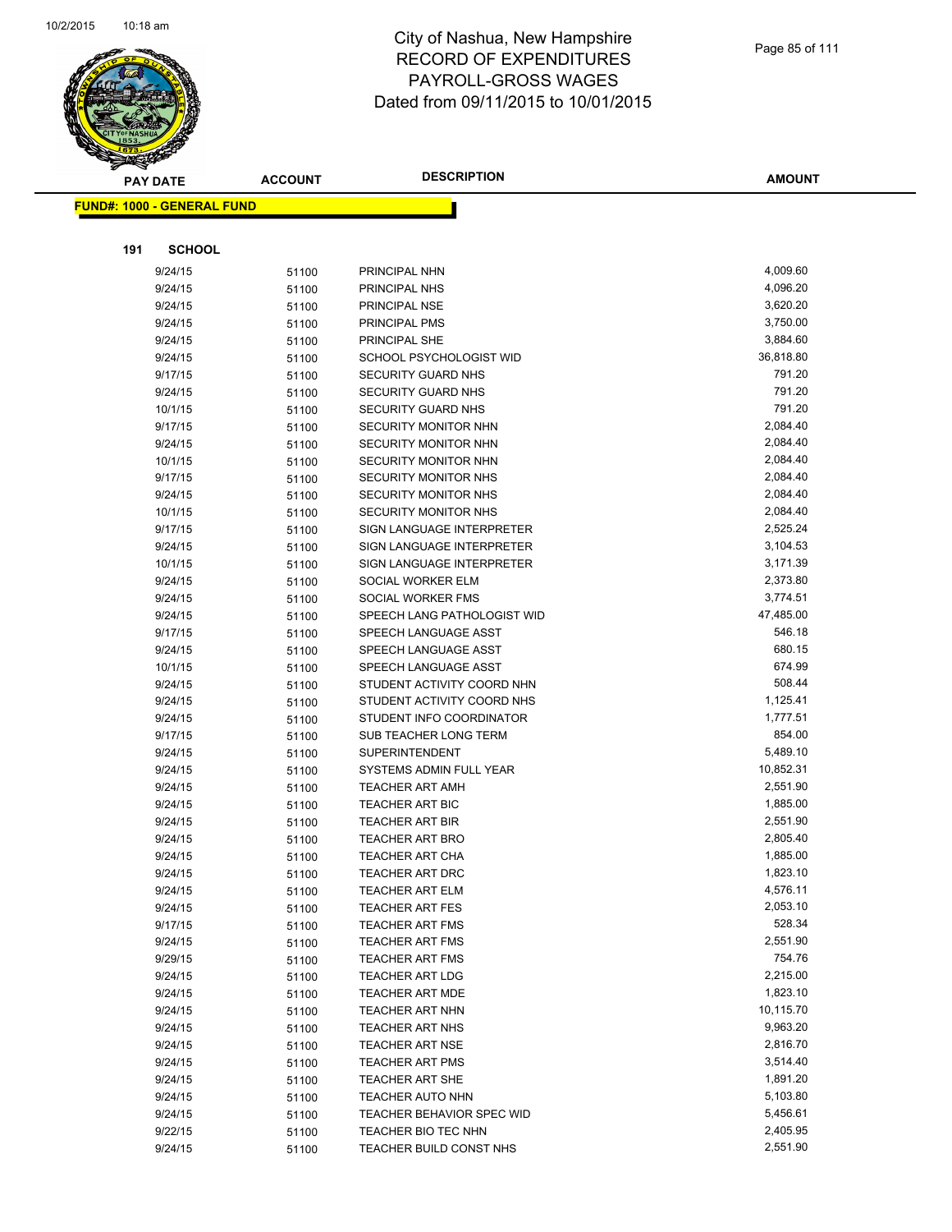# City of Nashua, New Hampshire
## RECORD OF EXPENDITURES
## PAYROLL-GROSS WAGES
## Dated from 09/11/2015 to 10/01/2015

**FUND#: 1000 - GENERAL FUND**

**191 SCHOOL**

| PAY DATE | ACCOUNT | DESCRIPTION | AMOUNT |
|---|---|---|---|
| 9/24/15 | 51100 | PRINCIPAL NHN | 4,009.60 |
| 9/24/15 | 51100 | PRINCIPAL NHS | 4,096.20 |
| 9/24/15 | 51100 | PRINCIPAL NSE | 3,620.20 |
| 9/24/15 | 51100 | PRINCIPAL PMS | 3,750.00 |
| 9/24/15 | 51100 | PRINCIPAL SHE | 3,884.60 |
| 9/24/15 | 51100 | SCHOOL PSYCHOLOGIST WID | 36,818.80 |
| 9/17/15 | 51100 | SECURITY GUARD NHS | 791.20 |
| 9/24/15 | 51100 | SECURITY GUARD NHS | 791.20 |
| 10/1/15 | 51100 | SECURITY GUARD NHS | 791.20 |
| 9/17/15 | 51100 | SECURITY MONITOR NHN | 2,084.40 |
| 9/24/15 | 51100 | SECURITY MONITOR NHN | 2,084.40 |
| 10/1/15 | 51100 | SECURITY MONITOR NHN | 2,084.40 |
| 9/17/15 | 51100 | SECURITY MONITOR NHS | 2,084.40 |
| 9/24/15 | 51100 | SECURITY MONITOR NHS | 2,084.40 |
| 10/1/15 | 51100 | SECURITY MONITOR NHS | 2,084.40 |
| 9/17/15 | 51100 | SIGN LANGUAGE INTERPRETER | 2,525.24 |
| 9/24/15 | 51100 | SIGN LANGUAGE INTERPRETER | 3,104.53 |
| 10/1/15 | 51100 | SIGN LANGUAGE INTERPRETER | 3,171.39 |
| 9/24/15 | 51100 | SOCIAL WORKER ELM | 2,373.80 |
| 9/24/15 | 51100 | SOCIAL WORKER FMS | 3,774.51 |
| 9/24/15 | 51100 | SPEECH LANG PATHOLOGIST WID | 47,485.00 |
| 9/17/15 | 51100 | SPEECH LANGUAGE ASST | 546.18 |
| 9/24/15 | 51100 | SPEECH LANGUAGE ASST | 680.15 |
| 10/1/15 | 51100 | SPEECH LANGUAGE ASST | 674.99 |
| 9/24/15 | 51100 | STUDENT ACTIVITY COORD NHN | 508.44 |
| 9/24/15 | 51100 | STUDENT ACTIVITY COORD NHS | 1,125.41 |
| 9/24/15 | 51100 | STUDENT INFO COORDINATOR | 1,777.51 |
| 9/17/15 | 51100 | SUB TEACHER LONG TERM | 854.00 |
| 9/24/15 | 51100 | SUPERINTENDENT | 5,489.10 |
| 9/24/15 | 51100 | SYSTEMS ADMIN FULL YEAR | 10,852.31 |
| 9/24/15 | 51100 | TEACHER ART AMH | 2,551.90 |
| 9/24/15 | 51100 | TEACHER ART BIC | 1,885.00 |
| 9/24/15 | 51100 | TEACHER ART BIR | 2,551.90 |
| 9/24/15 | 51100 | TEACHER ART BRO | 2,805.40 |
| 9/24/15 | 51100 | TEACHER ART CHA | 1,885.00 |
| 9/24/15 | 51100 | TEACHER ART DRC | 1,823.10 |
| 9/24/15 | 51100 | TEACHER ART ELM | 4,576.11 |
| 9/24/15 | 51100 | TEACHER ART FES | 2,053.10 |
| 9/17/15 | 51100 | TEACHER ART FMS | 528.34 |
| 9/24/15 | 51100 | TEACHER ART FMS | 2,551.90 |
| 9/29/15 | 51100 | TEACHER ART FMS | 754.76 |
| 9/24/15 | 51100 | TEACHER ART LDG | 2,215.00 |
| 9/24/15 | 51100 | TEACHER ART MDE | 1,823.10 |
| 9/24/15 | 51100 | TEACHER ART NHN | 10,115.70 |
| 9/24/15 | 51100 | TEACHER ART NHS | 9,963.20 |
| 9/24/15 | 51100 | TEACHER ART NSE | 2,816.70 |
| 9/24/15 | 51100 | TEACHER ART PMS | 3,514.40 |
| 9/24/15 | 51100 | TEACHER ART SHE | 1,891.20 |
| 9/24/15 | 51100 | TEACHER AUTO NHN | 5,103.80 |
| 9/24/15 | 51100 | TEACHER BEHAVIOR SPEC WID | 5,456.61 |
| 9/22/15 | 51100 | TEACHER BIO TEC NHN | 2,405.95 |
| 9/24/15 | 51100 | TEACHER BUILD CONST NHS | 2,551.90 |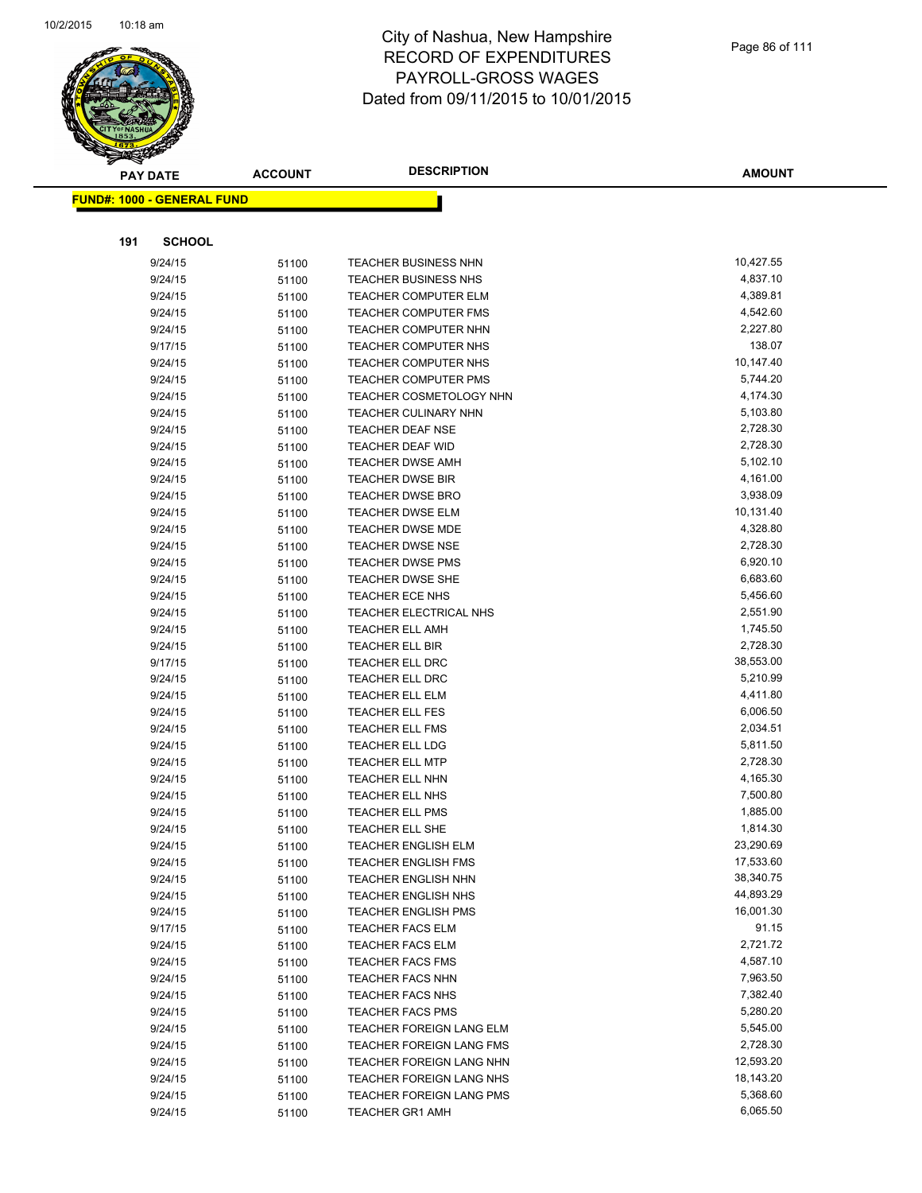# City of Nashua, New Hampshire
# RECORD OF EXPENDITURES
# PAYROLL-GROSS WAGES
# Dated from 09/11/2015 to 10/01/2015

**FUND#: 1000 - GENERAL FUND**

**191 SCHOOL**

| PAY DATE | ACCOUNT | DESCRIPTION | AMOUNT |
|---|---|---|---|
| 9/24/15 | 51100 | TEACHER BUSINESS NHN | 10,427.55 |
| 9/24/15 | 51100 | TEACHER BUSINESS NHS | 4,837.10 |
| 9/24/15 | 51100 | TEACHER COMPUTER ELM | 4,389.81 |
| 9/24/15 | 51100 | TEACHER COMPUTER FMS | 4,542.60 |
| 9/24/15 | 51100 | TEACHER COMPUTER NHN | 2,227.80 |
| 9/17/15 | 51100 | TEACHER COMPUTER NHS | 138.07 |
| 9/24/15 | 51100 | TEACHER COMPUTER NHS | 10,147.40 |
| 9/24/15 | 51100 | TEACHER COMPUTER PMS | 5,744.20 |
| 9/24/15 | 51100 | TEACHER COSMETOLOGY NHN | 4,174.30 |
| 9/24/15 | 51100 | TEACHER CULINARY NHN | 5,103.80 |
| 9/24/15 | 51100 | TEACHER DEAF NSE | 2,728.30 |
| 9/24/15 | 51100 | TEACHER DEAF WID | 2,728.30 |
| 9/24/15 | 51100 | TEACHER DWSE AMH | 5,102.10 |
| 9/24/15 | 51100 | TEACHER DWSE BIR | 4,161.00 |
| 9/24/15 | 51100 | TEACHER DWSE BRO | 3,938.09 |
| 9/24/15 | 51100 | TEACHER DWSE ELM | 10,131.40 |
| 9/24/15 | 51100 | TEACHER DWSE MDE | 4,328.80 |
| 9/24/15 | 51100 | TEACHER DWSE NSE | 2,728.30 |
| 9/24/15 | 51100 | TEACHER DWSE PMS | 6,920.10 |
| 9/24/15 | 51100 | TEACHER DWSE SHE | 6,683.60 |
| 9/24/15 | 51100 | TEACHER ECE NHS | 5,456.60 |
| 9/24/15 | 51100 | TEACHER ELECTRICAL NHS | 2,551.90 |
| 9/24/15 | 51100 | TEACHER ELL AMH | 1,745.50 |
| 9/24/15 | 51100 | TEACHER ELL BIR | 2,728.30 |
| 9/17/15 | 51100 | TEACHER ELL DRC | 38,553.00 |
| 9/24/15 | 51100 | TEACHER ELL DRC | 5,210.99 |
| 9/24/15 | 51100 | TEACHER ELL ELM | 4,411.80 |
| 9/24/15 | 51100 | TEACHER ELL FES | 6,006.50 |
| 9/24/15 | 51100 | TEACHER ELL FMS | 2,034.51 |
| 9/24/15 | 51100 | TEACHER ELL LDG | 5,811.50 |
| 9/24/15 | 51100 | TEACHER ELL MTP | 2,728.30 |
| 9/24/15 | 51100 | TEACHER ELL NHN | 4,165.30 |
| 9/24/15 | 51100 | TEACHER ELL NHS | 7,500.80 |
| 9/24/15 | 51100 | TEACHER ELL PMS | 1,885.00 |
| 9/24/15 | 51100 | TEACHER ELL SHE | 1,814.30 |
| 9/24/15 | 51100 | TEACHER ENGLISH ELM | 23,290.69 |
| 9/24/15 | 51100 | TEACHER ENGLISH FMS | 17,533.60 |
| 9/24/15 | 51100 | TEACHER ENGLISH NHN | 38,340.75 |
| 9/24/15 | 51100 | TEACHER ENGLISH NHS | 44,893.29 |
| 9/24/15 | 51100 | TEACHER ENGLISH PMS | 16,001.30 |
| 9/17/15 | 51100 | TEACHER FACS ELM | 91.15 |
| 9/24/15 | 51100 | TEACHER FACS ELM | 2,721.72 |
| 9/24/15 | 51100 | TEACHER FACS FMS | 4,587.10 |
| 9/24/15 | 51100 | TEACHER FACS NHN | 7,963.50 |
| 9/24/15 | 51100 | TEACHER FACS NHS | 7,382.40 |
| 9/24/15 | 51100 | TEACHER FACS PMS | 5,280.20 |
| 9/24/15 | 51100 | TEACHER FOREIGN LANG ELM | 5,545.00 |
| 9/24/15 | 51100 | TEACHER FOREIGN LANG FMS | 2,728.30 |
| 9/24/15 | 51100 | TEACHER FOREIGN LANG NHN | 12,593.20 |
| 9/24/15 | 51100 | TEACHER FOREIGN LANG NHS | 18,143.20 |
| 9/24/15 | 51100 | TEACHER FOREIGN LANG PMS | 5,368.60 |
| 9/24/15 | 51100 | TEACHER GR1 AMH | 6,065.50 |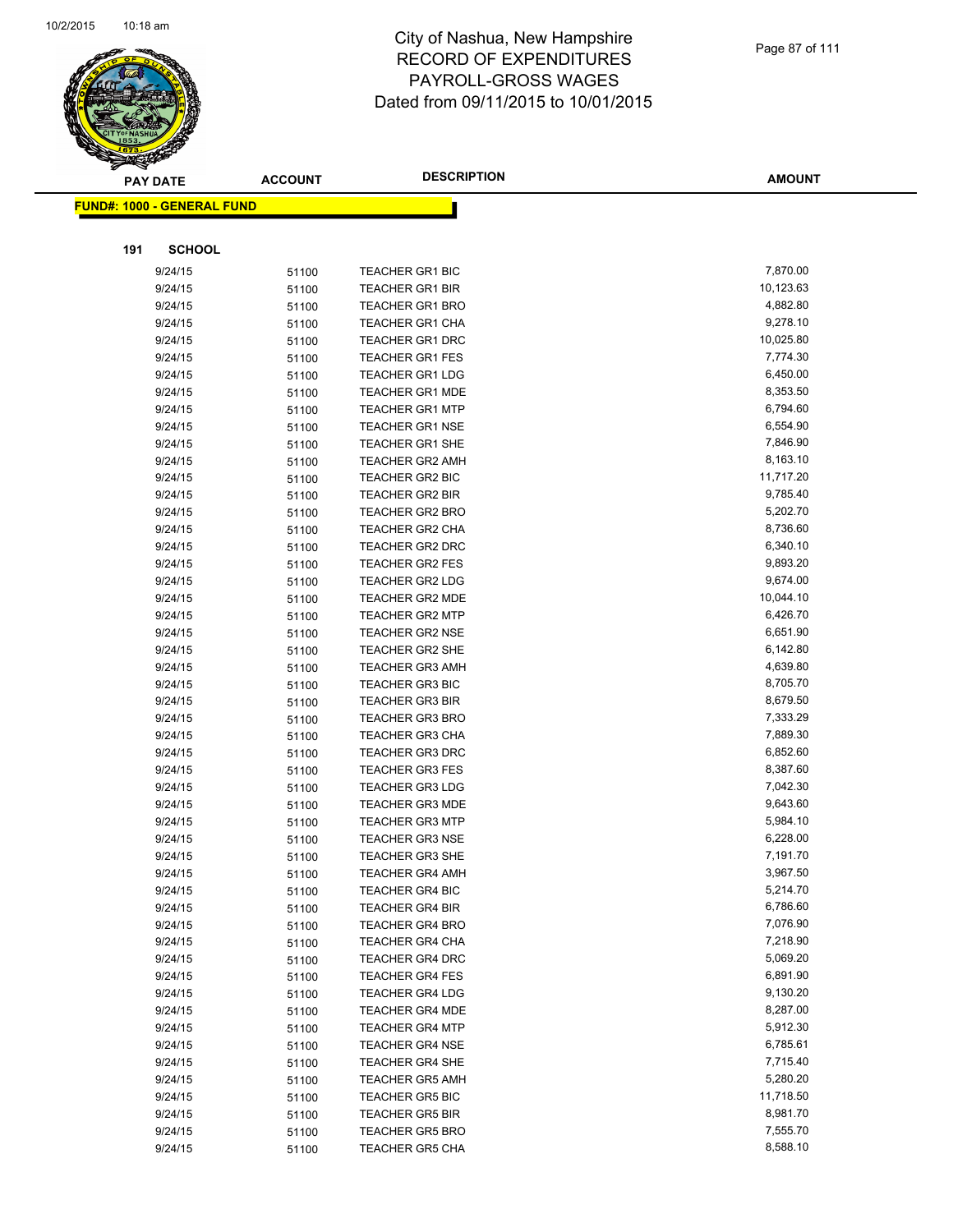# City of Nashua, New Hampshire
# RECORD OF EXPENDITURES
# PAYROLL-GROSS WAGES
# Dated from 09/11/2015 to 10/01/2015

**FUND#: 1000 - GENERAL FUND**

**191 SCHOOL**

| PAY DATE | ACCOUNT | DESCRIPTION | AMOUNT |
|---|---|---|---|
| 9/24/15 | 51100 | TEACHER GR1 BIC | 7,870.00 |
| 9/24/15 | 51100 | TEACHER GR1 BIR | 10,123.63 |
| 9/24/15 | 51100 | TEACHER GR1 BRO | 4,882.80 |
| 9/24/15 | 51100 | TEACHER GR1 CHA | 9,278.10 |
| 9/24/15 | 51100 | TEACHER GR1 DRC | 10,025.80 |
| 9/24/15 | 51100 | TEACHER GR1 FES | 7,774.30 |
| 9/24/15 | 51100 | TEACHER GR1 LDG | 6,450.00 |
| 9/24/15 | 51100 | TEACHER GR1 MDE | 8,353.50 |
| 9/24/15 | 51100 | TEACHER GR1 MTP | 6,794.60 |
| 9/24/15 | 51100 | TEACHER GR1 NSE | 6,554.90 |
| 9/24/15 | 51100 | TEACHER GR1 SHE | 7,846.90 |
| 9/24/15 | 51100 | TEACHER GR2 AMH | 8,163.10 |
| 9/24/15 | 51100 | TEACHER GR2 BIC | 11,717.20 |
| 9/24/15 | 51100 | TEACHER GR2 BIR | 9,785.40 |
| 9/24/15 | 51100 | TEACHER GR2 BRO | 5,202.70 |
| 9/24/15 | 51100 | TEACHER GR2 CHA | 8,736.60 |
| 9/24/15 | 51100 | TEACHER GR2 DRC | 6,340.10 |
| 9/24/15 | 51100 | TEACHER GR2 FES | 9,893.20 |
| 9/24/15 | 51100 | TEACHER GR2 LDG | 9,674.00 |
| 9/24/15 | 51100 | TEACHER GR2 MDE | 10,044.10 |
| 9/24/15 | 51100 | TEACHER GR2 MTP | 6,426.70 |
| 9/24/15 | 51100 | TEACHER GR2 NSE | 6,651.90 |
| 9/24/15 | 51100 | TEACHER GR2 SHE | 6,142.80 |
| 9/24/15 | 51100 | TEACHER GR3 AMH | 4,639.80 |
| 9/24/15 | 51100 | TEACHER GR3 BIC | 8,705.70 |
| 9/24/15 | 51100 | TEACHER GR3 BIR | 8,679.50 |
| 9/24/15 | 51100 | TEACHER GR3 BRO | 7,333.29 |
| 9/24/15 | 51100 | TEACHER GR3 CHA | 7,889.30 |
| 9/24/15 | 51100 | TEACHER GR3 DRC | 6,852.60 |
| 9/24/15 | 51100 | TEACHER GR3 FES | 8,387.60 |
| 9/24/15 | 51100 | TEACHER GR3 LDG | 7,042.30 |
| 9/24/15 | 51100 | TEACHER GR3 MDE | 9,643.60 |
| 9/24/15 | 51100 | TEACHER GR3 MTP | 5,984.10 |
| 9/24/15 | 51100 | TEACHER GR3 NSE | 6,228.00 |
| 9/24/15 | 51100 | TEACHER GR3 SHE | 7,191.70 |
| 9/24/15 | 51100 | TEACHER GR4 AMH | 3,967.50 |
| 9/24/15 | 51100 | TEACHER GR4 BIC | 5,214.70 |
| 9/24/15 | 51100 | TEACHER GR4 BIR | 6,786.60 |
| 9/24/15 | 51100 | TEACHER GR4 BRO | 7,076.90 |
| 9/24/15 | 51100 | TEACHER GR4 CHA | 7,218.90 |
| 9/24/15 | 51100 | TEACHER GR4 DRC | 5,069.20 |
| 9/24/15 | 51100 | TEACHER GR4 FES | 6,891.90 |
| 9/24/15 | 51100 | TEACHER GR4 LDG | 9,130.20 |
| 9/24/15 | 51100 | TEACHER GR4 MDE | 8,287.00 |
| 9/24/15 | 51100 | TEACHER GR4 MTP | 5,912.30 |
| 9/24/15 | 51100 | TEACHER GR4 NSE | 6,785.61 |
| 9/24/15 | 51100 | TEACHER GR4 SHE | 7,715.40 |
| 9/24/15 | 51100 | TEACHER GR5 AMH | 5,280.20 |
| 9/24/15 | 51100 | TEACHER GR5 BIC | 11,718.50 |
| 9/24/15 | 51100 | TEACHER GR5 BIR | 8,981.70 |
| 9/24/15 | 51100 | TEACHER GR5 BRO | 7,555.70 |
| 9/24/15 | 51100 | TEACHER GR5 CHA | 8,588.10 |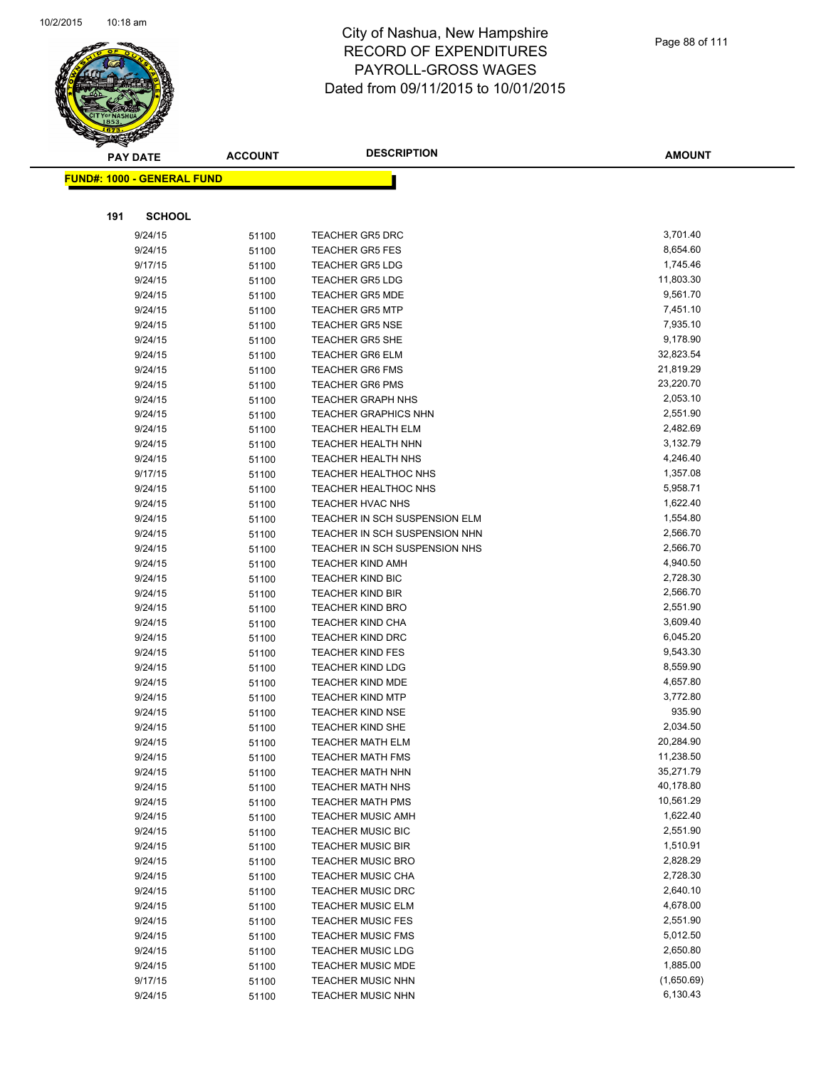# City of Nashua, New Hampshire
# RECORD OF EXPENDITURES
# PAYROLL-GROSS WAGES
# Dated from 09/11/2015 to 10/01/2015

**FUND#: 1000 - GENERAL FUND**

**191 SCHOOL**

| PAY DATE | ACCOUNT | DESCRIPTION | AMOUNT |
|---|---|---|---|
| 9/24/15 | 51100 | TEACHER GR5 DRC | 3,701.40 |
| 9/24/15 | 51100 | TEACHER GR5 FES | 8,654.60 |
| 9/17/15 | 51100 | TEACHER GR5 LDG | 1,745.46 |
| 9/24/15 | 51100 | TEACHER GR5 LDG | 11,803.30 |
| 9/24/15 | 51100 | TEACHER GR5 MDE | 9,561.70 |
| 9/24/15 | 51100 | TEACHER GR5 MTP | 7,451.10 |
| 9/24/15 | 51100 | TEACHER GR5 NSE | 7,935.10 |
| 9/24/15 | 51100 | TEACHER GR5 SHE | 9,178.90 |
| 9/24/15 | 51100 | TEACHER GR6 ELM | 32,823.54 |
| 9/24/15 | 51100 | TEACHER GR6 FMS | 21,819.29 |
| 9/24/15 | 51100 | TEACHER GR6 PMS | 23,220.70 |
| 9/24/15 | 51100 | TEACHER GRAPH NHS | 2,053.10 |
| 9/24/15 | 51100 | TEACHER GRAPHICS NHN | 2,551.90 |
| 9/24/15 | 51100 | TEACHER HEALTH ELM | 2,482.69 |
| 9/24/15 | 51100 | TEACHER HEALTH NHN | 3,132.79 |
| 9/24/15 | 51100 | TEACHER HEALTH NHS | 4,246.40 |
| 9/17/15 | 51100 | TEACHER HEALTHOC NHS | 1,357.08 |
| 9/24/15 | 51100 | TEACHER HEALTHOC NHS | 5,958.71 |
| 9/24/15 | 51100 | TEACHER HVAC NHS | 1,622.40 |
| 9/24/15 | 51100 | TEACHER IN SCH SUSPENSION ELM | 1,554.80 |
| 9/24/15 | 51100 | TEACHER IN SCH SUSPENSION NHN | 2,566.70 |
| 9/24/15 | 51100 | TEACHER IN SCH SUSPENSION NHS | 2,566.70 |
| 9/24/15 | 51100 | TEACHER KIND AMH | 4,940.50 |
| 9/24/15 | 51100 | TEACHER KIND BIC | 2,728.30 |
| 9/24/15 | 51100 | TEACHER KIND BIR | 2,566.70 |
| 9/24/15 | 51100 | TEACHER KIND BRO | 2,551.90 |
| 9/24/15 | 51100 | TEACHER KIND CHA | 3,609.40 |
| 9/24/15 | 51100 | TEACHER KIND DRC | 6,045.20 |
| 9/24/15 | 51100 | TEACHER KIND FES | 9,543.30 |
| 9/24/15 | 51100 | TEACHER KIND LDG | 8,559.90 |
| 9/24/15 | 51100 | TEACHER KIND MDE | 4,657.80 |
| 9/24/15 | 51100 | TEACHER KIND MTP | 3,772.80 |
| 9/24/15 | 51100 | TEACHER KIND NSE | 935.90 |
| 9/24/15 | 51100 | TEACHER KIND SHE | 2,034.50 |
| 9/24/15 | 51100 | TEACHER MATH ELM | 20,284.90 |
| 9/24/15 | 51100 | TEACHER MATH FMS | 11,238.50 |
| 9/24/15 | 51100 | TEACHER MATH NHN | 35,271.79 |
| 9/24/15 | 51100 | TEACHER MATH NHS | 40,178.80 |
| 9/24/15 | 51100 | TEACHER MATH PMS | 10,561.29 |
| 9/24/15 | 51100 | TEACHER MUSIC AMH | 1,622.40 |
| 9/24/15 | 51100 | TEACHER MUSIC BIC | 2,551.90 |
| 9/24/15 | 51100 | TEACHER MUSIC BIR | 1,510.91 |
| 9/24/15 | 51100 | TEACHER MUSIC BRO | 2,828.29 |
| 9/24/15 | 51100 | TEACHER MUSIC CHA | 2,728.30 |
| 9/24/15 | 51100 | TEACHER MUSIC DRC | 2,640.10 |
| 9/24/15 | 51100 | TEACHER MUSIC ELM | 4,678.00 |
| 9/24/15 | 51100 | TEACHER MUSIC FES | 2,551.90 |
| 9/24/15 | 51100 | TEACHER MUSIC FMS | 5,012.50 |
| 9/24/15 | 51100 | TEACHER MUSIC LDG | 2,650.80 |
| 9/24/15 | 51100 | TEACHER MUSIC MDE | 1,885.00 |
| 9/17/15 | 51100 | TEACHER MUSIC NHN | (1,650.69) |
| 9/24/15 | 51100 | TEACHER MUSIC NHN | 6,130.43 |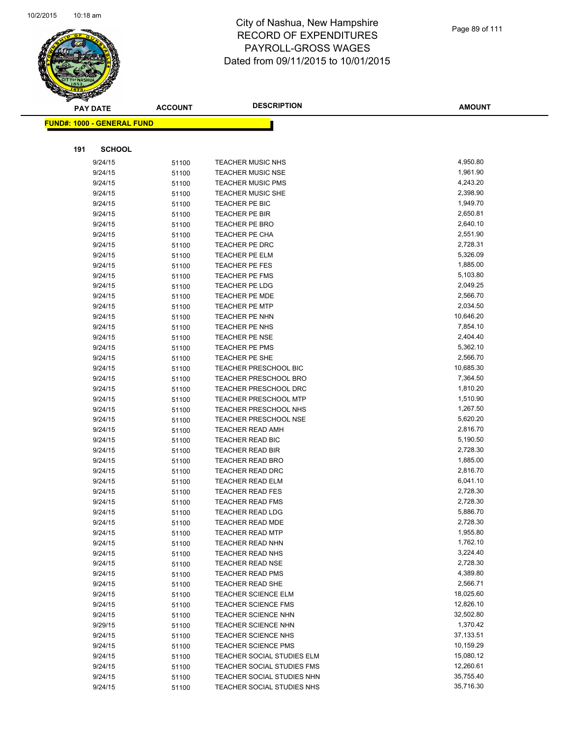# City of Nashua, New Hampshire
# RECORD OF EXPENDITURES
# PAYROLL-GROSS WAGES
# Dated from 09/11/2015 to 10/01/2015

**FUND#: 1000 - GENERAL FUND**

**191 SCHOOL**

| PAY DATE | ACCOUNT | DESCRIPTION | AMOUNT |
|---|---|---|---|
| 9/24/15 | 51100 | TEACHER MUSIC NHS | 4,950.80 |
| 9/24/15 | 51100 | TEACHER MUSIC NSE | 1,961.90 |
| 9/24/15 | 51100 | TEACHER MUSIC PMS | 4,243.20 |
| 9/24/15 | 51100 | TEACHER MUSIC SHE | 2,398.90 |
| 9/24/15 | 51100 | TEACHER PE BIC | 1,949.70 |
| 9/24/15 | 51100 | TEACHER PE BIR | 2,650.81 |
| 9/24/15 | 51100 | TEACHER PE BRO | 2,640.10 |
| 9/24/15 | 51100 | TEACHER PE CHA | 2,551.90 |
| 9/24/15 | 51100 | TEACHER PE DRC | 2,728.31 |
| 9/24/15 | 51100 | TEACHER PE ELM | 5,326.09 |
| 9/24/15 | 51100 | TEACHER PE FES | 1,885.00 |
| 9/24/15 | 51100 | TEACHER PE FMS | 5,103.80 |
| 9/24/15 | 51100 | TEACHER PE LDG | 2,049.25 |
| 9/24/15 | 51100 | TEACHER PE MDE | 2,566.70 |
| 9/24/15 | 51100 | TEACHER PE MTP | 2,034.50 |
| 9/24/15 | 51100 | TEACHER PE NHN | 10,646.20 |
| 9/24/15 | 51100 | TEACHER PE NHS | 7,854.10 |
| 9/24/15 | 51100 | TEACHER PE NSE | 2,404.40 |
| 9/24/15 | 51100 | TEACHER PE PMS | 5,362.10 |
| 9/24/15 | 51100 | TEACHER PE SHE | 2,566.70 |
| 9/24/15 | 51100 | TEACHER PRESCHOOL BIC | 10,685.30 |
| 9/24/15 | 51100 | TEACHER PRESCHOOL BRO | 7,364.50 |
| 9/24/15 | 51100 | TEACHER PRESCHOOL DRC | 1,810.20 |
| 9/24/15 | 51100 | TEACHER PRESCHOOL MTP | 1,510.90 |
| 9/24/15 | 51100 | TEACHER PRESCHOOL NHS | 1,267.50 |
| 9/24/15 | 51100 | TEACHER PRESCHOOL NSE | 5,620.20 |
| 9/24/15 | 51100 | TEACHER READ AMH | 2,816.70 |
| 9/24/15 | 51100 | TEACHER READ BIC | 5,190.50 |
| 9/24/15 | 51100 | TEACHER READ BIR | 2,728.30 |
| 9/24/15 | 51100 | TEACHER READ BRO | 1,885.00 |
| 9/24/15 | 51100 | TEACHER READ DRC | 2,816.70 |
| 9/24/15 | 51100 | TEACHER READ ELM | 6,041.10 |
| 9/24/15 | 51100 | TEACHER READ FES | 2,728.30 |
| 9/24/15 | 51100 | TEACHER READ FMS | 2,728.30 |
| 9/24/15 | 51100 | TEACHER READ LDG | 5,886.70 |
| 9/24/15 | 51100 | TEACHER READ MDE | 2,728.30 |
| 9/24/15 | 51100 | TEACHER READ MTP | 1,955.80 |
| 9/24/15 | 51100 | TEACHER READ NHN | 1,762.10 |
| 9/24/15 | 51100 | TEACHER READ NHS | 3,224.40 |
| 9/24/15 | 51100 | TEACHER READ NSE | 2,728.30 |
| 9/24/15 | 51100 | TEACHER READ PMS | 4,389.80 |
| 9/24/15 | 51100 | TEACHER READ SHE | 2,566.71 |
| 9/24/15 | 51100 | TEACHER SCIENCE ELM | 18,025.60 |
| 9/24/15 | 51100 | TEACHER SCIENCE FMS | 12,826.10 |
| 9/24/15 | 51100 | TEACHER SCIENCE NHN | 32,502.80 |
| 9/29/15 | 51100 | TEACHER SCIENCE NHN | 1,370.42 |
| 9/24/15 | 51100 | TEACHER SCIENCE NHS | 37,133.51 |
| 9/24/15 | 51100 | TEACHER SCIENCE PMS | 10,159.29 |
| 9/24/15 | 51100 | TEACHER SOCIAL STUDIES ELM | 15,080.12 |
| 9/24/15 | 51100 | TEACHER SOCIAL STUDIES FMS | 12,260.61 |
| 9/24/15 | 51100 | TEACHER SOCIAL STUDIES NHN | 35,755.40 |
| 9/24/15 | 51100 | TEACHER SOCIAL STUDIES NHS | 35,716.30 |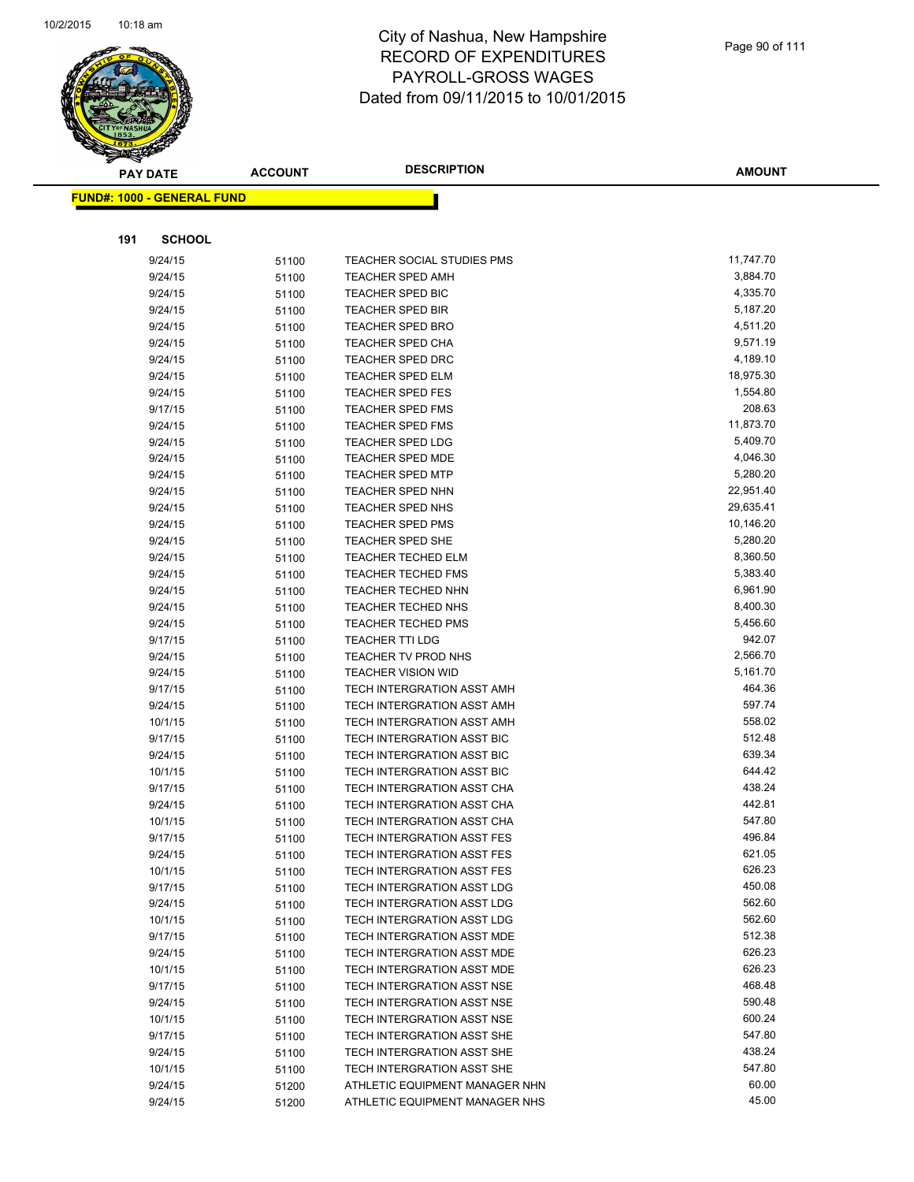# City of Nashua, New Hampshire
## RECORD OF EXPENDITURES
## PAYROLL-GROSS WAGES
## Dated from 09/11/2015 to 10/01/2015

**FUND#: 1000 - GENERAL FUND**

**191 SCHOOL**

| PAY DATE | ACCOUNT | DESCRIPTION | AMOUNT |
|---|---|---|---|
| 9/24/15 | 51100 | TEACHER SOCIAL STUDIES PMS | 11,747.70 |
| 9/24/15 | 51100 | TEACHER SPED AMH | 3,884.70 |
| 9/24/15 | 51100 | TEACHER SPED BIC | 4,335.70 |
| 9/24/15 | 51100 | TEACHER SPED BIR | 5,187.20 |
| 9/24/15 | 51100 | TEACHER SPED BRO | 4,511.20 |
| 9/24/15 | 51100 | TEACHER SPED CHA | 9,571.19 |
| 9/24/15 | 51100 | TEACHER SPED DRC | 4,189.10 |
| 9/24/15 | 51100 | TEACHER SPED ELM | 18,975.30 |
| 9/24/15 | 51100 | TEACHER SPED FES | 1,554.80 |
| 9/17/15 | 51100 | TEACHER SPED FMS | 208.63 |
| 9/24/15 | 51100 | TEACHER SPED FMS | 11,873.70 |
| 9/24/15 | 51100 | TEACHER SPED LDG | 5,409.70 |
| 9/24/15 | 51100 | TEACHER SPED MDE | 4,046.30 |
| 9/24/15 | 51100 | TEACHER SPED MTP | 5,280.20 |
| 9/24/15 | 51100 | TEACHER SPED NHN | 22,951.40 |
| 9/24/15 | 51100 | TEACHER SPED NHS | 29,635.41 |
| 9/24/15 | 51100 | TEACHER SPED PMS | 10,146.20 |
| 9/24/15 | 51100 | TEACHER SPED SHE | 5,280.20 |
| 9/24/15 | 51100 | TEACHER TECHED ELM | 8,360.50 |
| 9/24/15 | 51100 | TEACHER TECHED FMS | 5,383.40 |
| 9/24/15 | 51100 | TEACHER TECHED NHN | 6,961.90 |
| 9/24/15 | 51100 | TEACHER TECHED NHS | 8,400.30 |
| 9/24/15 | 51100 | TEACHER TECHED PMS | 5,456.60 |
| 9/17/15 | 51100 | TEACHER TTI LDG | 942.07 |
| 9/24/15 | 51100 | TEACHER TV PROD NHS | 2,566.70 |
| 9/24/15 | 51100 | TEACHER VISION WID | 5,161.70 |
| 9/17/15 | 51100 | TECH INTERGRATION ASST AMH | 464.36 |
| 9/24/15 | 51100 | TECH INTERGRATION ASST AMH | 597.74 |
| 10/1/15 | 51100 | TECH INTERGRATION ASST AMH | 558.02 |
| 9/17/15 | 51100 | TECH INTERGRATION ASST BIC | 512.48 |
| 9/24/15 | 51100 | TECH INTERGRATION ASST BIC | 639.34 |
| 10/1/15 | 51100 | TECH INTERGRATION ASST BIC | 644.42 |
| 9/17/15 | 51100 | TECH INTERGRATION ASST CHA | 438.24 |
| 9/24/15 | 51100 | TECH INTERGRATION ASST CHA | 442.81 |
| 10/1/15 | 51100 | TECH INTERGRATION ASST CHA | 547.80 |
| 9/17/15 | 51100 | TECH INTERGRATION ASST FES | 496.84 |
| 9/24/15 | 51100 | TECH INTERGRATION ASST FES | 621.05 |
| 10/1/15 | 51100 | TECH INTERGRATION ASST FES | 626.23 |
| 9/17/15 | 51100 | TECH INTERGRATION ASST LDG | 450.08 |
| 9/24/15 | 51100 | TECH INTERGRATION ASST LDG | 562.60 |
| 10/1/15 | 51100 | TECH INTERGRATION ASST LDG | 562.60 |
| 9/17/15 | 51100 | TECH INTERGRATION ASST MDE | 512.38 |
| 9/24/15 | 51100 | TECH INTERGRATION ASST MDE | 626.23 |
| 10/1/15 | 51100 | TECH INTERGRATION ASST MDE | 626.23 |
| 9/17/15 | 51100 | TECH INTERGRATION ASST NSE | 468.48 |
| 9/24/15 | 51100 | TECH INTERGRATION ASST NSE | 590.48 |
| 10/1/15 | 51100 | TECH INTERGRATION ASST NSE | 600.24 |
| 9/17/15 | 51100 | TECH INTERGRATION ASST SHE | 547.80 |
| 9/24/15 | 51100 | TECH INTERGRATION ASST SHE | 438.24 |
| 10/1/15 | 51100 | TECH INTERGRATION ASST SHE | 547.80 |
| 9/24/15 | 51200 | ATHLETIC EQUIPMENT MANAGER NHN | 60.00 |
| 9/24/15 | 51200 | ATHLETIC EQUIPMENT MANAGER NHS | 45.00 |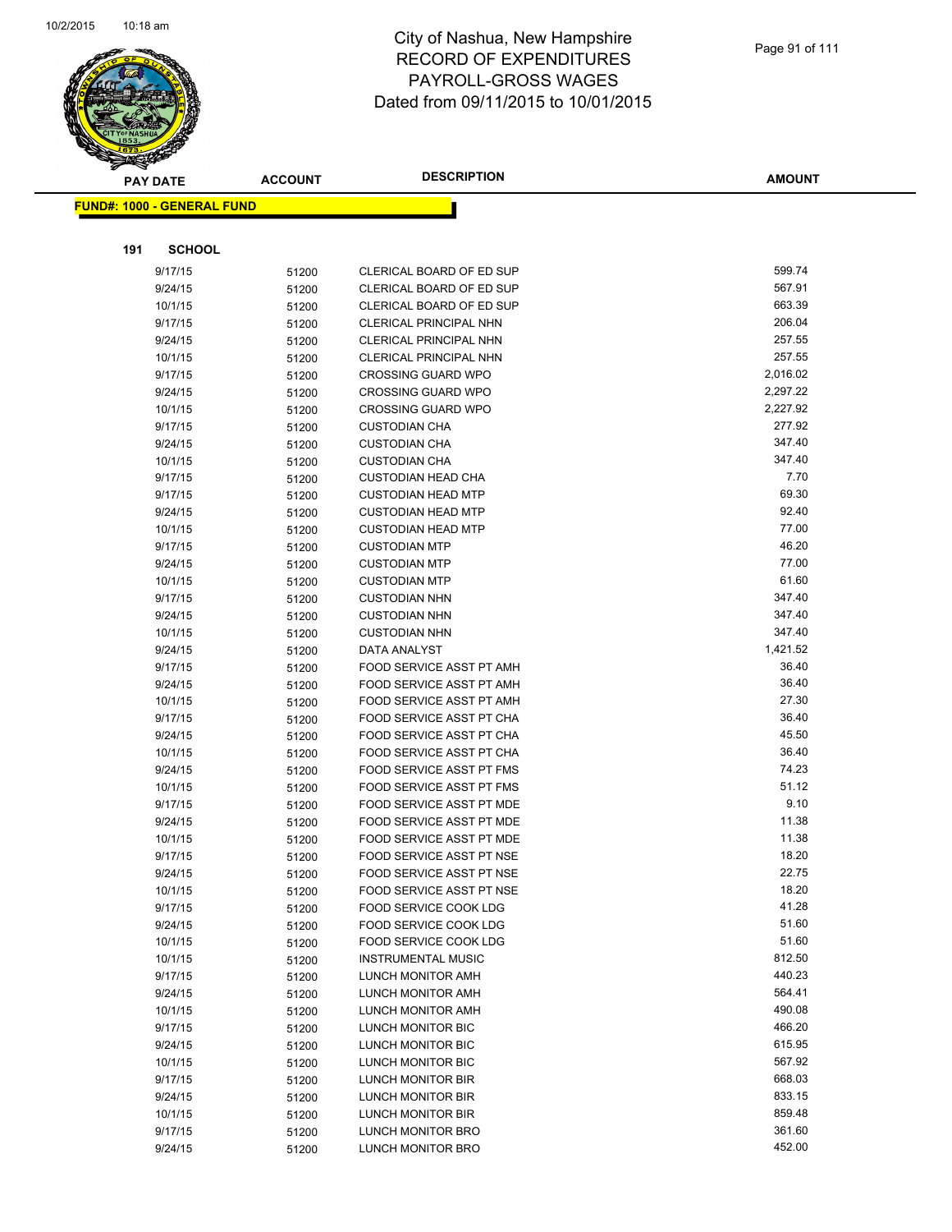# City of Nashua, New Hampshire
## RECORD OF EXPENDITURES
## PAYROLL-GROSS WAGES
## Dated from 09/11/2015 to 10/01/2015

**FUND#: 1000 - GENERAL FUND**

**191 SCHOOL**

| PAY DATE | ACCOUNT | DESCRIPTION | AMOUNT |
|---|---|---|---|
| 9/17/15 | 51200 | CLERICAL BOARD OF ED SUP | 599.74 |
| 9/24/15 | 51200 | CLERICAL BOARD OF ED SUP | 567.91 |
| 10/1/15 | 51200 | CLERICAL BOARD OF ED SUP | 663.39 |
| 9/17/15 | 51200 | CLERICAL PRINCIPAL NHN | 206.04 |
| 9/24/15 | 51200 | CLERICAL PRINCIPAL NHN | 257.55 |
| 10/1/15 | 51200 | CLERICAL PRINCIPAL NHN | 257.55 |
| 9/17/15 | 51200 | CROSSING GUARD WPO | 2,016.02 |
| 9/24/15 | 51200 | CROSSING GUARD WPO | 2,297.22 |
| 10/1/15 | 51200 | CROSSING GUARD WPO | 2,227.92 |
| 9/17/15 | 51200 | CUSTODIAN CHA | 277.92 |
| 9/24/15 | 51200 | CUSTODIAN CHA | 347.40 |
| 10/1/15 | 51200 | CUSTODIAN CHA | 347.40 |
| 9/17/15 | 51200 | CUSTODIAN HEAD CHA | 7.70 |
| 9/17/15 | 51200 | CUSTODIAN HEAD MTP | 69.30 |
| 9/24/15 | 51200 | CUSTODIAN HEAD MTP | 92.40 |
| 10/1/15 | 51200 | CUSTODIAN HEAD MTP | 77.00 |
| 9/17/15 | 51200 | CUSTODIAN MTP | 46.20 |
| 9/24/15 | 51200 | CUSTODIAN MTP | 77.00 |
| 10/1/15 | 51200 | CUSTODIAN MTP | 61.60 |
| 9/17/15 | 51200 | CUSTODIAN NHN | 347.40 |
| 9/24/15 | 51200 | CUSTODIAN NHN | 347.40 |
| 10/1/15 | 51200 | CUSTODIAN NHN | 347.40 |
| 9/24/15 | 51200 | DATA ANALYST | 1,421.52 |
| 9/17/15 | 51200 | FOOD SERVICE ASST PT AMH | 36.40 |
| 9/24/15 | 51200 | FOOD SERVICE ASST PT AMH | 36.40 |
| 10/1/15 | 51200 | FOOD SERVICE ASST PT AMH | 27.30 |
| 9/17/15 | 51200 | FOOD SERVICE ASST PT CHA | 36.40 |
| 9/24/15 | 51200 | FOOD SERVICE ASST PT CHA | 45.50 |
| 10/1/15 | 51200 | FOOD SERVICE ASST PT CHA | 36.40 |
| 9/24/15 | 51200 | FOOD SERVICE ASST PT FMS | 74.23 |
| 10/1/15 | 51200 | FOOD SERVICE ASST PT FMS | 51.12 |
| 9/17/15 | 51200 | FOOD SERVICE ASST PT MDE | 9.10 |
| 9/24/15 | 51200 | FOOD SERVICE ASST PT MDE | 11.38 |
| 10/1/15 | 51200 | FOOD SERVICE ASST PT MDE | 11.38 |
| 9/17/15 | 51200 | FOOD SERVICE ASST PT NSE | 18.20 |
| 9/24/15 | 51200 | FOOD SERVICE ASST PT NSE | 22.75 |
| 10/1/15 | 51200 | FOOD SERVICE ASST PT NSE | 18.20 |
| 9/17/15 | 51200 | FOOD SERVICE COOK LDG | 41.28 |
| 9/24/15 | 51200 | FOOD SERVICE COOK LDG | 51.60 |
| 10/1/15 | 51200 | FOOD SERVICE COOK LDG | 51.60 |
| 10/1/15 | 51200 | INSTRUMENTAL MUSIC | 812.50 |
| 9/17/15 | 51200 | LUNCH MONITOR AMH | 440.23 |
| 9/24/15 | 51200 | LUNCH MONITOR AMH | 564.41 |
| 10/1/15 | 51200 | LUNCH MONITOR AMH | 490.08 |
| 9/17/15 | 51200 | LUNCH MONITOR BIC | 466.20 |
| 9/24/15 | 51200 | LUNCH MONITOR BIC | 615.95 |
| 10/1/15 | 51200 | LUNCH MONITOR BIC | 567.92 |
| 9/17/15 | 51200 | LUNCH MONITOR BIR | 668.03 |
| 9/24/15 | 51200 | LUNCH MONITOR BIR | 833.15 |
| 10/1/15 | 51200 | LUNCH MONITOR BIR | 859.48 |
| 9/17/15 | 51200 | LUNCH MONITOR BRO | 361.60 |
| 9/24/15 | 51200 | LUNCH MONITOR BRO | 452.00 |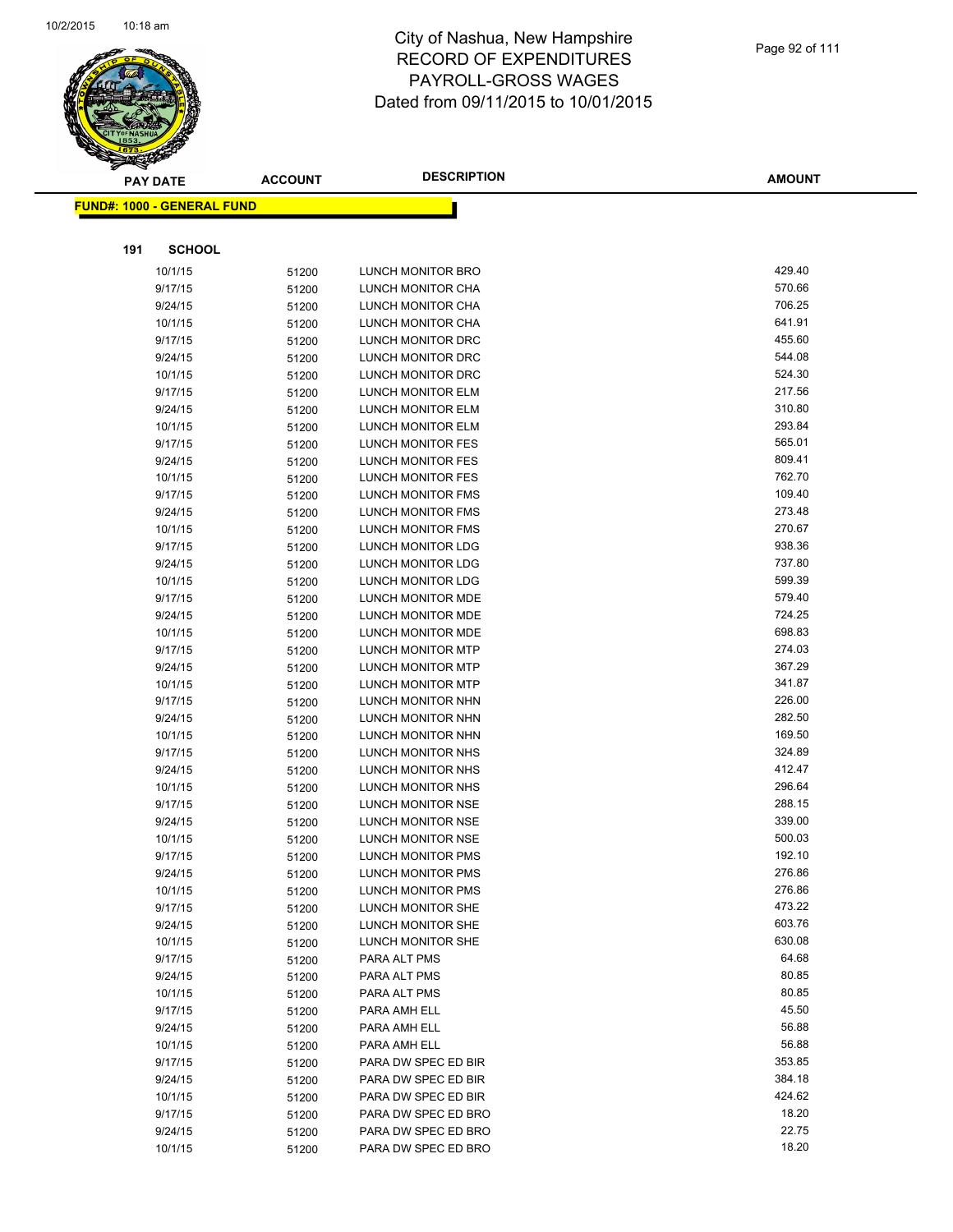# City of Nashua, New Hampshire
## RECORD OF EXPENDITURES
## PAYROLL-GROSS WAGES
## Dated from 09/11/2015 to 10/01/2015

**FUND#: 1000 - GENERAL FUND**

**191 SCHOOL**

| PAY DATE | ACCOUNT | DESCRIPTION | AMOUNT |
|---|---|---|---|
| 10/1/15 | 51200 | LUNCH MONITOR BRO | 429.40 |
| 9/17/15 | 51200 | LUNCH MONITOR CHA | 570.66 |
| 9/24/15 | 51200 | LUNCH MONITOR CHA | 706.25 |
| 10/1/15 | 51200 | LUNCH MONITOR CHA | 641.91 |
| 9/17/15 | 51200 | LUNCH MONITOR DRC | 455.60 |
| 9/24/15 | 51200 | LUNCH MONITOR DRC | 544.08 |
| 10/1/15 | 51200 | LUNCH MONITOR DRC | 524.30 |
| 9/17/15 | 51200 | LUNCH MONITOR ELM | 217.56 |
| 9/24/15 | 51200 | LUNCH MONITOR ELM | 310.80 |
| 10/1/15 | 51200 | LUNCH MONITOR ELM | 293.84 |
| 9/17/15 | 51200 | LUNCH MONITOR FES | 565.01 |
| 9/24/15 | 51200 | LUNCH MONITOR FES | 809.41 |
| 10/1/15 | 51200 | LUNCH MONITOR FES | 762.70 |
| 9/17/15 | 51200 | LUNCH MONITOR FMS | 109.40 |
| 9/24/15 | 51200 | LUNCH MONITOR FMS | 273.48 |
| 10/1/15 | 51200 | LUNCH MONITOR FMS | 270.67 |
| 9/17/15 | 51200 | LUNCH MONITOR LDG | 938.36 |
| 9/24/15 | 51200 | LUNCH MONITOR LDG | 737.80 |
| 10/1/15 | 51200 | LUNCH MONITOR LDG | 599.39 |
| 9/17/15 | 51200 | LUNCH MONITOR MDE | 579.40 |
| 9/24/15 | 51200 | LUNCH MONITOR MDE | 724.25 |
| 10/1/15 | 51200 | LUNCH MONITOR MDE | 698.83 |
| 9/17/15 | 51200 | LUNCH MONITOR MTP | 274.03 |
| 9/24/15 | 51200 | LUNCH MONITOR MTP | 367.29 |
| 10/1/15 | 51200 | LUNCH MONITOR MTP | 341.87 |
| 9/17/15 | 51200 | LUNCH MONITOR NHN | 226.00 |
| 9/24/15 | 51200 | LUNCH MONITOR NHN | 282.50 |
| 10/1/15 | 51200 | LUNCH MONITOR NHN | 169.50 |
| 9/17/15 | 51200 | LUNCH MONITOR NHS | 324.89 |
| 9/24/15 | 51200 | LUNCH MONITOR NHS | 412.47 |
| 10/1/15 | 51200 | LUNCH MONITOR NHS | 296.64 |
| 9/17/15 | 51200 | LUNCH MONITOR NSE | 288.15 |
| 9/24/15 | 51200 | LUNCH MONITOR NSE | 339.00 |
| 10/1/15 | 51200 | LUNCH MONITOR NSE | 500.03 |
| 9/17/15 | 51200 | LUNCH MONITOR PMS | 192.10 |
| 9/24/15 | 51200 | LUNCH MONITOR PMS | 276.86 |
| 10/1/15 | 51200 | LUNCH MONITOR PMS | 276.86 |
| 9/17/15 | 51200 | LUNCH MONITOR SHE | 473.22 |
| 9/24/15 | 51200 | LUNCH MONITOR SHE | 603.76 |
| 10/1/15 | 51200 | LUNCH MONITOR SHE | 630.08 |
| 9/17/15 | 51200 | PARA ALT PMS | 64.68 |
| 9/24/15 | 51200 | PARA ALT PMS | 80.85 |
| 10/1/15 | 51200 | PARA ALT PMS | 80.85 |
| 9/17/15 | 51200 | PARA AMH ELL | 45.50 |
| 9/24/15 | 51200 | PARA AMH ELL | 56.88 |
| 10/1/15 | 51200 | PARA AMH ELL | 56.88 |
| 9/17/15 | 51200 | PARA DW SPEC ED BIR | 353.85 |
| 9/24/15 | 51200 | PARA DW SPEC ED BIR | 384.18 |
| 10/1/15 | 51200 | PARA DW SPEC ED BIR | 424.62 |
| 9/17/15 | 51200 | PARA DW SPEC ED BRO | 18.20 |
| 9/24/15 | 51200 | PARA DW SPEC ED BRO | 22.75 |
| 10/1/15 | 51200 | PARA DW SPEC ED BRO | 18.20 |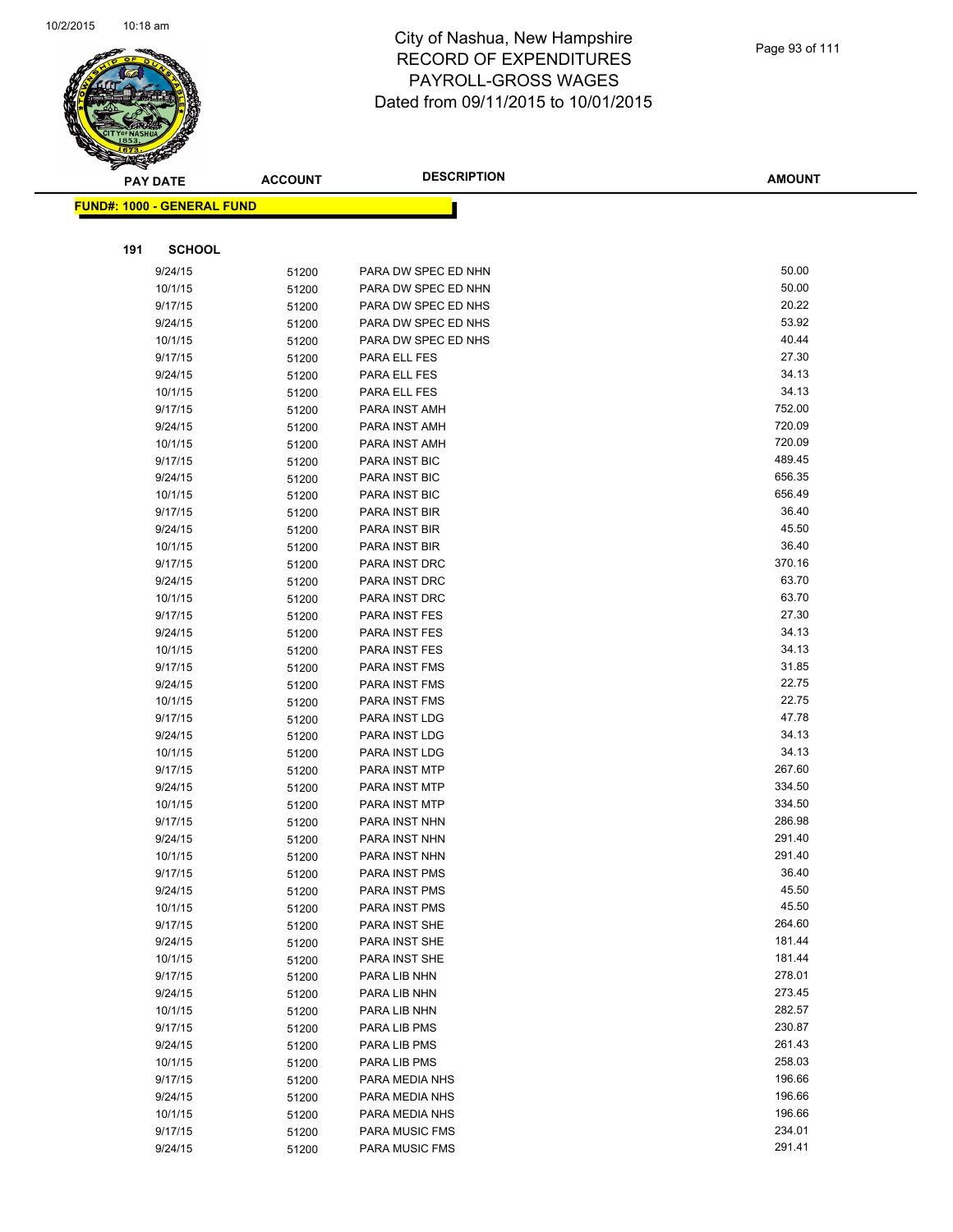# City of Nashua, New Hampshire
## RECORD OF EXPENDITURES
## PAYROLL-GROSS WAGES
## Dated from 09/11/2015 to 10/01/2015

**FUND#: 1000 - GENERAL FUND**

**191 SCHOOL**

| PAY DATE | ACCOUNT | DESCRIPTION | AMOUNT |
|---|---|---|---|
| 9/24/15 | 51200 | PARA DW SPEC ED NHN | 50.00 |
| 10/1/15 | 51200 | PARA DW SPEC ED NHN | 50.00 |
| 9/17/15 | 51200 | PARA DW SPEC ED NHS | 20.22 |
| 9/24/15 | 51200 | PARA DW SPEC ED NHS | 53.92 |
| 10/1/15 | 51200 | PARA DW SPEC ED NHS | 40.44 |
| 9/17/15 | 51200 | PARA ELL FES | 27.30 |
| 9/24/15 | 51200 | PARA ELL FES | 34.13 |
| 10/1/15 | 51200 | PARA ELL FES | 34.13 |
| 9/17/15 | 51200 | PARA INST AMH | 752.00 |
| 9/24/15 | 51200 | PARA INST AMH | 720.09 |
| 10/1/15 | 51200 | PARA INST AMH | 720.09 |
| 9/17/15 | 51200 | PARA INST BIC | 489.45 |
| 9/24/15 | 51200 | PARA INST BIC | 656.35 |
| 10/1/15 | 51200 | PARA INST BIC | 656.49 |
| 9/17/15 | 51200 | PARA INST BIR | 36.40 |
| 9/24/15 | 51200 | PARA INST BIR | 45.50 |
| 10/1/15 | 51200 | PARA INST BIR | 36.40 |
| 9/17/15 | 51200 | PARA INST DRC | 370.16 |
| 9/24/15 | 51200 | PARA INST DRC | 63.70 |
| 10/1/15 | 51200 | PARA INST DRC | 63.70 |
| 9/17/15 | 51200 | PARA INST FES | 27.30 |
| 9/24/15 | 51200 | PARA INST FES | 34.13 |
| 10/1/15 | 51200 | PARA INST FES | 34.13 |
| 9/17/15 | 51200 | PARA INST FMS | 31.85 |
| 9/24/15 | 51200 | PARA INST FMS | 22.75 |
| 10/1/15 | 51200 | PARA INST FMS | 22.75 |
| 9/17/15 | 51200 | PARA INST LDG | 47.78 |
| 9/24/15 | 51200 | PARA INST LDG | 34.13 |
| 10/1/15 | 51200 | PARA INST LDG | 34.13 |
| 9/17/15 | 51200 | PARA INST MTP | 267.60 |
| 9/24/15 | 51200 | PARA INST MTP | 334.50 |
| 10/1/15 | 51200 | PARA INST MTP | 334.50 |
| 9/17/15 | 51200 | PARA INST NHN | 286.98 |
| 9/24/15 | 51200 | PARA INST NHN | 291.40 |
| 10/1/15 | 51200 | PARA INST NHN | 291.40 |
| 9/17/15 | 51200 | PARA INST PMS | 36.40 |
| 9/24/15 | 51200 | PARA INST PMS | 45.50 |
| 10/1/15 | 51200 | PARA INST PMS | 45.50 |
| 9/17/15 | 51200 | PARA INST SHE | 264.60 |
| 9/24/15 | 51200 | PARA INST SHE | 181.44 |
| 10/1/15 | 51200 | PARA INST SHE | 181.44 |
| 9/17/15 | 51200 | PARA LIB NHN | 278.01 |
| 9/24/15 | 51200 | PARA LIB NHN | 273.45 |
| 10/1/15 | 51200 | PARA LIB NHN | 282.57 |
| 9/17/15 | 51200 | PARA LIB PMS | 230.87 |
| 9/24/15 | 51200 | PARA LIB PMS | 261.43 |
| 10/1/15 | 51200 | PARA LIB PMS | 258.03 |
| 9/17/15 | 51200 | PARA MEDIA NHS | 196.66 |
| 9/24/15 | 51200 | PARA MEDIA NHS | 196.66 |
| 10/1/15 | 51200 | PARA MEDIA NHS | 196.66 |
| 9/17/15 | 51200 | PARA MUSIC FMS | 234.01 |
| 9/24/15 | 51200 | PARA MUSIC FMS | 291.41 |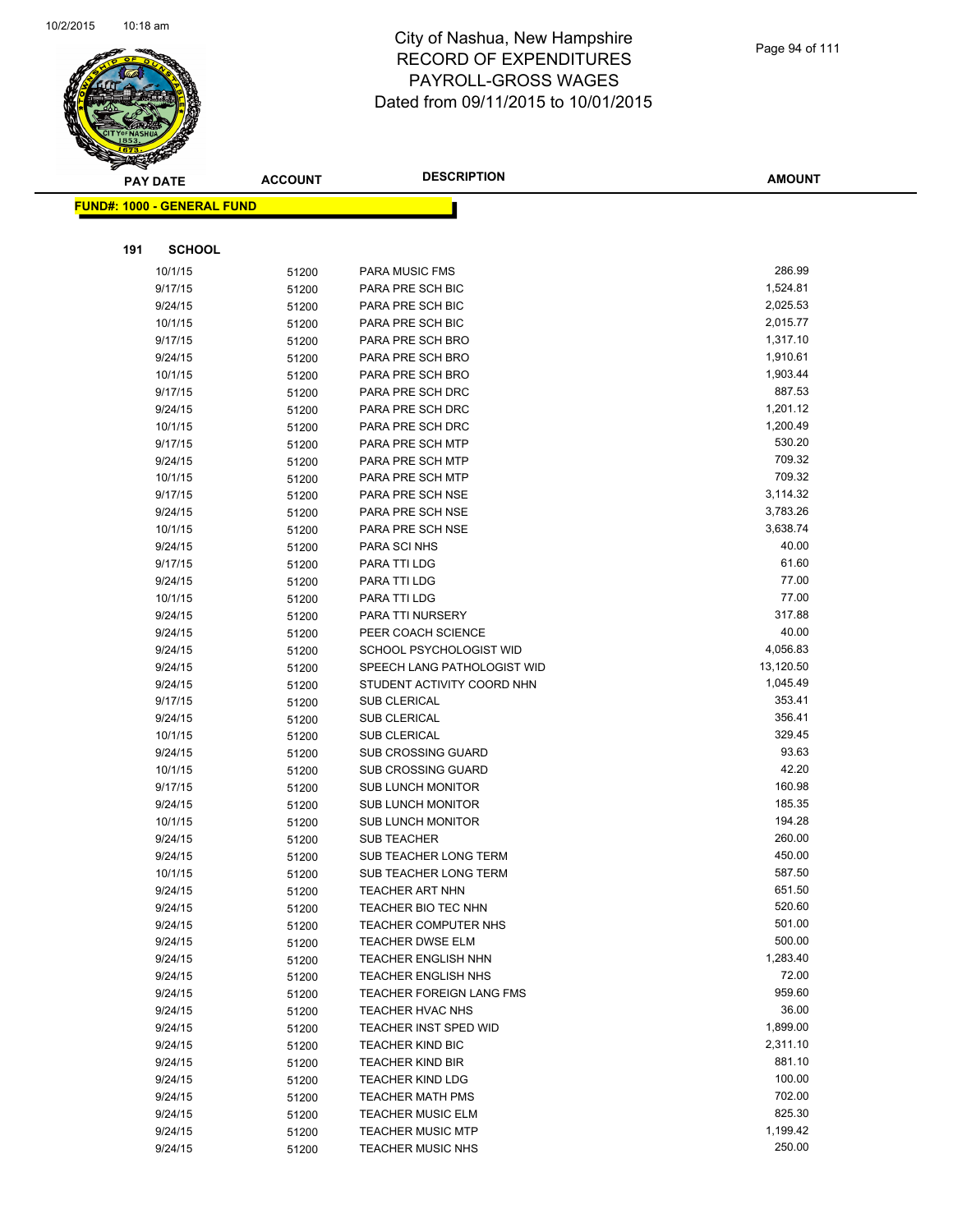# City of Nashua, New Hampshire
## RECORD OF EXPENDITURES
## PAYROLL-GROSS WAGES
## Dated from 09/11/2015 to 10/01/2015

**FUND#: 1000 - GENERAL FUND**

**191 SCHOOL**

| PAY DATE | ACCOUNT | DESCRIPTION | AMOUNT |
|---|---|---|---|
| 10/1/15 | 51200 | PARA MUSIC FMS | 286.99 |
| 9/17/15 | 51200 | PARA PRE SCH BIC | 1,524.81 |
| 9/24/15 | 51200 | PARA PRE SCH BIC | 2,025.53 |
| 10/1/15 | 51200 | PARA PRE SCH BIC | 2,015.77 |
| 9/17/15 | 51200 | PARA PRE SCH BRO | 1,317.10 |
| 9/24/15 | 51200 | PARA PRE SCH BRO | 1,910.61 |
| 10/1/15 | 51200 | PARA PRE SCH BRO | 1,903.44 |
| 9/17/15 | 51200 | PARA PRE SCH DRC | 887.53 |
| 9/24/15 | 51200 | PARA PRE SCH DRC | 1,201.12 |
| 10/1/15 | 51200 | PARA PRE SCH DRC | 1,200.49 |
| 9/17/15 | 51200 | PARA PRE SCH MTP | 530.20 |
| 9/24/15 | 51200 | PARA PRE SCH MTP | 709.32 |
| 10/1/15 | 51200 | PARA PRE SCH MTP | 709.32 |
| 9/17/15 | 51200 | PARA PRE SCH NSE | 3,114.32 |
| 9/24/15 | 51200 | PARA PRE SCH NSE | 3,783.26 |
| 10/1/15 | 51200 | PARA PRE SCH NSE | 3,638.74 |
| 9/24/15 | 51200 | PARA SCI NHS | 40.00 |
| 9/17/15 | 51200 | PARA TTI LDG | 61.60 |
| 9/24/15 | 51200 | PARA TTI LDG | 77.00 |
| 10/1/15 | 51200 | PARA TTI LDG | 77.00 |
| 9/24/15 | 51200 | PARA TTI NURSERY | 317.88 |
| 9/24/15 | 51200 | PEER COACH SCIENCE | 40.00 |
| 9/24/15 | 51200 | SCHOOL PSYCHOLOGIST WID | 4,056.83 |
| 9/24/15 | 51200 | SPEECH LANG PATHOLOGIST WID | 13,120.50 |
| 9/24/15 | 51200 | STUDENT ACTIVITY COORD NHN | 1,045.49 |
| 9/17/15 | 51200 | SUB CLERICAL | 353.41 |
| 9/24/15 | 51200 | SUB CLERICAL | 356.41 |
| 10/1/15 | 51200 | SUB CLERICAL | 329.45 |
| 9/24/15 | 51200 | SUB CROSSING GUARD | 93.63 |
| 10/1/15 | 51200 | SUB CROSSING GUARD | 42.20 |
| 9/17/15 | 51200 | SUB LUNCH MONITOR | 160.98 |
| 9/24/15 | 51200 | SUB LUNCH MONITOR | 185.35 |
| 10/1/15 | 51200 | SUB LUNCH MONITOR | 194.28 |
| 9/24/15 | 51200 | SUB TEACHER | 260.00 |
| 9/24/15 | 51200 | SUB TEACHER LONG TERM | 450.00 |
| 10/1/15 | 51200 | SUB TEACHER LONG TERM | 587.50 |
| 9/24/15 | 51200 | TEACHER ART NHN | 651.50 |
| 9/24/15 | 51200 | TEACHER BIO TEC NHN | 520.60 |
| 9/24/15 | 51200 | TEACHER COMPUTER NHS | 501.00 |
| 9/24/15 | 51200 | TEACHER DWSE ELM | 500.00 |
| 9/24/15 | 51200 | TEACHER ENGLISH NHN | 1,283.40 |
| 9/24/15 | 51200 | TEACHER ENGLISH NHS | 72.00 |
| 9/24/15 | 51200 | TEACHER FOREIGN LANG FMS | 959.60 |
| 9/24/15 | 51200 | TEACHER HVAC NHS | 36.00 |
| 9/24/15 | 51200 | TEACHER INST SPED WID | 1,899.00 |
| 9/24/15 | 51200 | TEACHER KIND BIC | 2,311.10 |
| 9/24/15 | 51200 | TEACHER KIND BIR | 881.10 |
| 9/24/15 | 51200 | TEACHER KIND LDG | 100.00 |
| 9/24/15 | 51200 | TEACHER MATH PMS | 702.00 |
| 9/24/15 | 51200 | TEACHER MUSIC ELM | 825.30 |
| 9/24/15 | 51200 | TEACHER MUSIC MTP | 1,199.42 |
| 9/24/15 | 51200 | TEACHER MUSIC NHS | 250.00 |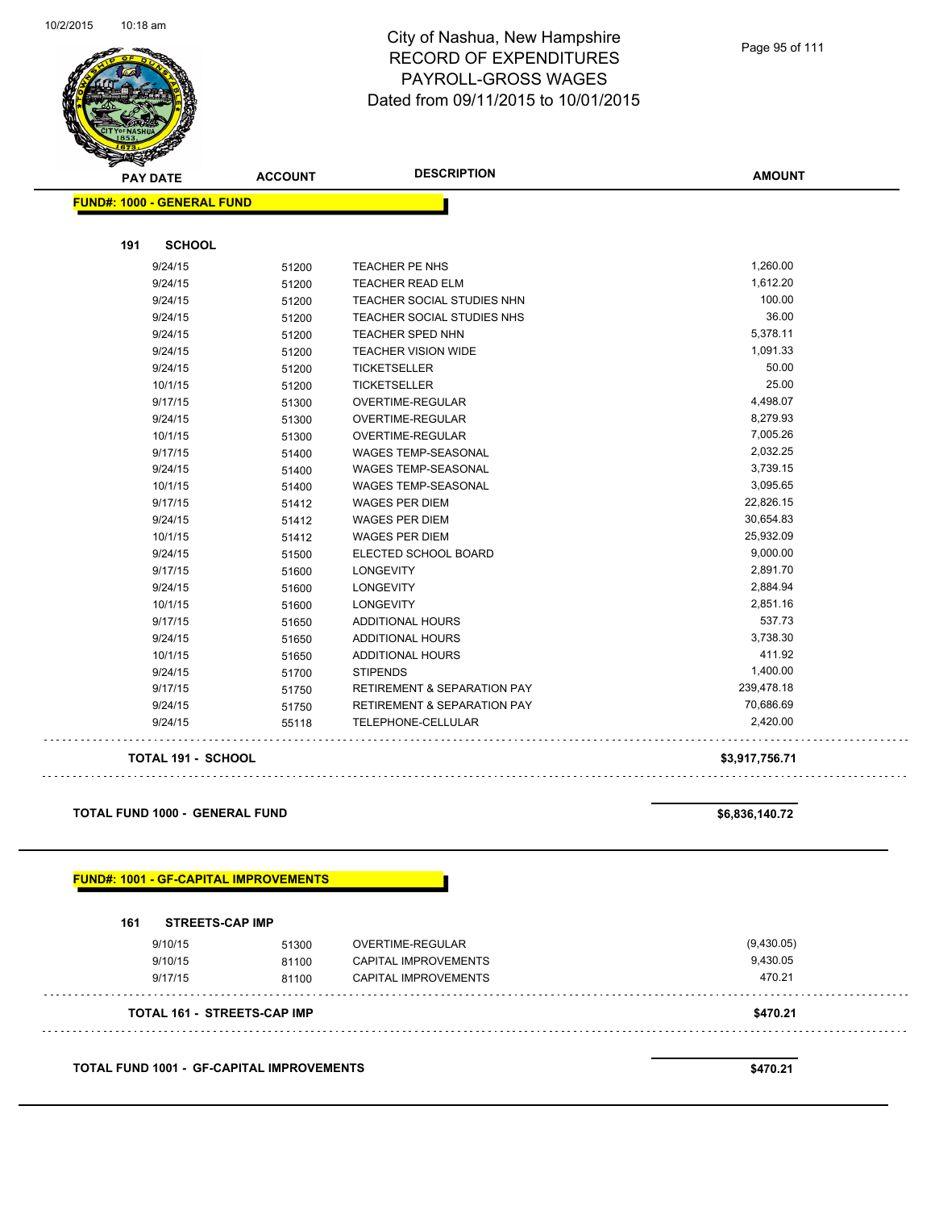# City of Nashua, New Hampshire
## RECORD OF EXPENDITURES
## PAYROLL-GROSS WAGES
## Dated from 09/11/2015 to 10/01/2015

| PAY DATE | ACCOUNT | DESCRIPTION | AMOUNT |
|---|---|---|---|

**FUND#: 1000 - GENERAL FUND**

**191 SCHOOL**

| PAY DATE | ACCOUNT | DESCRIPTION | AMOUNT |
|---|---|---|---|
| 9/24/15 | 51200 | TEACHER PE NHS | 1,260.00 |
| 9/24/15 | 51200 | TEACHER READ ELM | 1,612.20 |
| 9/24/15 | 51200 | TEACHER SOCIAL STUDIES NHN | 100.00 |
| 9/24/15 | 51200 | TEACHER SOCIAL STUDIES NHS | 36.00 |
| 9/24/15 | 51200 | TEACHER SPED NHN | 5,378.11 |
| 9/24/15 | 51200 | TEACHER VISION WIDE | 1,091.33 |
| 9/24/15 | 51200 | TICKETSELLER | 50.00 |
| 10/1/15 | 51200 | TICKETSELLER | 25.00 |
| 9/17/15 | 51300 | OVERTIME-REGULAR | 4,498.07 |
| 9/24/15 | 51300 | OVERTIME-REGULAR | 8,279.93 |
| 10/1/15 | 51300 | OVERTIME-REGULAR | 7,005.26 |
| 9/17/15 | 51400 | WAGES TEMP-SEASONAL | 2,032.25 |
| 9/24/15 | 51400 | WAGES TEMP-SEASONAL | 3,739.15 |
| 10/1/15 | 51400 | WAGES TEMP-SEASONAL | 3,095.65 |
| 9/17/15 | 51412 | WAGES PER DIEM | 22,826.15 |
| 9/24/15 | 51412 | WAGES PER DIEM | 30,654.83 |
| 10/1/15 | 51412 | WAGES PER DIEM | 25,932.09 |
| 9/24/15 | 51500 | ELECTED SCHOOL BOARD | 9,000.00 |
| 9/17/15 | 51600 | LONGEVITY | 2,891.70 |
| 9/24/15 | 51600 | LONGEVITY | 2,884.94 |
| 10/1/15 | 51600 | LONGEVITY | 2,851.16 |
| 9/17/15 | 51650 | ADDITIONAL HOURS | 537.73 |
| 9/24/15 | 51650 | ADDITIONAL HOURS | 3,738.30 |
| 10/1/15 | 51650 | ADDITIONAL HOURS | 411.92 |
| 9/24/15 | 51700 | STIPENDS | 1,400.00 |
| 9/17/15 | 51750 | RETIREMENT & SEPARATION PAY | 239,478.18 |
| 9/24/15 | 51750 | RETIREMENT & SEPARATION PAY | 70,686.69 |
| 9/24/15 | 55118 | TELEPHONE-CELLULAR | 2,420.00 |

**TOTAL 191 - SCHOOL** **$3,917,756.71**

**TOTAL FUND 1000 - GENERAL FUND** **$6,836,140.72**

**FUND#: 1001 - GF-CAPITAL IMPROVEMENTS**

**161 STREETS-CAP IMP**

| PAY DATE | ACCOUNT | DESCRIPTION | AMOUNT |
|---|---|---|---|
| 9/10/15 | 51300 | OVERTIME-REGULAR | (9,430.05) |
| 9/10/15 | 81100 | CAPITAL IMPROVEMENTS | 9,430.05 |
| 9/17/15 | 81100 | CAPITAL IMPROVEMENTS | 470.21 |

**TOTAL 161 - STREETS-CAP IMP** **$470.21**

**TOTAL FUND 1001 - GF-CAPITAL IMPROVEMENTS** **$470.21**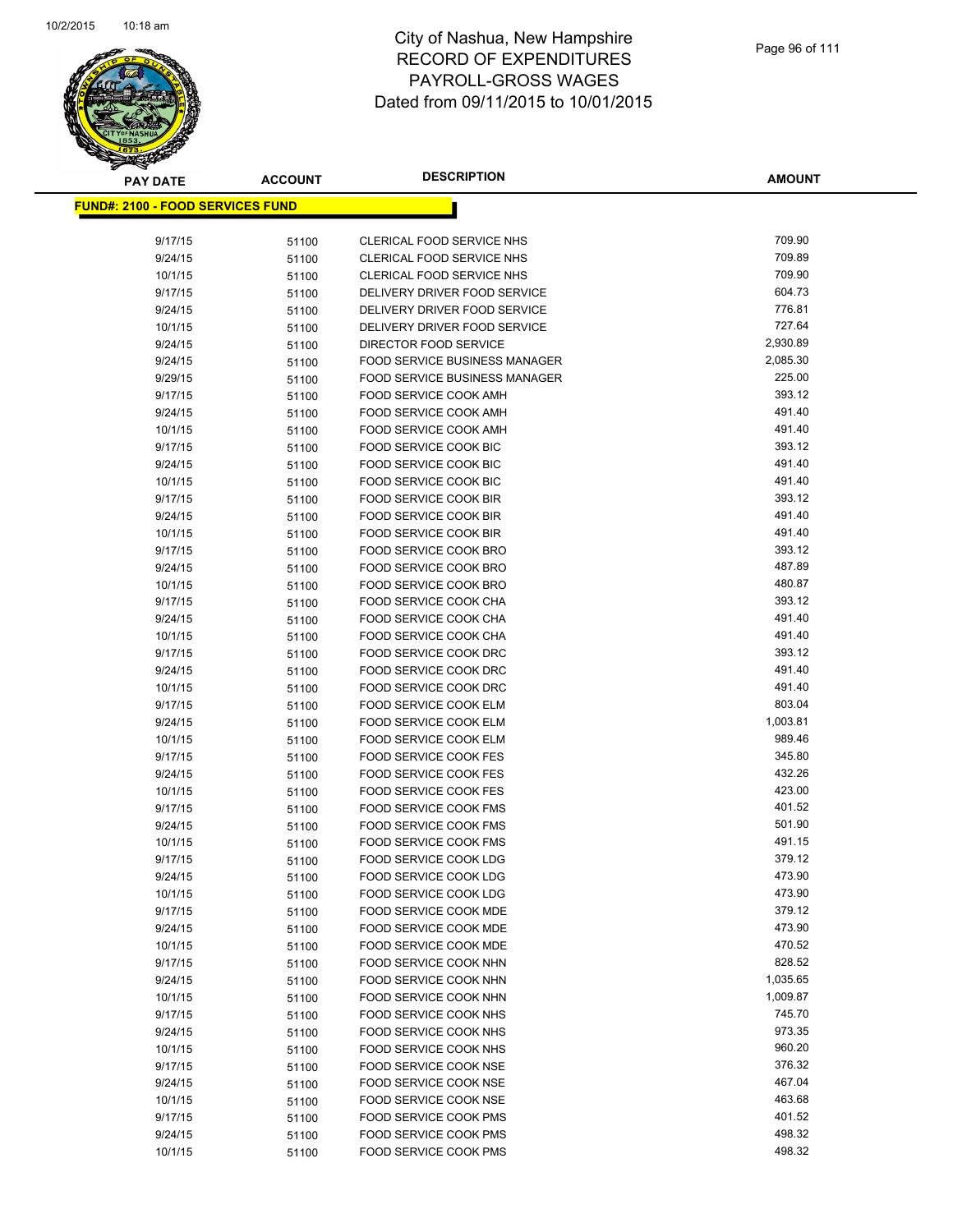# City of Nashua, New Hampshire
# RECORD OF EXPENDITURES
# PAYROLL-GROSS WAGES
# Dated from 09/11/2015 to 10/01/2015

**FUND#: 2100 - FOOD SERVICES FUND**

| PAY DATE | ACCOUNT | DESCRIPTION | AMOUNT |
|---|---|---|---|
| 9/17/15 | 51100 | CLERICAL FOOD SERVICE NHS | 709.90 |
| 9/24/15 | 51100 | CLERICAL FOOD SERVICE NHS | 709.89 |
| 10/1/15 | 51100 | CLERICAL FOOD SERVICE NHS | 709.90 |
| 9/17/15 | 51100 | DELIVERY DRIVER FOOD SERVICE | 604.73 |
| 9/24/15 | 51100 | DELIVERY DRIVER FOOD SERVICE | 776.81 |
| 10/1/15 | 51100 | DELIVERY DRIVER FOOD SERVICE | 727.64 |
| 9/24/15 | 51100 | DIRECTOR FOOD SERVICE | 2,930.89 |
| 9/24/15 | 51100 | FOOD SERVICE BUSINESS MANAGER | 2,085.30 |
| 9/29/15 | 51100 | FOOD SERVICE BUSINESS MANAGER | 225.00 |
| 9/17/15 | 51100 | FOOD SERVICE COOK AMH | 393.12 |
| 9/24/15 | 51100 | FOOD SERVICE COOK AMH | 491.40 |
| 10/1/15 | 51100 | FOOD SERVICE COOK AMH | 491.40 |
| 9/17/15 | 51100 | FOOD SERVICE COOK BIC | 393.12 |
| 9/24/15 | 51100 | FOOD SERVICE COOK BIC | 491.40 |
| 10/1/15 | 51100 | FOOD SERVICE COOK BIC | 491.40 |
| 9/17/15 | 51100 | FOOD SERVICE COOK BIR | 393.12 |
| 9/24/15 | 51100 | FOOD SERVICE COOK BIR | 491.40 |
| 10/1/15 | 51100 | FOOD SERVICE COOK BIR | 491.40 |
| 9/17/15 | 51100 | FOOD SERVICE COOK BRO | 393.12 |
| 9/24/15 | 51100 | FOOD SERVICE COOK BRO | 487.89 |
| 10/1/15 | 51100 | FOOD SERVICE COOK BRO | 480.87 |
| 9/17/15 | 51100 | FOOD SERVICE COOK CHA | 393.12 |
| 9/24/15 | 51100 | FOOD SERVICE COOK CHA | 491.40 |
| 10/1/15 | 51100 | FOOD SERVICE COOK CHA | 491.40 |
| 9/17/15 | 51100 | FOOD SERVICE COOK DRC | 393.12 |
| 9/24/15 | 51100 | FOOD SERVICE COOK DRC | 491.40 |
| 10/1/15 | 51100 | FOOD SERVICE COOK DRC | 491.40 |
| 9/17/15 | 51100 | FOOD SERVICE COOK ELM | 803.04 |
| 9/24/15 | 51100 | FOOD SERVICE COOK ELM | 1,003.81 |
| 10/1/15 | 51100 | FOOD SERVICE COOK ELM | 989.46 |
| 9/17/15 | 51100 | FOOD SERVICE COOK FES | 345.80 |
| 9/24/15 | 51100 | FOOD SERVICE COOK FES | 432.26 |
| 10/1/15 | 51100 | FOOD SERVICE COOK FES | 423.00 |
| 9/17/15 | 51100 | FOOD SERVICE COOK FMS | 401.52 |
| 9/24/15 | 51100 | FOOD SERVICE COOK FMS | 501.90 |
| 10/1/15 | 51100 | FOOD SERVICE COOK FMS | 491.15 |
| 9/17/15 | 51100 | FOOD SERVICE COOK LDG | 379.12 |
| 9/24/15 | 51100 | FOOD SERVICE COOK LDG | 473.90 |
| 10/1/15 | 51100 | FOOD SERVICE COOK LDG | 473.90 |
| 9/17/15 | 51100 | FOOD SERVICE COOK MDE | 379.12 |
| 9/24/15 | 51100 | FOOD SERVICE COOK MDE | 473.90 |
| 10/1/15 | 51100 | FOOD SERVICE COOK MDE | 470.52 |
| 9/17/15 | 51100 | FOOD SERVICE COOK NHN | 828.52 |
| 9/24/15 | 51100 | FOOD SERVICE COOK NHN | 1,035.65 |
| 10/1/15 | 51100 | FOOD SERVICE COOK NHN | 1,009.87 |
| 9/17/15 | 51100 | FOOD SERVICE COOK NHS | 745.70 |
| 9/24/15 | 51100 | FOOD SERVICE COOK NHS | 973.35 |
| 10/1/15 | 51100 | FOOD SERVICE COOK NHS | 960.20 |
| 9/17/15 | 51100 | FOOD SERVICE COOK NSE | 376.32 |
| 9/24/15 | 51100 | FOOD SERVICE COOK NSE | 467.04 |
| 10/1/15 | 51100 | FOOD SERVICE COOK NSE | 463.68 |
| 9/17/15 | 51100 | FOOD SERVICE COOK PMS | 401.52 |
| 9/24/15 | 51100 | FOOD SERVICE COOK PMS | 498.32 |
| 10/1/15 | 51100 | FOOD SERVICE COOK PMS | 498.32 |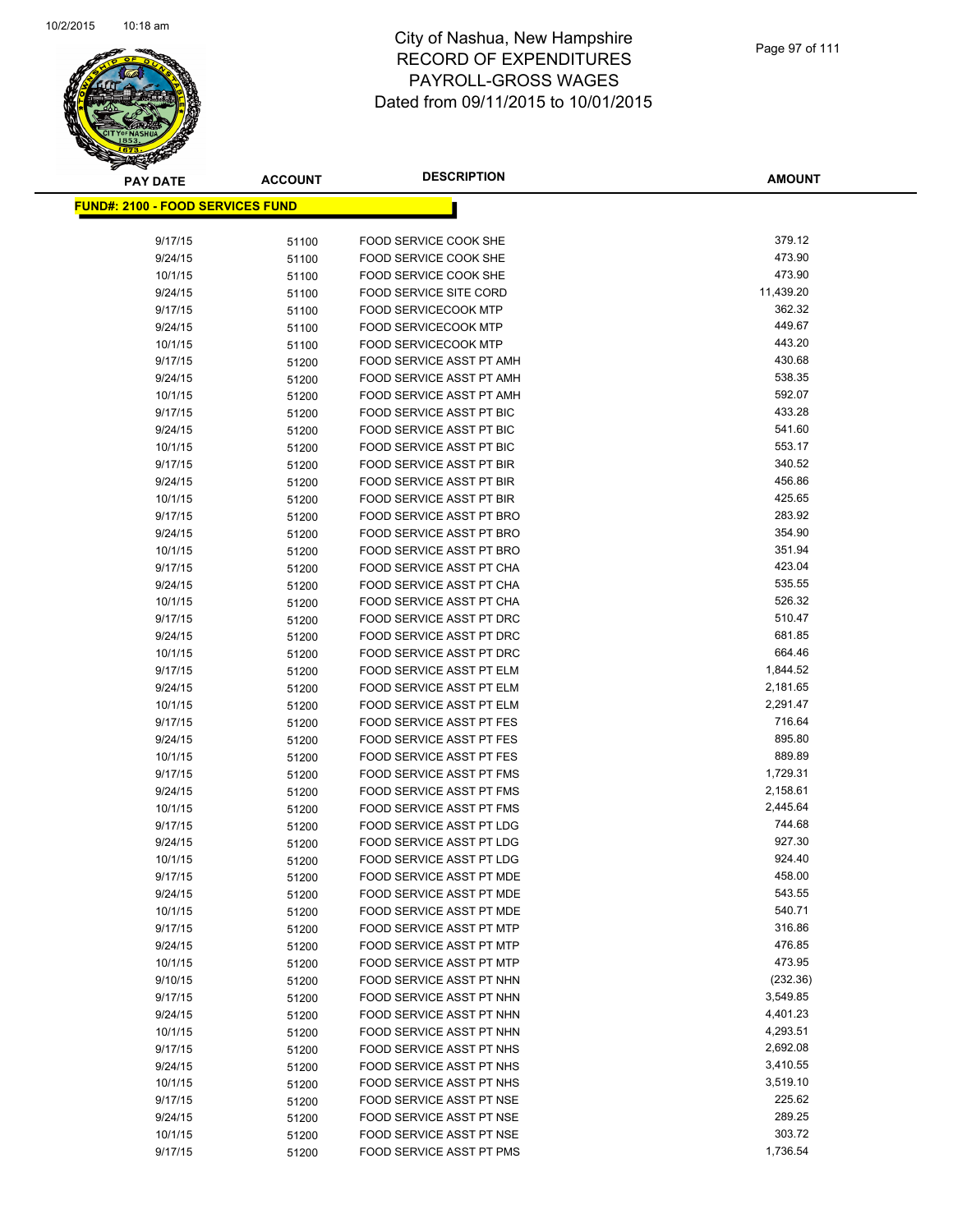# City of Nashua, New Hampshire
## RECORD OF EXPENDITURES
## PAYROLL-GROSS WAGES
## Dated from 09/11/2015 to 10/01/2015

| PAY DATE | ACCOUNT | DESCRIPTION | AMOUNT |
|---|---|---|---|
| **FUND#: 2100 - FOOD SERVICES FUND** | | | |
| 9/17/15 | 51100 | FOOD SERVICE COOK SHE | 379.12 |
| 9/24/15 | 51100 | FOOD SERVICE COOK SHE | 473.90 |
| 10/1/15 | 51100 | FOOD SERVICE COOK SHE | 473.90 |
| 9/24/15 | 51100 | FOOD SERVICE SITE CORD | 11,439.20 |
| 9/17/15 | 51100 | FOOD SERVICECOOK MTP | 362.32 |
| 9/24/15 | 51100 | FOOD SERVICECOOK MTP | 449.67 |
| 10/1/15 | 51100 | FOOD SERVICECOOK MTP | 443.20 |
| 9/17/15 | 51200 | FOOD SERVICE ASST PT AMH | 430.68 |
| 9/24/15 | 51200 | FOOD SERVICE ASST PT AMH | 538.35 |
| 10/1/15 | 51200 | FOOD SERVICE ASST PT AMH | 592.07 |
| 9/17/15 | 51200 | FOOD SERVICE ASST PT BIC | 433.28 |
| 9/24/15 | 51200 | FOOD SERVICE ASST PT BIC | 541.60 |
| 10/1/15 | 51200 | FOOD SERVICE ASST PT BIC | 553.17 |
| 9/17/15 | 51200 | FOOD SERVICE ASST PT BIR | 340.52 |
| 9/24/15 | 51200 | FOOD SERVICE ASST PT BIR | 456.86 |
| 10/1/15 | 51200 | FOOD SERVICE ASST PT BIR | 425.65 |
| 9/17/15 | 51200 | FOOD SERVICE ASST PT BRO | 283.92 |
| 9/24/15 | 51200 | FOOD SERVICE ASST PT BRO | 354.90 |
| 10/1/15 | 51200 | FOOD SERVICE ASST PT BRO | 351.94 |
| 9/17/15 | 51200 | FOOD SERVICE ASST PT CHA | 423.04 |
| 9/24/15 | 51200 | FOOD SERVICE ASST PT CHA | 535.55 |
| 10/1/15 | 51200 | FOOD SERVICE ASST PT CHA | 526.32 |
| 9/17/15 | 51200 | FOOD SERVICE ASST PT DRC | 510.47 |
| 9/24/15 | 51200 | FOOD SERVICE ASST PT DRC | 681.85 |
| 10/1/15 | 51200 | FOOD SERVICE ASST PT DRC | 664.46 |
| 9/17/15 | 51200 | FOOD SERVICE ASST PT ELM | 1,844.52 |
| 9/24/15 | 51200 | FOOD SERVICE ASST PT ELM | 2,181.65 |
| 10/1/15 | 51200 | FOOD SERVICE ASST PT ELM | 2,291.47 |
| 9/17/15 | 51200 | FOOD SERVICE ASST PT FES | 716.64 |
| 9/24/15 | 51200 | FOOD SERVICE ASST PT FES | 895.80 |
| 10/1/15 | 51200 | FOOD SERVICE ASST PT FES | 889.89 |
| 9/17/15 | 51200 | FOOD SERVICE ASST PT FMS | 1,729.31 |
| 9/24/15 | 51200 | FOOD SERVICE ASST PT FMS | 2,158.61 |
| 10/1/15 | 51200 | FOOD SERVICE ASST PT FMS | 2,445.64 |
| 9/17/15 | 51200 | FOOD SERVICE ASST PT LDG | 744.68 |
| 9/24/15 | 51200 | FOOD SERVICE ASST PT LDG | 927.30 |
| 10/1/15 | 51200 | FOOD SERVICE ASST PT LDG | 924.40 |
| 9/17/15 | 51200 | FOOD SERVICE ASST PT MDE | 458.00 |
| 9/24/15 | 51200 | FOOD SERVICE ASST PT MDE | 543.55 |
| 10/1/15 | 51200 | FOOD SERVICE ASST PT MDE | 540.71 |
| 9/17/15 | 51200 | FOOD SERVICE ASST PT MTP | 316.86 |
| 9/24/15 | 51200 | FOOD SERVICE ASST PT MTP | 476.85 |
| 10/1/15 | 51200 | FOOD SERVICE ASST PT MTP | 473.95 |
| 9/10/15 | 51200 | FOOD SERVICE ASST PT NHN | (232.36) |
| 9/17/15 | 51200 | FOOD SERVICE ASST PT NHN | 3,549.85 |
| 9/24/15 | 51200 | FOOD SERVICE ASST PT NHN | 4,401.23 |
| 10/1/15 | 51200 | FOOD SERVICE ASST PT NHN | 4,293.51 |
| 9/17/15 | 51200 | FOOD SERVICE ASST PT NHS | 2,692.08 |
| 9/24/15 | 51200 | FOOD SERVICE ASST PT NHS | 3,410.55 |
| 10/1/15 | 51200 | FOOD SERVICE ASST PT NHS | 3,519.10 |
| 9/17/15 | 51200 | FOOD SERVICE ASST PT NSE | 225.62 |
| 9/24/15 | 51200 | FOOD SERVICE ASST PT NSE | 289.25 |
| 10/1/15 | 51200 | FOOD SERVICE ASST PT NSE | 303.72 |
| 9/17/15 | 51200 | FOOD SERVICE ASST PT PMS | 1,736.54 |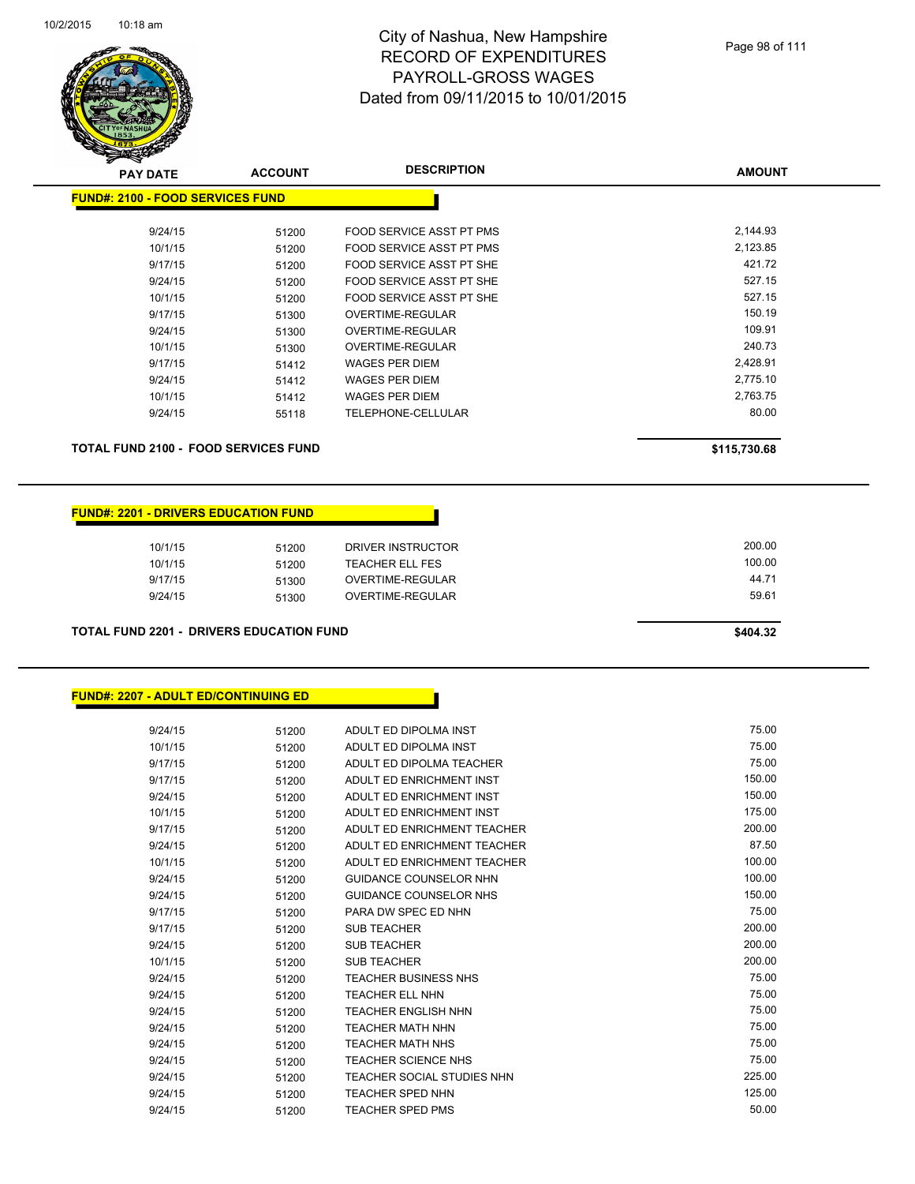City of Nashua, New Hampshire
RECORD OF EXPENDITURES
PAYROLL-GROSS WAGES
Dated from 09/11/2015 to 10/01/2015

| PAY DATE | ACCOUNT | DESCRIPTION | AMOUNT |
|---|---|---|---|
| **FUND#: 2100 - FOOD SERVICES FUND** | | | |
| 9/24/15 | 51200 | FOOD SERVICE ASST PT PMS | 2,144.93 |
| 10/1/15 | 51200 | FOOD SERVICE ASST PT PMS | 2,123.85 |
| 9/17/15 | 51200 | FOOD SERVICE ASST PT SHE | 421.72 |
| 9/24/15 | 51200 | FOOD SERVICE ASST PT SHE | 527.15 |
| 10/1/15 | 51200 | FOOD SERVICE ASST PT SHE | 527.15 |
| 9/17/15 | 51300 | OVERTIME-REGULAR | 150.19 |
| 9/24/15 | 51300 | OVERTIME-REGULAR | 109.91 |
| 10/1/15 | 51300 | OVERTIME-REGULAR | 240.73 |
| 9/17/15 | 51412 | WAGES PER DIEM | 2,428.91 |
| 9/24/15 | 51412 | WAGES PER DIEM | 2,775.10 |
| 10/1/15 | 51412 | WAGES PER DIEM | 2,763.75 |
| 9/24/15 | 55118 | TELEPHONE-CELLULAR | 80.00 |
| **TOTAL FUND 2100 - FOOD SERVICES FUND** | | | **$115,730.68** |

| PAY DATE | ACCOUNT | DESCRIPTION | AMOUNT |
|---|---|---|---|
| **FUND#: 2201 - DRIVERS EDUCATION FUND** | | | |
| 10/1/15 | 51200 | DRIVER INSTRUCTOR | 200.00 |
| 10/1/15 | 51200 | TEACHER ELL FES | 100.00 |
| 9/17/15 | 51300 | OVERTIME-REGULAR | 44.71 |
| 9/24/15 | 51300 | OVERTIME-REGULAR | 59.61 |
| **TOTAL FUND 2201 - DRIVERS EDUCATION FUND** | | | **$404.32** |

| PAY DATE | ACCOUNT | DESCRIPTION | AMOUNT |
|---|---|---|---|
| **FUND#: 2207 - ADULT ED/CONTINUING ED** | | | |
| 9/24/15 | 51200 | ADULT ED DIPOLMA INST | 75.00 |
| 10/1/15 | 51200 | ADULT ED DIPOLMA INST | 75.00 |
| 9/17/15 | 51200 | ADULT ED DIPOLMA TEACHER | 75.00 |
| 9/17/15 | 51200 | ADULT ED ENRICHMENT INST | 150.00 |
| 9/24/15 | 51200 | ADULT ED ENRICHMENT INST | 150.00 |
| 10/1/15 | 51200 | ADULT ED ENRICHMENT INST | 175.00 |
| 9/17/15 | 51200 | ADULT ED ENRICHMENT TEACHER | 200.00 |
| 9/24/15 | 51200 | ADULT ED ENRICHMENT TEACHER | 87.50 |
| 10/1/15 | 51200 | ADULT ED ENRICHMENT TEACHER | 100.00 |
| 9/24/15 | 51200 | GUIDANCE COUNSELOR NHN | 100.00 |
| 9/24/15 | 51200 | GUIDANCE COUNSELOR NHS | 150.00 |
| 9/17/15 | 51200 | PARA DW SPEC ED NHN | 75.00 |
| 9/17/15 | 51200 | SUB TEACHER | 200.00 |
| 9/24/15 | 51200 | SUB TEACHER | 200.00 |
| 10/1/15 | 51200 | SUB TEACHER | 200.00 |
| 9/24/15 | 51200 | TEACHER BUSINESS NHS | 75.00 |
| 9/24/15 | 51200 | TEACHER ELL NHN | 75.00 |
| 9/24/15 | 51200 | TEACHER ENGLISH NHN | 75.00 |
| 9/24/15 | 51200 | TEACHER MATH NHN | 75.00 |
| 9/24/15 | 51200 | TEACHER MATH NHS | 75.00 |
| 9/24/15 | 51200 | TEACHER SCIENCE NHS | 75.00 |
| 9/24/15 | 51200 | TEACHER SOCIAL STUDIES NHN | 225.00 |
| 9/24/15 | 51200 | TEACHER SPED NHN | 125.00 |
| 9/24/15 | 51200 | TEACHER SPED PMS | 50.00 |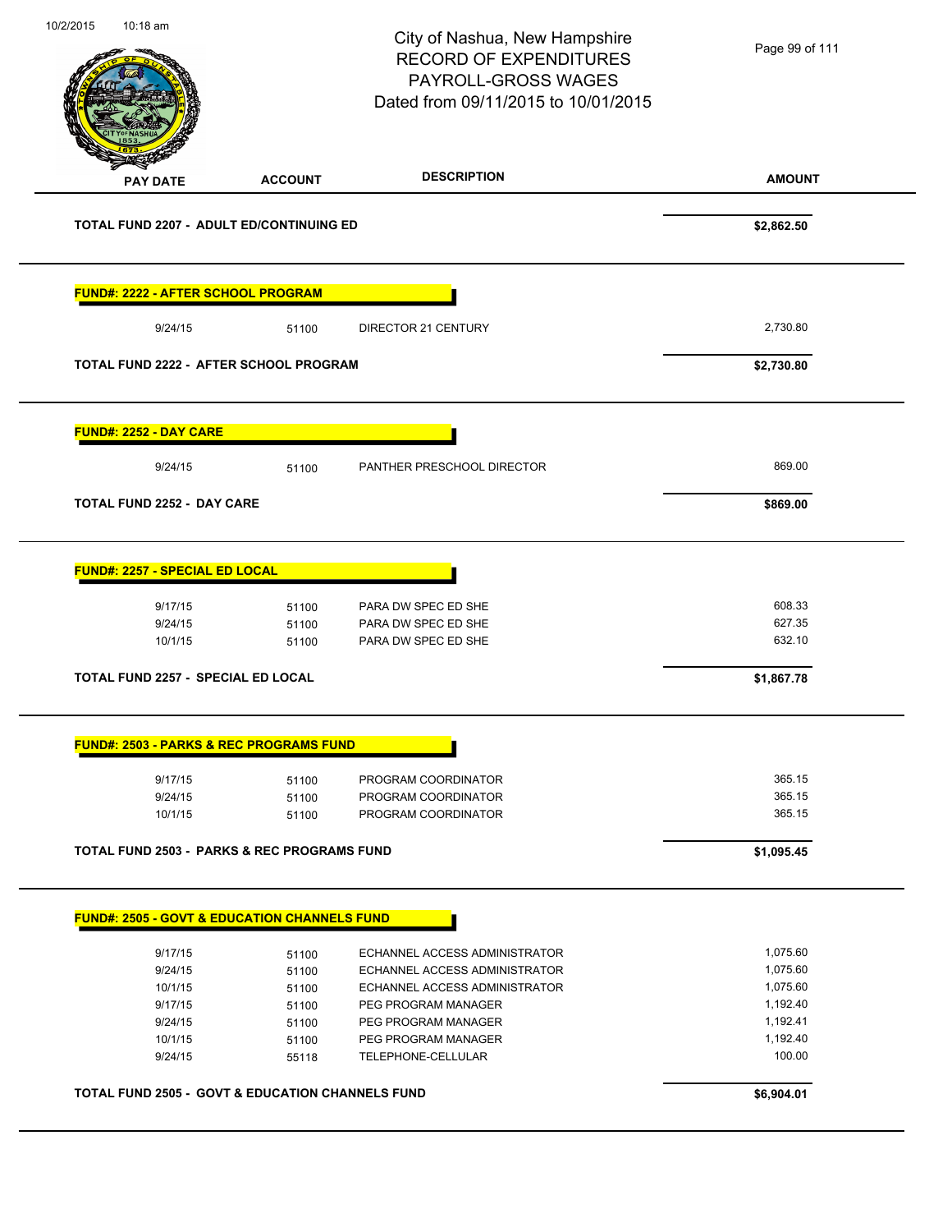# City of Nashua, New Hampshire
## RECORD OF EXPENDITURES
## PAYROLL-GROSS WAGES
## Dated from 09/11/2015 to 10/01/2015

| PAY DATE | ACCOUNT | DESCRIPTION | AMOUNT |
|---|---|---|---|
| **TOTAL FUND 2207 - ADULT ED/CONTINUING ED** | | | **$2,862.50** |
| **FUND#: 2222 - AFTER SCHOOL PROGRAM** | | | |
| 9/24/15 | 51100 | DIRECTOR 21 CENTURY | 2,730.80 |
| **TOTAL FUND 2222 - AFTER SCHOOL PROGRAM** | | | **$2,730.80** |
| **FUND#: 2252 - DAY CARE** | | | |
| 9/24/15 | 51100 | PANTHER PRESCHOOL DIRECTOR | 869.00 |
| **TOTAL FUND 2252 - DAY CARE** | | | **$869.00** |
| **FUND#: 2257 - SPECIAL ED LOCAL** | | | |
| 9/17/15 | 51100 | PARA DW SPEC ED SHE | 608.33 |
| 9/24/15 | 51100 | PARA DW SPEC ED SHE | 627.35 |
| 10/1/15 | 51100 | PARA DW SPEC ED SHE | 632.10 |
| **TOTAL FUND 2257 - SPECIAL ED LOCAL** | | | **$1,867.78** |
| **FUND#: 2503 - PARKS & REC PROGRAMS FUND** | | | |
| 9/17/15 | 51100 | PROGRAM COORDINATOR | 365.15 |
| 9/24/15 | 51100 | PROGRAM COORDINATOR | 365.15 |
| 10/1/15 | 51100 | PROGRAM COORDINATOR | 365.15 |
| **TOTAL FUND 2503 - PARKS & REC PROGRAMS FUND** | | | **$1,095.45** |
| **FUND#: 2505 - GOVT & EDUCATION CHANNELS FUND** | | | |
| 9/17/15 | 51100 | ECHANNEL ACCESS ADMINISTRATOR | 1,075.60 |
| 9/24/15 | 51100 | ECHANNEL ACCESS ADMINISTRATOR | 1,075.60 |
| 10/1/15 | 51100 | ECHANNEL ACCESS ADMINISTRATOR | 1,075.60 |
| 9/17/15 | 51100 | PEG PROGRAM MANAGER | 1,192.40 |
| 9/24/15 | 51100 | PEG PROGRAM MANAGER | 1,192.41 |
| 10/1/15 | 51100 | PEG PROGRAM MANAGER | 1,192.40 |
| 9/24/15 | 55118 | TELEPHONE-CELLULAR | 100.00 |
| **TOTAL FUND 2505 - GOVT & EDUCATION CHANNELS FUND** | | | **$6,904.01** |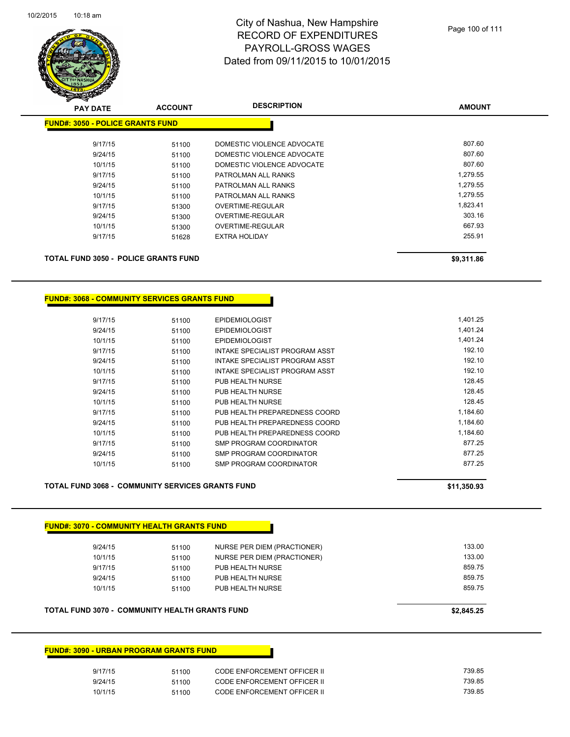City of Nashua, New Hampshire
RECORD OF EXPENDITURES
PAYROLL-GROSS WAGES
Dated from 09/11/2015 to 10/01/2015

| PAY DATE | ACCOUNT | DESCRIPTION | AMOUNT |
|---|---|---|---|
| **FUND#: 3050 - POLICE GRANTS FUND** | | | |
| 9/17/15 | 51100 | DOMESTIC VIOLENCE ADVOCATE | 807.60 |
| 9/24/15 | 51100 | DOMESTIC VIOLENCE ADVOCATE | 807.60 |
| 10/1/15 | 51100 | DOMESTIC VIOLENCE ADVOCATE | 807.60 |
| 9/17/15 | 51100 | PATROLMAN ALL RANKS | 1,279.55 |
| 9/24/15 | 51100 | PATROLMAN ALL RANKS | 1,279.55 |
| 10/1/15 | 51100 | PATROLMAN ALL RANKS | 1,279.55 |
| 9/17/15 | 51300 | OVERTIME-REGULAR | 1,823.41 |
| 9/24/15 | 51300 | OVERTIME-REGULAR | 303.16 |
| 10/1/15 | 51300 | OVERTIME-REGULAR | 667.93 |
| 9/17/15 | 51628 | EXTRA HOLIDAY | 255.91 |
| **TOTAL FUND 3050 - POLICE GRANTS FUND** | | | **$9,311.86** |
| **FUND#: 3068 - COMMUNITY SERVICES GRANTS FUND** | | | |
| 9/17/15 | 51100 | EPIDEMIOLOGIST | 1,401.25 |
| 9/24/15 | 51100 | EPIDEMIOLOGIST | 1,401.24 |
| 10/1/15 | 51100 | EPIDEMIOLOGIST | 1,401.24 |
| 9/17/15 | 51100 | INTAKE SPECIALIST PROGRAM ASST | 192.10 |
| 9/24/15 | 51100 | INTAKE SPECIALIST PROGRAM ASST | 192.10 |
| 10/1/15 | 51100 | INTAKE SPECIALIST PROGRAM ASST | 192.10 |
| 9/17/15 | 51100 | PUB HEALTH NURSE | 128.45 |
| 9/24/15 | 51100 | PUB HEALTH NURSE | 128.45 |
| 10/1/15 | 51100 | PUB HEALTH NURSE | 128.45 |
| 9/17/15 | 51100 | PUB HEALTH PREPAREDNESS COORD | 1,184.60 |
| 9/24/15 | 51100 | PUB HEALTH PREPAREDNESS COORD | 1,184.60 |
| 10/1/15 | 51100 | PUB HEALTH PREPAREDNESS COORD | 1,184.60 |
| 9/17/15 | 51100 | SMP PROGRAM COORDINATOR | 877.25 |
| 9/24/15 | 51100 | SMP PROGRAM COORDINATOR | 877.25 |
| 10/1/15 | 51100 | SMP PROGRAM COORDINATOR | 877.25 |
| **TOTAL FUND 3068 - COMMUNITY SERVICES GRANTS FUND** | | | **$11,350.93** |
| **FUND#: 3070 - COMMUNITY HEALTH GRANTS FUND** | | | |
| 9/24/15 | 51100 | NURSE PER DIEM (PRACTIONER) | 133.00 |
| 10/1/15 | 51100 | NURSE PER DIEM (PRACTIONER) | 133.00 |
| 9/17/15 | 51100 | PUB HEALTH NURSE | 859.75 |
| 9/24/15 | 51100 | PUB HEALTH NURSE | 859.75 |
| 10/1/15 | 51100 | PUB HEALTH NURSE | 859.75 |
| **TOTAL FUND 3070 - COMMUNITY HEALTH GRANTS FUND** | | | **$2,845.25** |
| **FUND#: 3090 - URBAN PROGRAM GRANTS FUND** | | | |
| 9/17/15 | 51100 | CODE ENFORCEMENT OFFICER II | 739.85 |
| 9/24/15 | 51100 | CODE ENFORCEMENT OFFICER II | 739.85 |
| 10/1/15 | 51100 | CODE ENFORCEMENT OFFICER II | 739.85 |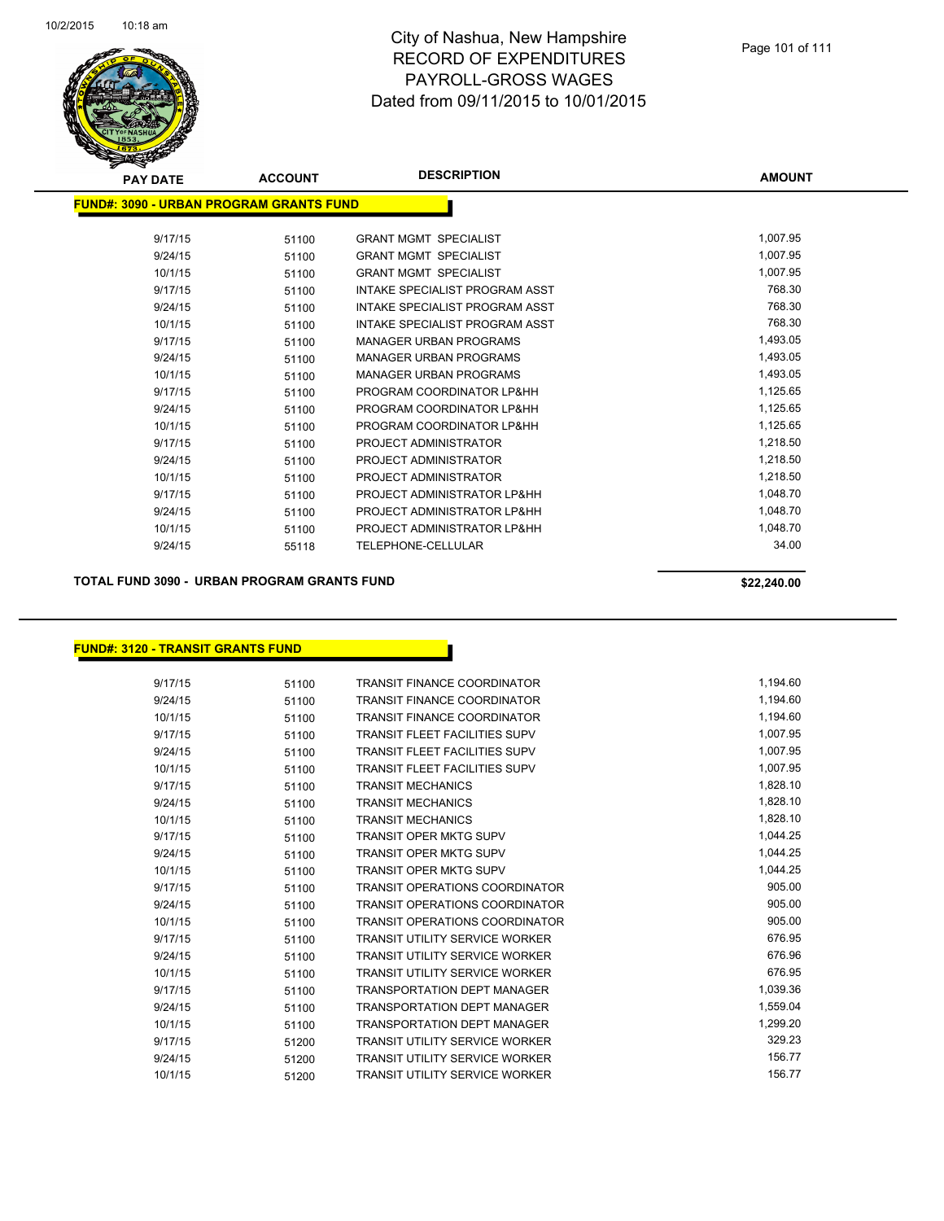# City of Nashua, New Hampshire
# RECORD OF EXPENDITURES
# PAYROLL-GROSS WAGES
# Dated from 09/11/2015 to 10/01/2015

10/2/2015 10:18 am

**FUND#: 3090 - URBAN PROGRAM GRANTS FUND**

| PAY DATE | ACCOUNT | DESCRIPTION | AMOUNT |
|---|---|---|---|
| 9/17/15 | 51100 | GRANT MGMT SPECIALIST | 1,007.95 |
| 9/24/15 | 51100 | GRANT MGMT SPECIALIST | 1,007.95 |
| 10/1/15 | 51100 | GRANT MGMT SPECIALIST | 1,007.95 |
| 9/17/15 | 51100 | INTAKE SPECIALIST PROGRAM ASST | 768.30 |
| 9/24/15 | 51100 | INTAKE SPECIALIST PROGRAM ASST | 768.30 |
| 10/1/15 | 51100 | INTAKE SPECIALIST PROGRAM ASST | 768.30 |
| 9/17/15 | 51100 | MANAGER URBAN PROGRAMS | 1,493.05 |
| 9/24/15 | 51100 | MANAGER URBAN PROGRAMS | 1,493.05 |
| 10/1/15 | 51100 | MANAGER URBAN PROGRAMS | 1,493.05 |
| 9/17/15 | 51100 | PROGRAM COORDINATOR LP&HH | 1,125.65 |
| 9/24/15 | 51100 | PROGRAM COORDINATOR LP&HH | 1,125.65 |
| 10/1/15 | 51100 | PROGRAM COORDINATOR LP&HH | 1,125.65 |
| 9/17/15 | 51100 | PROJECT ADMINISTRATOR | 1,218.50 |
| 9/24/15 | 51100 | PROJECT ADMINISTRATOR | 1,218.50 |
| 10/1/15 | 51100 | PROJECT ADMINISTRATOR | 1,218.50 |
| 9/17/15 | 51100 | PROJECT ADMINISTRATOR LP&HH | 1,048.70 |
| 9/24/15 | 51100 | PROJECT ADMINISTRATOR LP&HH | 1,048.70 |
| 10/1/15 | 51100 | PROJECT ADMINISTRATOR LP&HH | 1,048.70 |
| 9/24/15 | 55118 | TELEPHONE-CELLULAR | 34.00 |

**TOTAL FUND 3090 - URBAN PROGRAM GRANTS FUND** **$22,240.00**

**FUND#: 3120 - TRANSIT GRANTS FUND**

| PAY DATE | ACCOUNT | DESCRIPTION | AMOUNT |
|---|---|---|---|
| 9/17/15 | 51100 | TRANSIT FINANCE COORDINATOR | 1,194.60 |
| 9/24/15 | 51100 | TRANSIT FINANCE COORDINATOR | 1,194.60 |
| 10/1/15 | 51100 | TRANSIT FINANCE COORDINATOR | 1,194.60 |
| 9/17/15 | 51100 | TRANSIT FLEET FACILITIES SUPV | 1,007.95 |
| 9/24/15 | 51100 | TRANSIT FLEET FACILITIES SUPV | 1,007.95 |
| 10/1/15 | 51100 | TRANSIT FLEET FACILITIES SUPV | 1,007.95 |
| 9/17/15 | 51100 | TRANSIT MECHANICS | 1,828.10 |
| 9/24/15 | 51100 | TRANSIT MECHANICS | 1,828.10 |
| 10/1/15 | 51100 | TRANSIT MECHANICS | 1,828.10 |
| 9/17/15 | 51100 | TRANSIT OPER MKTG SUPV | 1,044.25 |
| 9/24/15 | 51100 | TRANSIT OPER MKTG SUPV | 1,044.25 |
| 10/1/15 | 51100 | TRANSIT OPER MKTG SUPV | 1,044.25 |
| 9/17/15 | 51100 | TRANSIT OPERATIONS COORDINATOR | 905.00 |
| 9/24/15 | 51100 | TRANSIT OPERATIONS COORDINATOR | 905.00 |
| 10/1/15 | 51100 | TRANSIT OPERATIONS COORDINATOR | 905.00 |
| 9/17/15 | 51100 | TRANSIT UTILITY SERVICE WORKER | 676.95 |
| 9/24/15 | 51100 | TRANSIT UTILITY SERVICE WORKER | 676.96 |
| 10/1/15 | 51100 | TRANSIT UTILITY SERVICE WORKER | 676.95 |
| 9/17/15 | 51100 | TRANSPORTATION DEPT MANAGER | 1,039.36 |
| 9/24/15 | 51100 | TRANSPORTATION DEPT MANAGER | 1,559.04 |
| 10/1/15 | 51100 | TRANSPORTATION DEPT MANAGER | 1,299.20 |
| 9/17/15 | 51200 | TRANSIT UTILITY SERVICE WORKER | 329.23 |
| 9/24/15 | 51200 | TRANSIT UTILITY SERVICE WORKER | 156.77 |
| 10/1/15 | 51200 | TRANSIT UTILITY SERVICE WORKER | 156.77 |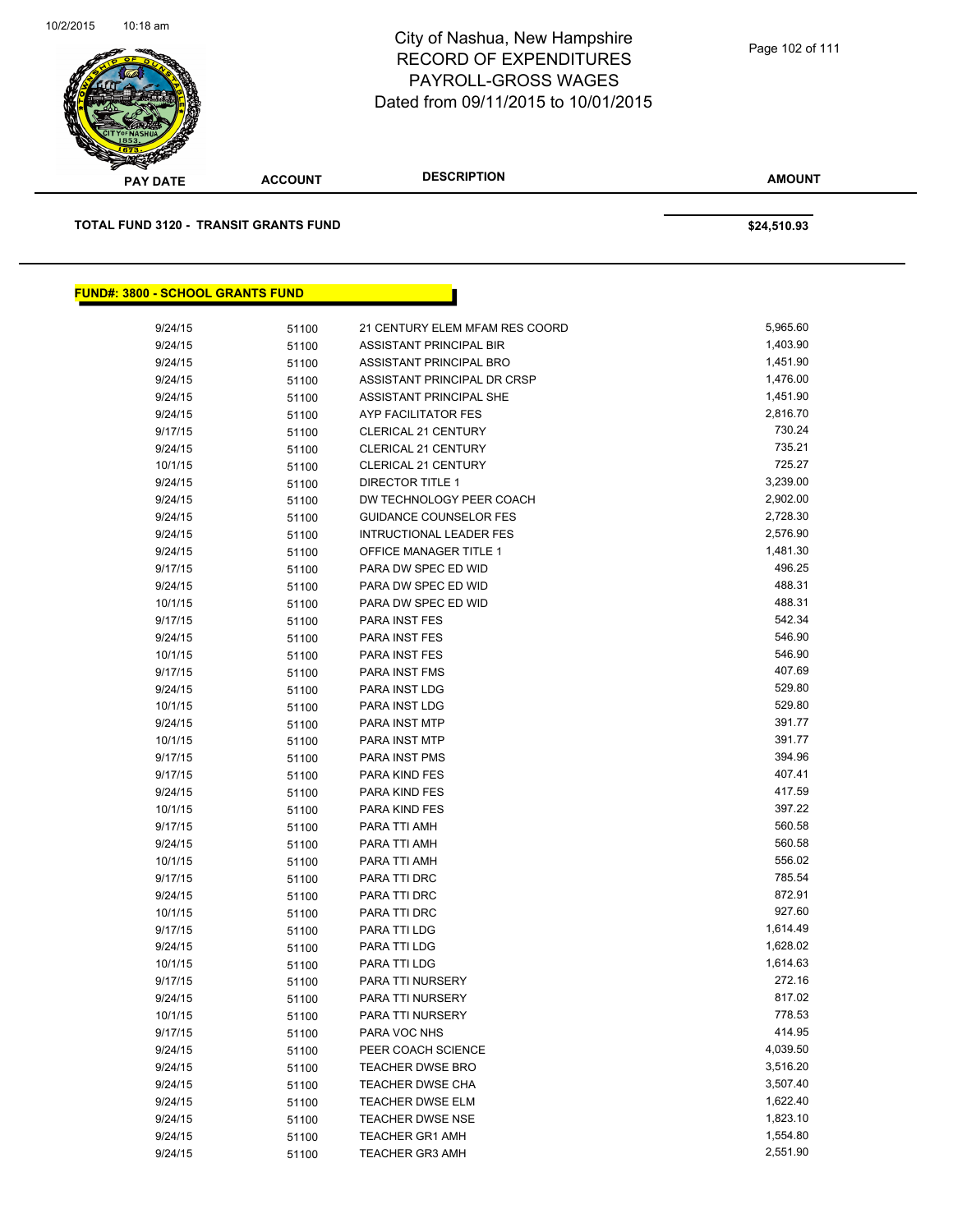# City of Nashua, New Hampshire
## RECORD OF EXPENDITURES
## PAYROLL-GROSS WAGES
## Dated from 09/11/2015 to 10/01/2015

| PAY DATE | ACCOUNT | DESCRIPTION | AMOUNT |
|---|---|---|---|

**TOTAL FUND 3120 - TRANSIT GRANTS FUND** **$24,510.93**

**FUND#: 3800 - SCHOOL GRANTS FUND**

| PAY DATE | ACCOUNT | DESCRIPTION | AMOUNT |
|---|---|---|---|
| 9/24/15 | 51100 | 21 CENTURY ELEM MFAM RES COORD | 5,965.60 |
| 9/24/15 | 51100 | ASSISTANT PRINCIPAL BIR | 1,403.90 |
| 9/24/15 | 51100 | ASSISTANT PRINCIPAL BRO | 1,451.90 |
| 9/24/15 | 51100 | ASSISTANT PRINCIPAL DR CRSP | 1,476.00 |
| 9/24/15 | 51100 | ASSISTANT PRINCIPAL SHE | 1,451.90 |
| 9/24/15 | 51100 | AYP FACILITATOR FES | 2,816.70 |
| 9/17/15 | 51100 | CLERICAL 21 CENTURY | 730.24 |
| 9/24/15 | 51100 | CLERICAL 21 CENTURY | 735.21 |
| 10/1/15 | 51100 | CLERICAL 21 CENTURY | 725.27 |
| 9/24/15 | 51100 | DIRECTOR TITLE 1 | 3,239.00 |
| 9/24/15 | 51100 | DW TECHNOLOGY PEER COACH | 2,902.00 |
| 9/24/15 | 51100 | GUIDANCE COUNSELOR FES | 2,728.30 |
| 9/24/15 | 51100 | INTRUCTIONAL LEADER FES | 2,576.90 |
| 9/24/15 | 51100 | OFFICE MANAGER TITLE 1 | 1,481.30 |
| 9/17/15 | 51100 | PARA DW SPEC ED WID | 496.25 |
| 9/24/15 | 51100 | PARA DW SPEC ED WID | 488.31 |
| 10/1/15 | 51100 | PARA DW SPEC ED WID | 488.31 |
| 9/17/15 | 51100 | PARA INST FES | 542.34 |
| 9/24/15 | 51100 | PARA INST FES | 546.90 |
| 10/1/15 | 51100 | PARA INST FES | 546.90 |
| 9/17/15 | 51100 | PARA INST FMS | 407.69 |
| 9/24/15 | 51100 | PARA INST LDG | 529.80 |
| 10/1/15 | 51100 | PARA INST LDG | 529.80 |
| 9/24/15 | 51100 | PARA INST MTP | 391.77 |
| 10/1/15 | 51100 | PARA INST MTP | 391.77 |
| 9/17/15 | 51100 | PARA INST PMS | 394.96 |
| 9/17/15 | 51100 | PARA KIND FES | 407.41 |
| 9/24/15 | 51100 | PARA KIND FES | 417.59 |
| 10/1/15 | 51100 | PARA KIND FES | 397.22 |
| 9/17/15 | 51100 | PARA TTI AMH | 560.58 |
| 9/24/15 | 51100 | PARA TTI AMH | 560.58 |
| 10/1/15 | 51100 | PARA TTI AMH | 556.02 |
| 9/17/15 | 51100 | PARA TTI DRC | 785.54 |
| 9/24/15 | 51100 | PARA TTI DRC | 872.91 |
| 10/1/15 | 51100 | PARA TTI DRC | 927.60 |
| 9/17/15 | 51100 | PARA TTI LDG | 1,614.49 |
| 9/24/15 | 51100 | PARA TTI LDG | 1,628.02 |
| 10/1/15 | 51100 | PARA TTI LDG | 1,614.63 |
| 9/17/15 | 51100 | PARA TTI NURSERY | 272.16 |
| 9/24/15 | 51100 | PARA TTI NURSERY | 817.02 |
| 10/1/15 | 51100 | PARA TTI NURSERY | 778.53 |
| 9/17/15 | 51100 | PARA VOC NHS | 414.95 |
| 9/24/15 | 51100 | PEER COACH SCIENCE | 4,039.50 |
| 9/24/15 | 51100 | TEACHER DWSE BRO | 3,516.20 |
| 9/24/15 | 51100 | TEACHER DWSE CHA | 3,507.40 |
| 9/24/15 | 51100 | TEACHER DWSE ELM | 1,622.40 |
| 9/24/15 | 51100 | TEACHER DWSE NSE | 1,823.10 |
| 9/24/15 | 51100 | TEACHER GR1 AMH | 1,554.80 |
| 9/24/15 | 51100 | TEACHER GR3 AMH | 2,551.90 |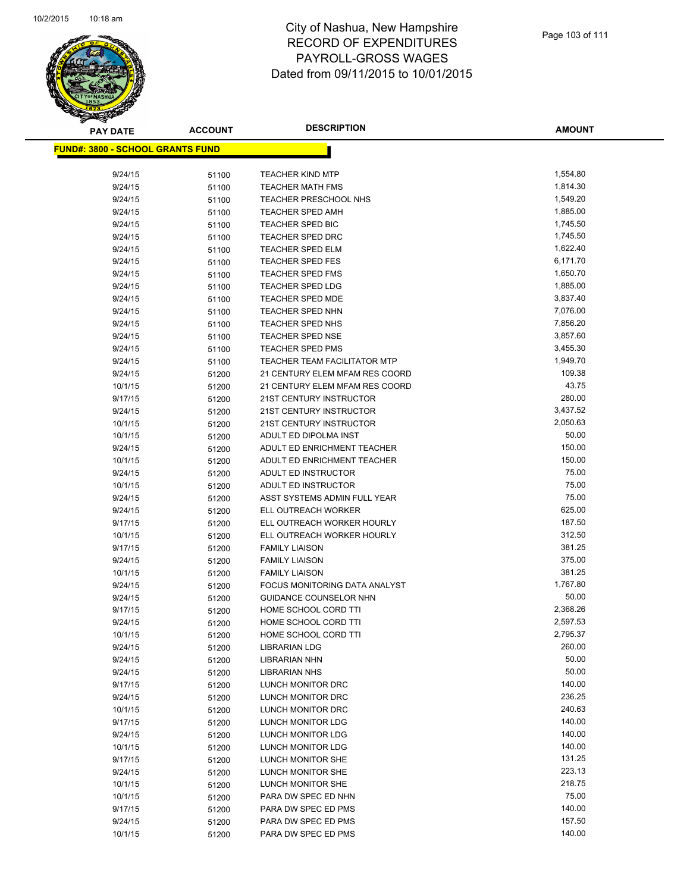# City of Nashua, New Hampshire
# RECORD OF EXPENDITURES
# PAYROLL-GROSS WAGES
# Dated from 09/11/2015 to 10/01/2015

**FUND#: 3800 - SCHOOL GRANTS FUND**

| PAY DATE | ACCOUNT | DESCRIPTION | AMOUNT |
|---|---|---|---|
| 9/24/15 | 51100 | TEACHER KIND MTP | 1,554.80 |
| 9/24/15 | 51100 | TEACHER MATH FMS | 1,814.30 |
| 9/24/15 | 51100 | TEACHER PRESCHOOL NHS | 1,549.20 |
| 9/24/15 | 51100 | TEACHER SPED AMH | 1,885.00 |
| 9/24/15 | 51100 | TEACHER SPED BIC | 1,745.50 |
| 9/24/15 | 51100 | TEACHER SPED DRC | 1,745.50 |
| 9/24/15 | 51100 | TEACHER SPED ELM | 1,622.40 |
| 9/24/15 | 51100 | TEACHER SPED FES | 6,171.70 |
| 9/24/15 | 51100 | TEACHER SPED FMS | 1,650.70 |
| 9/24/15 | 51100 | TEACHER SPED LDG | 1,885.00 |
| 9/24/15 | 51100 | TEACHER SPED MDE | 3,837.40 |
| 9/24/15 | 51100 | TEACHER SPED NHN | 7,076.00 |
| 9/24/15 | 51100 | TEACHER SPED NHS | 7,856.20 |
| 9/24/15 | 51100 | TEACHER SPED NSE | 3,857.60 |
| 9/24/15 | 51100 | TEACHER SPED PMS | 3,455.30 |
| 9/24/15 | 51100 | TEACHER TEAM FACILITATOR MTP | 1,949.70 |
| 9/24/15 | 51200 | 21 CENTURY ELEM MFAM RES COORD | 109.38 |
| 10/1/15 | 51200 | 21 CENTURY ELEM MFAM RES COORD | 43.75 |
| 9/17/15 | 51200 | 21ST CENTURY INSTRUCTOR | 280.00 |
| 9/24/15 | 51200 | 21ST CENTURY INSTRUCTOR | 3,437.52 |
| 10/1/15 | 51200 | 21ST CENTURY INSTRUCTOR | 2,050.63 |
| 10/1/15 | 51200 | ADULT ED DIPOLMA INST | 50.00 |
| 9/24/15 | 51200 | ADULT ED ENRICHMENT TEACHER | 150.00 |
| 10/1/15 | 51200 | ADULT ED ENRICHMENT TEACHER | 150.00 |
| 9/24/15 | 51200 | ADULT ED INSTRUCTOR | 75.00 |
| 10/1/15 | 51200 | ADULT ED INSTRUCTOR | 75.00 |
| 9/24/15 | 51200 | ASST SYSTEMS ADMIN FULL YEAR | 75.00 |
| 9/24/15 | 51200 | ELL OUTREACH WORKER | 625.00 |
| 9/17/15 | 51200 | ELL OUTREACH WORKER HOURLY | 187.50 |
| 10/1/15 | 51200 | ELL OUTREACH WORKER HOURLY | 312.50 |
| 9/17/15 | 51200 | FAMILY LIAISON | 381.25 |
| 9/24/15 | 51200 | FAMILY LIAISON | 375.00 |
| 10/1/15 | 51200 | FAMILY LIAISON | 381.25 |
| 9/24/15 | 51200 | FOCUS MONITORING DATA ANALYST | 1,767.80 |
| 9/24/15 | 51200 | GUIDANCE COUNSELOR NHN | 50.00 |
| 9/17/15 | 51200 | HOME SCHOOL CORD TTI | 2,368.26 |
| 9/24/15 | 51200 | HOME SCHOOL CORD TTI | 2,597.53 |
| 10/1/15 | 51200 | HOME SCHOOL CORD TTI | 2,795.37 |
| 9/24/15 | 51200 | LIBRARIAN LDG | 260.00 |
| 9/24/15 | 51200 | LIBRARIAN NHN | 50.00 |
| 9/24/15 | 51200 | LIBRARIAN NHS | 50.00 |
| 9/17/15 | 51200 | LUNCH MONITOR DRC | 140.00 |
| 9/24/15 | 51200 | LUNCH MONITOR DRC | 236.25 |
| 10/1/15 | 51200 | LUNCH MONITOR DRC | 240.63 |
| 9/17/15 | 51200 | LUNCH MONITOR LDG | 140.00 |
| 9/24/15 | 51200 | LUNCH MONITOR LDG | 140.00 |
| 10/1/15 | 51200 | LUNCH MONITOR LDG | 140.00 |
| 9/17/15 | 51200 | LUNCH MONITOR SHE | 131.25 |
| 9/24/15 | 51200 | LUNCH MONITOR SHE | 223.13 |
| 10/1/15 | 51200 | LUNCH MONITOR SHE | 218.75 |
| 10/1/15 | 51200 | PARA DW SPEC ED NHN | 75.00 |
| 9/17/15 | 51200 | PARA DW SPEC ED PMS | 140.00 |
| 9/24/15 | 51200 | PARA DW SPEC ED PMS | 157.50 |
| 10/1/15 | 51200 | PARA DW SPEC ED PMS | 140.00 |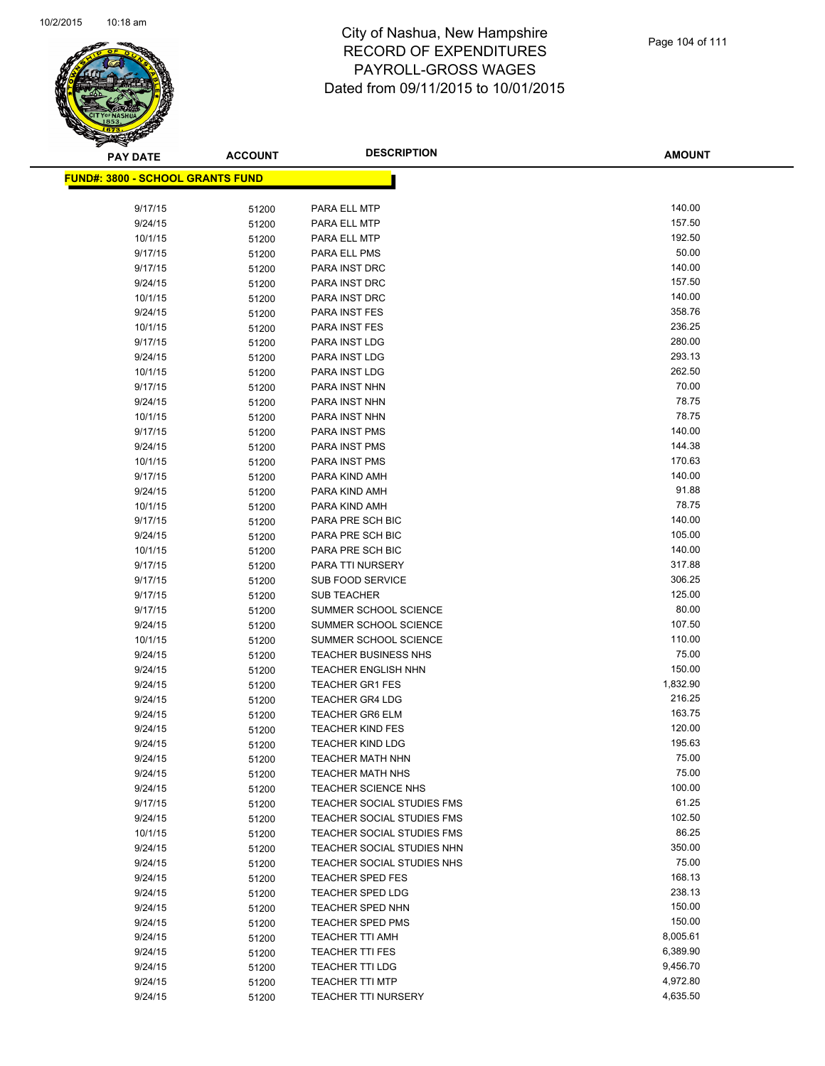# City of Nashua, New Hampshire
# RECORD OF EXPENDITURES
# PAYROLL-GROSS WAGES
# Dated from 09/11/2015 to 10/01/2015

**FUND#: 3800 - SCHOOL GRANTS FUND**

| PAY DATE | ACCOUNT | DESCRIPTION | AMOUNT |
|---|---|---|---|
| 9/17/15 | 51200 | PARA ELL MTP | 140.00 |
| 9/24/15 | 51200 | PARA ELL MTP | 157.50 |
| 10/1/15 | 51200 | PARA ELL MTP | 192.50 |
| 9/17/15 | 51200 | PARA ELL PMS | 50.00 |
| 9/17/15 | 51200 | PARA INST DRC | 140.00 |
| 9/24/15 | 51200 | PARA INST DRC | 157.50 |
| 10/1/15 | 51200 | PARA INST DRC | 140.00 |
| 9/24/15 | 51200 | PARA INST FES | 358.76 |
| 10/1/15 | 51200 | PARA INST FES | 236.25 |
| 9/17/15 | 51200 | PARA INST LDG | 280.00 |
| 9/24/15 | 51200 | PARA INST LDG | 293.13 |
| 10/1/15 | 51200 | PARA INST LDG | 262.50 |
| 9/17/15 | 51200 | PARA INST NHN | 70.00 |
| 9/24/15 | 51200 | PARA INST NHN | 78.75 |
| 10/1/15 | 51200 | PARA INST NHN | 78.75 |
| 9/17/15 | 51200 | PARA INST PMS | 140.00 |
| 9/24/15 | 51200 | PARA INST PMS | 144.38 |
| 10/1/15 | 51200 | PARA INST PMS | 170.63 |
| 9/17/15 | 51200 | PARA KIND AMH | 140.00 |
| 9/24/15 | 51200 | PARA KIND AMH | 91.88 |
| 10/1/15 | 51200 | PARA KIND AMH | 78.75 |
| 9/17/15 | 51200 | PARA PRE SCH BIC | 140.00 |
| 9/24/15 | 51200 | PARA PRE SCH BIC | 105.00 |
| 10/1/15 | 51200 | PARA PRE SCH BIC | 140.00 |
| 9/17/15 | 51200 | PARA TTI NURSERY | 317.88 |
| 9/17/15 | 51200 | SUB FOOD SERVICE | 306.25 |
| 9/17/15 | 51200 | SUB TEACHER | 125.00 |
| 9/17/15 | 51200 | SUMMER SCHOOL SCIENCE | 80.00 |
| 9/24/15 | 51200 | SUMMER SCHOOL SCIENCE | 107.50 |
| 10/1/15 | 51200 | SUMMER SCHOOL SCIENCE | 110.00 |
| 9/24/15 | 51200 | TEACHER BUSINESS NHS | 75.00 |
| 9/24/15 | 51200 | TEACHER ENGLISH NHN | 150.00 |
| 9/24/15 | 51200 | TEACHER GR1 FES | 1,832.90 |
| 9/24/15 | 51200 | TEACHER GR4 LDG | 216.25 |
| 9/24/15 | 51200 | TEACHER GR6 ELM | 163.75 |
| 9/24/15 | 51200 | TEACHER KIND FES | 120.00 |
| 9/24/15 | 51200 | TEACHER KIND LDG | 195.63 |
| 9/24/15 | 51200 | TEACHER MATH NHN | 75.00 |
| 9/24/15 | 51200 | TEACHER MATH NHS | 75.00 |
| 9/24/15 | 51200 | TEACHER SCIENCE NHS | 100.00 |
| 9/17/15 | 51200 | TEACHER SOCIAL STUDIES FMS | 61.25 |
| 9/24/15 | 51200 | TEACHER SOCIAL STUDIES FMS | 102.50 |
| 10/1/15 | 51200 | TEACHER SOCIAL STUDIES FMS | 86.25 |
| 9/24/15 | 51200 | TEACHER SOCIAL STUDIES NHN | 350.00 |
| 9/24/15 | 51200 | TEACHER SOCIAL STUDIES NHS | 75.00 |
| 9/24/15 | 51200 | TEACHER SPED FES | 168.13 |
| 9/24/15 | 51200 | TEACHER SPED LDG | 238.13 |
| 9/24/15 | 51200 | TEACHER SPED NHN | 150.00 |
| 9/24/15 | 51200 | TEACHER SPED PMS | 150.00 |
| 9/24/15 | 51200 | TEACHER TTI AMH | 8,005.61 |
| 9/24/15 | 51200 | TEACHER TTI FES | 6,389.90 |
| 9/24/15 | 51200 | TEACHER TTI LDG | 9,456.70 |
| 9/24/15 | 51200 | TEACHER TTI MTP | 4,972.80 |
| 9/24/15 | 51200 | TEACHER TTI NURSERY | 4,635.50 |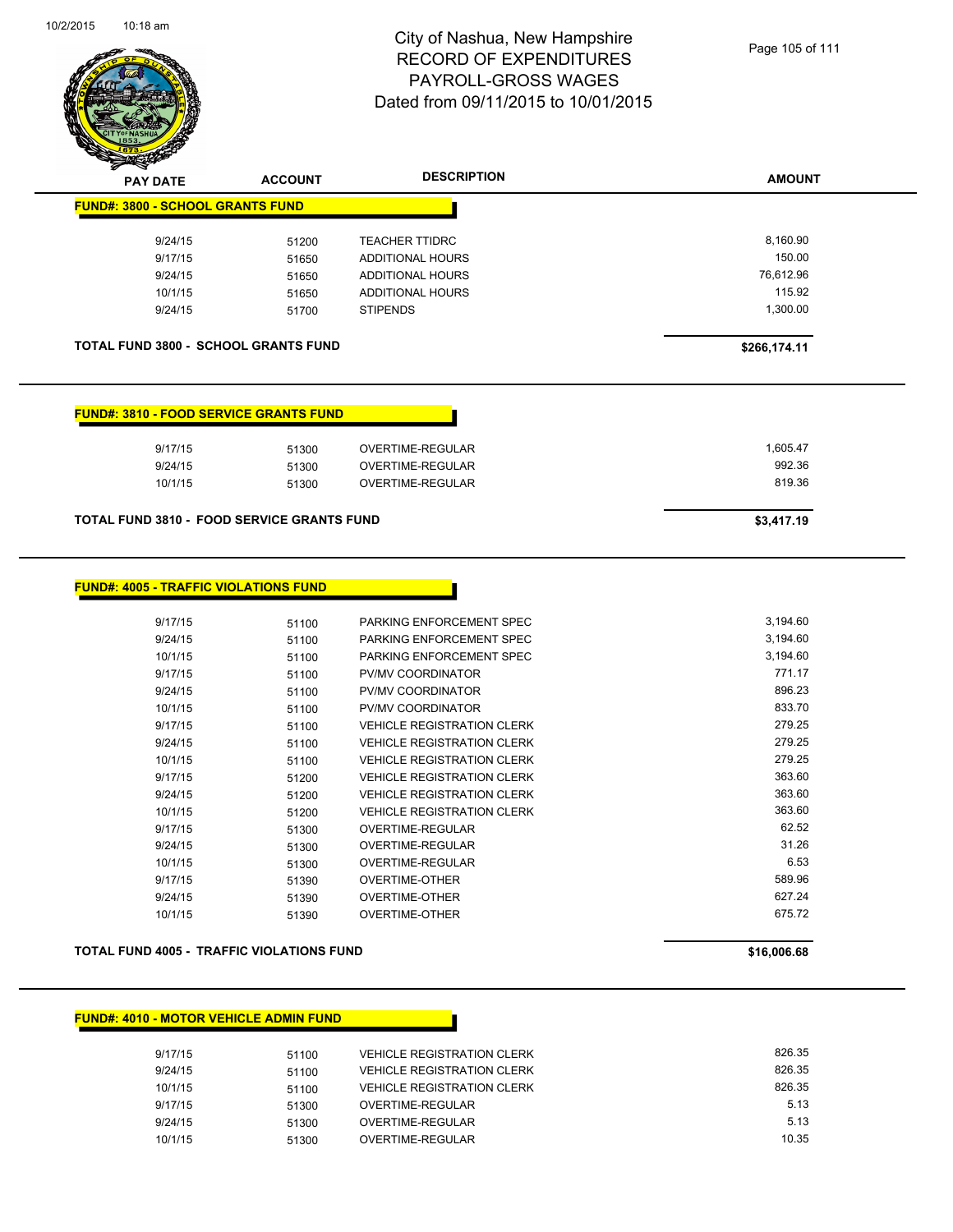# City of Nashua, New Hampshire
## RECORD OF EXPENDITURES
## PAYROLL-GROSS WAGES
## Dated from 09/11/2015 to 10/01/2015

| PAY DATE | ACCOUNT | DESCRIPTION | AMOUNT |
|---|---|---|---|
| **FUND#: 3800 - SCHOOL GRANTS FUND** | | | |
| 9/24/15 | 51200 | TEACHER TTIDRC | 8,160.90 |
| 9/17/15 | 51650 | ADDITIONAL HOURS | 150.00 |
| 9/24/15 | 51650 | ADDITIONAL HOURS | 76,612.96 |
| 10/1/15 | 51650 | ADDITIONAL HOURS | 115.92 |
| 9/24/15 | 51700 | STIPENDS | 1,300.00 |
| **TOTAL FUND 3800 - SCHOOL GRANTS FUND** | | | **$266,174.11** |

| PAY DATE | ACCOUNT | DESCRIPTION | AMOUNT |
|---|---|---|---|
| **FUND#: 3810 - FOOD SERVICE GRANTS FUND** | | | |
| 9/17/15 | 51300 | OVERTIME-REGULAR | 1,605.47 |
| 9/24/15 | 51300 | OVERTIME-REGULAR | 992.36 |
| 10/1/15 | 51300 | OVERTIME-REGULAR | 819.36 |
| **TOTAL FUND 3810 - FOOD SERVICE GRANTS FUND** | | | **$3,417.19** |

| PAY DATE | ACCOUNT | DESCRIPTION | AMOUNT |
|---|---|---|---|
| **FUND#: 4005 - TRAFFIC VIOLATIONS FUND** | | | |
| 9/17/15 | 51100 | PARKING ENFORCEMENT SPEC | 3,194.60 |
| 9/24/15 | 51100 | PARKING ENFORCEMENT SPEC | 3,194.60 |
| 10/1/15 | 51100 | PARKING ENFORCEMENT SPEC | 3,194.60 |
| 9/17/15 | 51100 | PV/MV COORDINATOR | 771.17 |
| 9/24/15 | 51100 | PV/MV COORDINATOR | 896.23 |
| 10/1/15 | 51100 | PV/MV COORDINATOR | 833.70 |
| 9/17/15 | 51100 | VEHICLE REGISTRATION CLERK | 279.25 |
| 9/24/15 | 51100 | VEHICLE REGISTRATION CLERK | 279.25 |
| 10/1/15 | 51100 | VEHICLE REGISTRATION CLERK | 279.25 |
| 9/17/15 | 51200 | VEHICLE REGISTRATION CLERK | 363.60 |
| 9/24/15 | 51200 | VEHICLE REGISTRATION CLERK | 363.60 |
| 10/1/15 | 51200 | VEHICLE REGISTRATION CLERK | 363.60 |
| 9/17/15 | 51300 | OVERTIME-REGULAR | 62.52 |
| 9/24/15 | 51300 | OVERTIME-REGULAR | 31.26 |
| 10/1/15 | 51300 | OVERTIME-REGULAR | 6.53 |
| 9/17/15 | 51390 | OVERTIME-OTHER | 589.96 |
| 9/24/15 | 51390 | OVERTIME-OTHER | 627.24 |
| 10/1/15 | 51390 | OVERTIME-OTHER | 675.72 |
| **TOTAL FUND 4005 - TRAFFIC VIOLATIONS FUND** | | | **$16,006.68** |

| PAY DATE | ACCOUNT | DESCRIPTION | AMOUNT |
|---|---|---|---|
| **FUND#: 4010 - MOTOR VEHICLE ADMIN FUND** | | | |
| 9/17/15 | 51100 | VEHICLE REGISTRATION CLERK | 826.35 |
| 9/24/15 | 51100 | VEHICLE REGISTRATION CLERK | 826.35 |
| 10/1/15 | 51100 | VEHICLE REGISTRATION CLERK | 826.35 |
| 9/17/15 | 51300 | OVERTIME-REGULAR | 5.13 |
| 9/24/15 | 51300 | OVERTIME-REGULAR | 5.13 |
| 10/1/15 | 51300 | OVERTIME-REGULAR | 10.35 |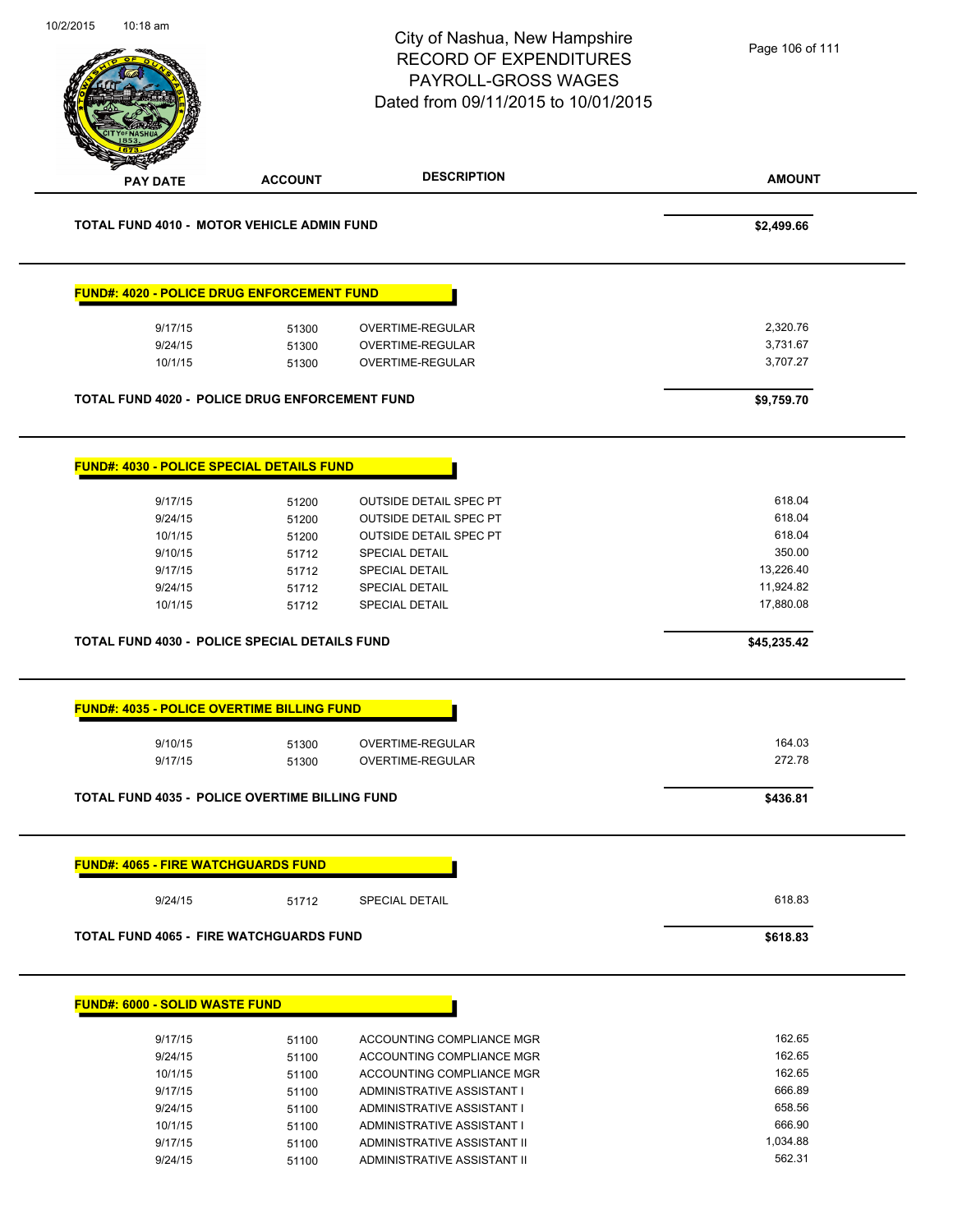| PAY DATE | ACCOUNT | DESCRIPTION | AMOUNT |
|---|---|---|---|
| **TOTAL FUND 4010 - MOTOR VEHICLE ADMIN FUND** | | | **$2,499.66** |

**FUND#: 4020 - POLICE DRUG ENFORCEMENT FUND**

| PAY DATE | ACCOUNT | DESCRIPTION | AMOUNT |
|---|---|---|---|
| 9/17/15 | 51300 | OVERTIME-REGULAR | 2,320.76 |
| 9/24/15 | 51300 | OVERTIME-REGULAR | 3,731.67 |
| 10/1/15 | 51300 | OVERTIME-REGULAR | 3,707.27 |
| **TOTAL FUND 4020 - POLICE DRUG ENFORCEMENT FUND** | | | **$9,759.70** |

**FUND#: 4030 - POLICE SPECIAL DETAILS FUND**

| PAY DATE | ACCOUNT | DESCRIPTION | AMOUNT |
|---|---|---|---|
| 9/17/15 | 51200 | OUTSIDE DETAIL SPEC PT | 618.04 |
| 9/24/15 | 51200 | OUTSIDE DETAIL SPEC PT | 618.04 |
| 10/1/15 | 51200 | OUTSIDE DETAIL SPEC PT | 618.04 |
| 9/10/15 | 51712 | SPECIAL DETAIL | 350.00 |
| 9/17/15 | 51712 | SPECIAL DETAIL | 13,226.40 |
| 9/24/15 | 51712 | SPECIAL DETAIL | 11,924.82 |
| 10/1/15 | 51712 | SPECIAL DETAIL | 17,880.08 |
| **TOTAL FUND 4030 - POLICE SPECIAL DETAILS FUND** | | | **$45,235.42** |

**FUND#: 4035 - POLICE OVERTIME BILLING FUND**

| PAY DATE | ACCOUNT | DESCRIPTION | AMOUNT |
|---|---|---|---|
| 9/10/15 | 51300 | OVERTIME-REGULAR | 164.03 |
| 9/17/15 | 51300 | OVERTIME-REGULAR | 272.78 |
| **TOTAL FUND 4035 - POLICE OVERTIME BILLING FUND** | | | **$436.81** |

**FUND#: 4065 - FIRE WATCHGUARDS FUND**

| PAY DATE | ACCOUNT | DESCRIPTION | AMOUNT |
|---|---|---|---|
| 9/24/15 | 51712 | SPECIAL DETAIL | 618.83 |
| **TOTAL FUND 4065 - FIRE WATCHGUARDS FUND** | | | **$618.83** |

**FUND#: 6000 - SOLID WASTE FUND**

| PAY DATE | ACCOUNT | DESCRIPTION | AMOUNT |
|---|---|---|---|
| 9/17/15 | 51100 | ACCOUNTING COMPLIANCE MGR | 162.65 |
| 9/24/15 | 51100 | ACCOUNTING COMPLIANCE MGR | 162.65 |
| 10/1/15 | 51100 | ACCOUNTING COMPLIANCE MGR | 162.65 |
| 9/17/15 | 51100 | ADMINISTRATIVE ASSISTANT I | 666.89 |
| 9/24/15 | 51100 | ADMINISTRATIVE ASSISTANT I | 658.56 |
| 10/1/15 | 51100 | ADMINISTRATIVE ASSISTANT I | 666.90 |
| 9/17/15 | 51100 | ADMINISTRATIVE ASSISTANT II | 1,034.88 |
| 9/24/15 | 51100 | ADMINISTRATIVE ASSISTANT II | 562.31 |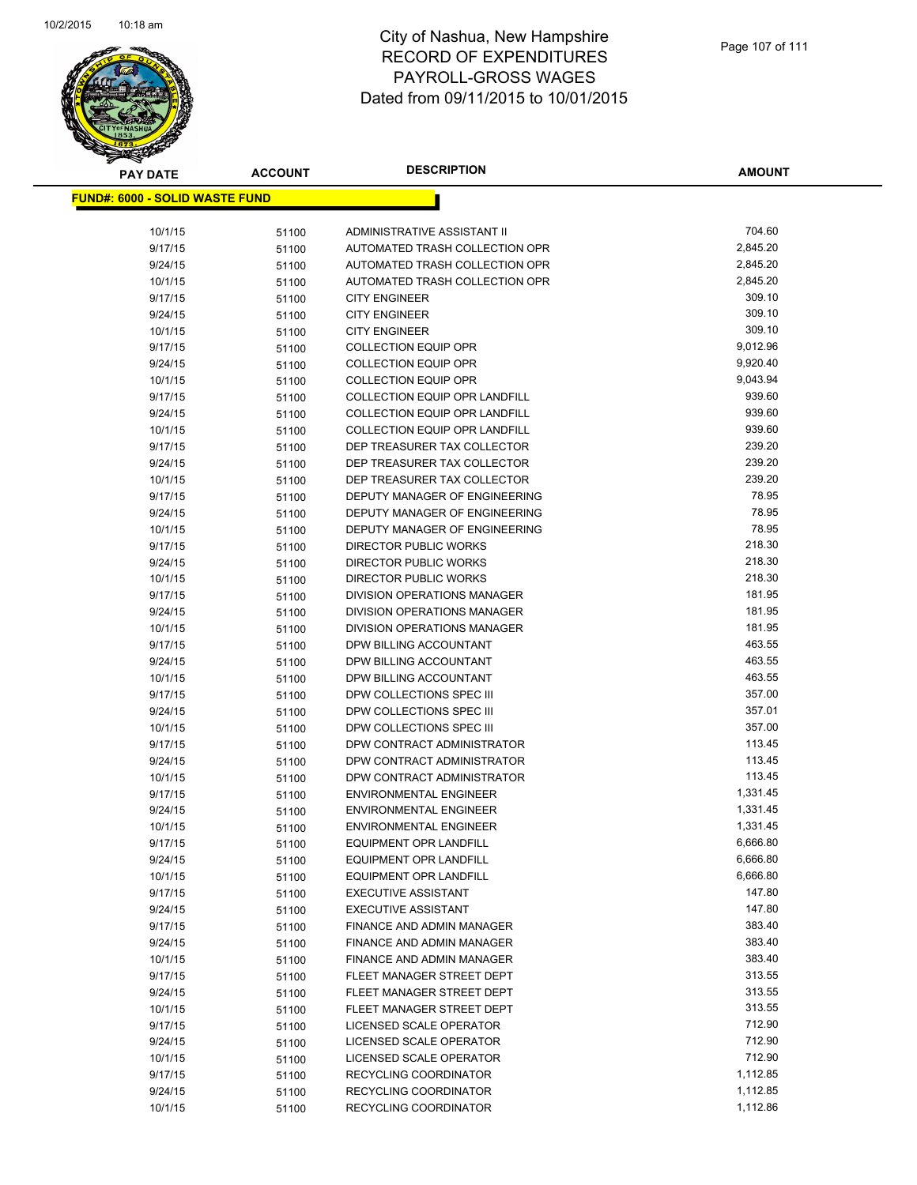# City of Nashua, New Hampshire
## RECORD OF EXPENDITURES
## PAYROLL-GROSS WAGES
## Dated from 09/11/2015 to 10/01/2015

**FUND#: 6000 - SOLID WASTE FUND**

| PAY DATE | ACCOUNT | DESCRIPTION | AMOUNT |
|---|---|---|---|
| 10/1/15 | 51100 | ADMINISTRATIVE ASSISTANT II | 704.60 |
| 9/17/15 | 51100 | AUTOMATED TRASH COLLECTION OPR | 2,845.20 |
| 9/24/15 | 51100 | AUTOMATED TRASH COLLECTION OPR | 2,845.20 |
| 10/1/15 | 51100 | AUTOMATED TRASH COLLECTION OPR | 2,845.20 |
| 9/17/15 | 51100 | CITY ENGINEER | 309.10 |
| 9/24/15 | 51100 | CITY ENGINEER | 309.10 |
| 10/1/15 | 51100 | CITY ENGINEER | 309.10 |
| 9/17/15 | 51100 | COLLECTION EQUIP OPR | 9,012.96 |
| 9/24/15 | 51100 | COLLECTION EQUIP OPR | 9,920.40 |
| 10/1/15 | 51100 | COLLECTION EQUIP OPR | 9,043.94 |
| 9/17/15 | 51100 | COLLECTION EQUIP OPR LANDFILL | 939.60 |
| 9/24/15 | 51100 | COLLECTION EQUIP OPR LANDFILL | 939.60 |
| 10/1/15 | 51100 | COLLECTION EQUIP OPR LANDFILL | 939.60 |
| 9/17/15 | 51100 | DEP TREASURER TAX COLLECTOR | 239.20 |
| 9/24/15 | 51100 | DEP TREASURER TAX COLLECTOR | 239.20 |
| 10/1/15 | 51100 | DEP TREASURER TAX COLLECTOR | 239.20 |
| 9/17/15 | 51100 | DEPUTY MANAGER OF ENGINEERING | 78.95 |
| 9/24/15 | 51100 | DEPUTY MANAGER OF ENGINEERING | 78.95 |
| 10/1/15 | 51100 | DEPUTY MANAGER OF ENGINEERING | 78.95 |
| 9/17/15 | 51100 | DIRECTOR PUBLIC WORKS | 218.30 |
| 9/24/15 | 51100 | DIRECTOR PUBLIC WORKS | 218.30 |
| 10/1/15 | 51100 | DIRECTOR PUBLIC WORKS | 218.30 |
| 9/17/15 | 51100 | DIVISION OPERATIONS MANAGER | 181.95 |
| 9/24/15 | 51100 | DIVISION OPERATIONS MANAGER | 181.95 |
| 10/1/15 | 51100 | DIVISION OPERATIONS MANAGER | 181.95 |
| 9/17/15 | 51100 | DPW BILLING ACCOUNTANT | 463.55 |
| 9/24/15 | 51100 | DPW BILLING ACCOUNTANT | 463.55 |
| 10/1/15 | 51100 | DPW BILLING ACCOUNTANT | 463.55 |
| 9/17/15 | 51100 | DPW COLLECTIONS SPEC III | 357.00 |
| 9/24/15 | 51100 | DPW COLLECTIONS SPEC III | 357.01 |
| 10/1/15 | 51100 | DPW COLLECTIONS SPEC III | 357.00 |
| 9/17/15 | 51100 | DPW CONTRACT ADMINISTRATOR | 113.45 |
| 9/24/15 | 51100 | DPW CONTRACT ADMINISTRATOR | 113.45 |
| 10/1/15 | 51100 | DPW CONTRACT ADMINISTRATOR | 113.45 |
| 9/17/15 | 51100 | ENVIRONMENTAL ENGINEER | 1,331.45 |
| 9/24/15 | 51100 | ENVIRONMENTAL ENGINEER | 1,331.45 |
| 10/1/15 | 51100 | ENVIRONMENTAL ENGINEER | 1,331.45 |
| 9/17/15 | 51100 | EQUIPMENT OPR LANDFILL | 6,666.80 |
| 9/24/15 | 51100 | EQUIPMENT OPR LANDFILL | 6,666.80 |
| 10/1/15 | 51100 | EQUIPMENT OPR LANDFILL | 6,666.80 |
| 9/17/15 | 51100 | EXECUTIVE ASSISTANT | 147.80 |
| 9/24/15 | 51100 | EXECUTIVE ASSISTANT | 147.80 |
| 9/17/15 | 51100 | FINANCE AND ADMIN MANAGER | 383.40 |
| 9/24/15 | 51100 | FINANCE AND ADMIN MANAGER | 383.40 |
| 10/1/15 | 51100 | FINANCE AND ADMIN MANAGER | 383.40 |
| 9/17/15 | 51100 | FLEET MANAGER STREET DEPT | 313.55 |
| 9/24/15 | 51100 | FLEET MANAGER STREET DEPT | 313.55 |
| 10/1/15 | 51100 | FLEET MANAGER STREET DEPT | 313.55 |
| 9/17/15 | 51100 | LICENSED SCALE OPERATOR | 712.90 |
| 9/24/15 | 51100 | LICENSED SCALE OPERATOR | 712.90 |
| 10/1/15 | 51100 | LICENSED SCALE OPERATOR | 712.90 |
| 9/17/15 | 51100 | RECYCLING COORDINATOR | 1,112.85 |
| 9/24/15 | 51100 | RECYCLING COORDINATOR | 1,112.85 |
| 10/1/15 | 51100 | RECYCLING COORDINATOR | 1,112.86 |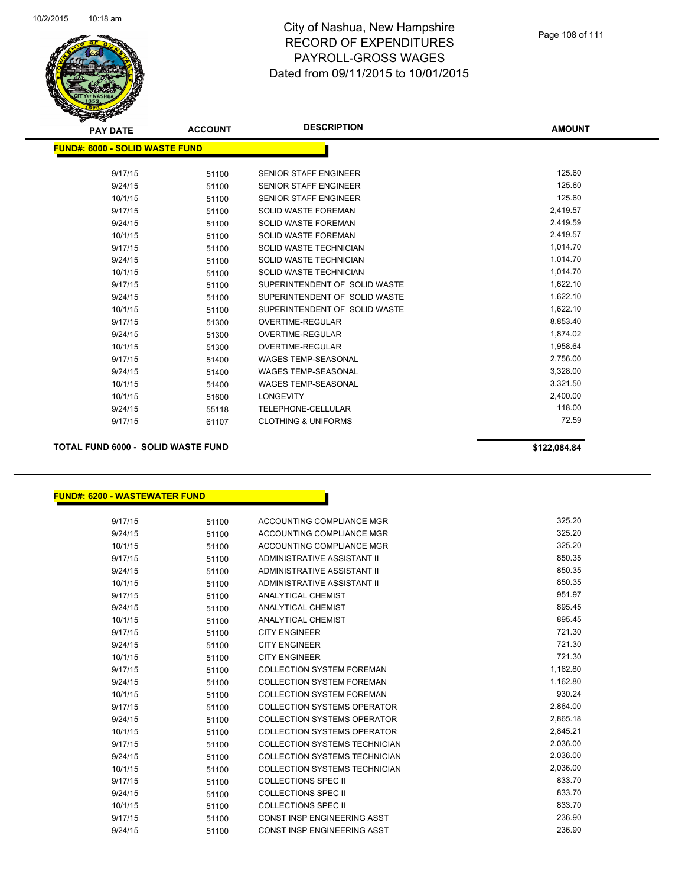# City of Nashua, New Hampshire
## RECORD OF EXPENDITURES
## PAYROLL-GROSS WAGES
## Dated from 09/11/2015 to 10/01/2015

**FUND#: 6000 - SOLID WASTE FUND**

| PAY DATE | ACCOUNT | DESCRIPTION | AMOUNT |
|---|---|---|---|
| 9/17/15 | 51100 | SENIOR STAFF ENGINEER | 125.60 |
| 9/24/15 | 51100 | SENIOR STAFF ENGINEER | 125.60 |
| 10/1/15 | 51100 | SENIOR STAFF ENGINEER | 125.60 |
| 9/17/15 | 51100 | SOLID WASTE FOREMAN | 2,419.57 |
| 9/24/15 | 51100 | SOLID WASTE FOREMAN | 2,419.59 |
| 10/1/15 | 51100 | SOLID WASTE FOREMAN | 2,419.57 |
| 9/17/15 | 51100 | SOLID WASTE TECHNICIAN | 1,014.70 |
| 9/24/15 | 51100 | SOLID WASTE TECHNICIAN | 1,014.70 |
| 10/1/15 | 51100 | SOLID WASTE TECHNICIAN | 1,014.70 |
| 9/17/15 | 51100 | SUPERINTENDENT OF SOLID WASTE | 1,622.10 |
| 9/24/15 | 51100 | SUPERINTENDENT OF SOLID WASTE | 1,622.10 |
| 10/1/15 | 51100 | SUPERINTENDENT OF SOLID WASTE | 1,622.10 |
| 9/17/15 | 51300 | OVERTIME-REGULAR | 8,853.40 |
| 9/24/15 | 51300 | OVERTIME-REGULAR | 1,874.02 |
| 10/1/15 | 51300 | OVERTIME-REGULAR | 1,958.64 |
| 9/17/15 | 51400 | WAGES TEMP-SEASONAL | 2,756.00 |
| 9/24/15 | 51400 | WAGES TEMP-SEASONAL | 3,328.00 |
| 10/1/15 | 51400 | WAGES TEMP-SEASONAL | 3,321.50 |
| 10/1/15 | 51600 | LONGEVITY | 2,400.00 |
| 9/24/15 | 55118 | TELEPHONE-CELLULAR | 118.00 |
| 9/17/15 | 61107 | CLOTHING & UNIFORMS | 72.59 |

**TOTAL FUND 6000 - SOLID WASTE FUND** **$122,084.84**

**FUND#: 6200 - WASTEWATER FUND**

| PAY DATE | ACCOUNT | DESCRIPTION | AMOUNT |
|---|---|---|---|
| 9/17/15 | 51100 | ACCOUNTING COMPLIANCE MGR | 325.20 |
| 9/24/15 | 51100 | ACCOUNTING COMPLIANCE MGR | 325.20 |
| 10/1/15 | 51100 | ACCOUNTING COMPLIANCE MGR | 325.20 |
| 9/17/15 | 51100 | ADMINISTRATIVE ASSISTANT II | 850.35 |
| 9/24/15 | 51100 | ADMINISTRATIVE ASSISTANT II | 850.35 |
| 10/1/15 | 51100 | ADMINISTRATIVE ASSISTANT II | 850.35 |
| 9/17/15 | 51100 | ANALYTICAL CHEMIST | 951.97 |
| 9/24/15 | 51100 | ANALYTICAL CHEMIST | 895.45 |
| 10/1/15 | 51100 | ANALYTICAL CHEMIST | 895.45 |
| 9/17/15 | 51100 | CITY ENGINEER | 721.30 |
| 9/24/15 | 51100 | CITY ENGINEER | 721.30 |
| 10/1/15 | 51100 | CITY ENGINEER | 721.30 |
| 9/17/15 | 51100 | COLLECTION SYSTEM FOREMAN | 1,162.80 |
| 9/24/15 | 51100 | COLLECTION SYSTEM FOREMAN | 1,162.80 |
| 10/1/15 | 51100 | COLLECTION SYSTEM FOREMAN | 930.24 |
| 9/17/15 | 51100 | COLLECTION SYSTEMS OPERATOR | 2,864.00 |
| 9/24/15 | 51100 | COLLECTION SYSTEMS OPERATOR | 2,865.18 |
| 10/1/15 | 51100 | COLLECTION SYSTEMS OPERATOR | 2,845.21 |
| 9/17/15 | 51100 | COLLECTION SYSTEMS TECHNICIAN | 2,036.00 |
| 9/24/15 | 51100 | COLLECTION SYSTEMS TECHNICIAN | 2,036.00 |
| 10/1/15 | 51100 | COLLECTION SYSTEMS TECHNICIAN | 2,036.00 |
| 9/17/15 | 51100 | COLLECTIONS SPEC II | 833.70 |
| 9/24/15 | 51100 | COLLECTIONS SPEC II | 833.70 |
| 10/1/15 | 51100 | COLLECTIONS SPEC II | 833.70 |
| 9/17/15 | 51100 | CONST INSP ENGINEERING ASST | 236.90 |
| 9/24/15 | 51100 | CONST INSP ENGINEERING ASST | 236.90 |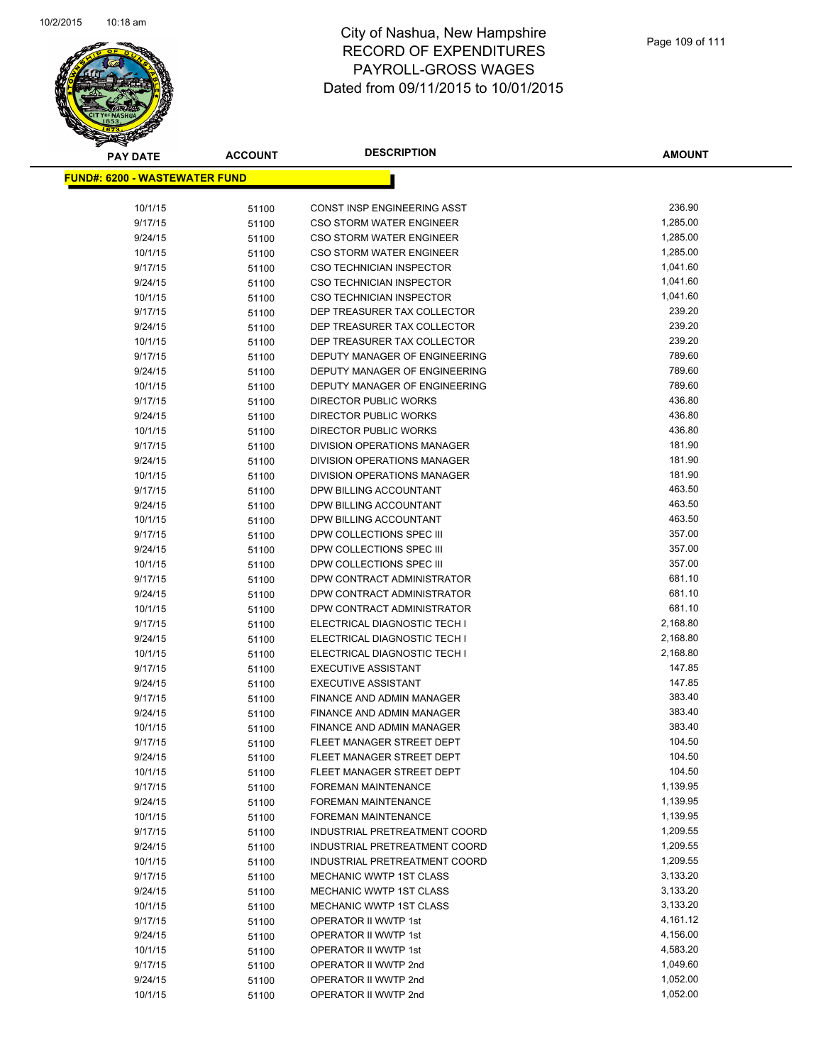# City of Nashua, New Hampshire
## RECORD OF EXPENDITURES
## PAYROLL-GROSS WAGES
## Dated from 09/11/2015 to 10/01/2015

**FUND#: 6200 - WASTEWATER FUND**

| PAY DATE | ACCOUNT | DESCRIPTION | AMOUNT |
|---|---|---|---|
| 10/1/15 | 51100 | CONST INSP ENGINEERING ASST | 236.90 |
| 9/17/15 | 51100 | CSO STORM WATER ENGINEER | 1,285.00 |
| 9/24/15 | 51100 | CSO STORM WATER ENGINEER | 1,285.00 |
| 10/1/15 | 51100 | CSO STORM WATER ENGINEER | 1,285.00 |
| 9/17/15 | 51100 | CSO TECHNICIAN INSPECTOR | 1,041.60 |
| 9/24/15 | 51100 | CSO TECHNICIAN INSPECTOR | 1,041.60 |
| 10/1/15 | 51100 | CSO TECHNICIAN INSPECTOR | 1,041.60 |
| 9/17/15 | 51100 | DEP TREASURER TAX COLLECTOR | 239.20 |
| 9/24/15 | 51100 | DEP TREASURER TAX COLLECTOR | 239.20 |
| 10/1/15 | 51100 | DEP TREASURER TAX COLLECTOR | 239.20 |
| 9/17/15 | 51100 | DEPUTY MANAGER OF ENGINEERING | 789.60 |
| 9/24/15 | 51100 | DEPUTY MANAGER OF ENGINEERING | 789.60 |
| 10/1/15 | 51100 | DEPUTY MANAGER OF ENGINEERING | 789.60 |
| 9/17/15 | 51100 | DIRECTOR PUBLIC WORKS | 436.80 |
| 9/24/15 | 51100 | DIRECTOR PUBLIC WORKS | 436.80 |
| 10/1/15 | 51100 | DIRECTOR PUBLIC WORKS | 436.80 |
| 9/17/15 | 51100 | DIVISION OPERATIONS MANAGER | 181.90 |
| 9/24/15 | 51100 | DIVISION OPERATIONS MANAGER | 181.90 |
| 10/1/15 | 51100 | DIVISION OPERATIONS MANAGER | 181.90 |
| 9/17/15 | 51100 | DPW BILLING ACCOUNTANT | 463.50 |
| 9/24/15 | 51100 | DPW BILLING ACCOUNTANT | 463.50 |
| 10/1/15 | 51100 | DPW BILLING ACCOUNTANT | 463.50 |
| 9/17/15 | 51100 | DPW COLLECTIONS SPEC III | 357.00 |
| 9/24/15 | 51100 | DPW COLLECTIONS SPEC III | 357.00 |
| 10/1/15 | 51100 | DPW COLLECTIONS SPEC III | 357.00 |
| 9/17/15 | 51100 | DPW CONTRACT ADMINISTRATOR | 681.10 |
| 9/24/15 | 51100 | DPW CONTRACT ADMINISTRATOR | 681.10 |
| 10/1/15 | 51100 | DPW CONTRACT ADMINISTRATOR | 681.10 |
| 9/17/15 | 51100 | ELECTRICAL DIAGNOSTIC TECH I | 2,168.80 |
| 9/24/15 | 51100 | ELECTRICAL DIAGNOSTIC TECH I | 2,168.80 |
| 10/1/15 | 51100 | ELECTRICAL DIAGNOSTIC TECH I | 2,168.80 |
| 9/17/15 | 51100 | EXECUTIVE ASSISTANT | 147.85 |
| 9/24/15 | 51100 | EXECUTIVE ASSISTANT | 147.85 |
| 9/17/15 | 51100 | FINANCE AND ADMIN MANAGER | 383.40 |
| 9/24/15 | 51100 | FINANCE AND ADMIN MANAGER | 383.40 |
| 10/1/15 | 51100 | FINANCE AND ADMIN MANAGER | 383.40 |
| 9/17/15 | 51100 | FLEET MANAGER STREET DEPT | 104.50 |
| 9/24/15 | 51100 | FLEET MANAGER STREET DEPT | 104.50 |
| 10/1/15 | 51100 | FLEET MANAGER STREET DEPT | 104.50 |
| 9/17/15 | 51100 | FOREMAN MAINTENANCE | 1,139.95 |
| 9/24/15 | 51100 | FOREMAN MAINTENANCE | 1,139.95 |
| 10/1/15 | 51100 | FOREMAN MAINTENANCE | 1,139.95 |
| 9/17/15 | 51100 | INDUSTRIAL PRETREATMENT COORD | 1,209.55 |
| 9/24/15 | 51100 | INDUSTRIAL PRETREATMENT COORD | 1,209.55 |
| 10/1/15 | 51100 | INDUSTRIAL PRETREATMENT COORD | 1,209.55 |
| 9/17/15 | 51100 | MECHANIC WWTP 1ST CLASS | 3,133.20 |
| 9/24/15 | 51100 | MECHANIC WWTP 1ST CLASS | 3,133.20 |
| 10/1/15 | 51100 | MECHANIC WWTP 1ST CLASS | 3,133.20 |
| 9/17/15 | 51100 | OPERATOR II WWTP 1st | 4,161.12 |
| 9/24/15 | 51100 | OPERATOR II WWTP 1st | 4,156.00 |
| 10/1/15 | 51100 | OPERATOR II WWTP 1st | 4,583.20 |
| 9/17/15 | 51100 | OPERATOR II WWTP 2nd | 1,049.60 |
| 9/24/15 | 51100 | OPERATOR II WWTP 2nd | 1,052.00 |
| 10/1/15 | 51100 | OPERATOR II WWTP 2nd | 1,052.00 |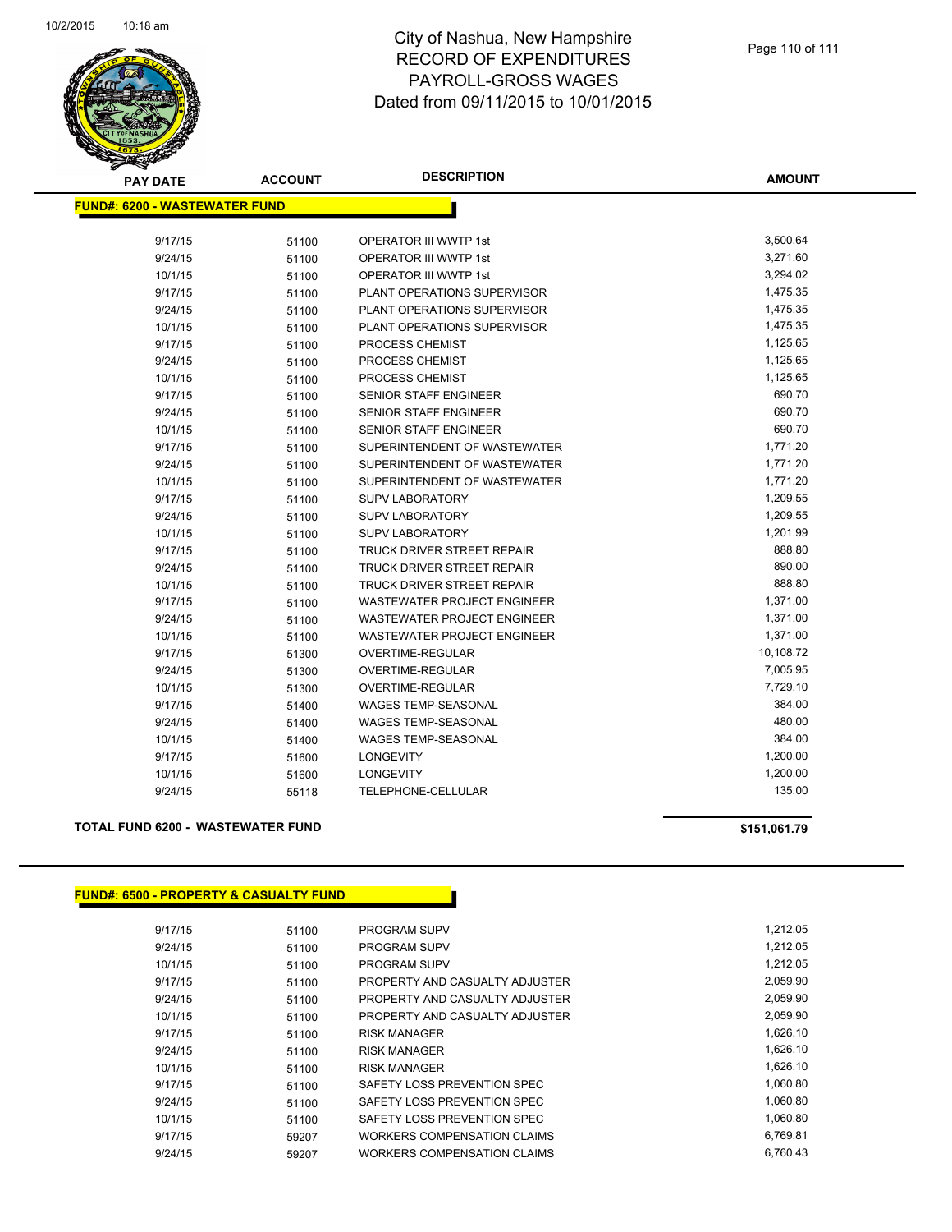# City of Nashua, New Hampshire
## RECORD OF EXPENDITURES
## PAYROLL-GROSS WAGES
## Dated from 09/11/2015 to 10/01/2015

| PAY DATE | ACCOUNT | DESCRIPTION | AMOUNT |
|---|---|---|---|
| **FUND#: 6200 - WASTEWATER FUND** | | | |
| 9/17/15 | 51100 | OPERATOR III WWTP 1st | 3,500.64 |
| 9/24/15 | 51100 | OPERATOR III WWTP 1st | 3,271.60 |
| 10/1/15 | 51100 | OPERATOR III WWTP 1st | 3,294.02 |
| 9/17/15 | 51100 | PLANT OPERATIONS SUPERVISOR | 1,475.35 |
| 9/24/15 | 51100 | PLANT OPERATIONS SUPERVISOR | 1,475.35 |
| 10/1/15 | 51100 | PLANT OPERATIONS SUPERVISOR | 1,475.35 |
| 9/17/15 | 51100 | PROCESS CHEMIST | 1,125.65 |
| 9/24/15 | 51100 | PROCESS CHEMIST | 1,125.65 |
| 10/1/15 | 51100 | PROCESS CHEMIST | 1,125.65 |
| 9/17/15 | 51100 | SENIOR STAFF ENGINEER | 690.70 |
| 9/24/15 | 51100 | SENIOR STAFF ENGINEER | 690.70 |
| 10/1/15 | 51100 | SENIOR STAFF ENGINEER | 690.70 |
| 9/17/15 | 51100 | SUPERINTENDENT OF WASTEWATER | 1,771.20 |
| 9/24/15 | 51100 | SUPERINTENDENT OF WASTEWATER | 1,771.20 |
| 10/1/15 | 51100 | SUPERINTENDENT OF WASTEWATER | 1,771.20 |
| 9/17/15 | 51100 | SUPV LABORATORY | 1,209.55 |
| 9/24/15 | 51100 | SUPV LABORATORY | 1,209.55 |
| 10/1/15 | 51100 | SUPV LABORATORY | 1,201.99 |
| 9/17/15 | 51100 | TRUCK DRIVER STREET REPAIR | 888.80 |
| 9/24/15 | 51100 | TRUCK DRIVER STREET REPAIR | 890.00 |
| 10/1/15 | 51100 | TRUCK DRIVER STREET REPAIR | 888.80 |
| 9/17/15 | 51100 | WASTEWATER PROJECT ENGINEER | 1,371.00 |
| 9/24/15 | 51100 | WASTEWATER PROJECT ENGINEER | 1,371.00 |
| 10/1/15 | 51100 | WASTEWATER PROJECT ENGINEER | 1,371.00 |
| 9/17/15 | 51300 | OVERTIME-REGULAR | 10,108.72 |
| 9/24/15 | 51300 | OVERTIME-REGULAR | 7,005.95 |
| 10/1/15 | 51300 | OVERTIME-REGULAR | 7,729.10 |
| 9/17/15 | 51400 | WAGES TEMP-SEASONAL | 384.00 |
| 9/24/15 | 51400 | WAGES TEMP-SEASONAL | 480.00 |
| 10/1/15 | 51400 | WAGES TEMP-SEASONAL | 384.00 |
| 9/17/15 | 51600 | LONGEVITY | 1,200.00 |
| 10/1/15 | 51600 | LONGEVITY | 1,200.00 |
| 9/24/15 | 55118 | TELEPHONE-CELLULAR | 135.00 |
| **TOTAL FUND 6200 - WASTEWATER FUND** | | | **$151,061.79** |

| PAY DATE | ACCOUNT | DESCRIPTION | AMOUNT |
|---|---|---|---|
| **FUND#: 6500 - PROPERTY & CASUALTY FUND** | | | |
| 9/17/15 | 51100 | PROGRAM SUPV | 1,212.05 |
| 9/24/15 | 51100 | PROGRAM SUPV | 1,212.05 |
| 10/1/15 | 51100 | PROGRAM SUPV | 1,212.05 |
| 9/17/15 | 51100 | PROPERTY AND CASUALTY ADJUSTER | 2,059.90 |
| 9/24/15 | 51100 | PROPERTY AND CASUALTY ADJUSTER | 2,059.90 |
| 10/1/15 | 51100 | PROPERTY AND CASUALTY ADJUSTER | 2,059.90 |
| 9/17/15 | 51100 | RISK MANAGER | 1,626.10 |
| 9/24/15 | 51100 | RISK MANAGER | 1,626.10 |
| 10/1/15 | 51100 | RISK MANAGER | 1,626.10 |
| 9/17/15 | 51100 | SAFETY LOSS PREVENTION SPEC | 1,060.80 |
| 9/24/15 | 51100 | SAFETY LOSS PREVENTION SPEC | 1,060.80 |
| 10/1/15 | 51100 | SAFETY LOSS PREVENTION SPEC | 1,060.80 |
| 9/17/15 | 59207 | WORKERS COMPENSATION CLAIMS | 6,769.81 |
| 9/24/15 | 59207 | WORKERS COMPENSATION CLAIMS | 6,760.43 |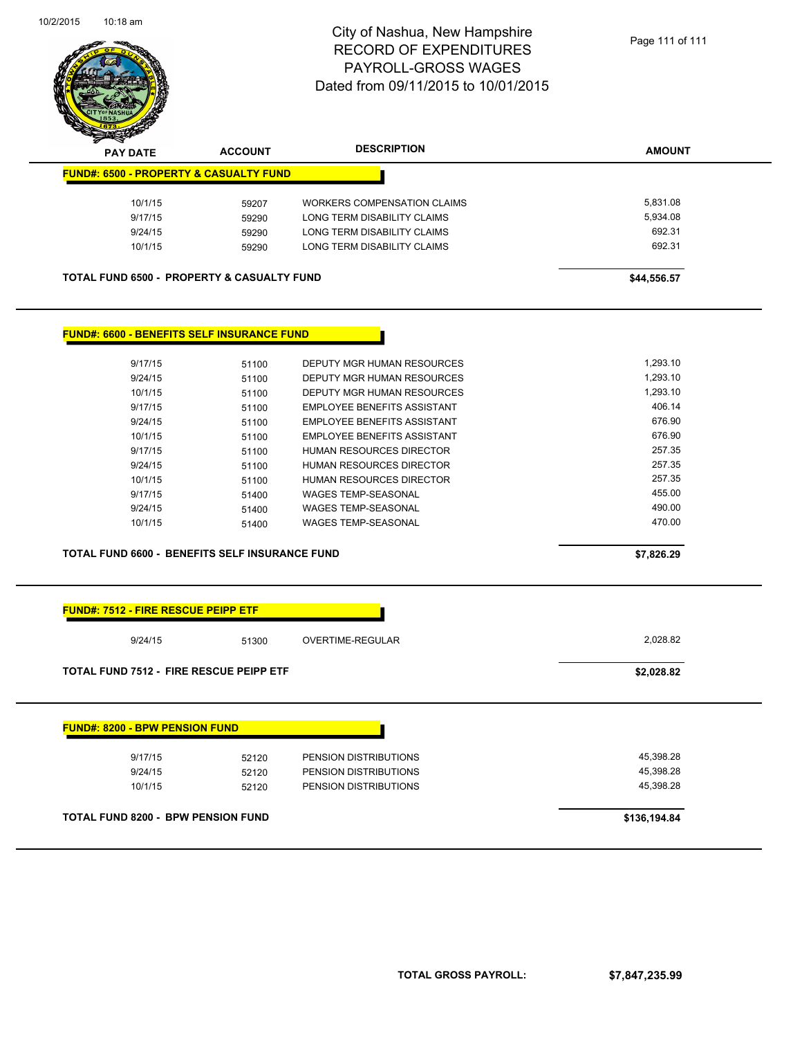# City of Nashua, New Hampshire
## RECORD OF EXPENDITURES
## PAYROLL-GROSS WAGES
## Dated from 09/11/2015 to 10/01/2015

| PAY DATE | ACCOUNT | DESCRIPTION | AMOUNT |
|---|---|---|---|
| **FUND#: 6500 - PROPERTY & CASUALTY FUND** | | | |
| 10/1/15 | 59207 | WORKERS COMPENSATION CLAIMS | 5,831.08 |
| 9/17/15 | 59290 | LONG TERM DISABILITY CLAIMS | 5,934.08 |
| 9/24/15 | 59290 | LONG TERM DISABILITY CLAIMS | 692.31 |
| 10/1/15 | 59290 | LONG TERM DISABILITY CLAIMS | 692.31 |
| **TOTAL FUND 6500 - PROPERTY & CASUALTY FUND** | | | **$44,556.57** |
| **FUND#: 6600 - BENEFITS SELF INSURANCE FUND** | | | |
| 9/17/15 | 51100 | DEPUTY MGR HUMAN RESOURCES | 1,293.10 |
| 9/24/15 | 51100 | DEPUTY MGR HUMAN RESOURCES | 1,293.10 |
| 10/1/15 | 51100 | DEPUTY MGR HUMAN RESOURCES | 1,293.10 |
| 9/17/15 | 51100 | EMPLOYEE BENEFITS ASSISTANT | 406.14 |
| 9/24/15 | 51100 | EMPLOYEE BENEFITS ASSISTANT | 676.90 |
| 10/1/15 | 51100 | EMPLOYEE BENEFITS ASSISTANT | 676.90 |
| 9/17/15 | 51100 | HUMAN RESOURCES DIRECTOR | 257.35 |
| 9/24/15 | 51100 | HUMAN RESOURCES DIRECTOR | 257.35 |
| 10/1/15 | 51100 | HUMAN RESOURCES DIRECTOR | 257.35 |
| 9/17/15 | 51400 | WAGES TEMP-SEASONAL | 455.00 |
| 9/24/15 | 51400 | WAGES TEMP-SEASONAL | 490.00 |
| 10/1/15 | 51400 | WAGES TEMP-SEASONAL | 470.00 |
| **TOTAL FUND 6600 - BENEFITS SELF INSURANCE FUND** | | | **$7,826.29** |
| **FUND#: 7512 - FIRE RESCUE PEIPP ETF** | | | |
| 9/24/15 | 51300 | OVERTIME-REGULAR | 2,028.82 |
| **TOTAL FUND 7512 - FIRE RESCUE PEIPP ETF** | | | **$2,028.82** |
| **FUND#: 8200 - BPW PENSION FUND** | | | |
| 9/17/15 | 52120 | PENSION DISTRIBUTIONS | 45,398.28 |
| 9/24/15 | 52120 | PENSION DISTRIBUTIONS | 45,398.28 |
| 10/1/15 | 52120 | PENSION DISTRIBUTIONS | 45,398.28 |
| **TOTAL FUND 8200 - BPW PENSION FUND** | | | **$136,194.84** |

**TOTAL GROSS PAYROLL: $7,847,235.99**